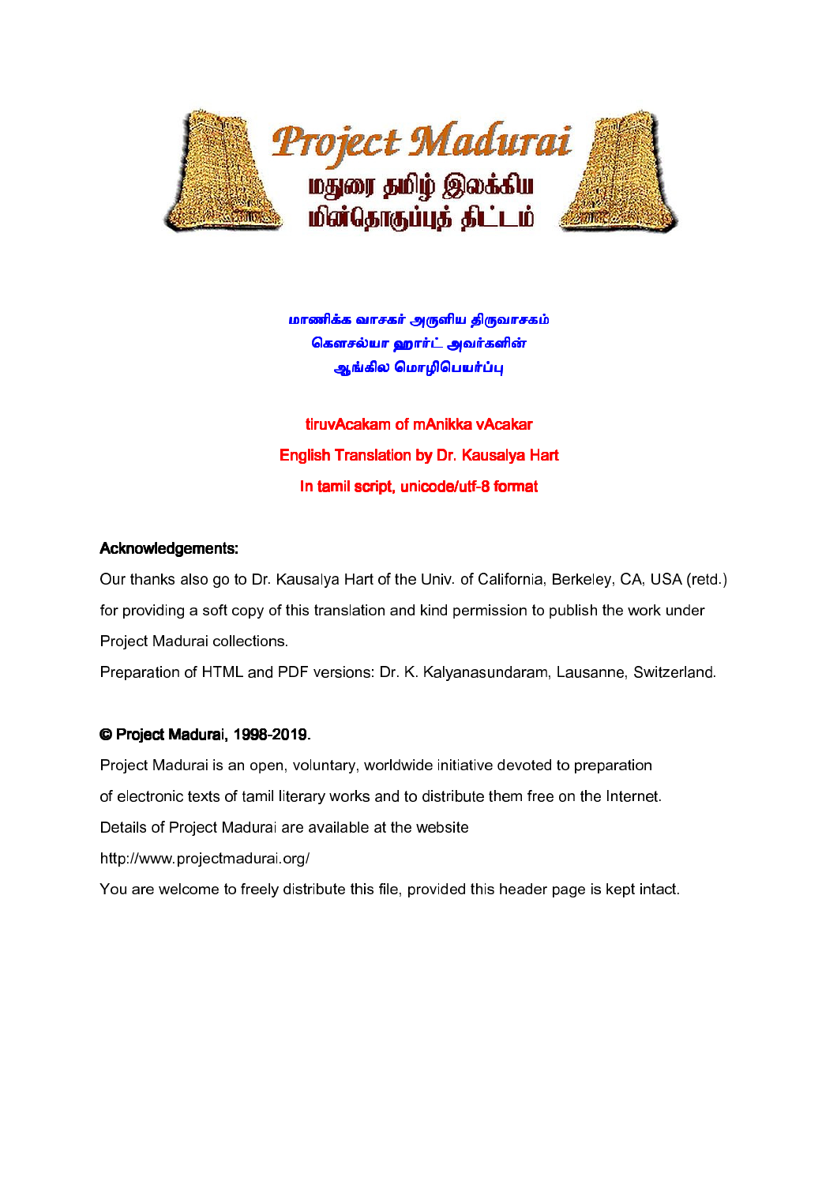# Project Madurai

மதுரை தமிழ் இலக்கிய மின்தொகுப்புத் திட்டம்

மாணிக்க வாசகர் அருளிய திருவாசகம்
கௌசல்யா ஹார்ட் அவர்களின்
ஆங்கில மொழிபெயர்ப்பு

tiruvAcakam of mAnikka vAcakar
English Translation by Dr. Kausalya Hart
In tamil script, unicode/utf-8 format

**Acknowledgements:**

Our thanks also go to Dr. Kausalya Hart of the Univ. of California, Berkeley, CA, USA (retd.) for providing a soft copy of this translation and kind permission to publish the work under Project Madurai collections.

Preparation of HTML and PDF versions: Dr. K. Kalyanasundaram, Lausanne, Switzerland.

**© Project Madurai, 1998-2019.**

Project Madurai is an open, voluntary, worldwide initiative devoted to preparation of electronic texts of tamil literary works and to distribute them free on the Internet.

Details of Project Madurai are available at the website

http://www.projectmadurai.org/

You are welcome to freely distribute this file, provided this header page is kept intact.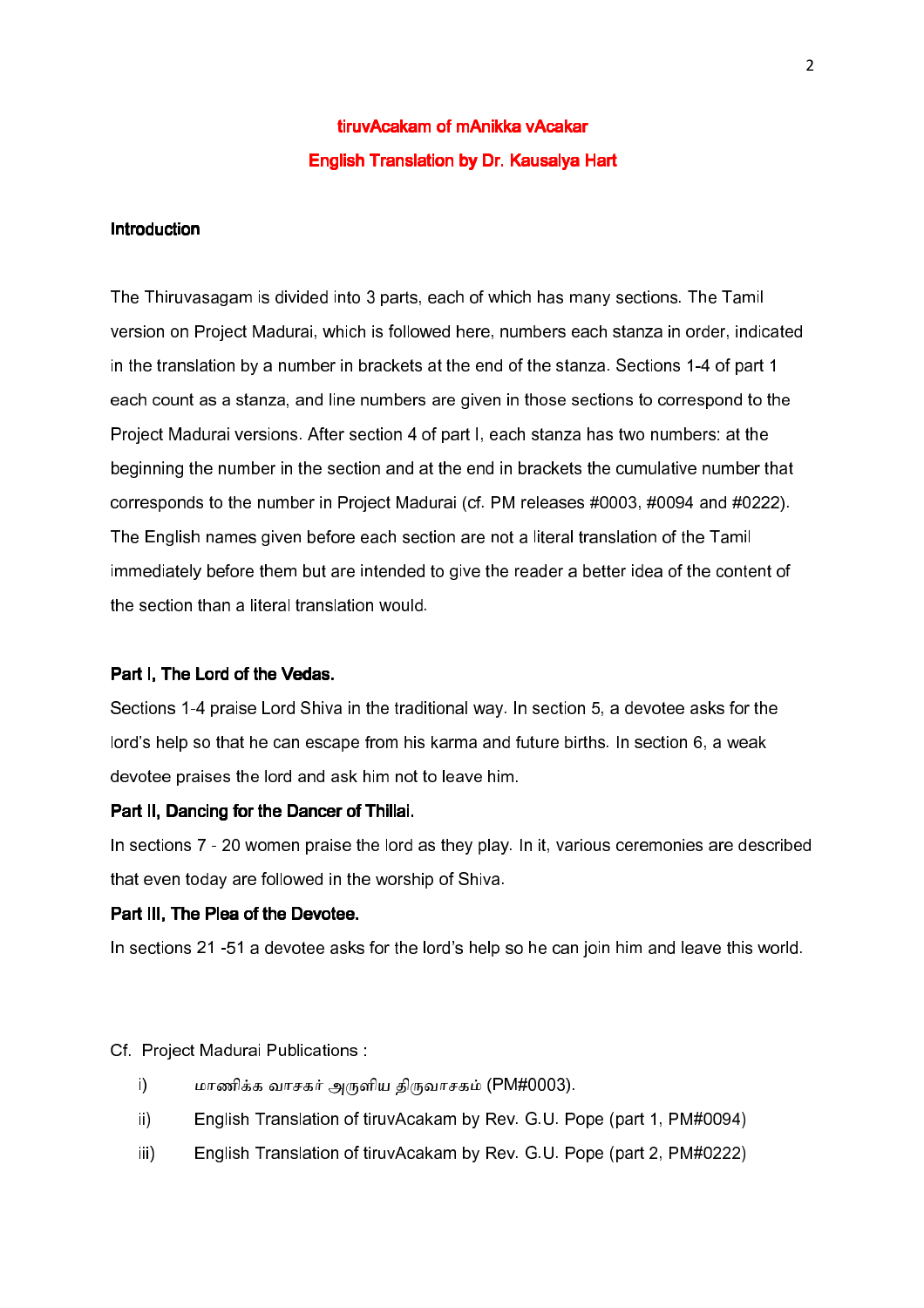# tiruvAcakam of mAnikka vAcakar

## English Translation by Dr. Kausalya Hart

**Introduction**

The Thiruvasagam is divided into 3 parts, each of which has many sections. The Tamil version on Project Madurai, which is followed here, numbers each stanza in order, indicated in the translation by a number in brackets at the end of the stanza. Sections 1-4 of part 1 each count as a stanza, and line numbers are given in those sections to correspond to the Project Madurai versions. After section 4 of part I, each stanza has two numbers: at the beginning the number in the section and at the end in brackets the cumulative number that corresponds to the number in Project Madurai (cf. PM releases #0003, #0094 and #0222). The English names given before each section are not a literal translation of the Tamil immediately before them but are intended to give the reader a better idea of the content of the section than a literal translation would.

**Part I, The Lord of the Vedas.**

Sections 1-4 praise Lord Shiva in the traditional way. In section 5, a devotee asks for the lord's help so that he can escape from his karma and future births. In section 6, a weak devotee praises the lord and ask him not to leave him.

**Part II, Dancing for the Dancer of Thillai.**

In sections 7 - 20 women praise the lord as they play. In it, various ceremonies are described that even today are followed in the worship of Shiva.

**Part III, The Plea of the Devotee.**

In sections 21 -51 a devotee asks for the lord's help so he can join him and leave this world.

Cf. Project Madurai Publications :

i) மாணிக்க வாசகர் அருளிய திருவாசகம் (PM#0003).

ii) English Translation of tiruvAcakam by Rev. G.U. Pope (part 1, PM#0094)

iii) English Translation of tiruvAcakam by Rev. G.U. Pope (part 2, PM#0222)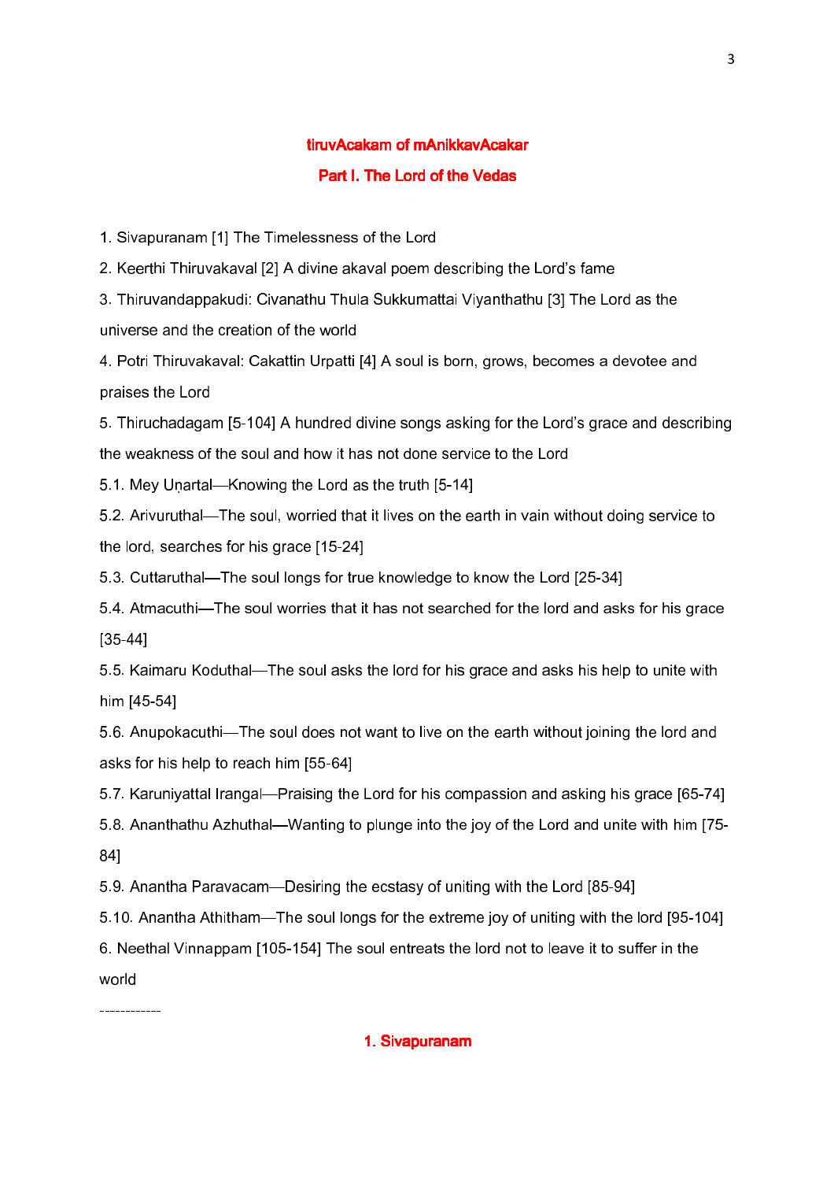# tiruvAcakam of mAnikkavAcakar

## Part I. The Lord of the Vedas

1. Sivapuranam [1] The Timelessness of the Lord

2. Keerthi Thiruvakaval [2] A divine akaval poem describing the Lord's fame

3. Thiruvandappakudi: Civanathu Thula Sukkumattai Viyanthathu [3] The Lord as the universe and the creation of the world

4. Potri Thiruvakaval: Cakattin Urpatti [4] A soul is born, grows, becomes a devotee and praises the Lord

5. Thiruchadagam [5-104] A hundred divine songs asking for the Lord's grace and describing the weakness of the soul and how it has not done service to the Lord

5.1. Mey Uṇartal—Knowing the Lord as the truth [5-14]

5.2. Arivuruthal—The soul, worried that it lives on the earth in vain without doing service to the lord, searches for his grace [15-24]

5.3. Cuttaruthal—The soul longs for true knowledge to know the Lord [25-34]

5.4. Atmacuthi—The soul worries that it has not searched for the lord and asks for his grace [35-44]

5.5. Kaimaru Koduthal—The soul asks the lord for his grace and asks his help to unite with him [45-54]

5.6. Anupokacuthi—The soul does not want to live on the earth without joining the lord and asks for his help to reach him [55-64]

5.7. Karuniyattal Irangal—Praising the Lord for his compassion and asking his grace [65-74]

5.8. Ananthathu Azhuthal—Wanting to plunge into the joy of the Lord and unite with him [75-84]

5.9. Anantha Paravacam—Desiring the ecstasy of uniting with the Lord [85-94]

5.10. Anantha Athitham—The soul longs for the extreme joy of uniting with the lord [95-104]

6. Neethal Vinnappam [105-154] The soul entreats the lord not to leave it to suffer in the world

------------

## 1. Sivapuranam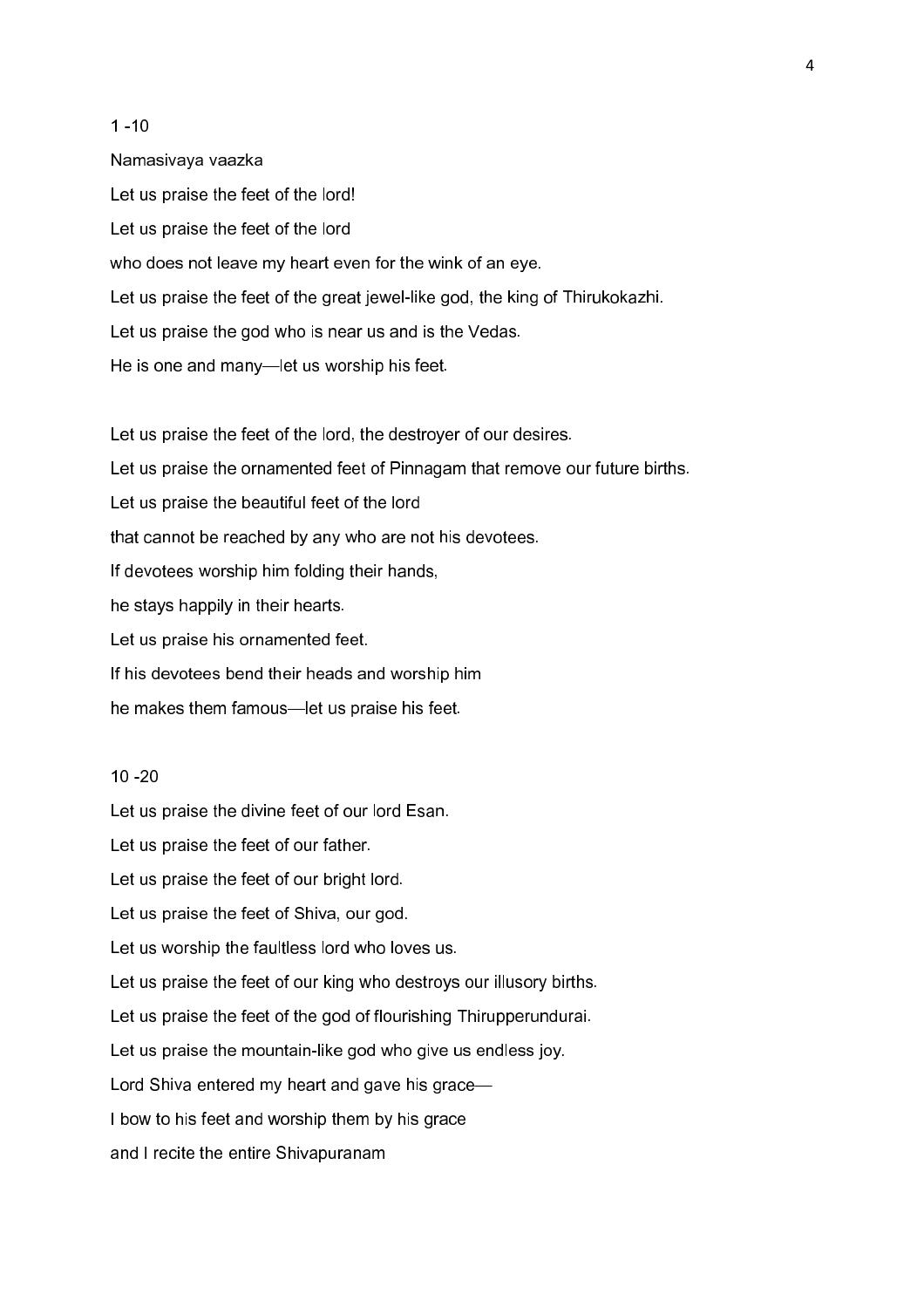1 -10

Namasivaya vaazka

Let us praise the feet of the lord!

Let us praise the feet of the lord

who does not leave my heart even for the wink of an eye.

Let us praise the feet of the great jewel-like god, the king of Thirukokazhi.

Let us praise the god who is near us and is the Vedas.

He is one and many—let us worship his feet.

Let us praise the feet of the lord, the destroyer of our desires.

Let us praise the ornamented feet of Pinnagam that remove our future births.

Let us praise the beautiful feet of the lord

that cannot be reached by any who are not his devotees.

If devotees worship him folding their hands,

he stays happily in their hearts.

Let us praise his ornamented feet.

If his devotees bend their heads and worship him

he makes them famous—let us praise his feet.

10 -20

Let us praise the divine feet of our lord Esan.

Let us praise the feet of our father.

Let us praise the feet of our bright lord.

Let us praise the feet of Shiva, our god.

Let us worship the faultless lord who loves us.

Let us praise the feet of our king who destroys our illusory births.

Let us praise the feet of the god of flourishing Thirupperundurai.

Let us praise the mountain-like god who give us endless joy.

Lord Shiva entered my heart and gave his grace—

I bow to his feet and worship them by his grace

and I recite the entire Shivapuranam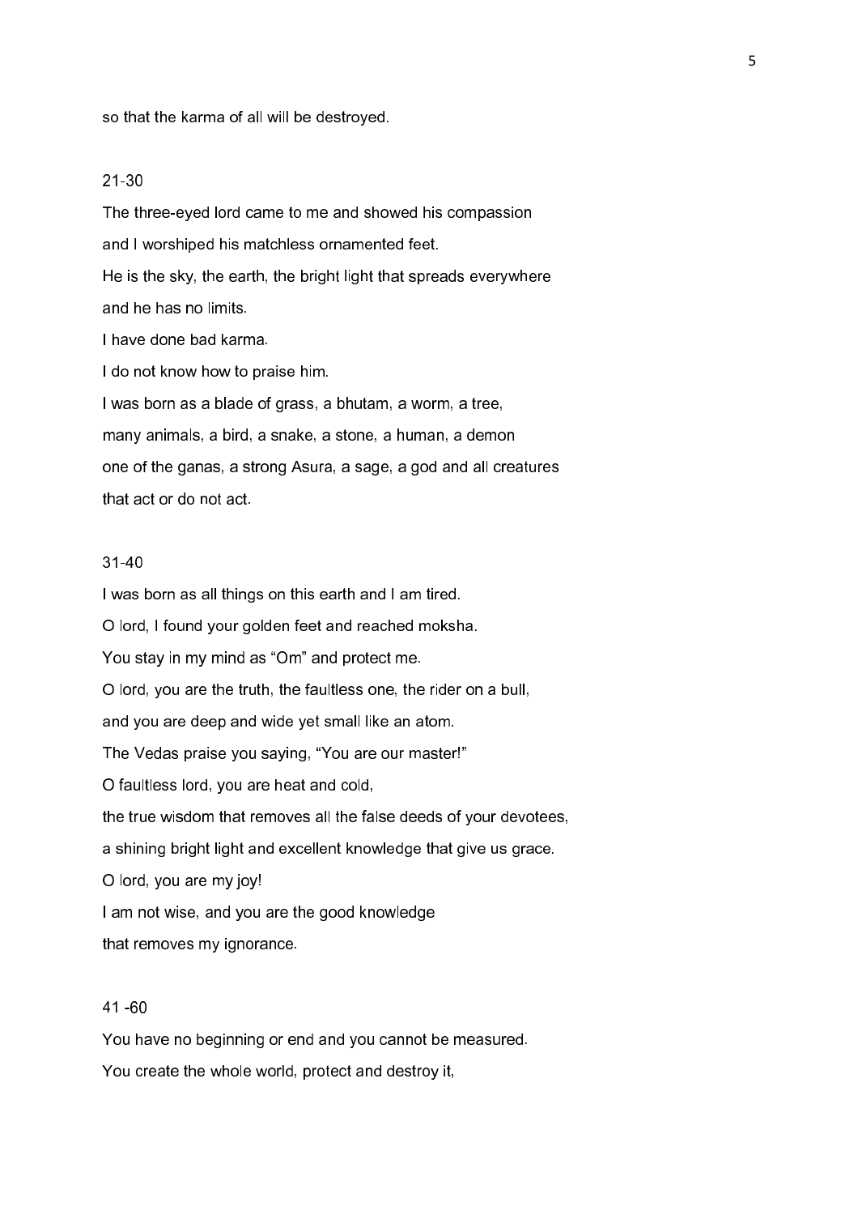so that the karma of all will be destroyed.

21-30

The three-eyed lord came to me and showed his compassion  
and I worshiped his matchless ornamented feet.  
He is the sky, the earth, the bright light that spreads everywhere  
and he has no limits.  
I have done bad karma.  
I do not know how to praise him.  
I was born as a blade of grass, a bhutam, a worm, a tree,  
many animals, a bird, a snake, a stone, a human, a demon  
one of the ganas, a strong Asura, a sage, a god and all creatures  
that act or do not act.

31-40

I was born as all things on this earth and I am tired.  
O lord, I found your golden feet and reached moksha.  
You stay in my mind as "Om" and protect me.  
O lord, you are the truth, the faultless one, the rider on a bull,  
and you are deep and wide yet small like an atom.  
The Vedas praise you saying, "You are our master!"  
O faultless lord, you are heat and cold,  
the true wisdom that removes all the false deeds of your devotees,  
a shining bright light and excellent knowledge that give us grace.  
O lord, you are my joy!  
I am not wise, and you are the good knowledge  
that removes my ignorance.

41 -60

You have no beginning or end and you cannot be measured.  
You create the whole world, protect and destroy it,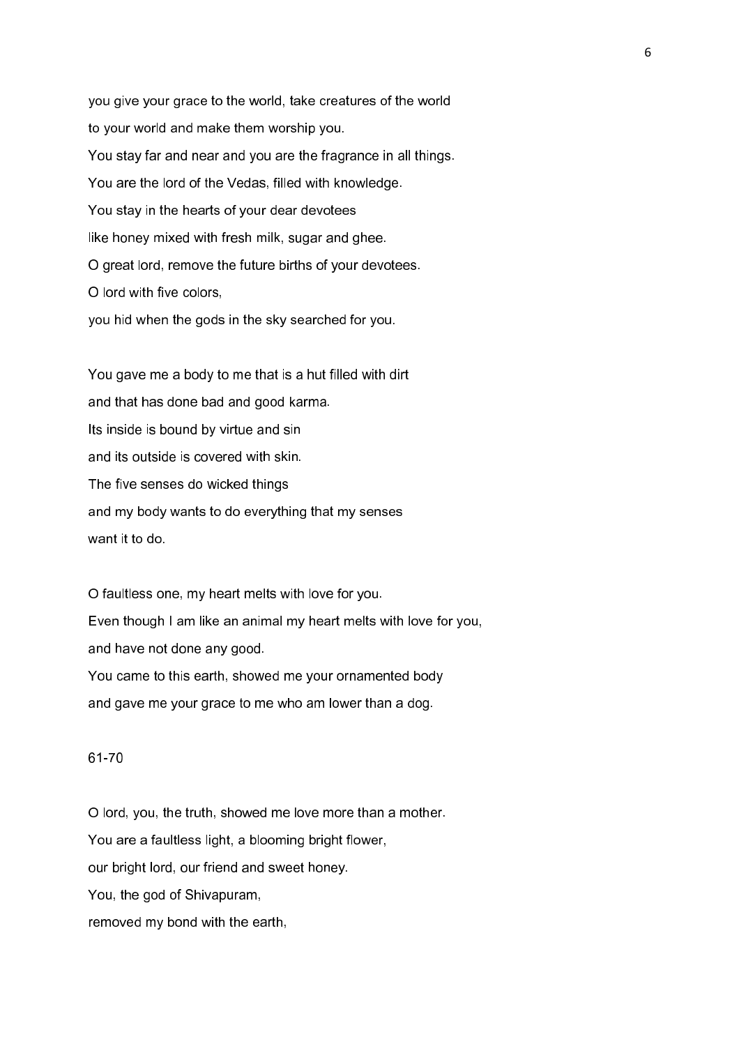you give your grace to the world, take creatures of the world
to your world and make them worship you.
You stay far and near and you are the fragrance in all things.
You are the lord of the Vedas, filled with knowledge.
You stay in the hearts of your dear devotees
like honey mixed with fresh milk, sugar and ghee.
O great lord, remove the future births of your devotees.
O lord with five colors,
you hid when the gods in the sky searched for you.

You gave me a body to me that is a hut filled with dirt
and that has done bad and good karma.
Its inside is bound by virtue and sin
and its outside is covered with skin.
The five senses do wicked things
and my body wants to do everything that my senses
want it to do.

O faultless one, my heart melts with love for you.
Even though I am like an animal my heart melts with love for you,
and have not done any good.
You came to this earth, showed me your ornamented body
and gave me your grace to me who am lower than a dog.

61-70

O lord, you, the truth, showed me love more than a mother.
You are a faultless light, a blooming bright flower,
our bright lord, our friend and sweet honey.
You, the god of Shivapuram,
removed my bond with the earth,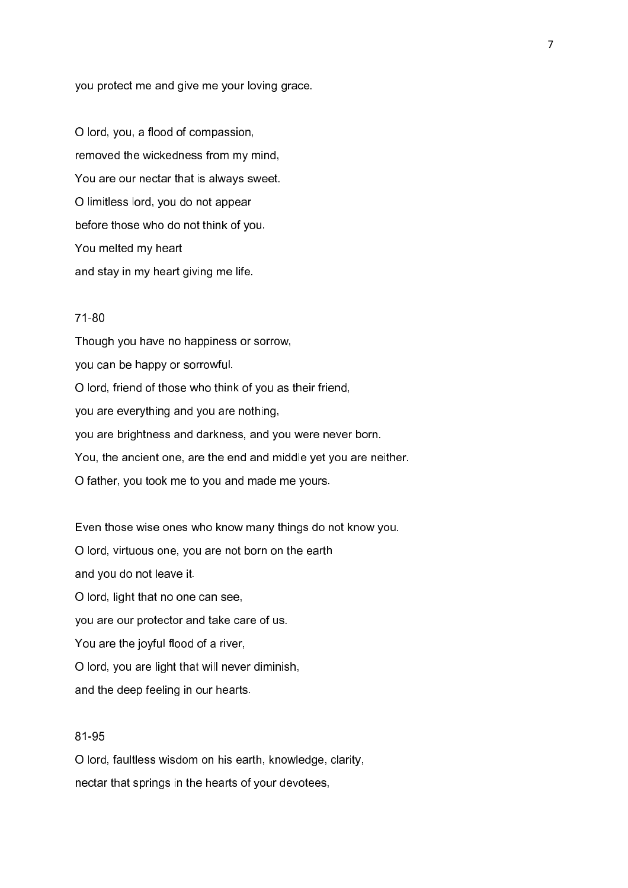you protect me and give me your loving grace.

O lord, you, a flood of compassion,  
removed the wickedness from my mind,  
You are our nectar that is always sweet.  
O limitless lord, you do not appear  
before those who do not think of you.  
You melted my heart  
and stay in my heart giving me life.

71-80

Though you have no happiness or sorrow,  
you can be happy or sorrowful.  
O lord, friend of those who think of you as their friend,  
you are everything and you are nothing,  
you are brightness and darkness, and you were never born.  
You, the ancient one, are the end and middle yet you are neither.  
O father, you took me to you and made me yours.

Even those wise ones who know many things do not know you.  
O lord, virtuous one, you are not born on the earth  
and you do not leave it.  
O lord, light that no one can see,  
you are our protector and take care of us.  
You are the joyful flood of a river,  
O lord, you are light that will never diminish,  
and the deep feeling in our hearts.

81-95

O lord, faultless wisdom on his earth, knowledge, clarity,  
nectar that springs in the hearts of your devotees,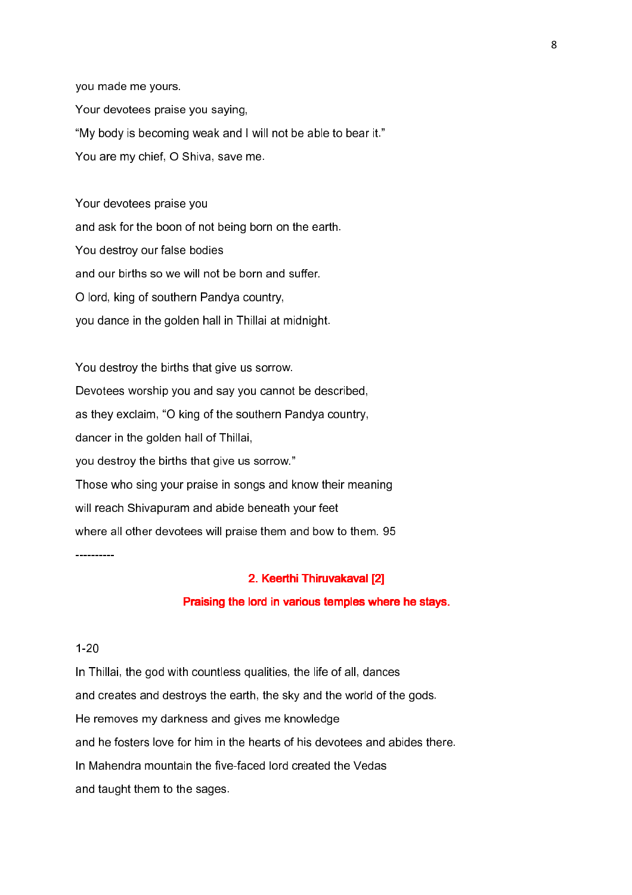you made me yours.

Your devotees praise you saying,

"My body is becoming weak and I will not be able to bear it."

You are my chief, O Shiva, save me.

Your devotees praise you

and ask for the boon of not being born on the earth.

You destroy our false bodies

and our births so we will not be born and suffer.

O lord, king of southern Pandya country,

you dance in the golden hall in Thillai at midnight.

You destroy the births that give us sorrow.

Devotees worship you and say you cannot be described,

as they exclaim, "O king of the southern Pandya country,

dancer in the golden hall of Thillai,

you destroy the births that give us sorrow."

Those who sing your praise in songs and know their meaning

will reach Shivapuram and abide beneath your feet

where all other devotees will praise them and bow to them. 95

----------

## 2. Keerthi Thiruvakaval [2]

**Praising the lord in various temples where he stays.**

1-20

In Thillai, the god with countless qualities, the life of all, dances

and creates and destroys the earth, the sky and the world of the gods.

He removes my darkness and gives me knowledge

and he fosters love for him in the hearts of his devotees and abides there.

In Mahendra mountain the five-faced lord created the Vedas

and taught them to the sages.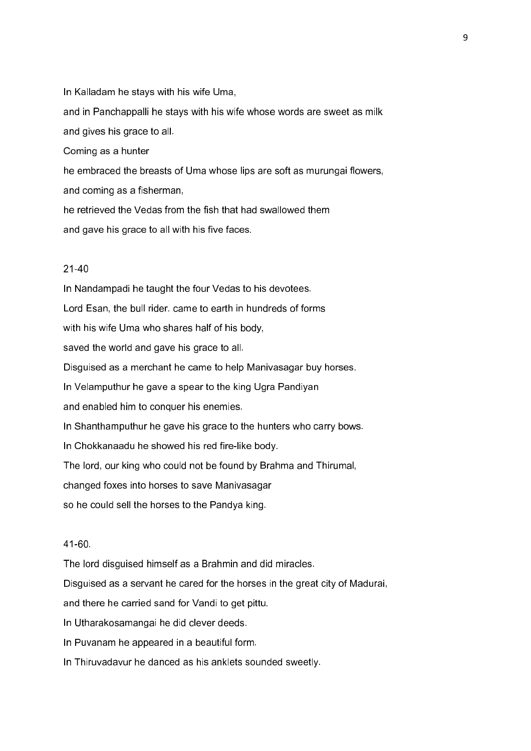In Kalladam he stays with his wife Uma,

and in Panchappalli he stays with his wife whose words are sweet as milk

and gives his grace to all.

Coming as a hunter

he embraced the breasts of Uma whose lips are soft as murungai flowers,

and coming as a fisherman,

he retrieved the Vedas from the fish that had swallowed them

and gave his grace to all with his five faces.

21-40

In Nandampadi he taught the four Vedas to his devotees.

Lord Esan, the bull rider. came to earth in hundreds of forms

with his wife Uma who shares half of his body,

saved the world and gave his grace to all.

Disguised as a merchant he came to help Manivasagar buy horses.

In Velamputhur he gave a spear to the king Ugra Pandiyan

and enabled him to conquer his enemies.

In Shanthamputhur he gave his grace to the hunters who carry bows.

In Chokkanaadu he showed his red fire-like body.

The lord, our king who could not be found by Brahma and Thirumal,

changed foxes into horses to save Manivasagar

so he could sell the horses to the Pandya king.

41-60.

The lord disguised himself as a Brahmin and did miracles.

Disguised as a servant he cared for the horses in the great city of Madurai,

and there he carried sand for Vandi to get pittu.

In Utharakosamangai he did clever deeds.

In Puvanam he appeared in a beautiful form.

In Thiruvadavur he danced as his anklets sounded sweetly.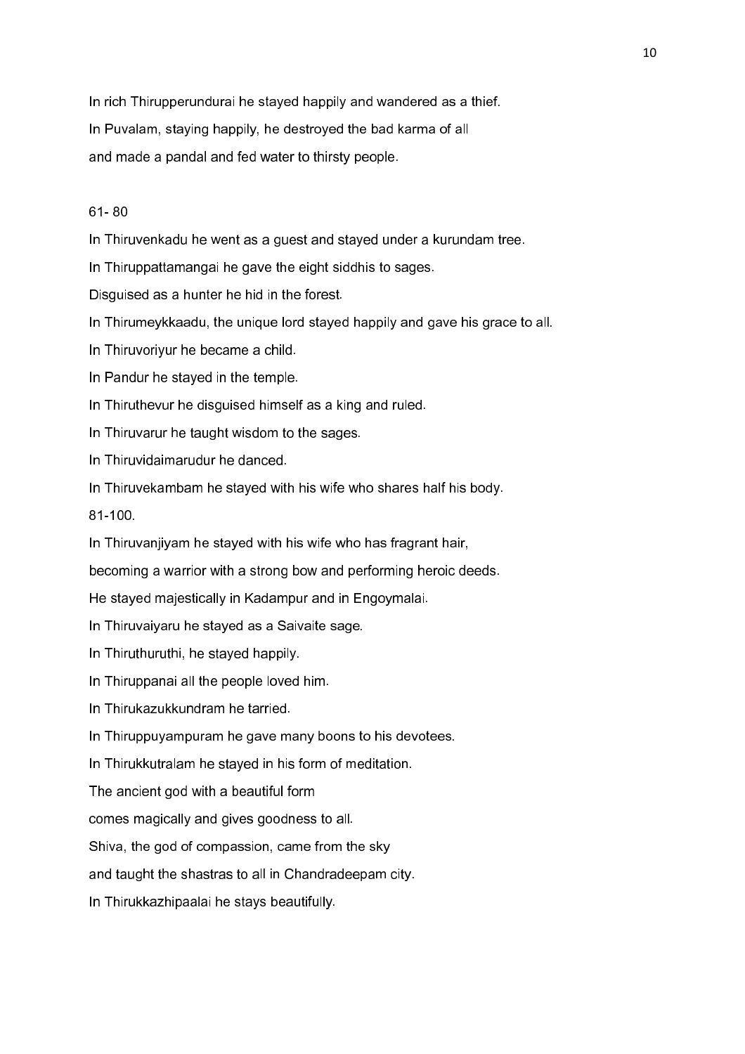In rich Thirupperundurai he stayed happily and wandered as a thief.

In Puvalam, staying happily, he destroyed the bad karma of all

and made a pandal and fed water to thirsty people.

61- 80

In Thiruvenkadu he went as a guest and stayed under a kurundam tree.

In Thiruppattamangai he gave the eight siddhis to sages.

Disguised as a hunter he hid in the forest.

In Thirumeykkaadu, the unique lord stayed happily and gave his grace to all.

In Thiruvoriyur he became a child.

In Pandur he stayed in the temple.

In Thiruthevur he disguised himself as a king and ruled.

In Thiruvarur he taught wisdom to the sages.

In Thiruvidaimarudur he danced.

In Thiruvekambam he stayed with his wife who shares half his body.

81-100.

In Thiruvanjiyam he stayed with his wife who has fragrant hair,

becoming a warrior with a strong bow and performing heroic deeds.

He stayed majestically in Kadampur and in Engoymalai.

In Thiruvaiyaru he stayed as a Saivaite sage.

In Thiruthuruthi, he stayed happily.

In Thiruppanai all the people loved him.

In Thirukazukkundram he tarried.

In Thiruppuyampuram he gave many boons to his devotees.

In Thirukkutralam he stayed in his form of meditation.

The ancient god with a beautiful form

comes magically and gives goodness to all.

Shiva, the god of compassion, came from the sky

and taught the shastras to all in Chandradeepam city.

In Thirukkazhipaalai he stays beautifully.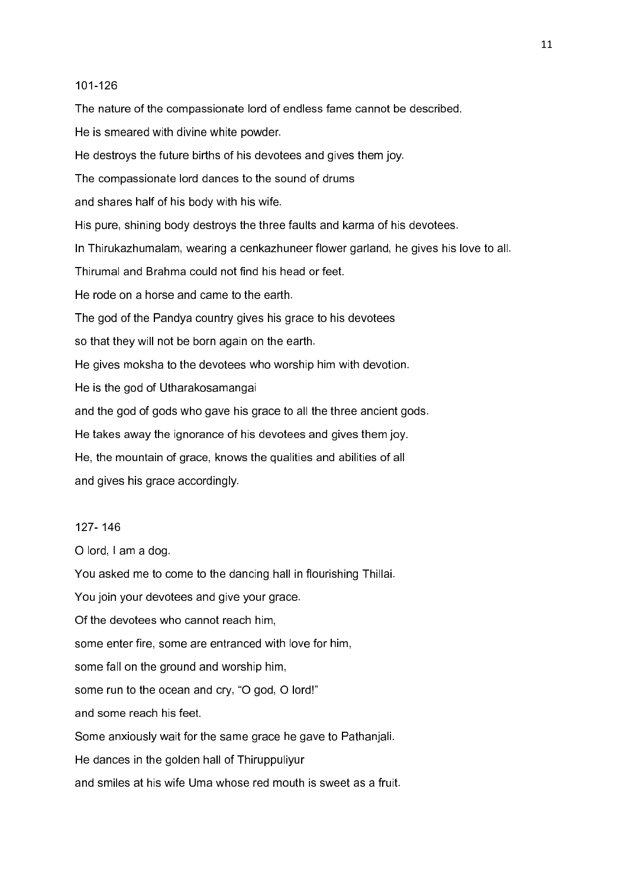101-126

The nature of the compassionate lord of endless fame cannot be described.

He is smeared with divine white powder.

He destroys the future births of his devotees and gives them joy.

The compassionate lord dances to the sound of drums

and shares half of his body with his wife.

His pure, shining body destroys the three faults and karma of his devotees.

In Thirukazhumalam, wearing a cenkazhuneer flower garland, he gives his love to all.

Thirumal and Brahma could not find his head or feet.

He rode on a horse and came to the earth.

The god of the Pandya country gives his grace to his devotees

so that they will not be born again on the earth.

He gives moksha to the devotees who worship him with devotion.

He is the god of Utharakosamangai

and the god of gods who gave his grace to all the three ancient gods.

He takes away the ignorance of his devotees and gives them joy.

He, the mountain of grace, knows the qualities and abilities of all

and gives his grace accordingly.

127- 146

O lord, I am a dog.

You asked me to come to the dancing hall in flourishing Thillai.

You join your devotees and give your grace.

Of the devotees who cannot reach him,

some enter fire, some are entranced with love for him,

some fall on the ground and worship him,

some run to the ocean and cry, "O god, O lord!"

and some reach his feet.

Some anxiously wait for the same grace he gave to Pathanjali.

He dances in the golden hall of Thiruppuliyur

and smiles at his wife Uma whose red mouth is sweet as a fruit.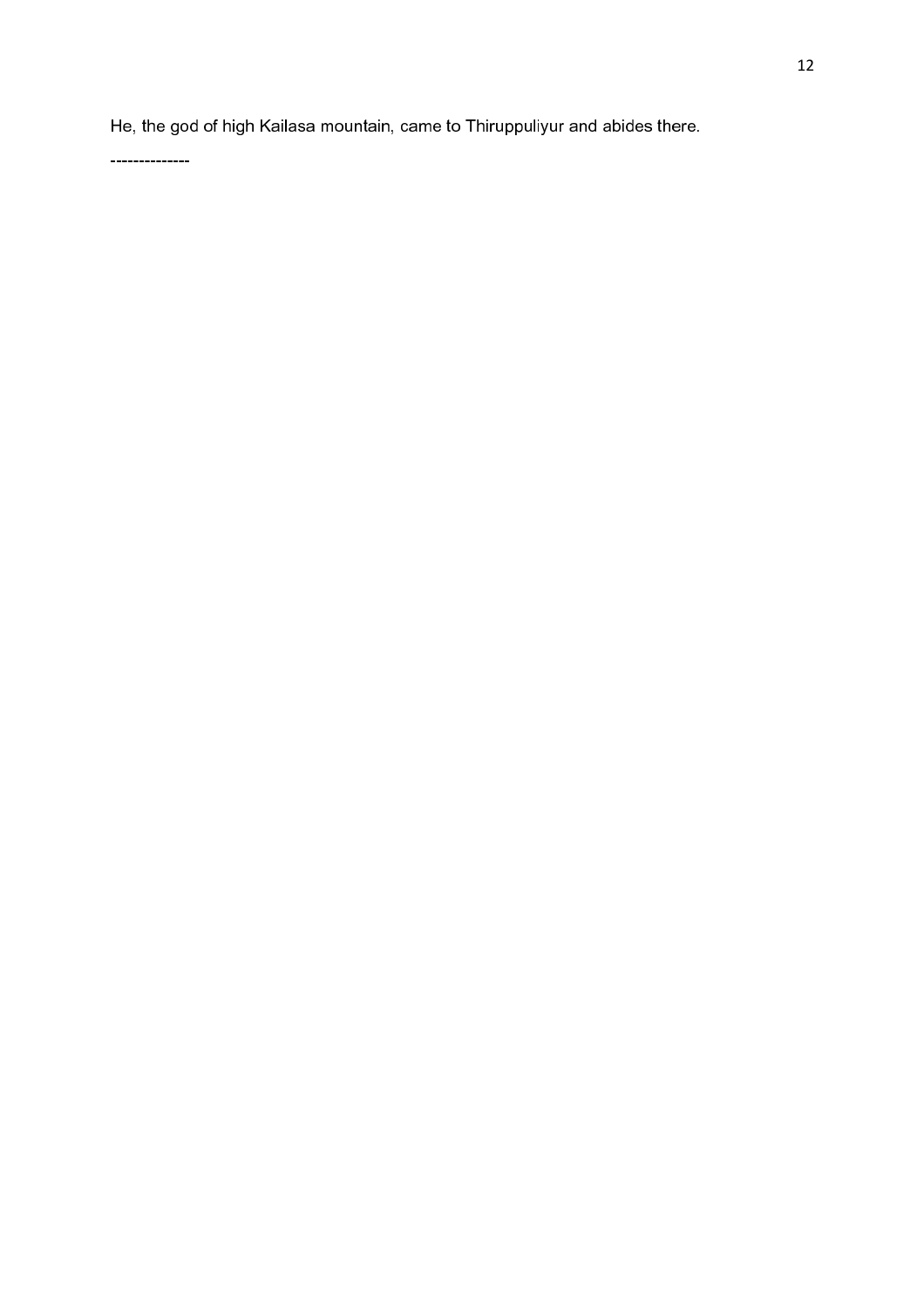He, the god of high Kailasa mountain, came to Thiruppuliyur and abides there.

--------------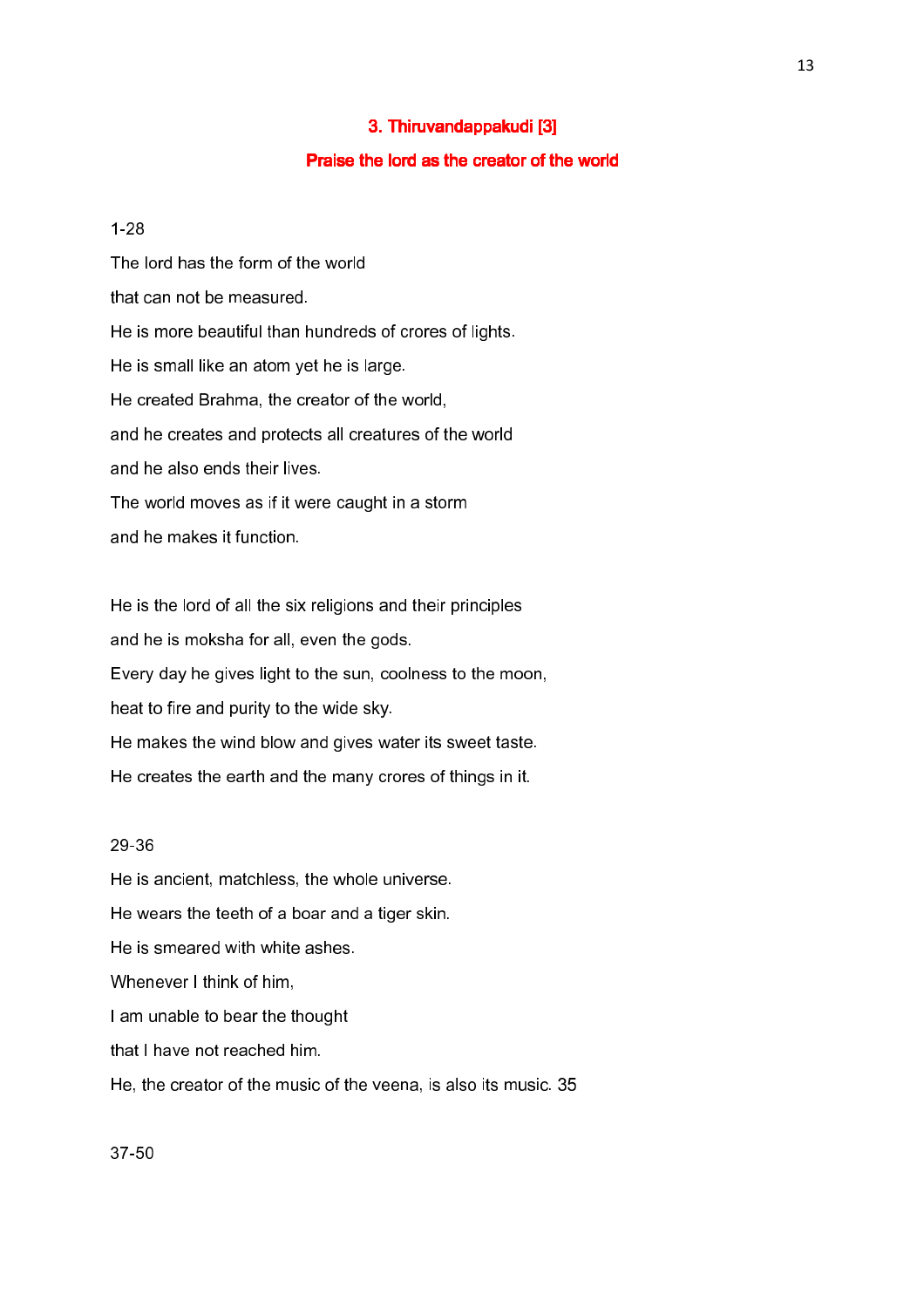## 3. Thiruvandappakudi [3]

### Praise the lord as the creator of the world

1-28

The lord has the form of the world

that can not be measured.

He is more beautiful than hundreds of crores of lights.

He is small like an atom yet he is large.

He created Brahma, the creator of the world,

and he creates and protects all creatures of the world

and he also ends their lives.

The world moves as if it were caught in a storm

and he makes it function.

He is the lord of all the six religions and their principles

and he is moksha for all, even the gods.

Every day he gives light to the sun, coolness to the moon,

heat to fire and purity to the wide sky.

He makes the wind blow and gives water its sweet taste.

He creates the earth and the many crores of things in it.

29-36

He is ancient, matchless, the whole universe.

He wears the teeth of a boar and a tiger skin.

He is smeared with white ashes.

Whenever I think of him,

I am unable to bear the thought

that I have not reached him.

He, the creator of the music of the veena, is also its music. 35

37-50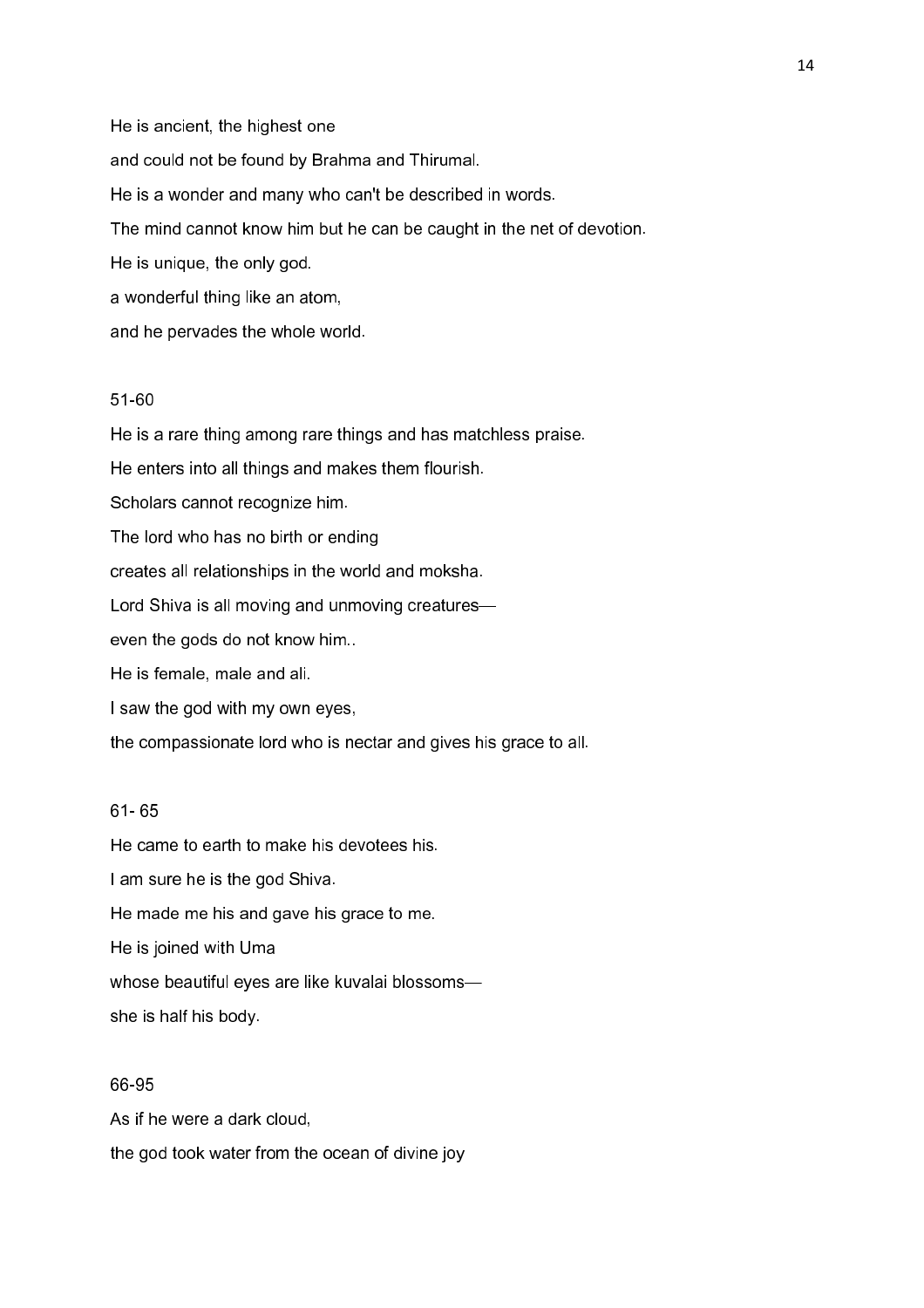He is ancient, the highest one

and could not be found by Brahma and Thirumal.

He is a wonder and many who can't be described in words.

The mind cannot know him but he can be caught in the net of devotion.

He is unique, the only god.

a wonderful thing like an atom,

and he pervades the whole world.

51-60

He is a rare thing among rare things and has matchless praise.

He enters into all things and makes them flourish.

Scholars cannot recognize him.

The lord who has no birth or ending

creates all relationships in the world and moksha.

Lord Shiva is all moving and unmoving creatures—

even the gods do not know him..

He is female, male and ali.

I saw the god with my own eyes,

the compassionate lord who is nectar and gives his grace to all.

61- 65

He came to earth to make his devotees his.

I am sure he is the god Shiva.

He made me his and gave his grace to me.

He is joined with Uma

whose beautiful eyes are like kuvalai blossoms—

she is half his body.

66-95

As if he were a dark cloud,

the god took water from the ocean of divine joy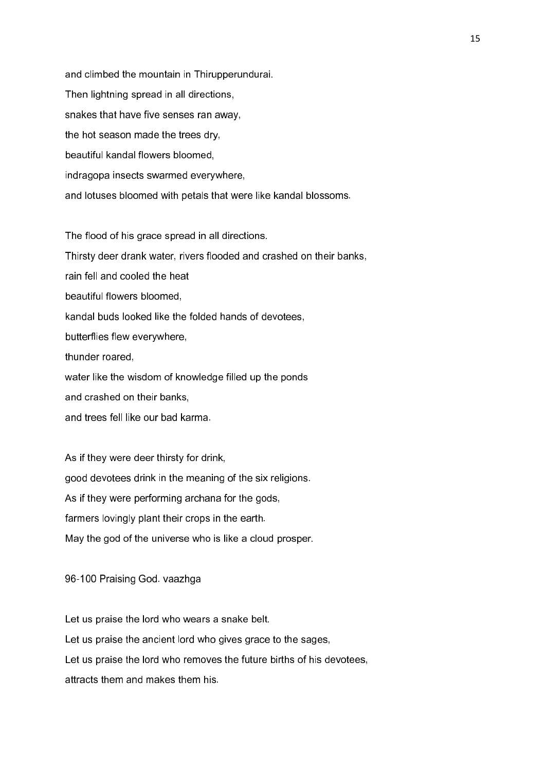and climbed the mountain in Thirupperundurai.

Then lightning spread in all directions,

snakes that have five senses ran away,

the hot season made the trees dry,

beautiful kandal flowers bloomed,

indragopa insects swarmed everywhere,

and lotuses bloomed with petals that were like kandal blossoms.

The flood of his grace spread in all directions.

Thirsty deer drank water, rivers flooded and crashed on their banks,

rain fell and cooled the heat

beautiful flowers bloomed,

kandal buds looked like the folded hands of devotees,

butterflies flew everywhere,

thunder roared,

water like the wisdom of knowledge filled up the ponds

and crashed on their banks,

and trees fell like our bad karma.

As if they were deer thirsty for drink,

good devotees drink in the meaning of the six religions.

As if they were performing archana for the gods,

farmers lovingly plant their crops in the earth.

May the god of the universe who is like a cloud prosper.

96-100 Praising God. vaazhga

Let us praise the lord who wears a snake belt.

Let us praise the ancient lord who gives grace to the sages,

Let us praise the lord who removes the future births of his devotees,

attracts them and makes them his.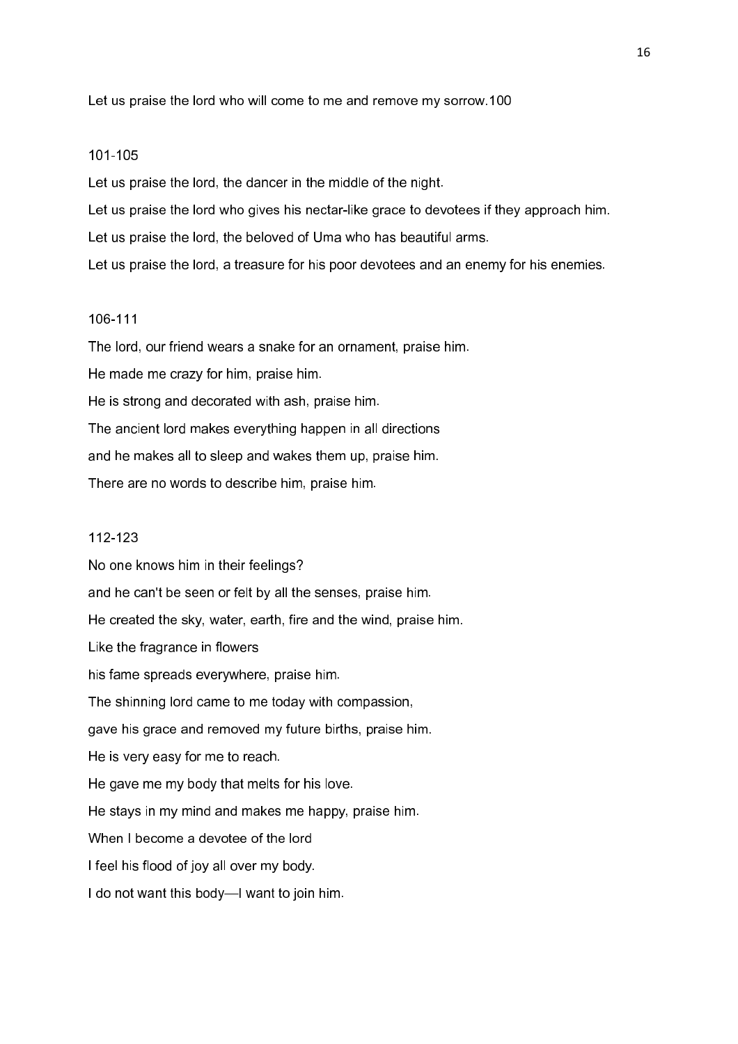Let us praise the lord who will come to me and remove my sorrow.100

101-105

Let us praise the lord, the dancer in the middle of the night.

Let us praise the lord who gives his nectar-like grace to devotees if they approach him.

Let us praise the lord, the beloved of Uma who has beautiful arms.

Let us praise the lord, a treasure for his poor devotees and an enemy for his enemies.

106-111

The lord, our friend wears a snake for an ornament, praise him.

He made me crazy for him, praise him.

He is strong and decorated with ash, praise him.

The ancient lord makes everything happen in all directions

and he makes all to sleep and wakes them up, praise him.

There are no words to describe him, praise him.

112-123

No one knows him in their feelings?

and he can't be seen or felt by all the senses, praise him.

He created the sky, water, earth, fire and the wind, praise him.

Like the fragrance in flowers

his fame spreads everywhere, praise him.

The shinning lord came to me today with compassion,

gave his grace and removed my future births, praise him.

He is very easy for me to reach.

He gave me my body that melts for his love.

He stays in my mind and makes me happy, praise him.

When I become a devotee of the lord

I feel his flood of joy all over my body.

I do not want this body—I want to join him.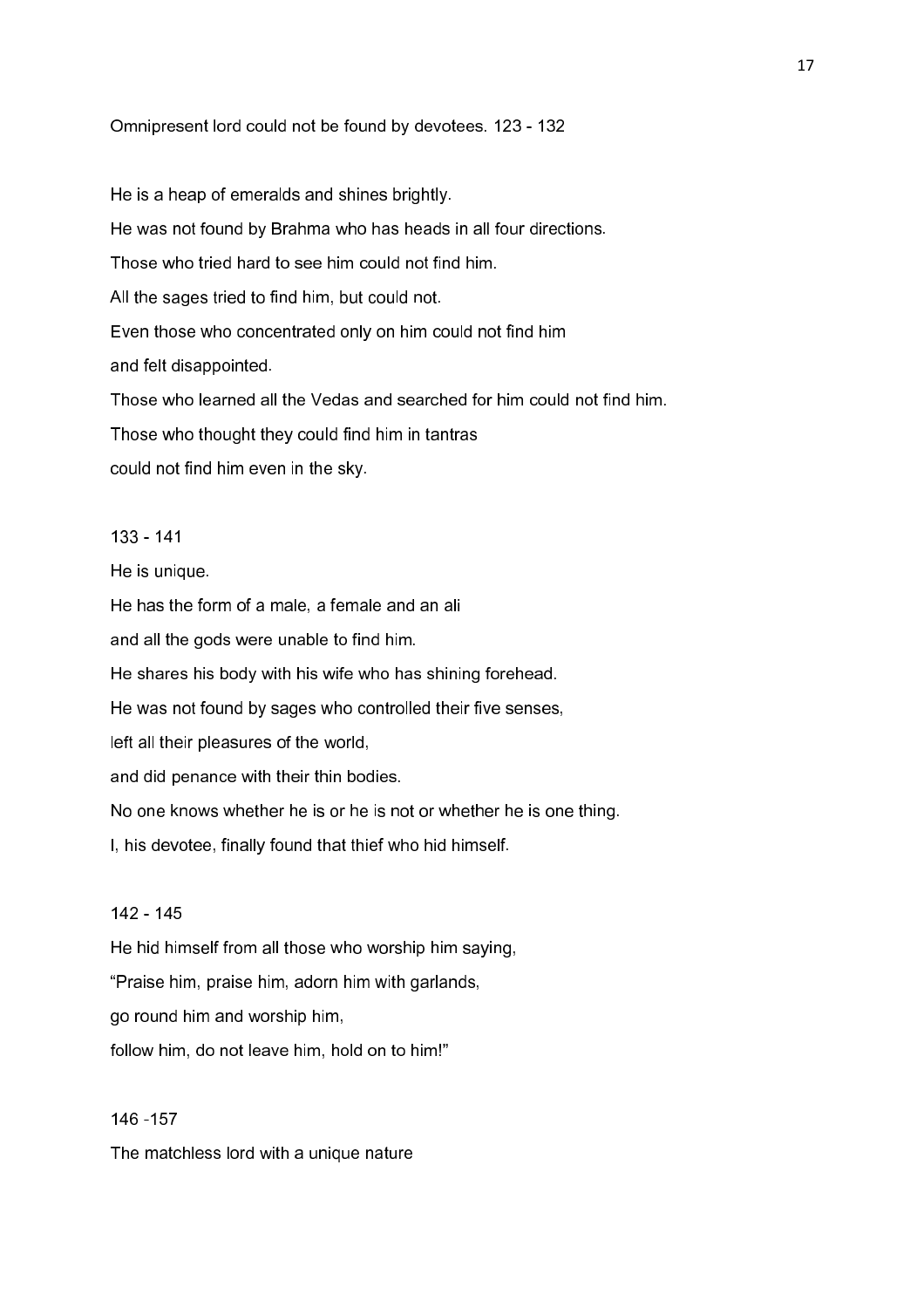Omnipresent lord could not be found by devotees. 123 - 132

He is a heap of emeralds and shines brightly.
He was not found by Brahma who has heads in all four directions.
Those who tried hard to see him could not find him.
All the sages tried to find him, but could not.
Even those who concentrated only on him could not find him
and felt disappointed.
Those who learned all the Vedas and searched for him could not find him.
Those who thought they could find him in tantras
could not find him even in the sky.

133 - 141

He is unique.
He has the form of a male, a female and an ali
and all the gods were unable to find him.
He shares his body with his wife who has shining forehead.
He was not found by sages who controlled their five senses,
left all their pleasures of the world,
and did penance with their thin bodies.
No one knows whether he is or he is not or whether he is one thing.
I, his devotee, finally found that thief who hid himself.

142 - 145

He hid himself from all those who worship him saying,
"Praise him, praise him, adorn him with garlands,
go round him and worship him,
follow him, do not leave him, hold on to him!"

146 -157

The matchless lord with a unique nature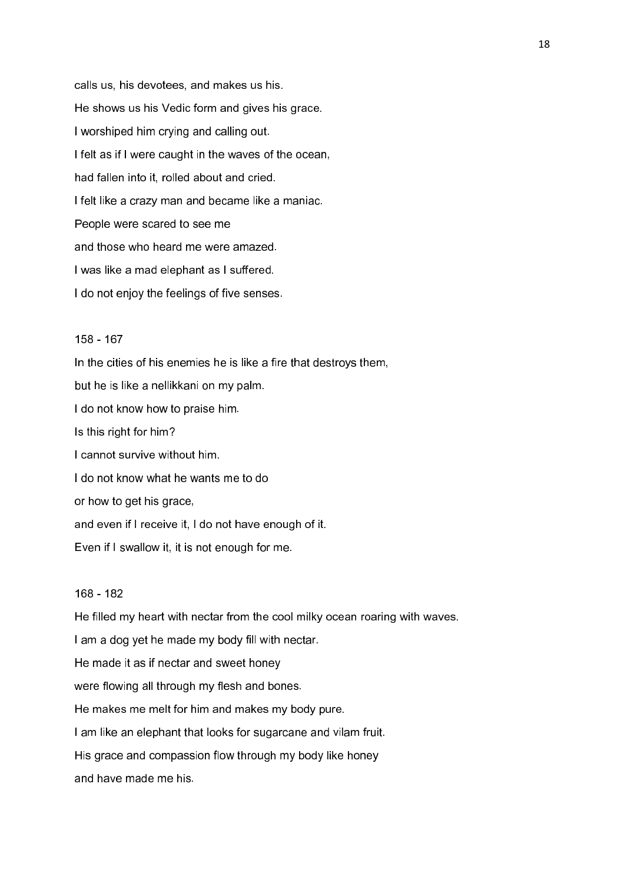calls us, his devotees, and makes us his.

He shows us his Vedic form and gives his grace.

I worshiped him crying and calling out.

I felt as if I were caught in the waves of the ocean,

had fallen into it, rolled about and cried.

I felt like a crazy man and became like a maniac.

People were scared to see me

and those who heard me were amazed.

I was like a mad elephant as I suffered.

I do not enjoy the feelings of five senses.

158 - 167

In the cities of his enemies he is like a fire that destroys them,

but he is like a nellikkani on my palm.

I do not know how to praise him.

Is this right for him?

I cannot survive without him.

I do not know what he wants me to do

or how to get his grace,

and even if I receive it, I do not have enough of it.

Even if I swallow it, it is not enough for me.

168 - 182

He filled my heart with nectar from the cool milky ocean roaring with waves.

I am a dog yet he made my body fill with nectar.

He made it as if nectar and sweet honey

were flowing all through my flesh and bones.

He makes me melt for him and makes my body pure.

I am like an elephant that looks for sugarcane and vilam fruit.

His grace and compassion flow through my body like honey

and have made me his.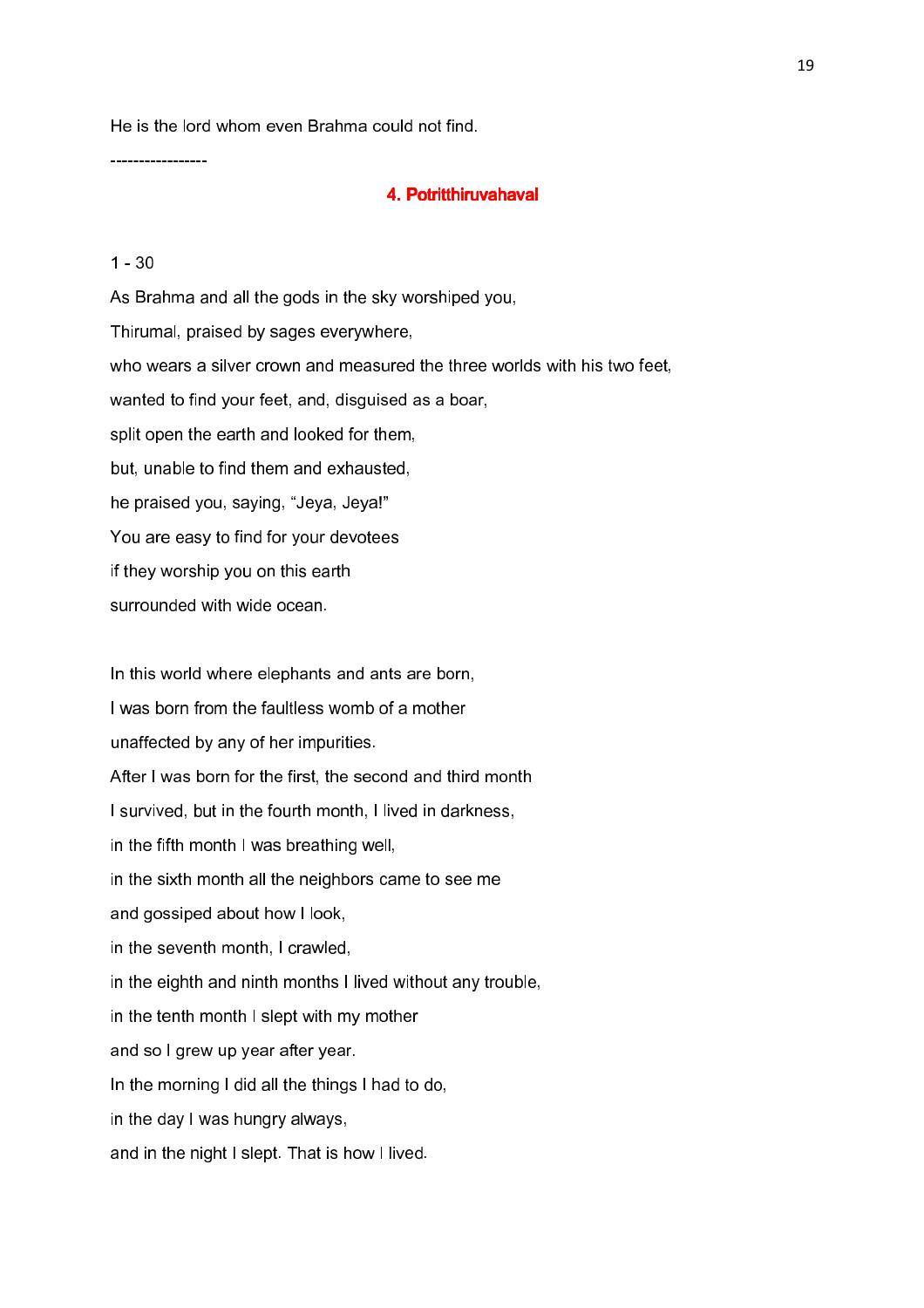He is the lord whom even Brahma could not find.

-----------------

## 4. Potritthiruvahaval

1 - 30

As Brahma and all the gods in the sky worshiped you,

Thirumal, praised by sages everywhere,

who wears a silver crown and measured the three worlds with his two feet,

wanted to find your feet, and, disguised as a boar,

split open the earth and looked for them,

but, unable to find them and exhausted,

he praised you, saying, “Jeya, Jeya!”

You are easy to find for your devotees

if they worship you on this earth

surrounded with wide ocean.

In this world where elephants and ants are born,

I was born from the faultless womb of a mother

unaffected by any of her impurities.

After I was born for the first, the second and third month

I survived, but in the fourth month, I lived in darkness,

in the fifth month I was breathing well,

in the sixth month all the neighbors came to see me

and gossiped about how I look,

in the seventh month, I crawled,

in the eighth and ninth months I lived without any trouble,

in the tenth month I slept with my mother

and so I grew up year after year.

In the morning I did all the things I had to do,

in the day I was hungry always,

and in the night I slept. That is how I lived.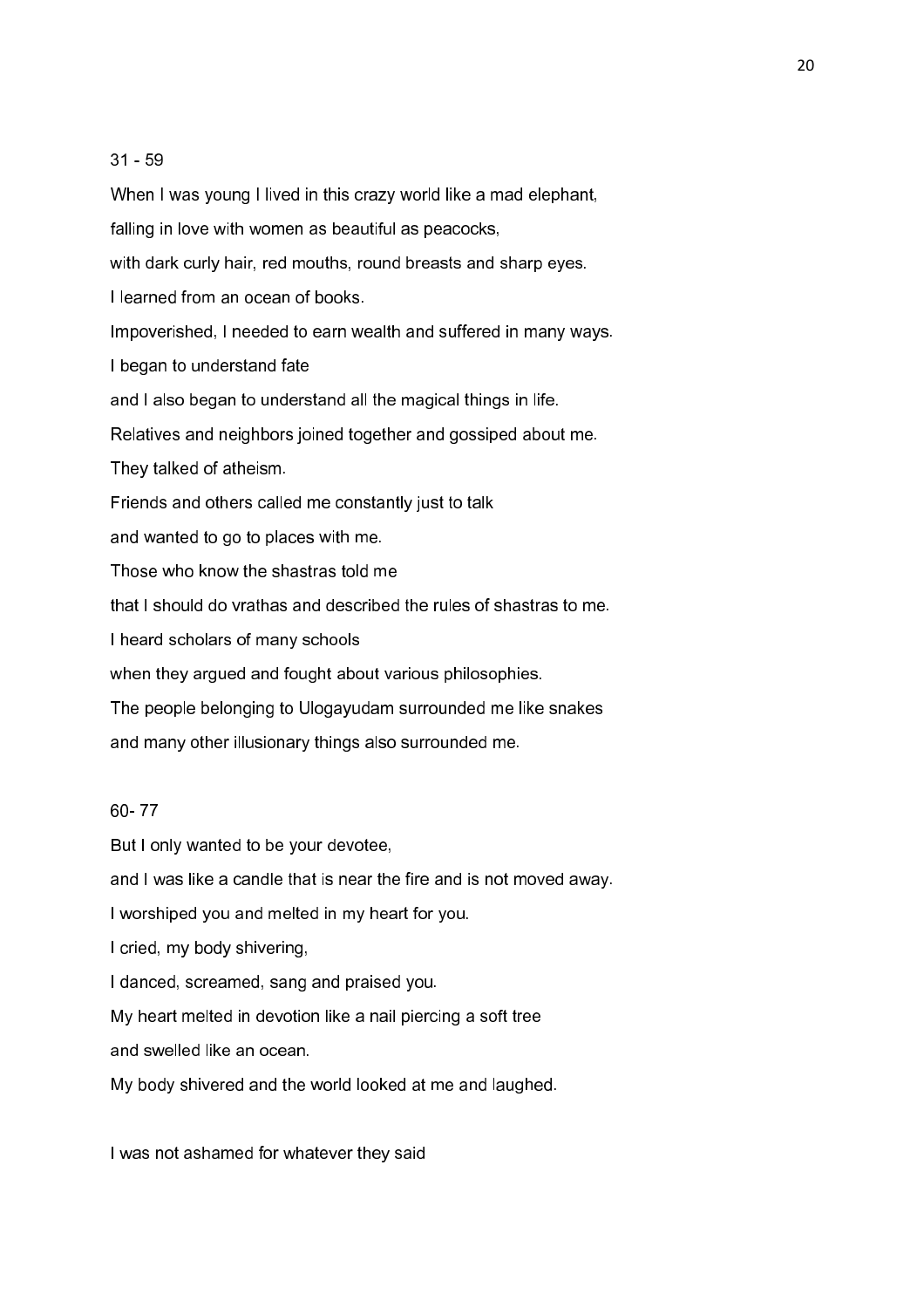31 - 59

When I was young I lived in this crazy world like a mad elephant,

falling in love with women as beautiful as peacocks,

with dark curly hair, red mouths, round breasts and sharp eyes.

I learned from an ocean of books.

Impoverished, I needed to earn wealth and suffered in many ways.

I began to understand fate

and I also began to understand all the magical things in life.

Relatives and neighbors joined together and gossiped about me.

They talked of atheism.

Friends and others called me constantly just to talk

and wanted to go to places with me.

Those who know the shastras told me

that I should do vrathas and described the rules of shastras to me.

I heard scholars of many schools

when they argued and fought about various philosophies.

The people belonging to Ulogayudam surrounded me like snakes

and many other illusionary things also surrounded me.

60- 77

But I only wanted to be your devotee,

and I was like a candle that is near the fire and is not moved away.

I worshiped you and melted in my heart for you.

I cried, my body shivering,

I danced, screamed, sang and praised you.

My heart melted in devotion like a nail piercing a soft tree

and swelled like an ocean.

My body shivered and the world looked at me and laughed.

I was not ashamed for whatever they said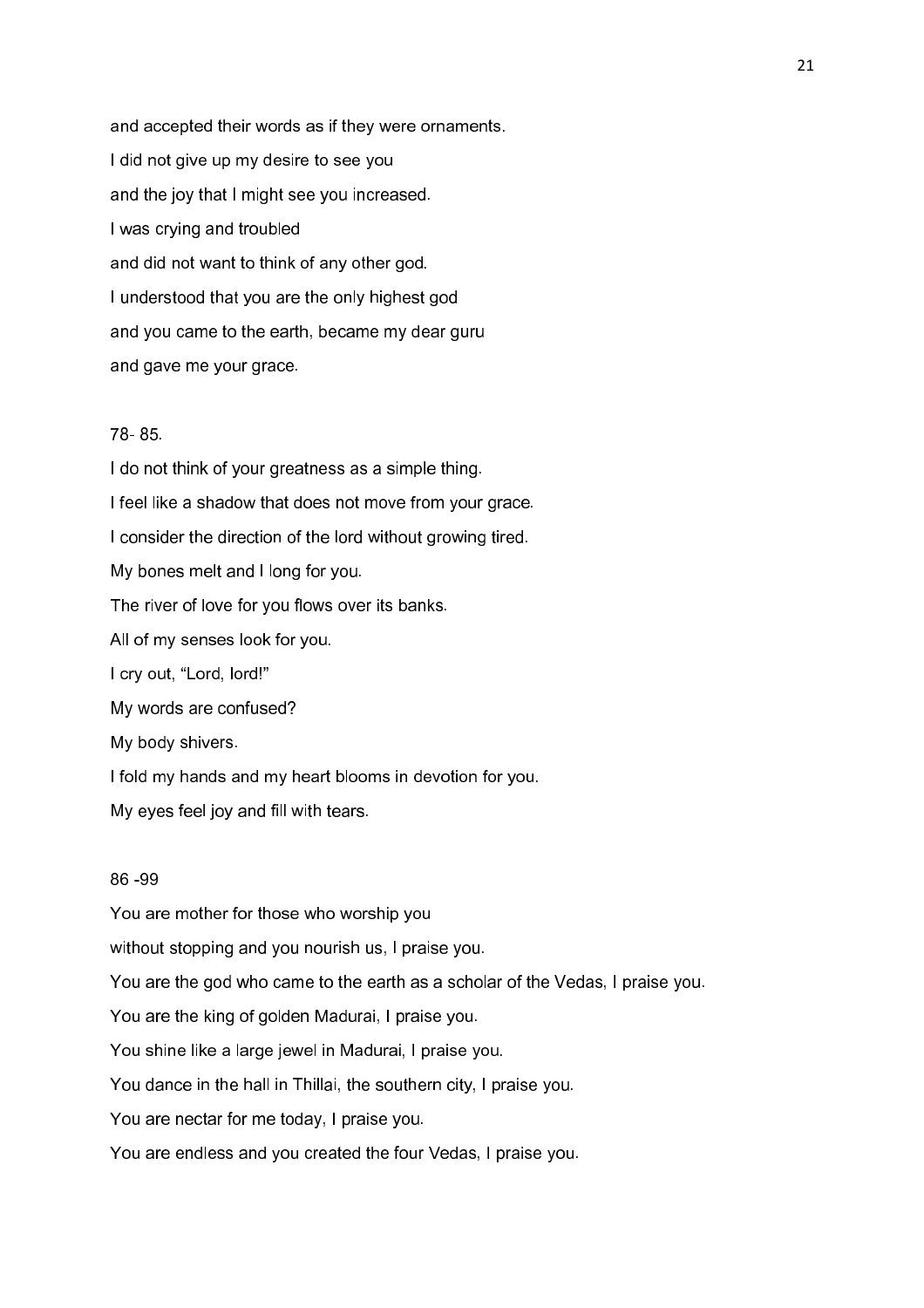and accepted their words as if they were ornaments.

I did not give up my desire to see you

and the joy that I might see you increased.

I was crying and troubled

and did not want to think of any other god.

I understood that you are the only highest god

and you came to the earth, became my dear guru

and gave me your grace.

78- 85.

I do not think of your greatness as a simple thing.

I feel like a shadow that does not move from your grace.

I consider the direction of the lord without growing tired.

My bones melt and I long for you.

The river of love for you flows over its banks.

All of my senses look for you.

I cry out, "Lord, lord!"

My words are confused?

My body shivers.

I fold my hands and my heart blooms in devotion for you.

My eyes feel joy and fill with tears.

86 -99

You are mother for those who worship you

without stopping and you nourish us, I praise you.

You are the god who came to the earth as a scholar of the Vedas, I praise you.

You are the king of golden Madurai, I praise you.

You shine like a large jewel in Madurai, I praise you.

You dance in the hall in Thillai, the southern city, I praise you.

You are nectar for me today, I praise you.

You are endless and you created the four Vedas, I praise you.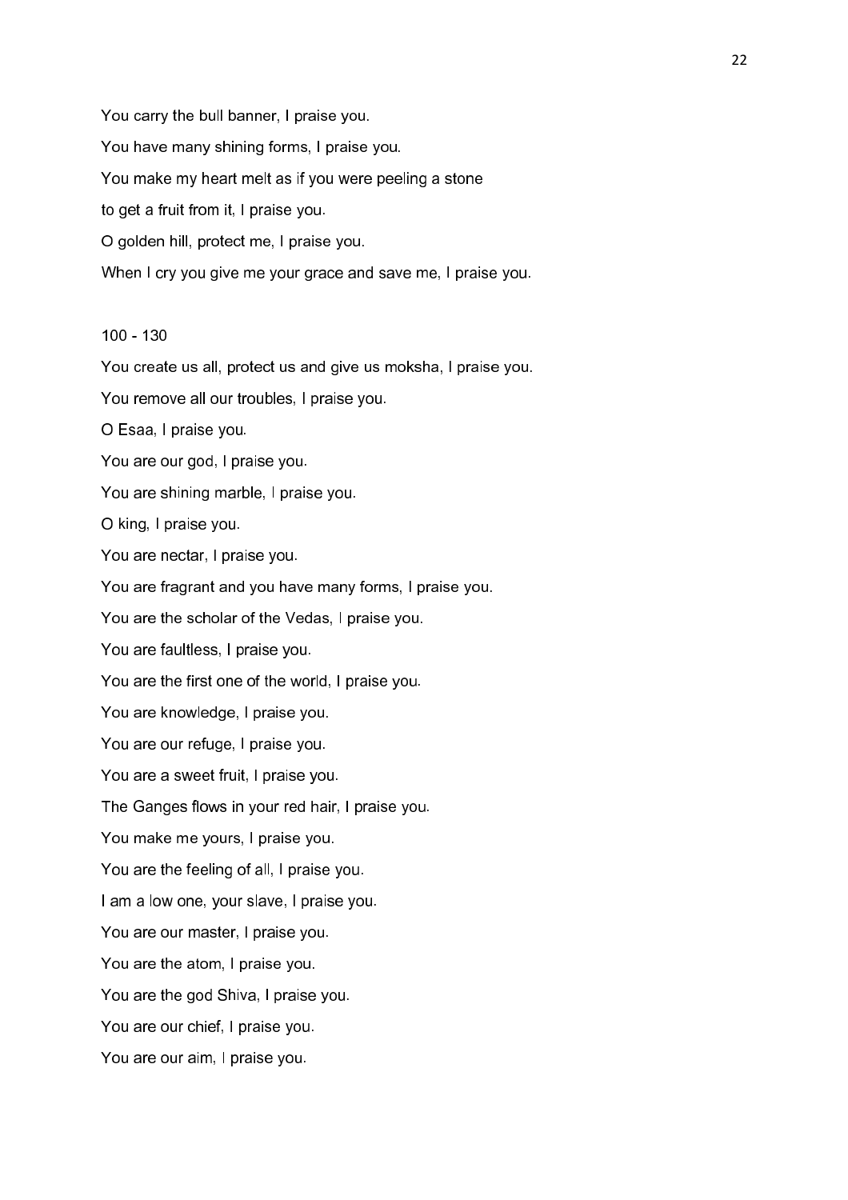You carry the bull banner, I praise you.

You have many shining forms, I praise you.

You make my heart melt as if you were peeling a stone

to get a fruit from it, I praise you.

O golden hill, protect me, I praise you.

When I cry you give me your grace and save me, I praise you.

100 - 130

You create us all, protect us and give us moksha, I praise you.

You remove all our troubles, I praise you.

O Esaa, I praise you.

You are our god, I praise you.

You are shining marble, I praise you.

O king, I praise you.

You are nectar, I praise you.

You are fragrant and you have many forms, I praise you.

You are the scholar of the Vedas, I praise you.

You are faultless, I praise you.

You are the first one of the world, I praise you.

You are knowledge, I praise you.

You are our refuge, I praise you.

You are a sweet fruit, I praise you.

The Ganges flows in your red hair, I praise you.

You make me yours, I praise you.

You are the feeling of all, I praise you.

I am a low one, your slave, I praise you.

You are our master, I praise you.

You are the atom, I praise you.

You are the god Shiva, I praise you.

You are our chief, I praise you.

You are our aim, I praise you.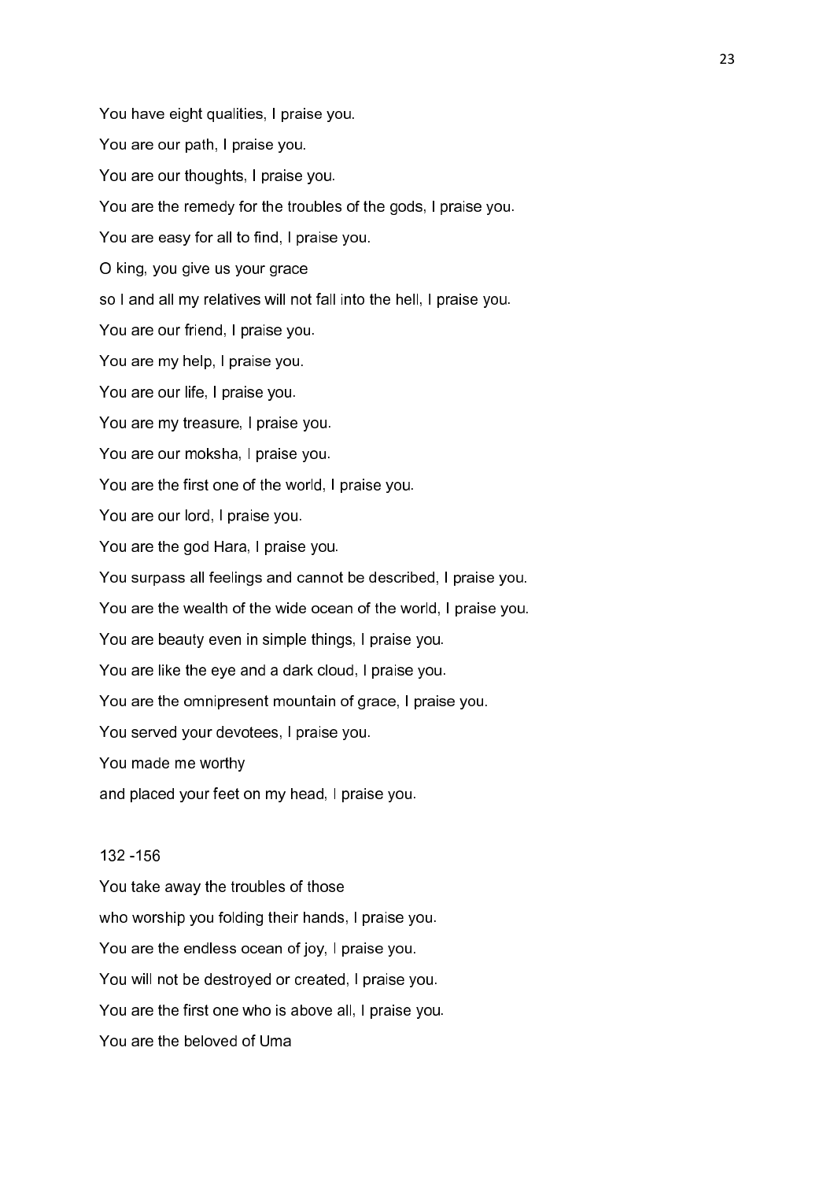You have eight qualities, I praise you.

You are our path, I praise you.

You are our thoughts, I praise you.

You are the remedy for the troubles of the gods, I praise you.

You are easy for all to find, I praise you.

O king, you give us your grace

so I and all my relatives will not fall into the hell, I praise you.

You are our friend, I praise you.

You are my help, I praise you.

You are our life, I praise you.

You are my treasure, I praise you.

You are our moksha, I praise you.

You are the first one of the world, I praise you.

You are our lord, I praise you.

You are the god Hara, I praise you.

You surpass all feelings and cannot be described, I praise you.

You are the wealth of the wide ocean of the world, I praise you.

You are beauty even in simple things, I praise you.

You are like the eye and a dark cloud, I praise you.

You are the omnipresent mountain of grace, I praise you.

You served your devotees, I praise you.

You made me worthy

and placed your feet on my head, I praise you.

132 -156

You take away the troubles of those

who worship you folding their hands, I praise you.

You are the endless ocean of joy, I praise you.

You will not be destroyed or created, I praise you.

You are the first one who is above all, I praise you.

You are the beloved of Uma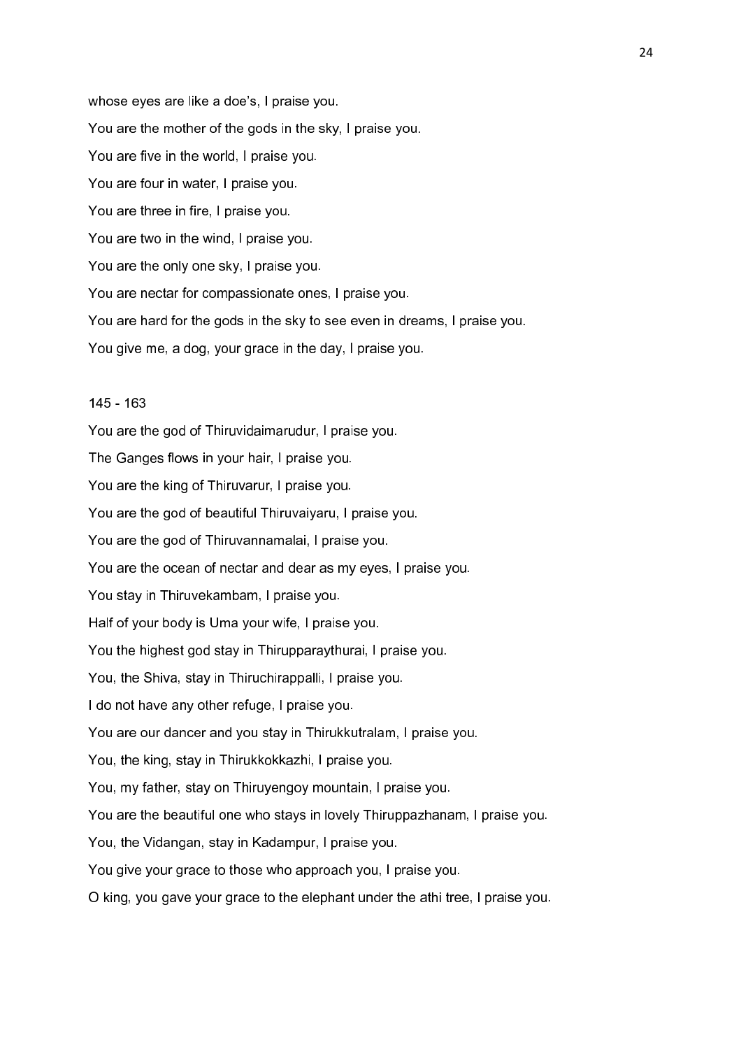whose eyes are like a doe's, I praise you.

You are the mother of the gods in the sky, I praise you.

You are five in the world, I praise you.

You are four in water, I praise you.

You are three in fire, I praise you.

You are two in the wind, I praise you.

You are the only one sky, I praise you.

You are nectar for compassionate ones, I praise you.

You are hard for the gods in the sky to see even in dreams, I praise you.

You give me, a dog, your grace in the day, I praise you.

145 - 163

You are the god of Thiruvidaimarudur, I praise you.

The Ganges flows in your hair, I praise you.

You are the king of Thiruvarur, I praise you.

You are the god of beautiful Thiruvaiyaru, I praise you.

You are the god of Thiruvannamalai, I praise you.

You are the ocean of nectar and dear as my eyes, I praise you.

You stay in Thiruvekambam, I praise you.

Half of your body is Uma your wife, I praise you.

You the highest god stay in Thirupparaythurai, I praise you.

You, the Shiva, stay in Thiruchirappalli, I praise you.

I do not have any other refuge, I praise you.

You are our dancer and you stay in Thirukkutralam, I praise you.

You, the king, stay in Thirukkokkazhi, I praise you.

You, my father, stay on Thiruyengoy mountain, I praise you.

You are the beautiful one who stays in lovely Thiruppazhanam, I praise you.

You, the Vidangan, stay in Kadampur, I praise you.

You give your grace to those who approach you, I praise you.

O king, you gave your grace to the elephant under the athi tree, I praise you.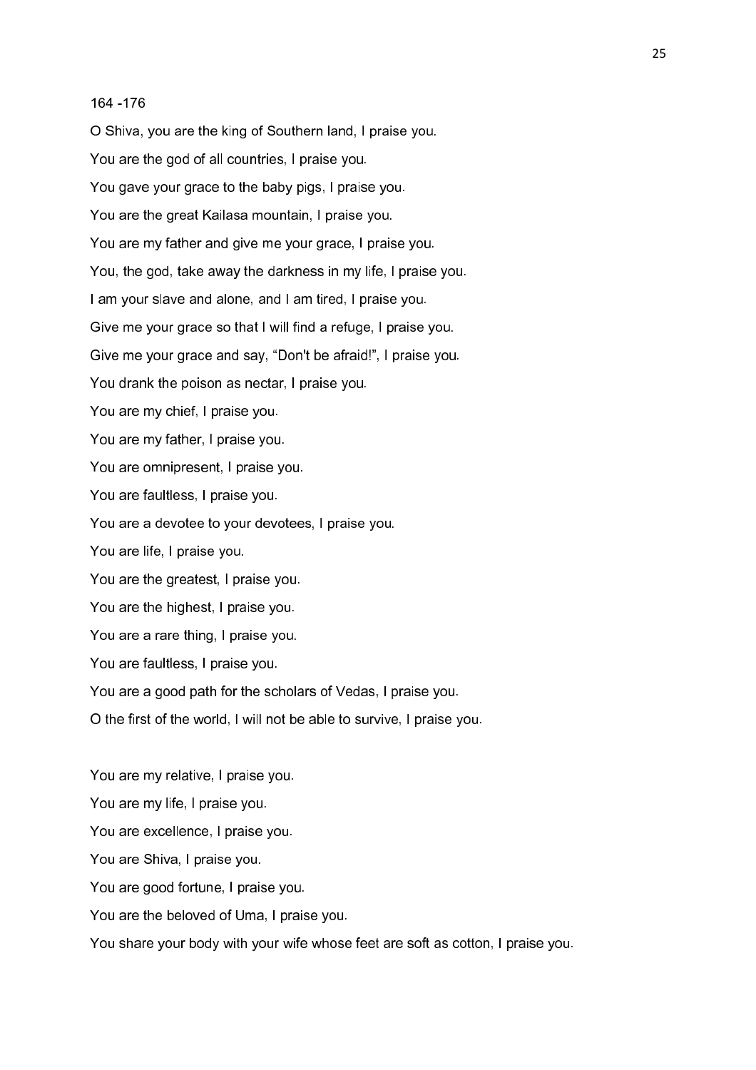164 -176

O Shiva, you are the king of Southern land, I praise you.

You are the god of all countries, I praise you.

You gave your grace to the baby pigs, I praise you.

You are the great Kailasa mountain, I praise you.

You are my father and give me your grace, I praise you.

You, the god, take away the darkness in my life, I praise you.

I am your slave and alone, and I am tired, I praise you.

Give me your grace so that I will find a refuge, I praise you.

Give me your grace and say, “Don't be afraid!”, I praise you.

You drank the poison as nectar, I praise you.

You are my chief, I praise you.

You are my father, I praise you.

You are omnipresent, I praise you.

You are faultless, I praise you.

You are a devotee to your devotees, I praise you.

You are life, I praise you.

You are the greatest, I praise you.

You are the highest, I praise you.

You are a rare thing, I praise you.

You are faultless, I praise you.

You are a good path for the scholars of Vedas, I praise you.

O the first of the world, I will not be able to survive, I praise you.

You are my relative, I praise you.

You are my life, I praise you.

You are excellence, I praise you.

You are Shiva, I praise you.

You are good fortune, I praise you.

You are the beloved of Uma, I praise you.

You share your body with your wife whose feet are soft as cotton, I praise you.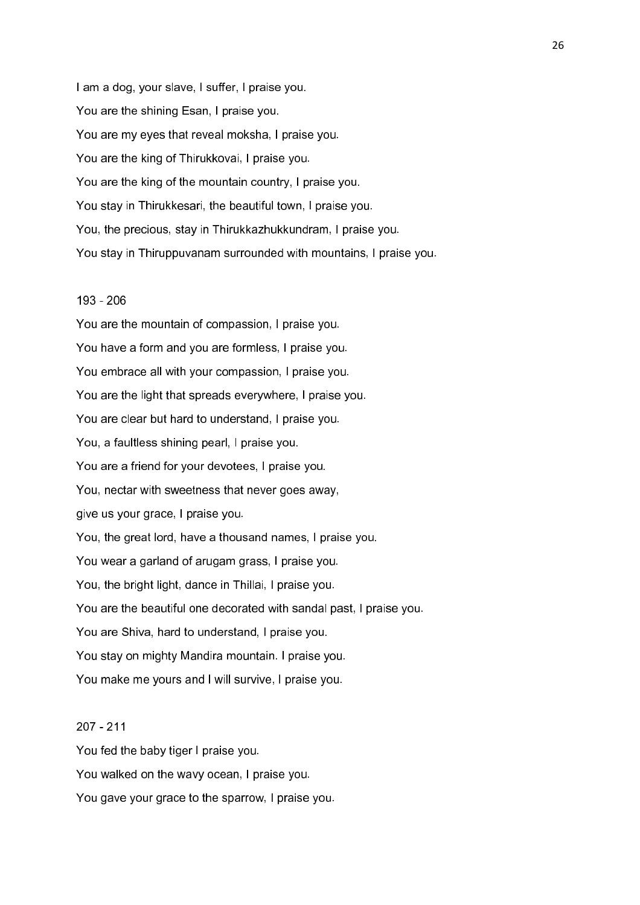I am a dog, your slave, I suffer, I praise you.

You are the shining Esan, I praise you.

You are my eyes that reveal moksha, I praise you.

You are the king of Thirukkovai, I praise you.

You are the king of the mountain country, I praise you.

You stay in Thirukkesari, the beautiful town, I praise you.

You, the precious, stay in Thirukkazhukkundram, I praise you.

You stay in Thiruppuvanam surrounded with mountains, I praise you.

193 - 206

You are the mountain of compassion, I praise you.

You have a form and you are formless, I praise you.

You embrace all with your compassion, I praise you.

You are the light that spreads everywhere, I praise you.

You are clear but hard to understand, I praise you.

You, a faultless shining pearl, I praise you.

You are a friend for your devotees, I praise you.

You, nectar with sweetness that never goes away,

give us your grace, I praise you.

You, the great lord, have a thousand names, I praise you.

You wear a garland of arugam grass, I praise you.

You, the bright light, dance in Thillai, I praise you.

You are the beautiful one decorated with sandal past, I praise you.

You are Shiva, hard to understand, I praise you.

You stay on mighty Mandira mountain. I praise you.

You make me yours and I will survive, I praise you.

207 - 211

You fed the baby tiger I praise you.

You walked on the wavy ocean, I praise you.

You gave your grace to the sparrow, I praise you.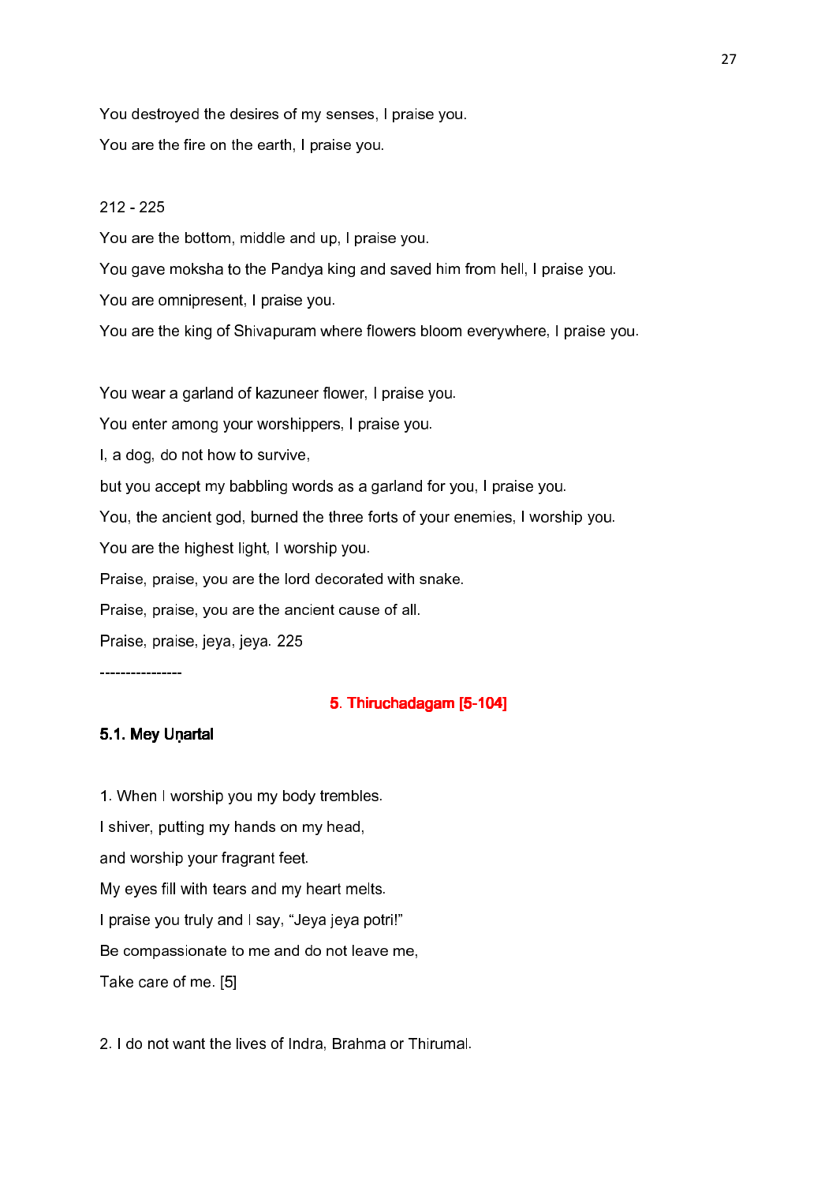You destroyed the desires of my senses, I praise you.

You are the fire on the earth, I praise you.

212 - 225

You are the bottom, middle and up, I praise you.

You gave moksha to the Pandya king and saved him from hell, I praise you.

You are omnipresent, I praise you.

You are the king of Shivapuram where flowers bloom everywhere, I praise you.

You wear a garland of kazuneer flower, I praise you.

You enter among your worshippers, I praise you.

I, a dog, do not how to survive,

but you accept my babbling words as a garland for you, I praise you.

You, the ancient god, burned the three forts of your enemies, I worship you.

You are the highest light, I worship you.

Praise, praise, you are the lord decorated with snake.

Praise, praise, you are the ancient cause of all.

Praise, praise, jeya, jeya. 225

----------------

## 5. Thiruchadagam [5-104]

### 5.1. Mey Uṇartal

1. When I worship you my body trembles.

I shiver, putting my hands on my head,

and worship your fragrant feet.

My eyes fill with tears and my heart melts.

I praise you truly and I say, “Jeya jeya potri!”

Be compassionate to me and do not leave me,

Take care of me. [5]

2. I do not want the lives of Indra, Brahma or Thirumal.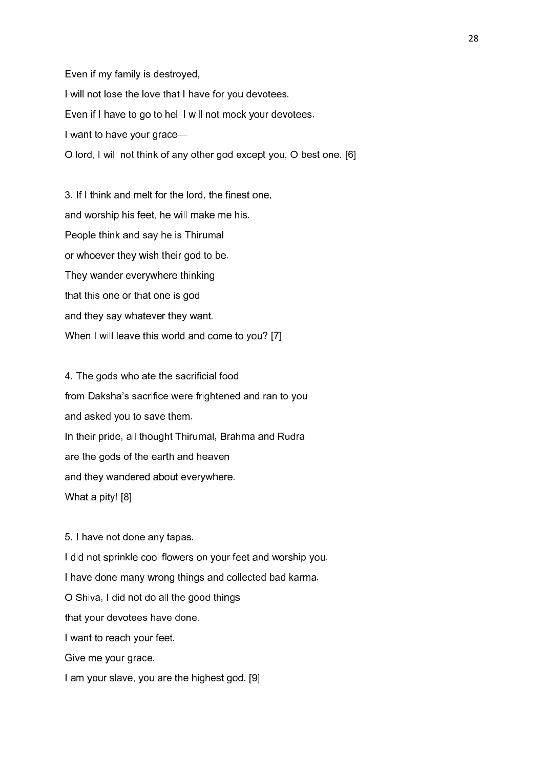Even if my family is destroyed,

I will not lose the love that I have for you devotees.

Even if I have to go to hell I will not mock your devotees.

I want to have your grace—

O lord, I will not think of any other god except you, O best one. [6]

3. If I think and melt for the lord, the finest one,

and worship his feet, he will make me his.

People think and say he is Thirumal

or whoever they wish their god to be.

They wander everywhere thinking

that this one or that one is god

and they say whatever they want.

When I will leave this world and come to you? [7]

4. The gods who ate the sacrificial food

from Daksha's sacrifice were frightened and ran to you

and asked you to save them.

In their pride, all thought Thirumal, Brahma and Rudra

are the gods of the earth and heaven

and they wandered about everywhere.

What a pity! [8]

5. I have not done any tapas.

I did not sprinkle cool flowers on your feet and worship you.

I have done many wrong things and collected bad karma.

O Shiva, I did not do all the good things

that your devotees have done.

I want to reach your feet.

Give me your grace.

I am your slave, you are the highest god. [9]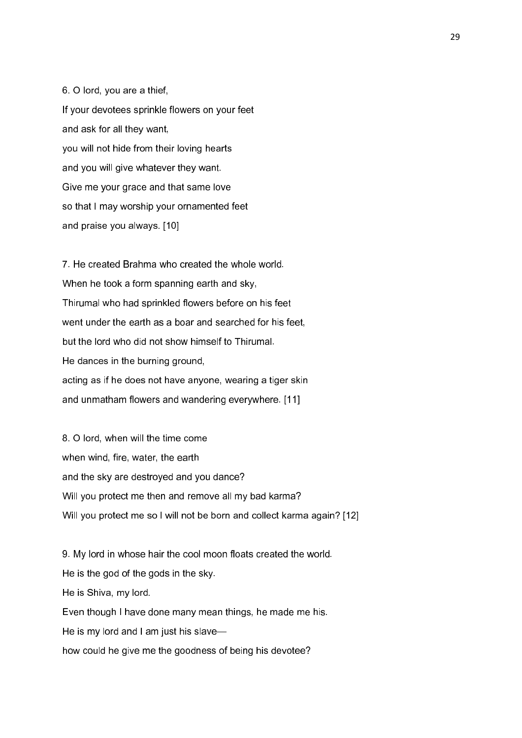6. O lord, you are a thief,
If your devotees sprinkle flowers on your feet
and ask for all they want,
you will not hide from their loving hearts
and you will give whatever they want.
Give me your grace and that same love
so that I may worship your ornamented feet
and praise you always. [10]

7. He created Brahma who created the whole world.
When he took a form spanning earth and sky,
Thirumal who had sprinkled flowers before on his feet
went under the earth as a boar and searched for his feet,
but the lord who did not show himself to Thirumal.
He dances in the burning ground,
acting as if he does not have anyone, wearing a tiger skin
and unmatham flowers and wandering everywhere. [11]

8. O lord, when will the time come
when wind, fire, water, the earth
and the sky are destroyed and you dance?
Will you protect me then and remove all my bad karma?
Will you protect me so I will not be born and collect karma again? [12]

9. My lord in whose hair the cool moon floats created the world.
He is the god of the gods in the sky.
He is Shiva, my lord.
Even though I have done many mean things, he made me his.
He is my lord and I am just his slave—
how could he give me the goodness of being his devotee?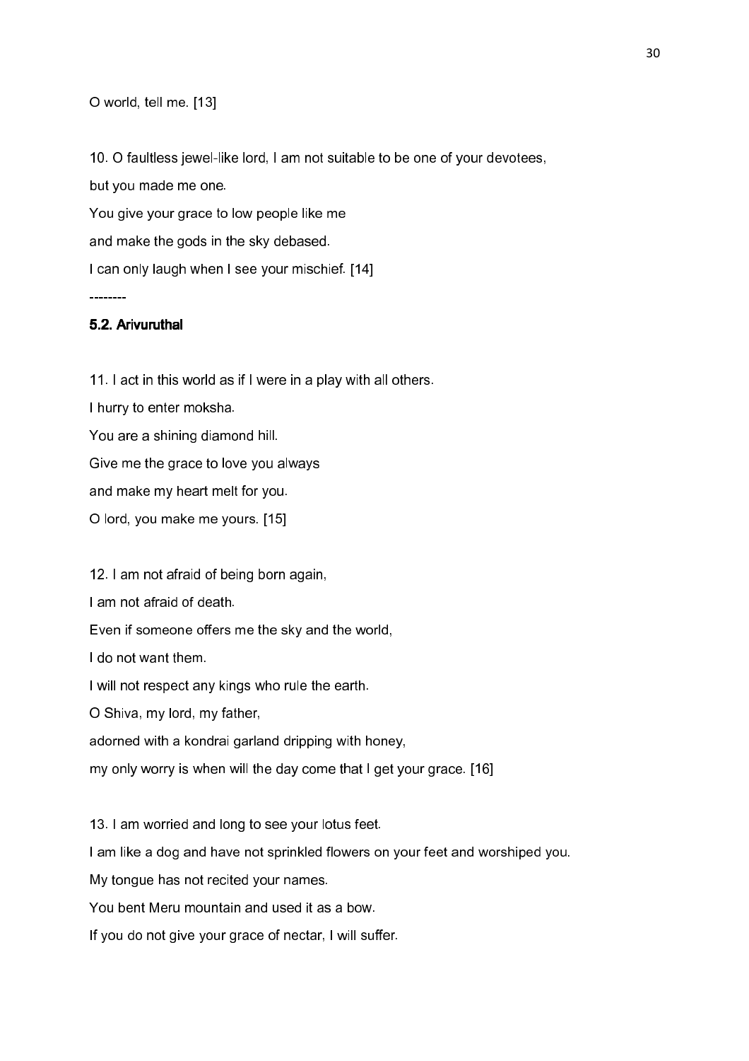O world, tell me. [13]

10. O faultless jewel-like lord, I am not suitable to be one of your devotees,

but you made me one.

You give your grace to low people like me

and make the gods in the sky debased.

I can only laugh when I see your mischief. [14]

--------

### 5.2. Arivuruthal

11. I act in this world as if I were in a play with all others.

I hurry to enter moksha.

You are a shining diamond hill.

Give me the grace to love you always

and make my heart melt for you.

O lord, you make me yours. [15]

12. I am not afraid of being born again,

I am not afraid of death.

Even if someone offers me the sky and the world,

I do not want them.

I will not respect any kings who rule the earth.

O Shiva, my lord, my father,

adorned with a kondrai garland dripping with honey,

my only worry is when will the day come that I get your grace. [16]

13. I am worried and long to see your lotus feet.

I am like a dog and have not sprinkled flowers on your feet and worshiped you.

My tongue has not recited your names.

You bent Meru mountain and used it as a bow.

If you do not give your grace of nectar, I will suffer.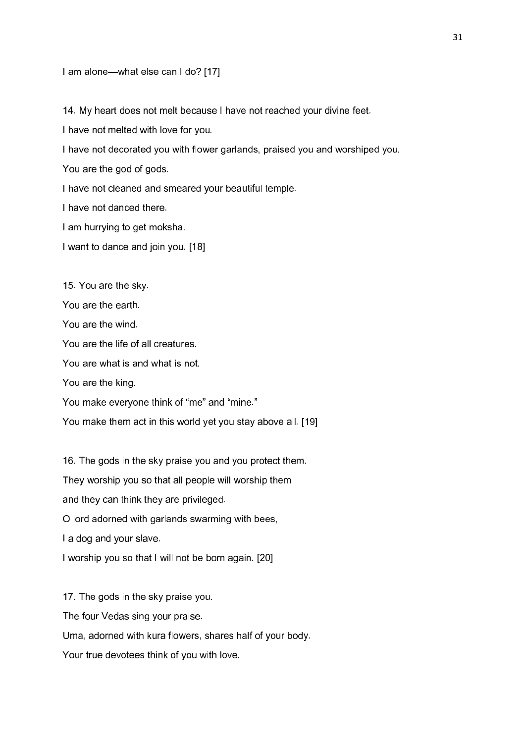I am alone—what else can I do? [17]

14. My heart does not melt because I have not reached your divine feet.

I have not melted with love for you.

I have not decorated you with flower garlands, praised you and worshiped you.

You are the god of gods.

I have not cleaned and smeared your beautiful temple.

I have not danced there.

I am hurrying to get moksha.

I want to dance and join you. [18]

15. You are the sky.

You are the earth.

You are the wind.

You are the life of all creatures.

You are what is and what is not.

You are the king.

You make everyone think of “me” and “mine.”

You make them act in this world yet you stay above all. [19]

16. The gods in the sky praise you and you protect them.

They worship you so that all people will worship them

and they can think they are privileged.

O lord adorned with garlands swarming with bees,

I a dog and your slave.

I worship you so that I will not be born again. [20]

17. The gods in the sky praise you.

The four Vedas sing your praise.

Uma, adorned with kura flowers, shares half of your body.

Your true devotees think of you with love.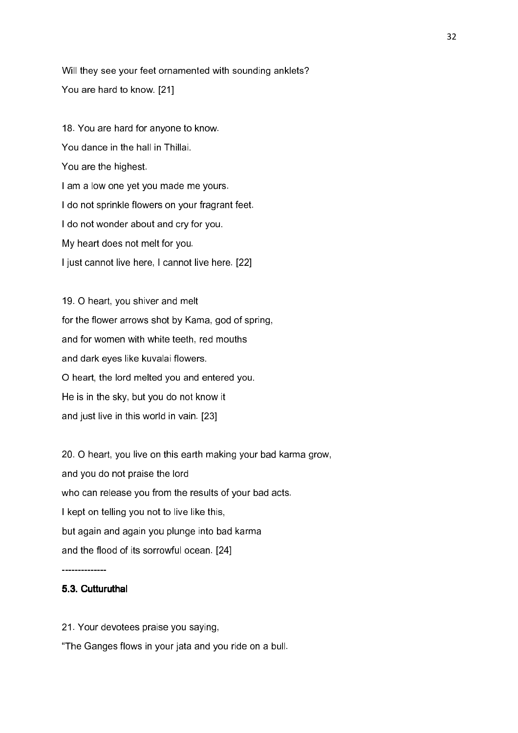Will they see your feet ornamented with sounding anklets?
You are hard to know. [21]

18. You are hard for anyone to know.
You dance in the hall in Thillai.
You are the highest.
I am a low one yet you made me yours.
I do not sprinkle flowers on your fragrant feet.
I do not wonder about and cry for you.
My heart does not melt for you.
I just cannot live here, I cannot live here. [22]

19. O heart, you shiver and melt
for the flower arrows shot by Kama, god of spring,
and for women with white teeth, red mouths
and dark eyes like kuvalai flowers.
O heart, the lord melted you and entered you.
He is in the sky, but you do not know it
and just live in this world in vain. [23]

20. O heart, you live on this earth making your bad karma grow,
and you do not praise the lord
who can release you from the results of your bad acts.
I kept on telling you not to live like this,
but again and again you plunge into bad karma
and the flood of its sorrowful ocean. [24]

--------------

### 5.3. Cutturuthal

21. Your devotees praise you saying,
"The Ganges flows in your jata and you ride on a bull.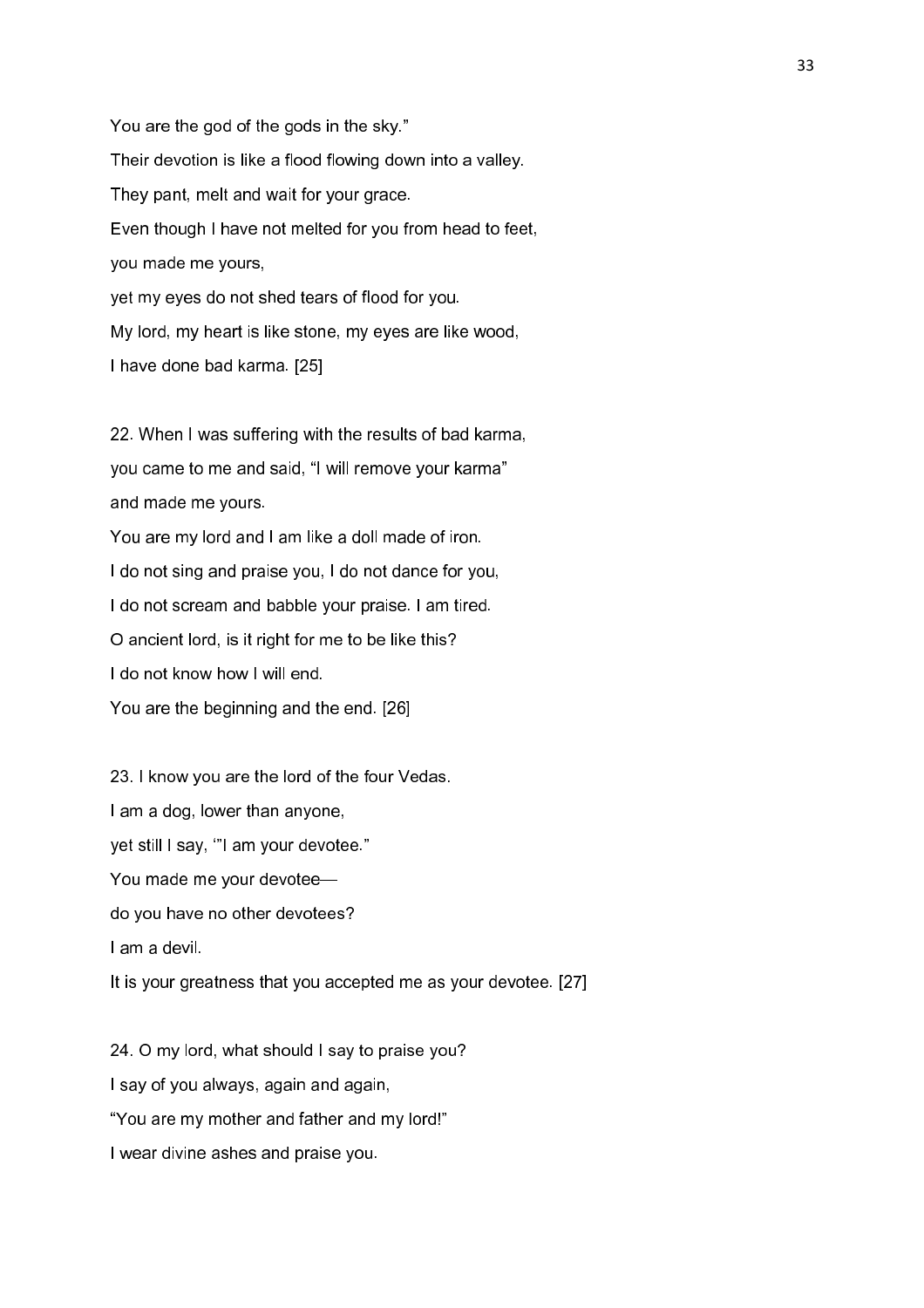You are the god of the gods in the sky."

Their devotion is like a flood flowing down into a valley.

They pant, melt and wait for your grace.

Even though I have not melted for you from head to feet,

you made me yours,

yet my eyes do not shed tears of flood for you.

My lord, my heart is like stone, my eyes are like wood,

I have done bad karma. [25]

22. When I was suffering with the results of bad karma,

you came to me and said, "I will remove your karma"

and made me yours.

You are my lord and I am like a doll made of iron.

I do not sing and praise you, I do not dance for you,

I do not scream and babble your praise. I am tired.

O ancient lord, is it right for me to be like this?

I do not know how I will end.

You are the beginning and the end. [26]

23. I know you are the lord of the four Vedas.

I am a dog, lower than anyone,

yet still I say, '"I am your devotee."

You made me your devotee—

do you have no other devotees?

I am a devil.

It is your greatness that you accepted me as your devotee. [27]

24. O my lord, what should I say to praise you?

I say of you always, again and again,

"You are my mother and father and my lord!"

I wear divine ashes and praise you.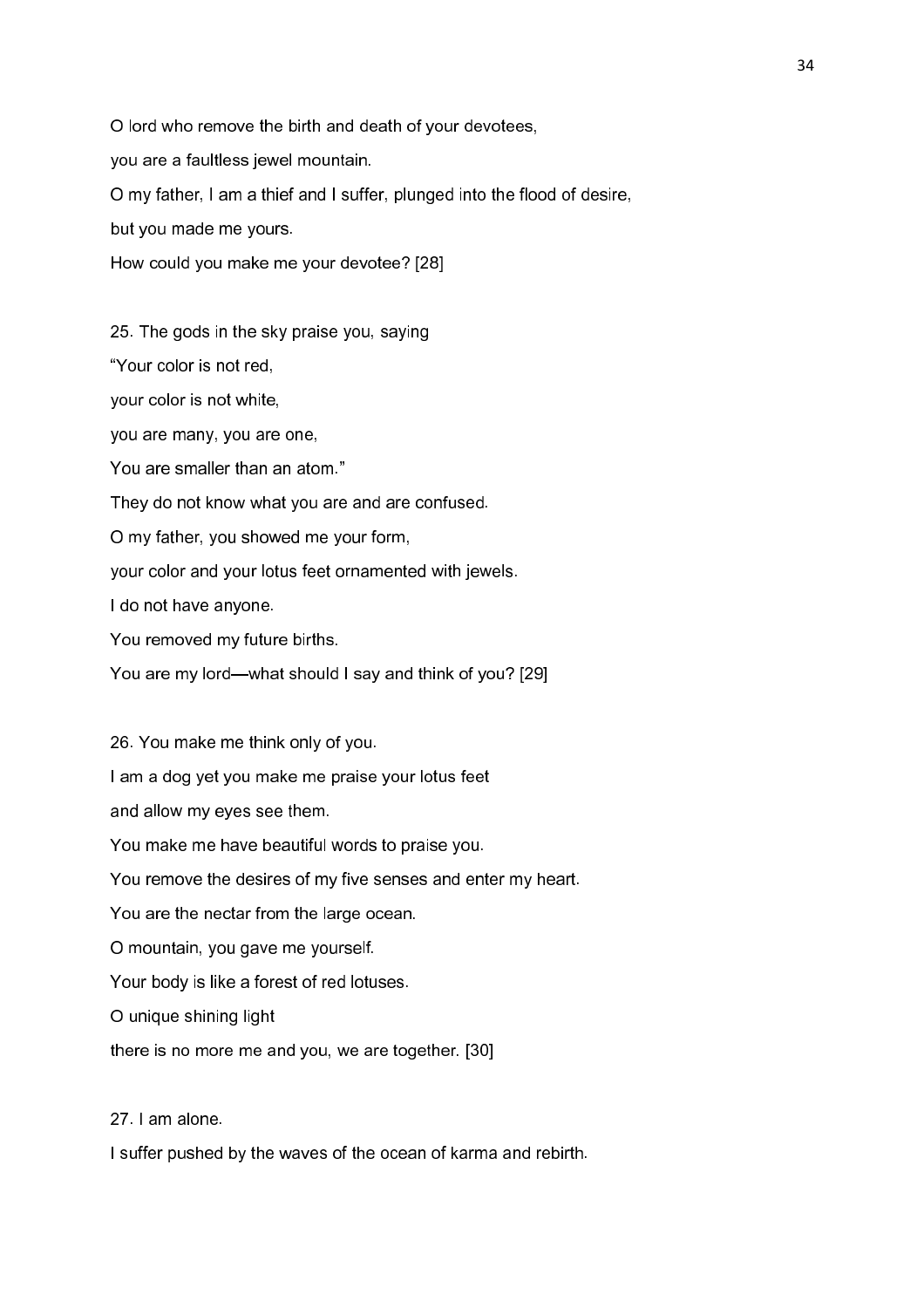O lord who remove the birth and death of your devotees,

you are a faultless jewel mountain.

O my father, I am a thief and I suffer, plunged into the flood of desire,

but you made me yours.

How could you make me your devotee? [28]

25. The gods in the sky praise you, saying

"Your color is not red,

your color is not white,

you are many, you are one,

You are smaller than an atom."

They do not know what you are and are confused.

O my father, you showed me your form,

your color and your lotus feet ornamented with jewels.

I do not have anyone.

You removed my future births.

You are my lord—what should I say and think of you? [29]

26. You make me think only of you.

I am a dog yet you make me praise your lotus feet

and allow my eyes see them.

You make me have beautiful words to praise you.

You remove the desires of my five senses and enter my heart.

You are the nectar from the large ocean.

O mountain, you gave me yourself.

Your body is like a forest of red lotuses.

O unique shining light

there is no more me and you, we are together. [30]

27. I am alone.

I suffer pushed by the waves of the ocean of karma and rebirth.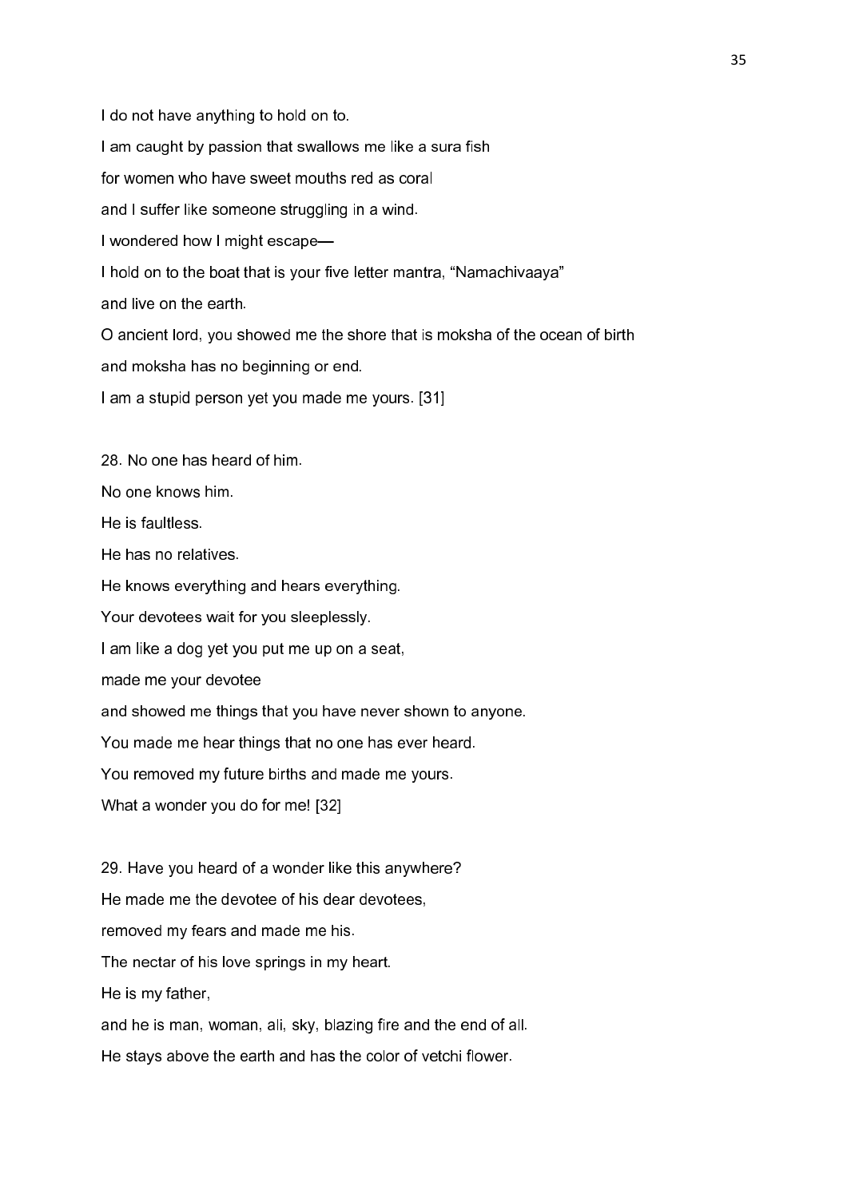I do not have anything to hold on to.

I am caught by passion that swallows me like a sura fish

for women who have sweet mouths red as coral

and I suffer like someone struggling in a wind.

I wondered how I might escape—

I hold on to the boat that is your five letter mantra, “Namachivaaya”

and live on the earth.

O ancient lord, you showed me the shore that is moksha of the ocean of birth

and moksha has no beginning or end.

I am a stupid person yet you made me yours. [31]

28. No one has heard of him.

No one knows him.

He is faultless.

He has no relatives.

He knows everything and hears everything.

Your devotees wait for you sleeplessly.

I am like a dog yet you put me up on a seat,

made me your devotee

and showed me things that you have never shown to anyone.

You made me hear things that no one has ever heard.

You removed my future births and made me yours.

What a wonder you do for me! [32]

29. Have you heard of a wonder like this anywhere?

He made me the devotee of his dear devotees,

removed my fears and made me his.

The nectar of his love springs in my heart.

He is my father,

and he is man, woman, ali, sky, blazing fire and the end of all.

He stays above the earth and has the color of vetchi flower.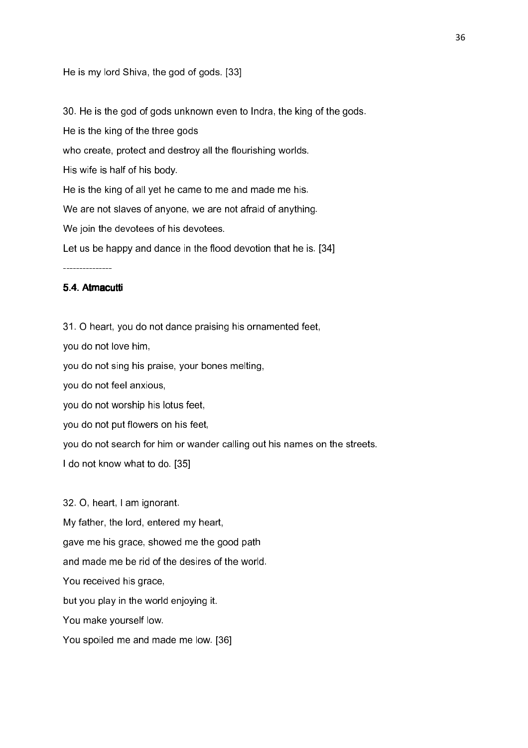He is my lord Shiva, the god of gods. [33]

30. He is the god of gods unknown even to Indra, the king of the gods.

He is the king of the three gods

who create, protect and destroy all the flourishing worlds.

His wife is half of his body.

He is the king of all yet he came to me and made me his.

We are not slaves of anyone, we are not afraid of anything.

We join the devotees of his devotees.

Let us be happy and dance in the flood devotion that he is. [34]

---------------

### 5.4. Atmacutti

31. O heart, you do not dance praising his ornamented feet,

you do not love him,

you do not sing his praise, your bones melting,

you do not feel anxious,

you do not worship his lotus feet,

you do not put flowers on his feet,

you do not search for him or wander calling out his names on the streets.

I do not know what to do. [35]

32. O, heart, I am ignorant.

My father, the lord, entered my heart,

gave me his grace, showed me the good path

and made me be rid of the desires of the world.

You received his grace,

but you play in the world enjoying it.

You make yourself low.

You spoiled me and made me low. [36]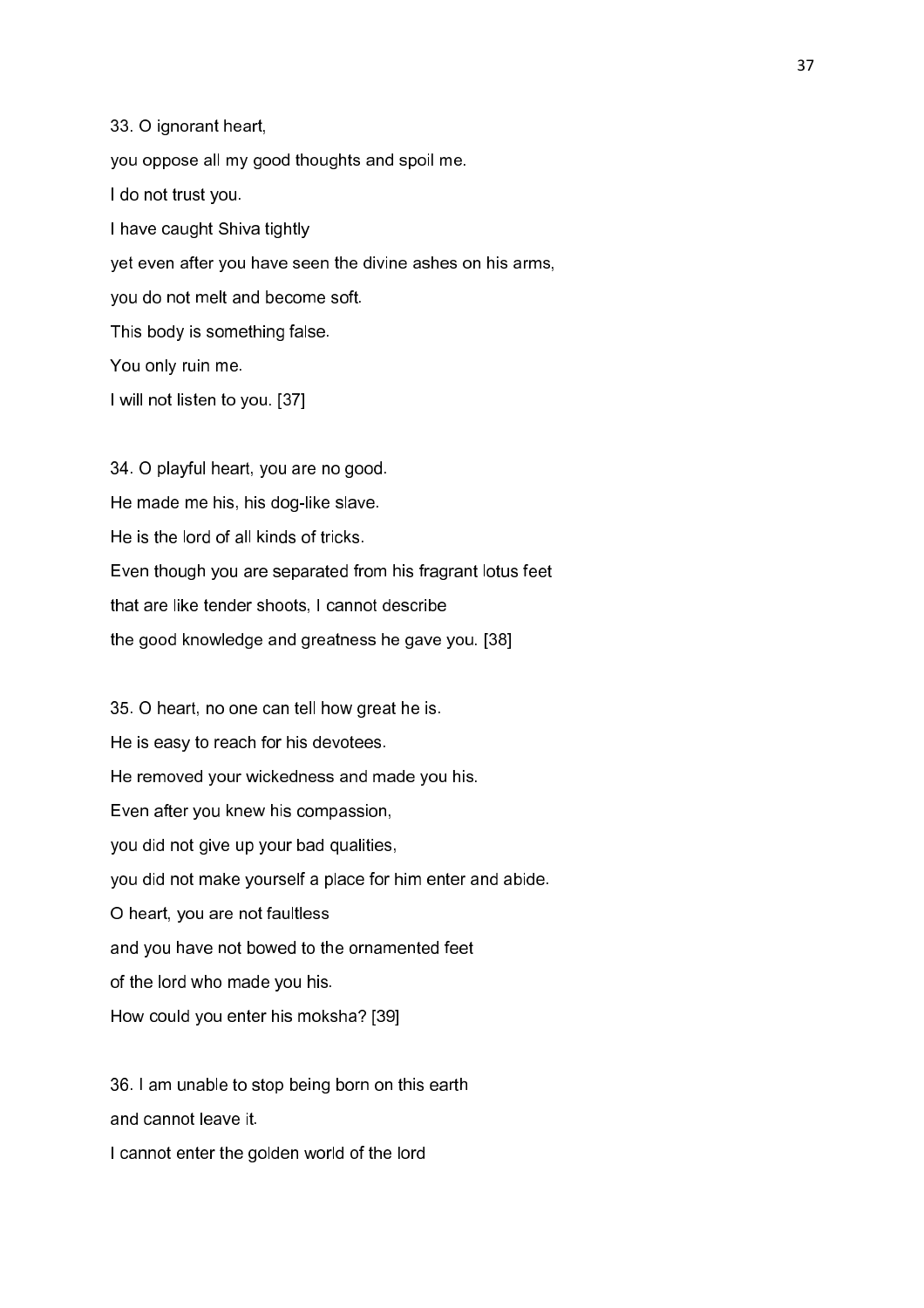33. O ignorant heart,

you oppose all my good thoughts and spoil me.

I do not trust you.

I have caught Shiva tightly

yet even after you have seen the divine ashes on his arms,

you do not melt and become soft.

This body is something false.

You only ruin me.

I will not listen to you. [37]

34. O playful heart, you are no good.

He made me his, his dog-like slave.

He is the lord of all kinds of tricks.

Even though you are separated from his fragrant lotus feet

that are like tender shoots, I cannot describe

the good knowledge and greatness he gave you. [38]

35. O heart, no one can tell how great he is.

He is easy to reach for his devotees.

He removed your wickedness and made you his.

Even after you knew his compassion,

you did not give up your bad qualities,

you did not make yourself a place for him enter and abide.

O heart, you are not faultless

and you have not bowed to the ornamented feet

of the lord who made you his.

How could you enter his moksha? [39]

36. I am unable to stop being born on this earth

and cannot leave it.

I cannot enter the golden world of the lord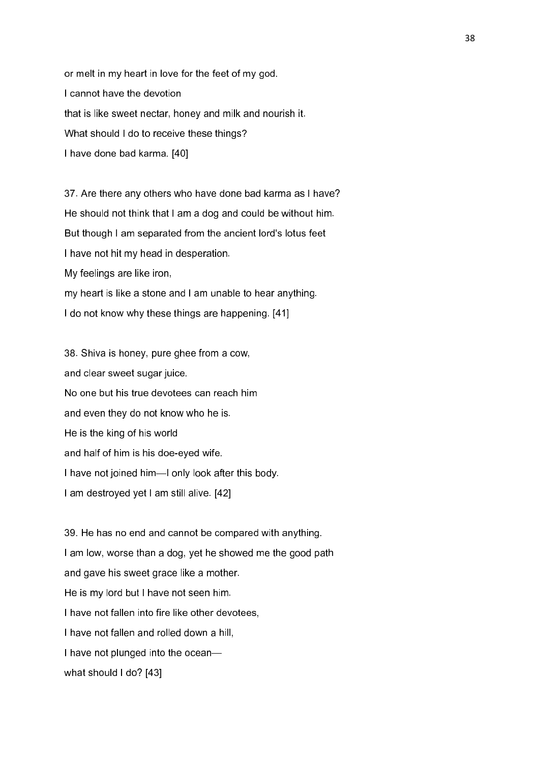or melt in my heart in love for the feet of my god.

I cannot have the devotion

that is like sweet nectar, honey and milk and nourish it.

What should I do to receive these things?

I have done bad karma. [40]

37. Are there any others who have done bad karma as I have?

He should not think that I am a dog and could be without him.

But though I am separated from the ancient lord's lotus feet

I have not hit my head in desperation.

My feelings are like iron,

my heart is like a stone and I am unable to hear anything.

I do not know why these things are happening. [41]

38. Shiva is honey, pure ghee from a cow,

and clear sweet sugar juice.

No one but his true devotees can reach him

and even they do not know who he is.

He is the king of his world

and half of him is his doe-eyed wife.

I have not joined him—I only look after this body.

I am destroyed yet I am still alive. [42]

39. He has no end and cannot be compared with anything.

I am low, worse than a dog, yet he showed me the good path

and gave his sweet grace like a mother.

He is my lord but I have not seen him.

I have not fallen into fire like other devotees,

I have not fallen and rolled down a hill,

I have not plunged into the ocean—

what should I do? [43]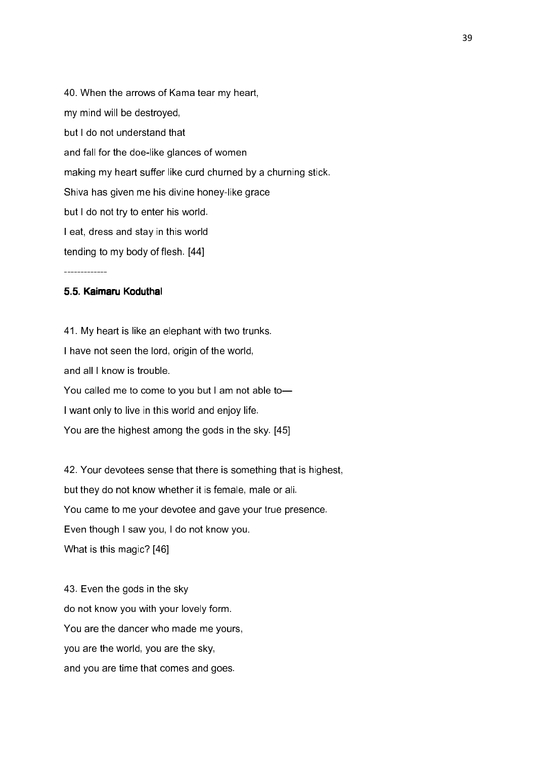40. When the arrows of Kama tear my heart,

my mind will be destroyed,

but I do not understand that

and fall for the doe-like glances of women

making my heart suffer like curd churned by a churning stick.

Shiva has given me his divine honey-like grace

but I do not try to enter his world.

I eat, dress and stay in this world

tending to my body of flesh. [44]

-------------

### 5.5. Kaimaru Koduthal

41. My heart is like an elephant with two trunks.

I have not seen the lord, origin of the world,

and all I know is trouble.

You called me to come to you but I am not able to—

I want only to live in this world and enjoy life.

You are the highest among the gods in the sky. [45]

42. Your devotees sense that there is something that is highest,

but they do not know whether it is female, male or ali.

You came to me your devotee and gave your true presence.

Even though I saw you, I do not know you.

What is this magic? [46]

43. Even the gods in the sky

do not know you with your lovely form.

You are the dancer who made me yours,

you are the world, you are the sky,

and you are time that comes and goes.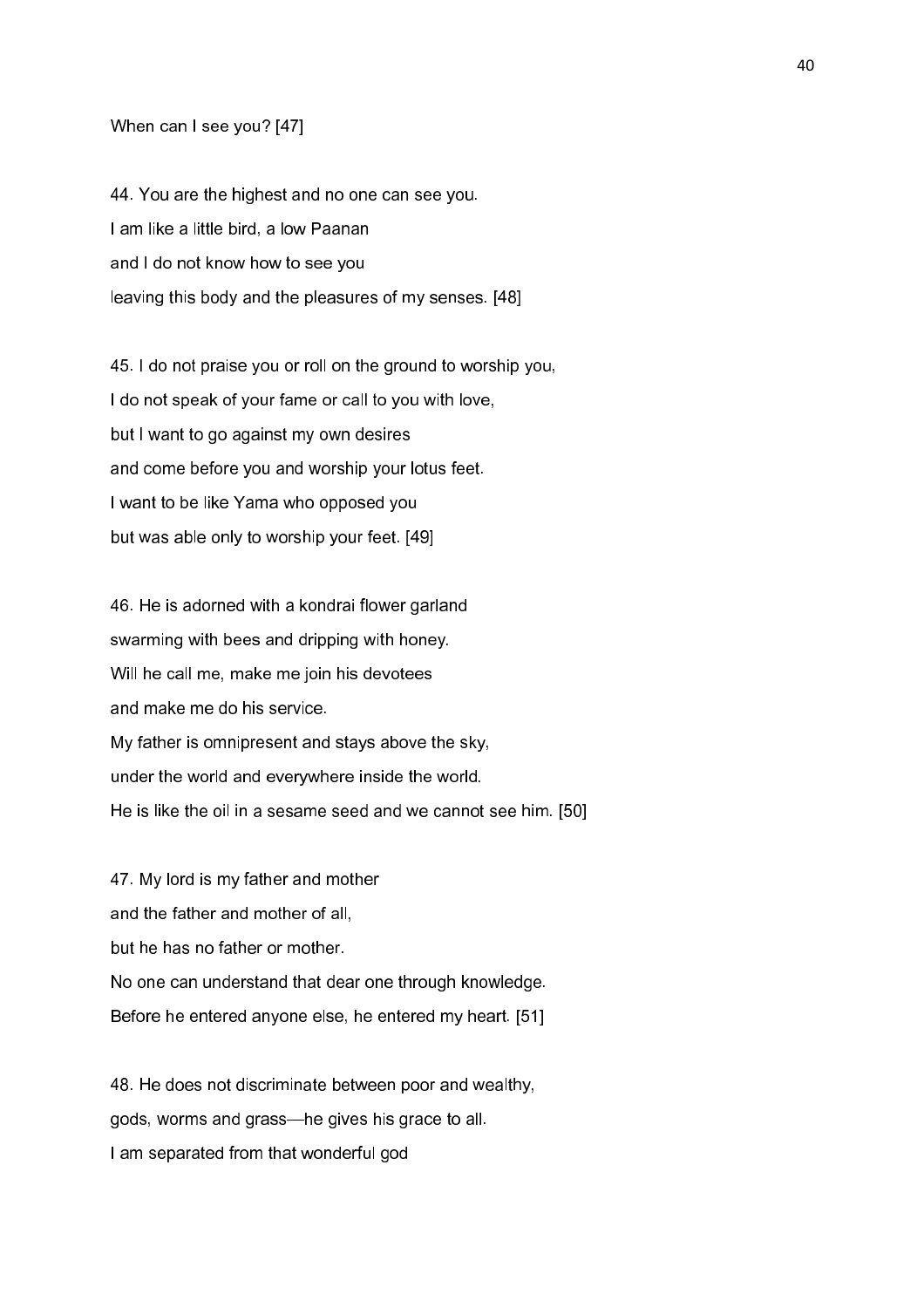When can I see you? [47]

44. You are the highest and no one can see you.
I am like a little bird, a low Paanan
and I do not know how to see you
leaving this body and the pleasures of my senses. [48]

45. I do not praise you or roll on the ground to worship you,
I do not speak of your fame or call to you with love,
but I want to go against my own desires
and come before you and worship your lotus feet.
I want to be like Yama who opposed you
but was able only to worship your feet. [49]

46. He is adorned with a kondrai flower garland
swarming with bees and dripping with honey.
Will he call me, make me join his devotees
and make me do his service.
My father is omnipresent and stays above the sky,
under the world and everywhere inside the world.
He is like the oil in a sesame seed and we cannot see him. [50]

47. My lord is my father and mother
and the father and mother of all,
but he has no father or mother.
No one can understand that dear one through knowledge.
Before he entered anyone else, he entered my heart. [51]

48. He does not discriminate between poor and wealthy,
gods, worms and grass—he gives his grace to all.
I am separated from that wonderful god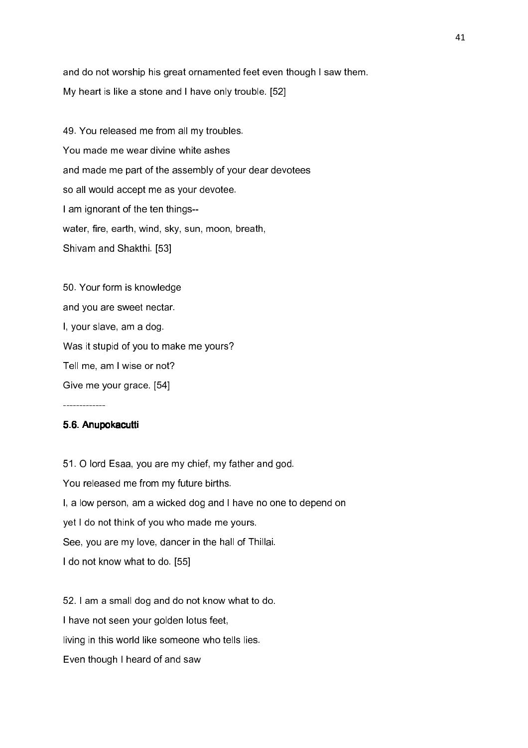and do not worship his great ornamented feet even though I saw them.
My heart is like a stone and I have only trouble. [52]

49. You released me from all my troubles.
You made me wear divine white ashes
and made me part of the assembly of your dear devotees
so all would accept me as your devotee.
I am ignorant of the ten things--
water, fire, earth, wind, sky, sun, moon, breath,
Shivam and Shakthi. [53]

50. Your form is knowledge
and you are sweet nectar.
I, your slave, am a dog.
Was it stupid of you to make me yours?
Tell me, am I wise or not?
Give me your grace. [54]

-------------

### 5.6. Anupokacutti

51. O lord Esaa, you are my chief, my father and god.
You released me from my future births.
I, a low person, am a wicked dog and I have no one to depend on
yet I do not think of you who made me yours.
See, you are my love, dancer in the hall of Thillai.
I do not know what to do. [55]

52. I am a small dog and do not know what to do.
I have not seen your golden lotus feet,
living in this world like someone who tells lies.
Even though I heard of and saw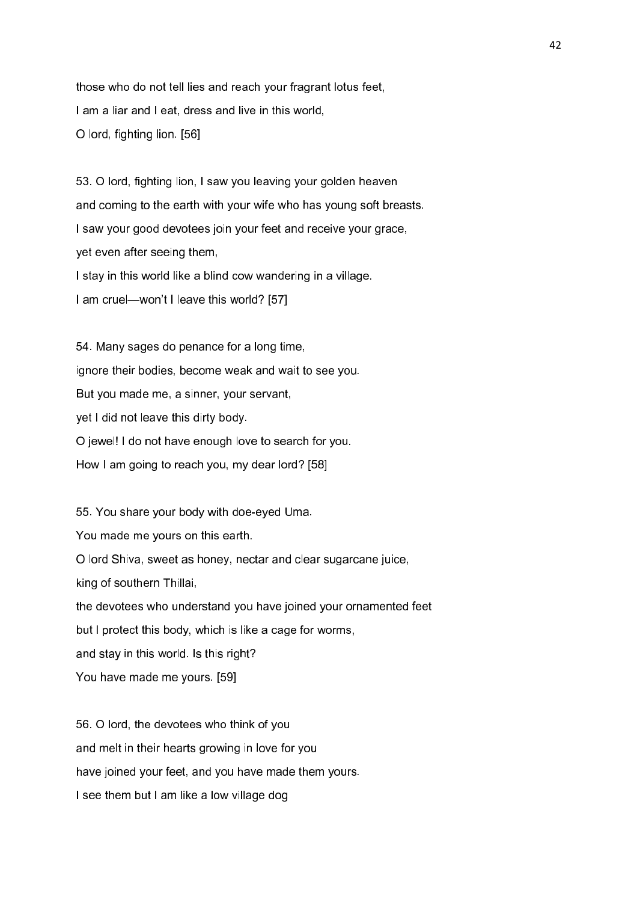those who do not tell lies and reach your fragrant lotus feet,
I am a liar and I eat, dress and live in this world,
O lord, fighting lion. [56]

53. O lord, fighting lion, I saw you leaving your golden heaven
and coming to the earth with your wife who has young soft breasts.
I saw your good devotees join your feet and receive your grace,
yet even after seeing them,
I stay in this world like a blind cow wandering in a village.
I am cruel—won't I leave this world? [57]

54. Many sages do penance for a long time,
ignore their bodies, become weak and wait to see you.
But you made me, a sinner, your servant,
yet I did not leave this dirty body.
O jewel! I do not have enough love to search for you.
How I am going to reach you, my dear lord? [58]

55. You share your body with doe-eyed Uma.
You made me yours on this earth.
O lord Shiva, sweet as honey, nectar and clear sugarcane juice,
king of southern Thillai,
the devotees who understand you have joined your ornamented feet
but I protect this body, which is like a cage for worms,
and stay in this world. Is this right?
You have made me yours. [59]

56. O lord, the devotees who think of you
and melt in their hearts growing in love for you
have joined your feet, and you have made them yours.
I see them but I am like a low village dog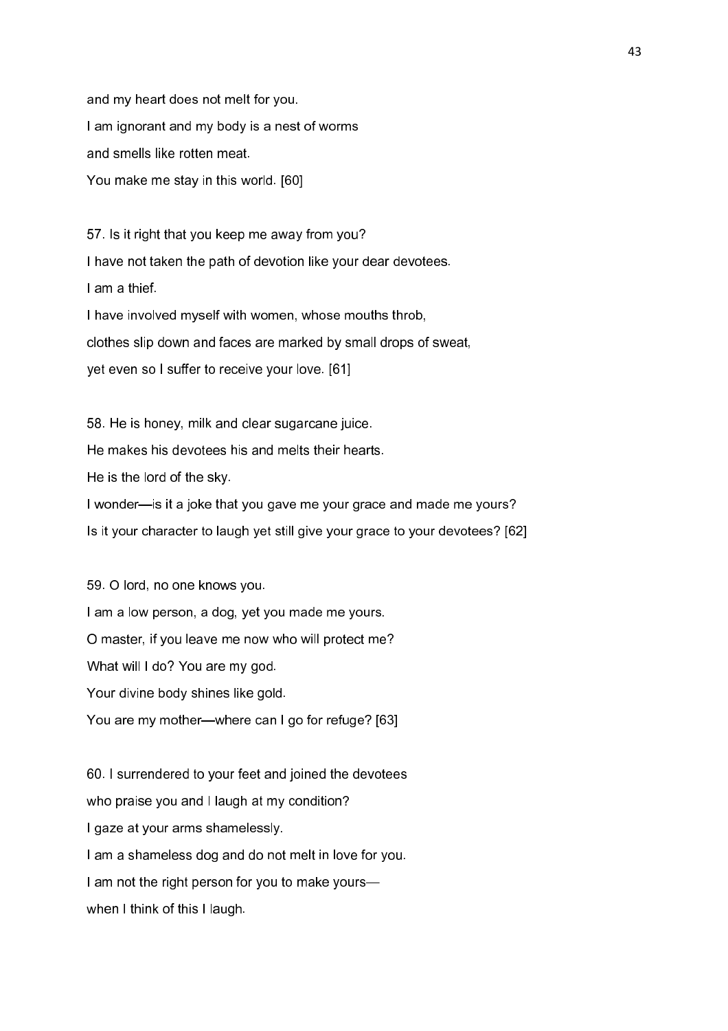and my heart does not melt for you.
I am ignorant and my body is a nest of worms
and smells like rotten meat.
You make me stay in this world. [60]

57. Is it right that you keep me away from you?
I have not taken the path of devotion like your dear devotees.
I am a thief.
I have involved myself with women, whose mouths throb,
clothes slip down and faces are marked by small drops of sweat,
yet even so I suffer to receive your love. [61]

58. He is honey, milk and clear sugarcane juice.
He makes his devotees his and melts their hearts.
He is the lord of the sky.
I wonder—is it a joke that you gave me your grace and made me yours?
Is it your character to laugh yet still give your grace to your devotees? [62]

59. O lord, no one knows you.
I am a low person, a dog, yet you made me yours.
O master, if you leave me now who will protect me?
What will I do? You are my god.
Your divine body shines like gold.
You are my mother—where can I go for refuge? [63]

60. I surrendered to your feet and joined the devotees
who praise you and I laugh at my condition?
I gaze at your arms shamelessly.
I am a shameless dog and do not melt in love for you.
I am not the right person for you to make yours—
when I think of this I laugh.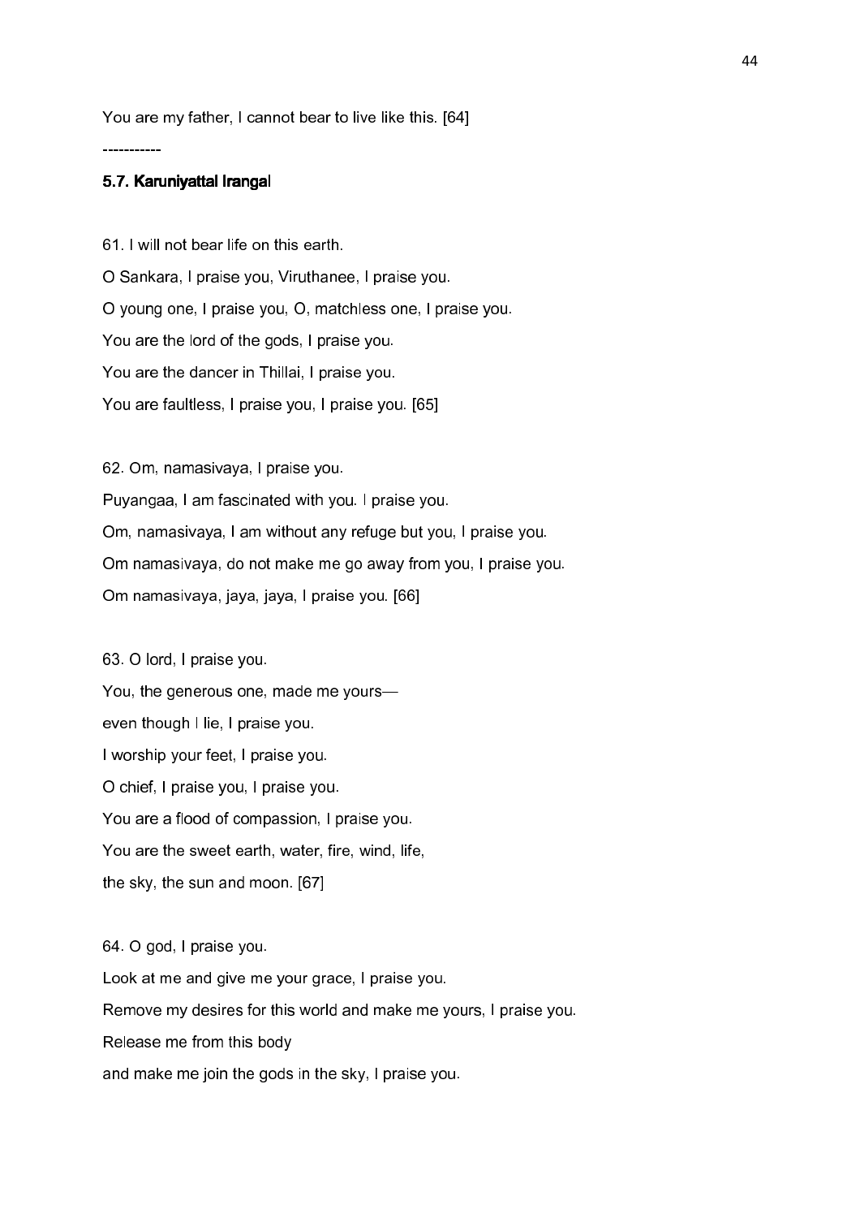You are my father, I cannot bear to live like this. [64]

-----------

### 5.7. Karuniyattal Irangal

61. I will not bear life on this earth.
O Sankara, I praise you, Viruthanee, I praise you.
O young one, I praise you, O, matchless one, I praise you.
You are the lord of the gods, I praise you.
You are the dancer in Thillai, I praise you.
You are faultless, I praise you, I praise you. [65]

62. Om, namasivaya, I praise you.
Puyangaa, I am fascinated with you. I praise you.
Om, namasivaya, I am without any refuge but you, I praise you.
Om namasivaya, do not make me go away from you, I praise you.
Om namasivaya, jaya, jaya, I praise you. [66]

63. O lord, I praise you.
You, the generous one, made me yours—
even though I lie, I praise you.
I worship your feet, I praise you.
O chief, I praise you, I praise you.
You are a flood of compassion, I praise you.
You are the sweet earth, water, fire, wind, life,
the sky, the sun and moon. [67]

64. O god, I praise you.
Look at me and give me your grace, I praise you.
Remove my desires for this world and make me yours, I praise you.
Release me from this body
and make me join the gods in the sky, I praise you.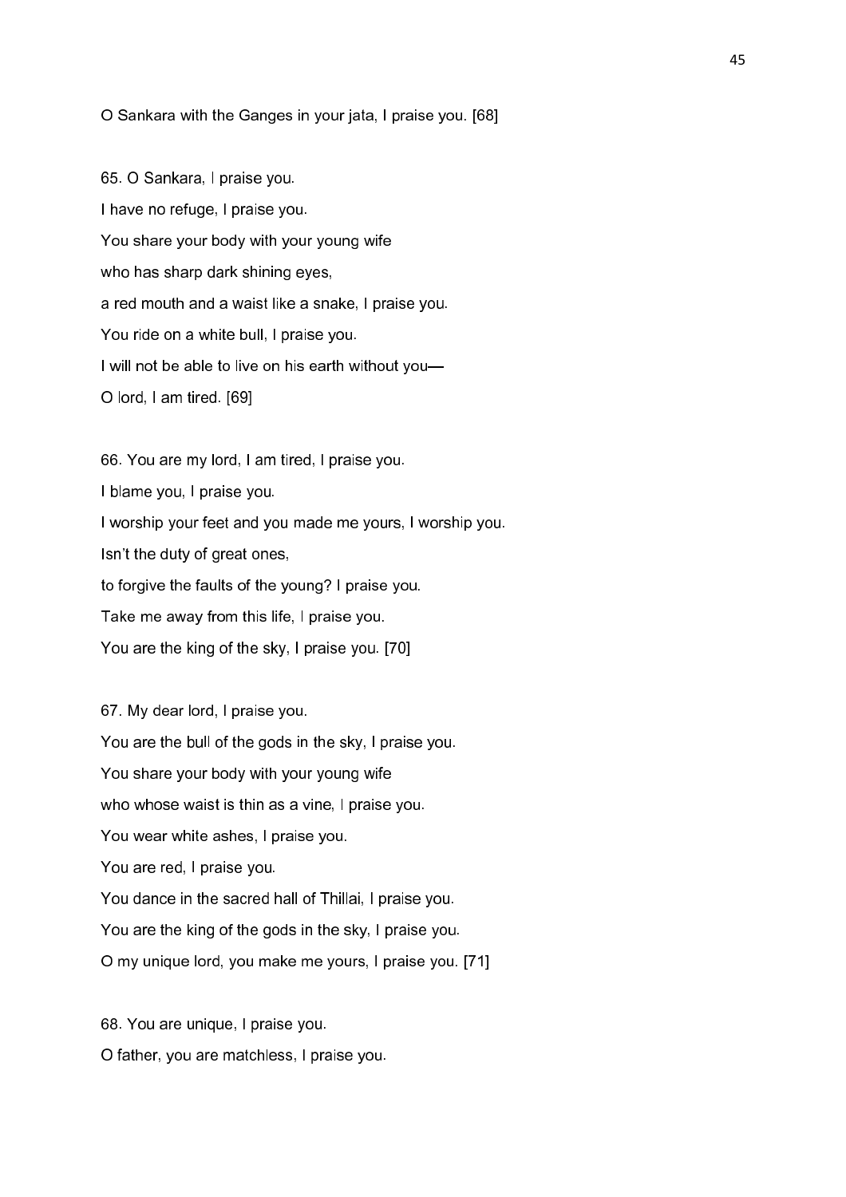O Sankara with the Ganges in your jata, I praise you. [68]

65. O Sankara, I praise you.
I have no refuge, I praise you.
You share your body with your young wife
who has sharp dark shining eyes,
a red mouth and a waist like a snake, I praise you.
You ride on a white bull, I praise you.
I will not be able to live on his earth without you—
O lord, I am tired. [69]

66. You are my lord, I am tired, I praise you.
I blame you, I praise you.
I worship your feet and you made me yours, I worship you.
Isn't the duty of great ones,
to forgive the faults of the young? I praise you.
Take me away from this life, I praise you.
You are the king of the sky, I praise you. [70]

67. My dear lord, I praise you.
You are the bull of the gods in the sky, I praise you.
You share your body with your young wife
who whose waist is thin as a vine, I praise you.
You wear white ashes, I praise you.
You are red, I praise you.
You dance in the sacred hall of Thillai, I praise you.
You are the king of the gods in the sky, I praise you.
O my unique lord, you make me yours, I praise you. [71]

68. You are unique, I praise you.
O father, you are matchless, I praise you.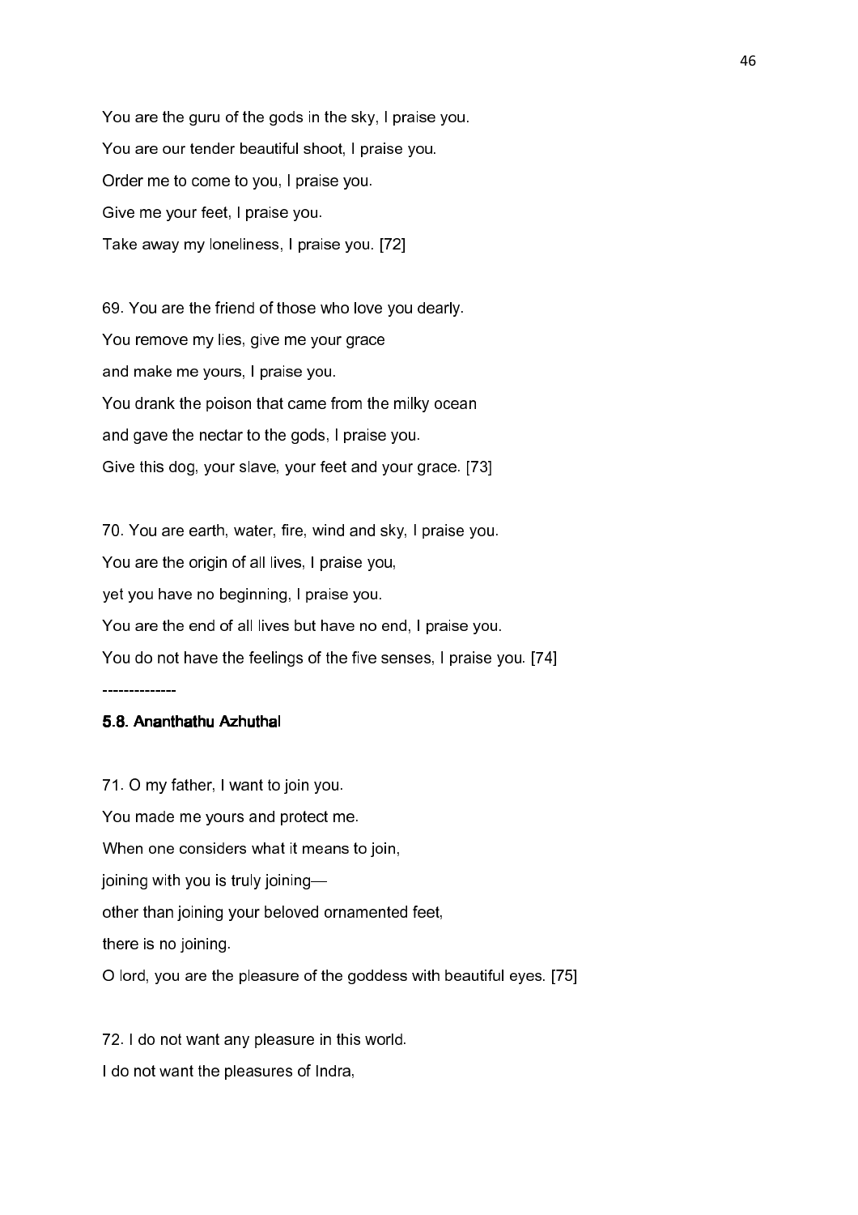You are the guru of the gods in the sky, I praise you.

You are our tender beautiful shoot, I praise you.

Order me to come to you, I praise you.

Give me your feet, I praise you.

Take away my loneliness, I praise you. [72]

69. You are the friend of those who love you dearly.

You remove my lies, give me your grace

and make me yours, I praise you.

You drank the poison that came from the milky ocean

and gave the nectar to the gods, I praise you.

Give this dog, your slave, your feet and your grace. [73]

70. You are earth, water, fire, wind and sky, I praise you.

You are the origin of all lives, I praise you,

yet you have no beginning, I praise you.

You are the end of all lives but have no end, I praise you.

You do not have the feelings of the five senses, I praise you. [74]

--------------

### 5.8. Ananthathu Azhuthal

71. O my father, I want to join you.

You made me yours and protect me.

When one considers what it means to join,

joining with you is truly joining—

other than joining your beloved ornamented feet,

there is no joining.

O lord, you are the pleasure of the goddess with beautiful eyes. [75]

72. I do not want any pleasure in this world.

I do not want the pleasures of Indra,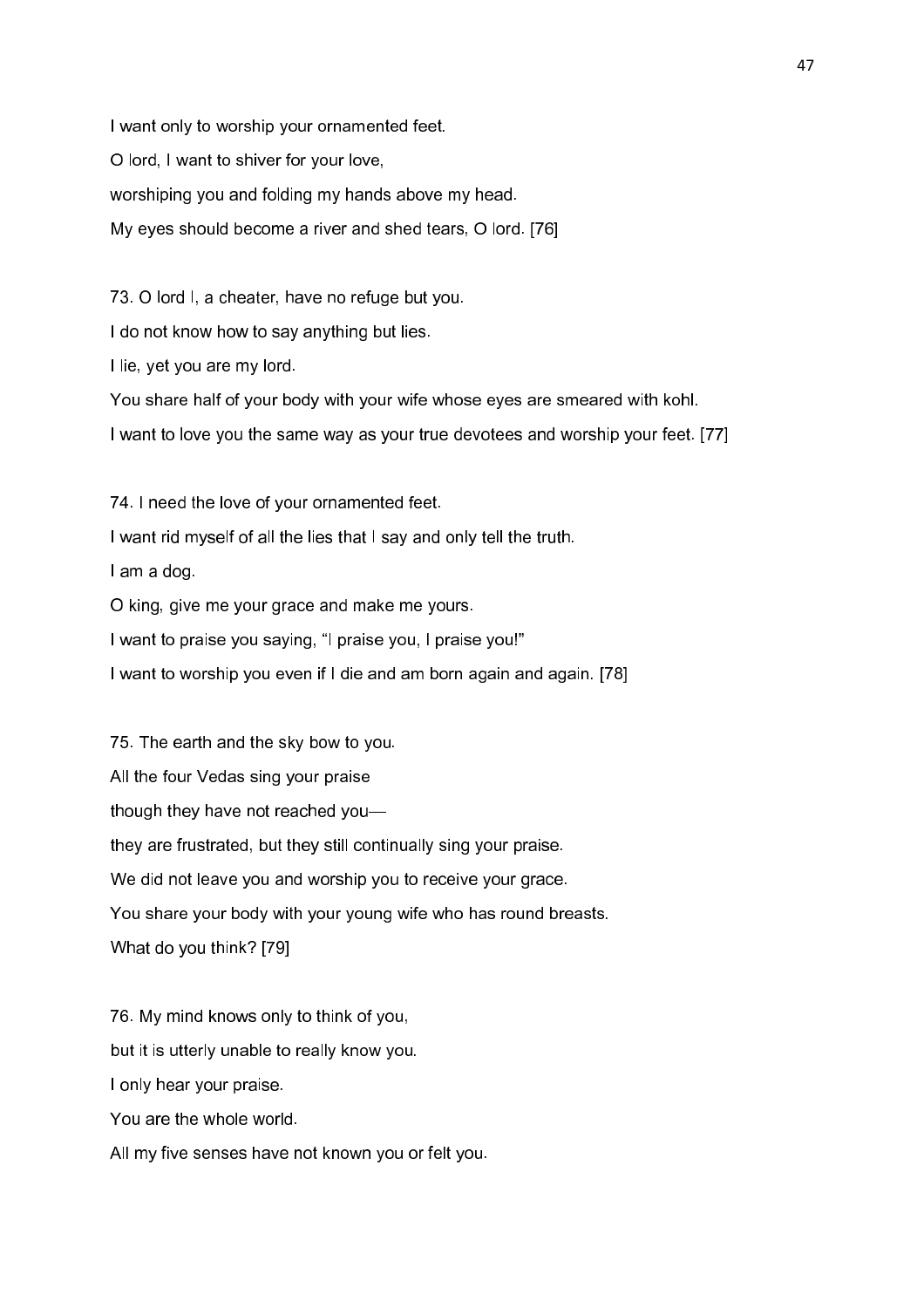I want only to worship your ornamented feet.

O lord, I want to shiver for your love,

worshiping you and folding my hands above my head.

My eyes should become a river and shed tears, O lord. [76]

73. O lord I, a cheater, have no refuge but you.

I do not know how to say anything but lies.

I lie, yet you are my lord.

You share half of your body with your wife whose eyes are smeared with kohl.

I want to love you the same way as your true devotees and worship your feet. [77]

74. I need the love of your ornamented feet.

I want rid myself of all the lies that I say and only tell the truth.

I am a dog.

O king, give me your grace and make me yours.

I want to praise you saying, "I praise you, I praise you!"

I want to worship you even if I die and am born again and again. [78]

75. The earth and the sky bow to you.

All the four Vedas sing your praise

though they have not reached you—

they are frustrated, but they still continually sing your praise.

We did not leave you and worship you to receive your grace.

You share your body with your young wife who has round breasts.

What do you think? [79]

76. My mind knows only to think of you,

but it is utterly unable to really know you.

I only hear your praise.

You are the whole world.

All my five senses have not known you or felt you.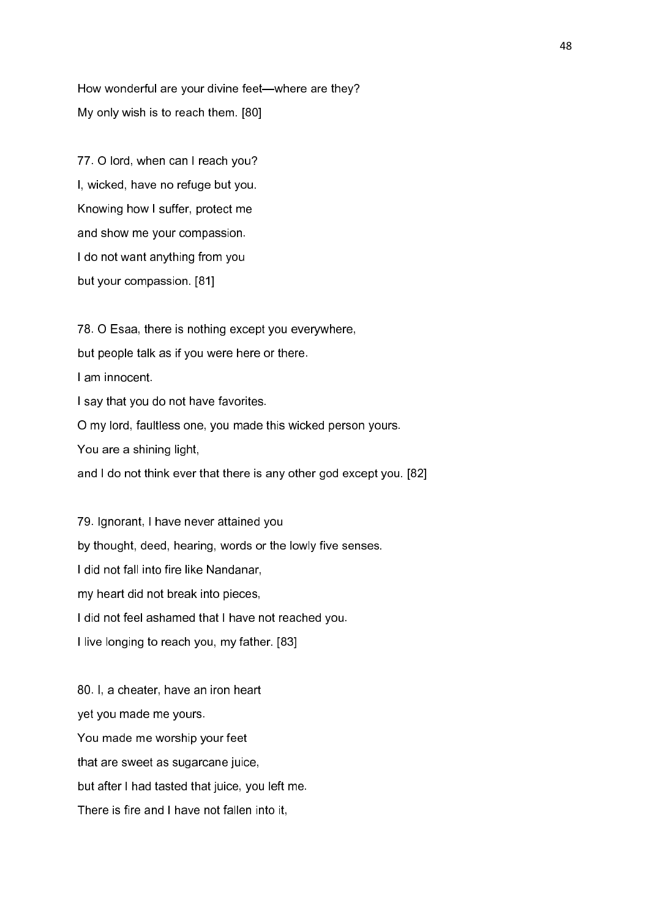How wonderful are your divine feet—where are they?
My only wish is to reach them. [80]

77. O lord, when can I reach you?
I, wicked, have no refuge but you.
Knowing how I suffer, protect me
and show me your compassion.
I do not want anything from you
but your compassion. [81]

78. O Esaa, there is nothing except you everywhere,
but people talk as if you were here or there.
I am innocent.
I say that you do not have favorites.
O my lord, faultless one, you made this wicked person yours.
You are a shining light,
and I do not think ever that there is any other god except you. [82]

79. Ignorant, I have never attained you
by thought, deed, hearing, words or the lowly five senses.
I did not fall into fire like Nandanar,
my heart did not break into pieces,
I did not feel ashamed that I have not reached you.
I live longing to reach you, my father. [83]

80. I, a cheater, have an iron heart
yet you made me yours.
You made me worship your feet
that are sweet as sugarcane juice,
but after I had tasted that juice, you left me.
There is fire and I have not fallen into it,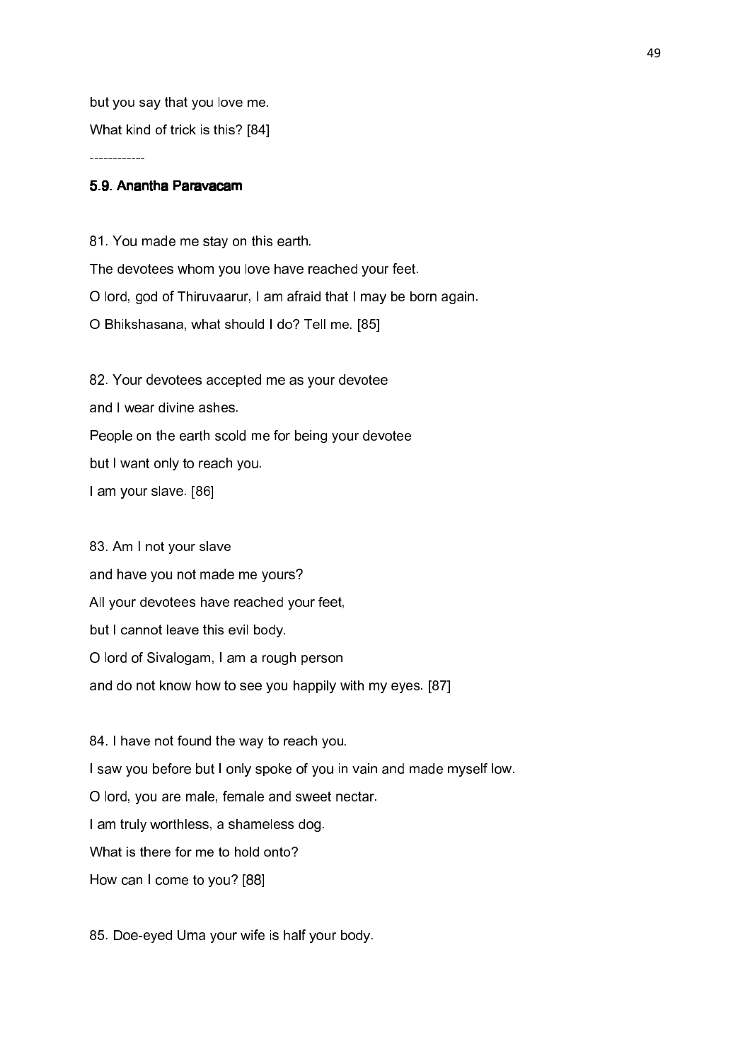but you say that you love me.

What kind of trick is this? [84]

------------

#### 5.9. Anantha Paravacam

81. You made me stay on this earth.
The devotees whom you love have reached your feet.
O lord, god of Thiruvaarur, I am afraid that I may be born again.
O Bhikshasana, what should I do? Tell me. [85]

82. Your devotees accepted me as your devotee
and I wear divine ashes.
People on the earth scold me for being your devotee
but I want only to reach you.
I am your slave. [86]

83. Am I not your slave
and have you not made me yours?
All your devotees have reached your feet,
but I cannot leave this evil body.
O lord of Sivalogam, I am a rough person
and do not know how to see you happily with my eyes. [87]

84. I have not found the way to reach you.
I saw you before but I only spoke of you in vain and made myself low.
O lord, you are male, female and sweet nectar.
I am truly worthless, a shameless dog.
What is there for me to hold onto?
How can I come to you? [88]

85. Doe-eyed Uma your wife is half your body.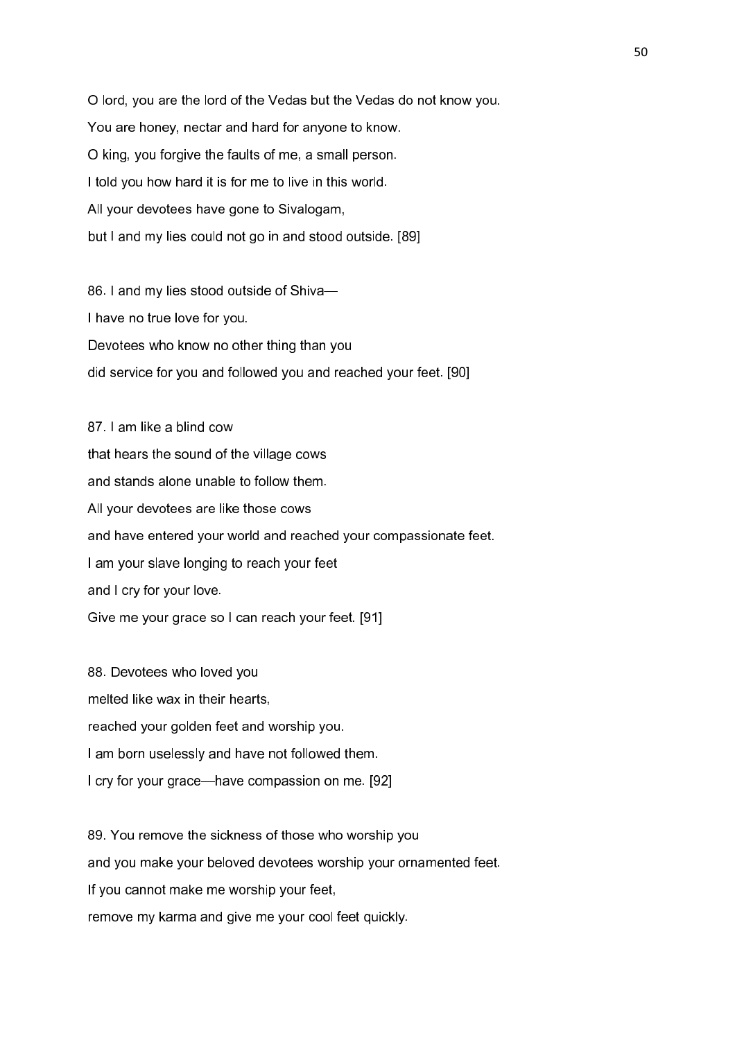O lord, you are the lord of the Vedas but the Vedas do not know you.

You are honey, nectar and hard for anyone to know.

O king, you forgive the faults of me, a small person.

I told you how hard it is for me to live in this world.

All your devotees have gone to Sivalogam,

but I and my lies could not go in and stood outside. [89]

86. I and my lies stood outside of Shiva—

I have no true love for you.

Devotees who know no other thing than you

did service for you and followed you and reached your feet. [90]

87. I am like a blind cow

that hears the sound of the village cows

and stands alone unable to follow them.

All your devotees are like those cows

and have entered your world and reached your compassionate feet.

I am your slave longing to reach your feet

and I cry for your love.

Give me your grace so I can reach your feet. [91]

88. Devotees who loved you

melted like wax in their hearts,

reached your golden feet and worship you.

I am born uselessly and have not followed them.

I cry for your grace—have compassion on me. [92]

89. You remove the sickness of those who worship you

and you make your beloved devotees worship your ornamented feet.

If you cannot make me worship your feet,

remove my karma and give me your cool feet quickly.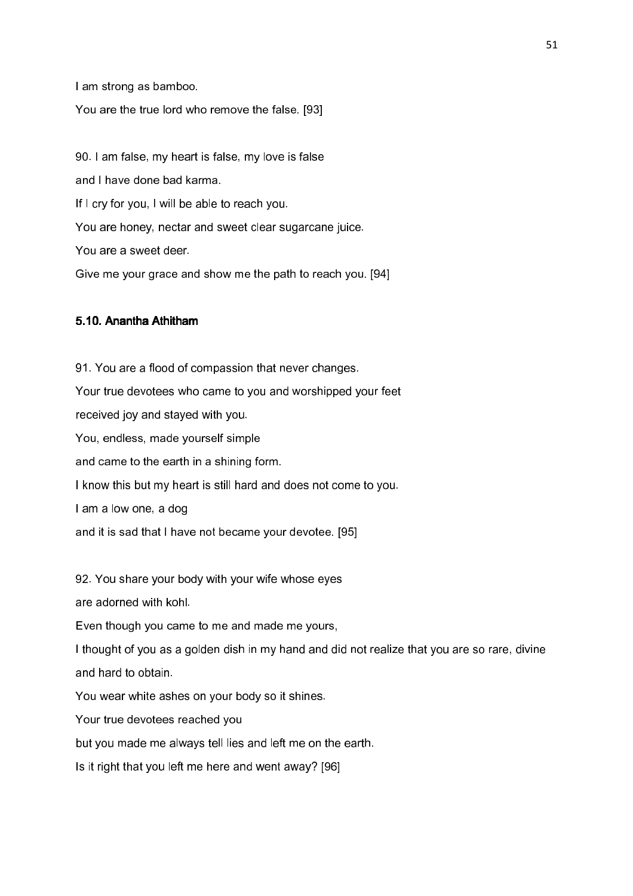I am strong as bamboo.

You are the true lord who remove the false. [93]

90. I am false, my heart is false, my love is false

and I have done bad karma.

If I cry for you, I will be able to reach you.

You are honey, nectar and sweet clear sugarcane juice.

You are a sweet deer.

Give me your grace and show me the path to reach you. [94]

### 5.10. Anantha Athitham

91. You are a flood of compassion that never changes.

Your true devotees who came to you and worshipped your feet

received joy and stayed with you.

You, endless, made yourself simple

and came to the earth in a shining form.

I know this but my heart is still hard and does not come to you.

I am a low one, a dog

and it is sad that I have not became your devotee. [95]

92. You share your body with your wife whose eyes

are adorned with kohl.

Even though you came to me and made me yours,

I thought of you as a golden dish in my hand and did not realize that you are so rare, divine and hard to obtain.

You wear white ashes on your body so it shines.

Your true devotees reached you

but you made me always tell lies and left me on the earth.

Is it right that you left me here and went away? [96]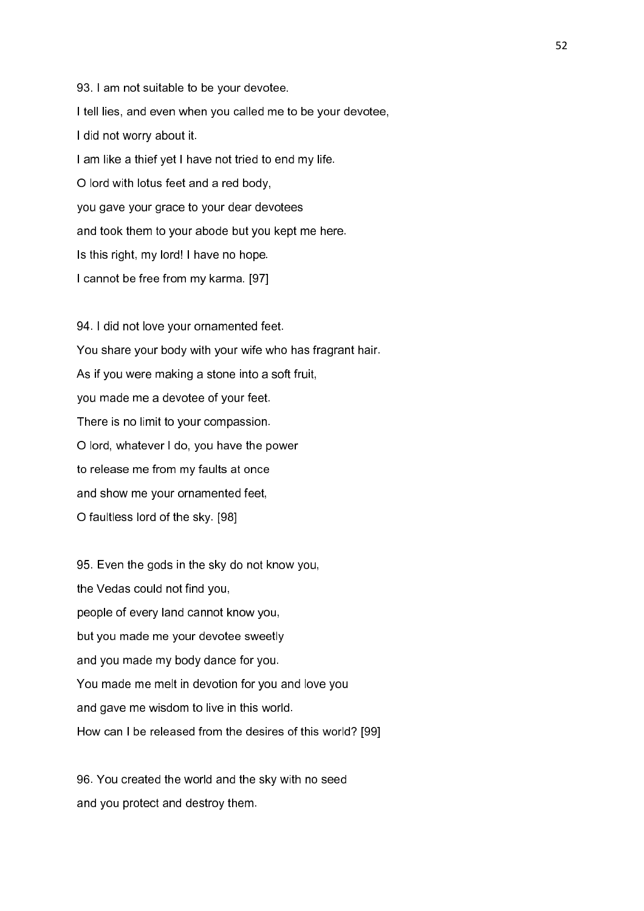93. I am not suitable to be your devotee.

I tell lies, and even when you called me to be your devotee,

I did not worry about it.

I am like a thief yet I have not tried to end my life.

O lord with lotus feet and a red body,

you gave your grace to your dear devotees

and took them to your abode but you kept me here.

Is this right, my lord! I have no hope.

I cannot be free from my karma. [97]

94. I did not love your ornamented feet.

You share your body with your wife who has fragrant hair.

As if you were making a stone into a soft fruit,

you made me a devotee of your feet.

There is no limit to your compassion.

O lord, whatever I do, you have the power

to release me from my faults at once

and show me your ornamented feet,

O faultless lord of the sky. [98]

95. Even the gods in the sky do not know you,

the Vedas could not find you,

people of every land cannot know you,

but you made me your devotee sweetly

and you made my body dance for you.

You made me melt in devotion for you and love you

and gave me wisdom to live in this world.

How can I be released from the desires of this world? [99]

96. You created the world and the sky with no seed

and you protect and destroy them.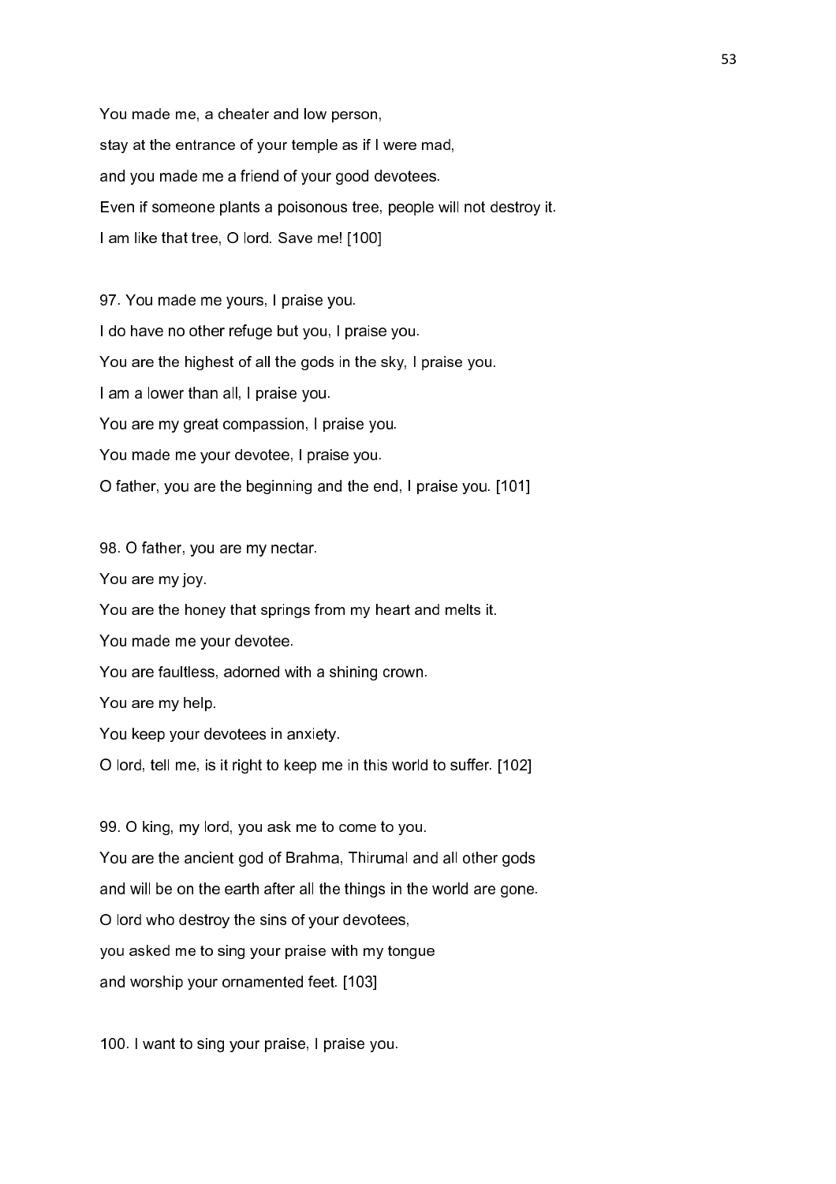You made me, a cheater and low person,

stay at the entrance of your temple as if I were mad,

and you made me a friend of your good devotees.

Even if someone plants a poisonous tree, people will not destroy it.

I am like that tree, O lord. Save me! [100]

97. You made me yours, I praise you.

I do have no other refuge but you, I praise you.

You are the highest of all the gods in the sky, I praise you.

I am a lower than all, I praise you.

You are my great compassion, I praise you.

You made me your devotee, I praise you.

O father, you are the beginning and the end, I praise you. [101]

98. O father, you are my nectar.

You are my joy.

You are the honey that springs from my heart and melts it.

You made me your devotee.

You are faultless, adorned with a shining crown.

You are my help.

You keep your devotees in anxiety.

O lord, tell me, is it right to keep me in this world to suffer. [102]

99. O king, my lord, you ask me to come to you.

You are the ancient god of Brahma, Thirumal and all other gods

and will be on the earth after all the things in the world are gone.

O lord who destroy the sins of your devotees,

you asked me to sing your praise with my tongue

and worship your ornamented feet. [103]

100. I want to sing your praise, I praise you.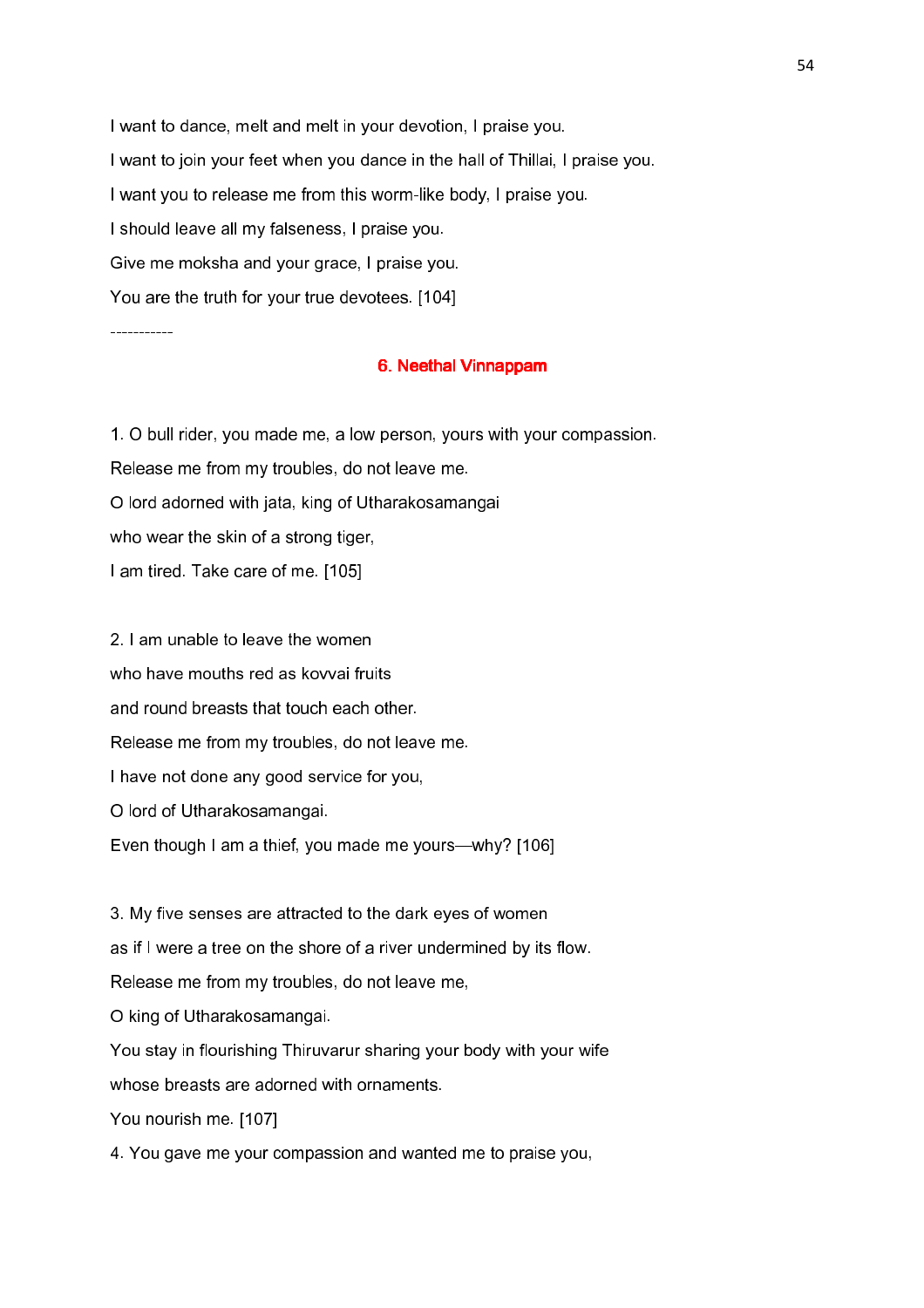I want to dance, melt and melt in your devotion, I praise you.

I want to join your feet when you dance in the hall of Thillai, I praise you.

I want you to release me from this worm-like body, I praise you.

I should leave all my falseness, I praise you.

Give me moksha and your grace, I praise you.

You are the truth for your true devotees. [104]

-----------

## 6. Neethal Vinnappam

1. O bull rider, you made me, a low person, yours with your compassion.

Release me from my troubles, do not leave me.

O lord adorned with jata, king of Utharakosamangai

who wear the skin of a strong tiger,

I am tired. Take care of me. [105]

2. I am unable to leave the women

who have mouths red as kovvai fruits

and round breasts that touch each other.

Release me from my troubles, do not leave me.

I have not done any good service for you,

O lord of Utharakosamangai.

Even though I am a thief, you made me yours—why? [106]

3. My five senses are attracted to the dark eyes of women

as if I were a tree on the shore of a river undermined by its flow.

Release me from my troubles, do not leave me,

O king of Utharakosamangai.

You stay in flourishing Thiruvarur sharing your body with your wife

whose breasts are adorned with ornaments.

You nourish me. [107]

4. You gave me your compassion and wanted me to praise you,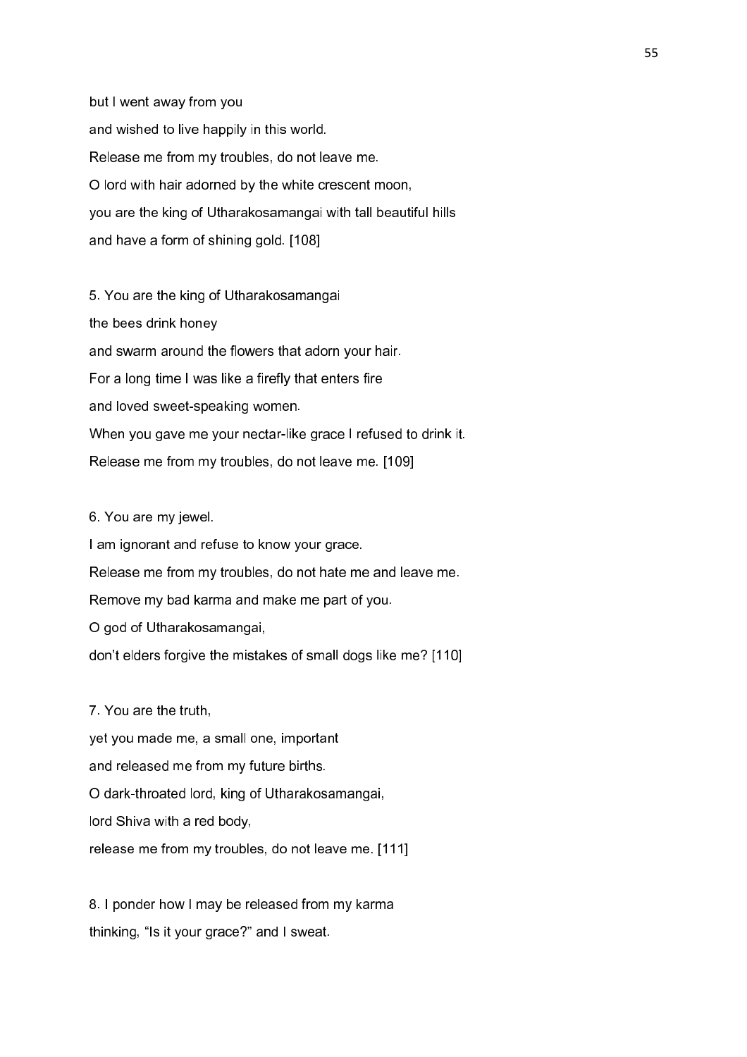but I went away from you

and wished to live happily in this world.

Release me from my troubles, do not leave me.

O lord with hair adorned by the white crescent moon,

you are the king of Utharakosamangai with tall beautiful hills

and have a form of shining gold. [108]

5. You are the king of Utharakosamangai

the bees drink honey

and swarm around the flowers that adorn your hair.

For a long time I was like a firefly that enters fire

and loved sweet-speaking women.

When you gave me your nectar-like grace I refused to drink it.

Release me from my troubles, do not leave me. [109]

6. You are my jewel.

I am ignorant and refuse to know your grace.

Release me from my troubles, do not hate me and leave me.

Remove my bad karma and make me part of you.

O god of Utharakosamangai,

don't elders forgive the mistakes of small dogs like me? [110]

7. You are the truth,

yet you made me, a small one, important

and released me from my future births.

O dark-throated lord, king of Utharakosamangai,

lord Shiva with a red body,

release me from my troubles, do not leave me. [111]

8. I ponder how I may be released from my karma

thinking, "Is it your grace?" and I sweat.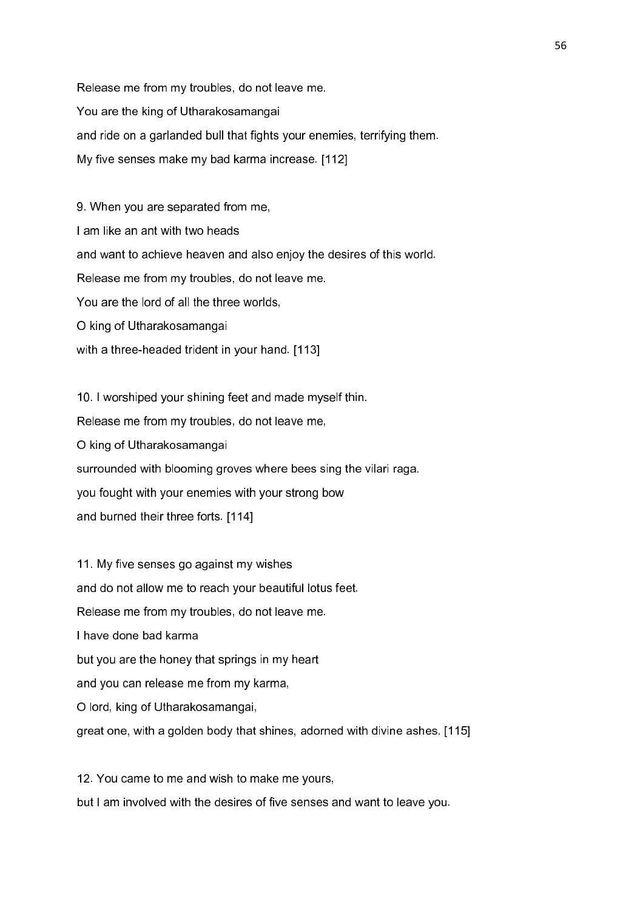Release me from my troubles, do not leave me.

You are the king of Utharakosamangai

and ride on a garlanded bull that fights your enemies, terrifying them.

My five senses make my bad karma increase. [112]

9. When you are separated from me,

I am like an ant with two heads

and want to achieve heaven and also enjoy the desires of this world.

Release me from my troubles, do not leave me.

You are the lord of all the three worlds,

O king of Utharakosamangai

with a three-headed trident in your hand. [113]

10. I worshiped your shining feet and made myself thin.

Release me from my troubles, do not leave me,

O king of Utharakosamangai

surrounded with blooming groves where bees sing the vilari raga.

you fought with your enemies with your strong bow

and burned their three forts. [114]

11. My five senses go against my wishes

and do not allow me to reach your beautiful lotus feet.

Release me from my troubles, do not leave me.

I have done bad karma

but you are the honey that springs in my heart

and you can release me from my karma,

O lord, king of Utharakosamangai,

great one, with a golden body that shines, adorned with divine ashes. [115]

12. You came to me and wish to make me yours,

but I am involved with the desires of five senses and want to leave you.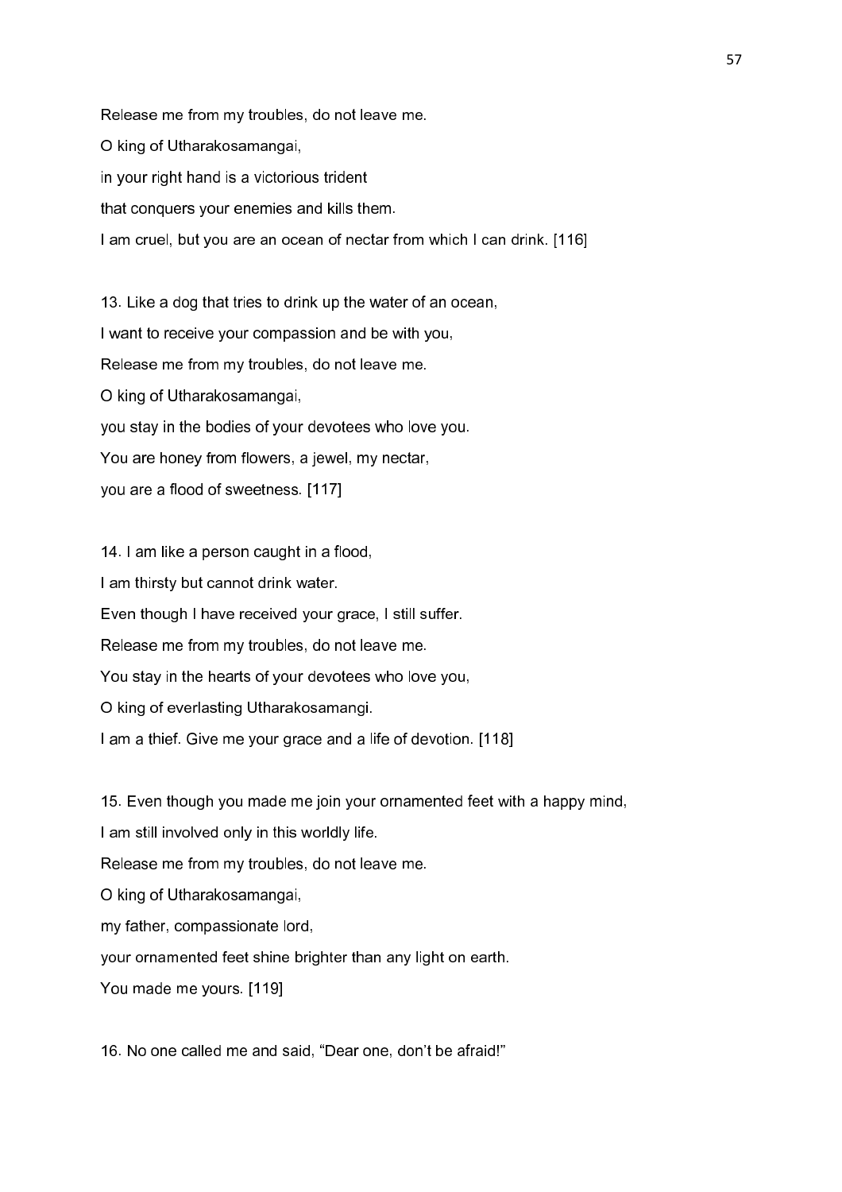Release me from my troubles, do not leave me.

O king of Utharakosamangai,

in your right hand is a victorious trident

that conquers your enemies and kills them.

I am cruel, but you are an ocean of nectar from which I can drink. [116]

13. Like a dog that tries to drink up the water of an ocean,

I want to receive your compassion and be with you,

Release me from my troubles, do not leave me.

O king of Utharakosamangai,

you stay in the bodies of your devotees who love you.

You are honey from flowers, a jewel, my nectar,

you are a flood of sweetness. [117]

14. I am like a person caught in a flood,

I am thirsty but cannot drink water.

Even though I have received your grace, I still suffer.

Release me from my troubles, do not leave me.

You stay in the hearts of your devotees who love you,

O king of everlasting Utharakosamangi.

I am a thief. Give me your grace and a life of devotion. [118]

15. Even though you made me join your ornamented feet with a happy mind,

I am still involved only in this worldly life.

Release me from my troubles, do not leave me.

O king of Utharakosamangai,

my father, compassionate lord,

your ornamented feet shine brighter than any light on earth.

You made me yours. [119]

16. No one called me and said, "Dear one, don't be afraid!"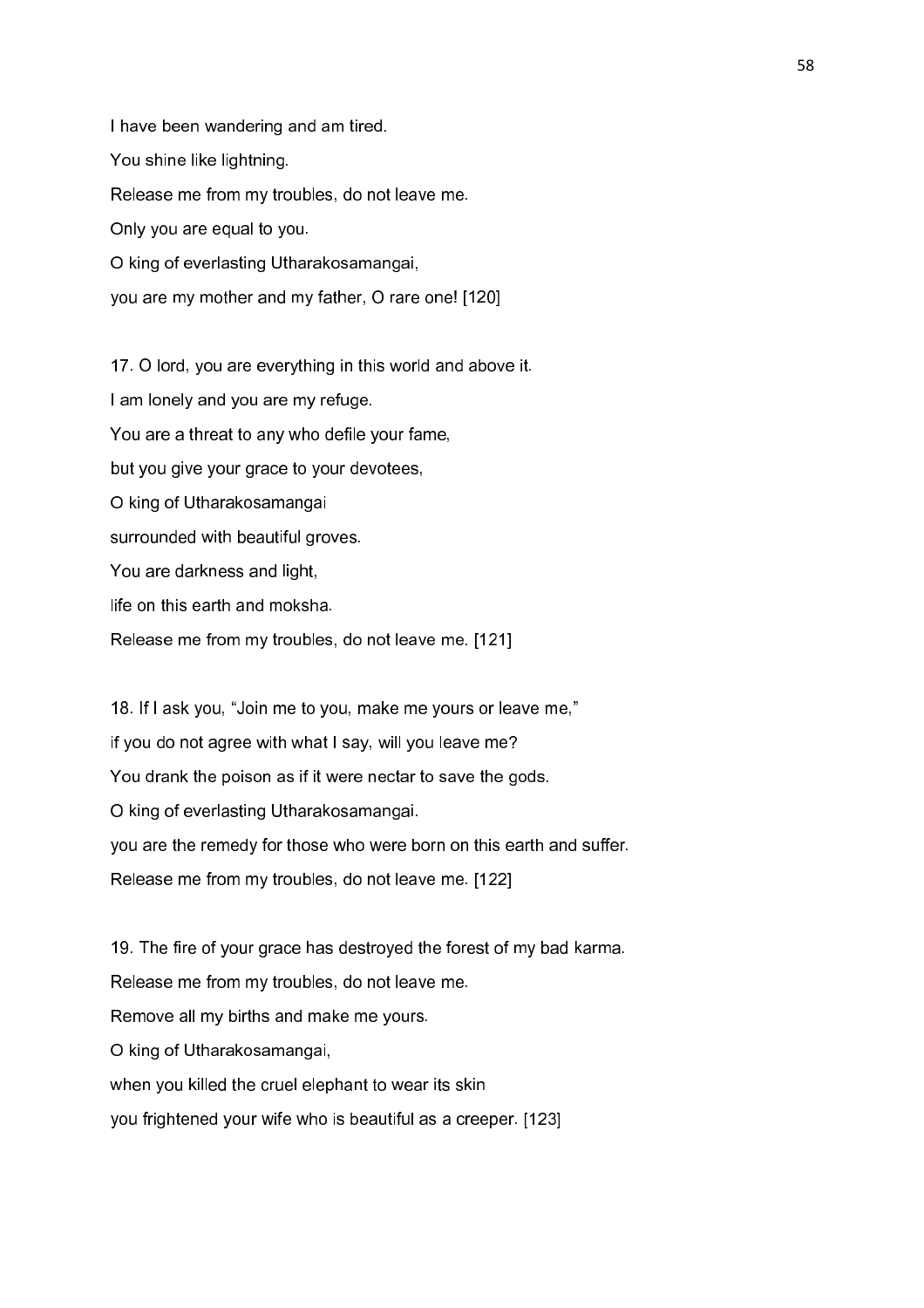I have been wandering and am tired.

You shine like lightning.

Release me from my troubles, do not leave me.

Only you are equal to you.

O king of everlasting Utharakosamangai,

you are my mother and my father, O rare one! [120]

17. O lord, you are everything in this world and above it.

I am lonely and you are my refuge.

You are a threat to any who defile your fame,

but you give your grace to your devotees,

O king of Utharakosamangai

surrounded with beautiful groves.

You are darkness and light,

life on this earth and moksha.

Release me from my troubles, do not leave me. [121]

18. If I ask you, “Join me to you, make me yours or leave me,”

if you do not agree with what I say, will you leave me?

You drank the poison as if it were nectar to save the gods.

O king of everlasting Utharakosamangai.

you are the remedy for those who were born on this earth and suffer.

Release me from my troubles, do not leave me. [122]

19. The fire of your grace has destroyed the forest of my bad karma.

Release me from my troubles, do not leave me.

Remove all my births and make me yours.

O king of Utharakosamangai,

when you killed the cruel elephant to wear its skin

you frightened your wife who is beautiful as a creeper. [123]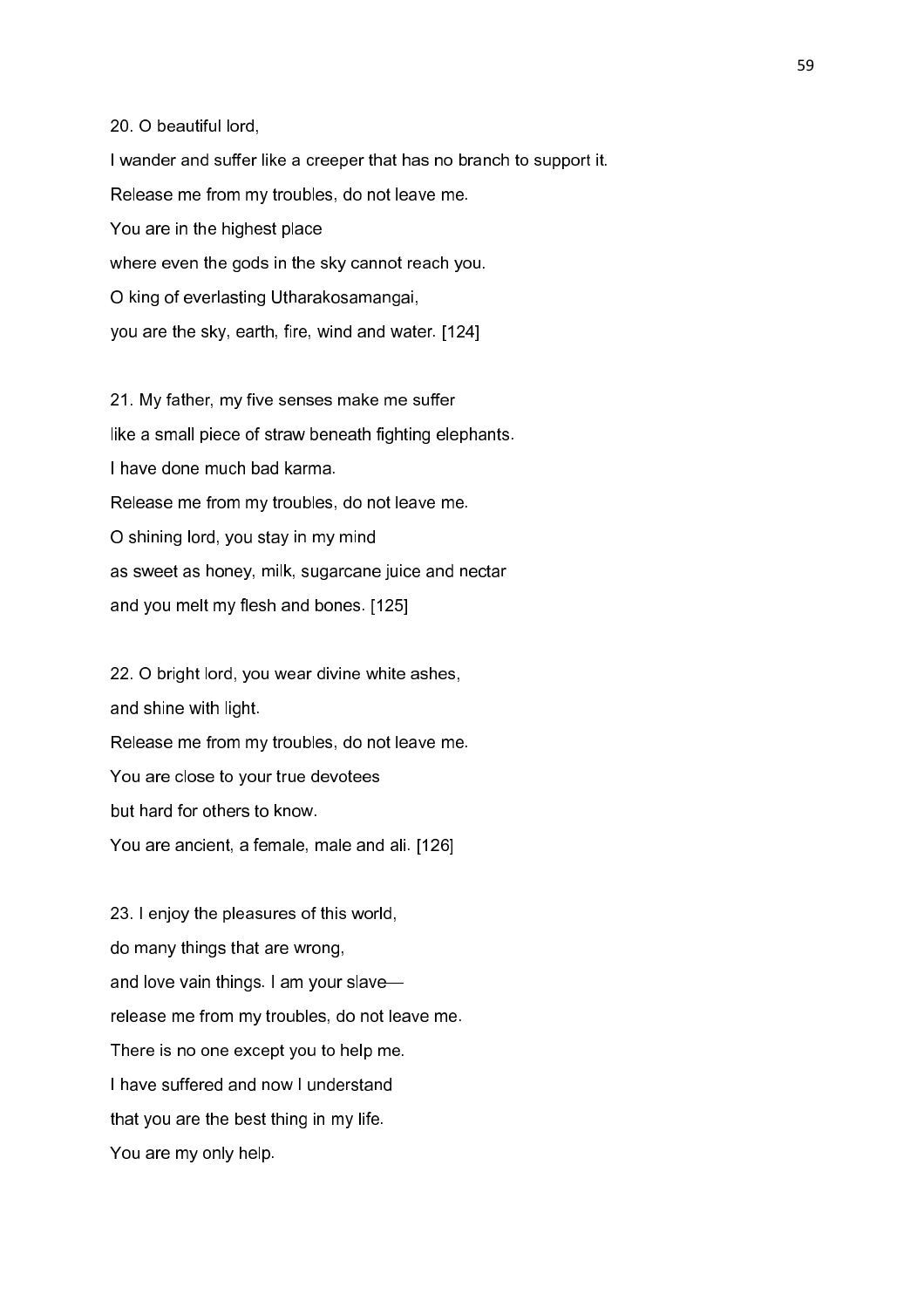20. O beautiful lord,

I wander and suffer like a creeper that has no branch to support it.

Release me from my troubles, do not leave me.

You are in the highest place

where even the gods in the sky cannot reach you.

O king of everlasting Utharakosamangai,

you are the sky, earth, fire, wind and water. [124]

21. My father, my five senses make me suffer

like a small piece of straw beneath fighting elephants.

I have done much bad karma.

Release me from my troubles, do not leave me.

O shining lord, you stay in my mind

as sweet as honey, milk, sugarcane juice and nectar

and you melt my flesh and bones. [125]

22. O bright lord, you wear divine white ashes,

and shine with light.

Release me from my troubles, do not leave me.

You are close to your true devotees

but hard for others to know.

You are ancient, a female, male and ali. [126]

23. I enjoy the pleasures of this world,

do many things that are wrong,

and love vain things. I am your slave—

release me from my troubles, do not leave me.

There is no one except you to help me.

I have suffered and now I understand

that you are the best thing in my life.

You are my only help.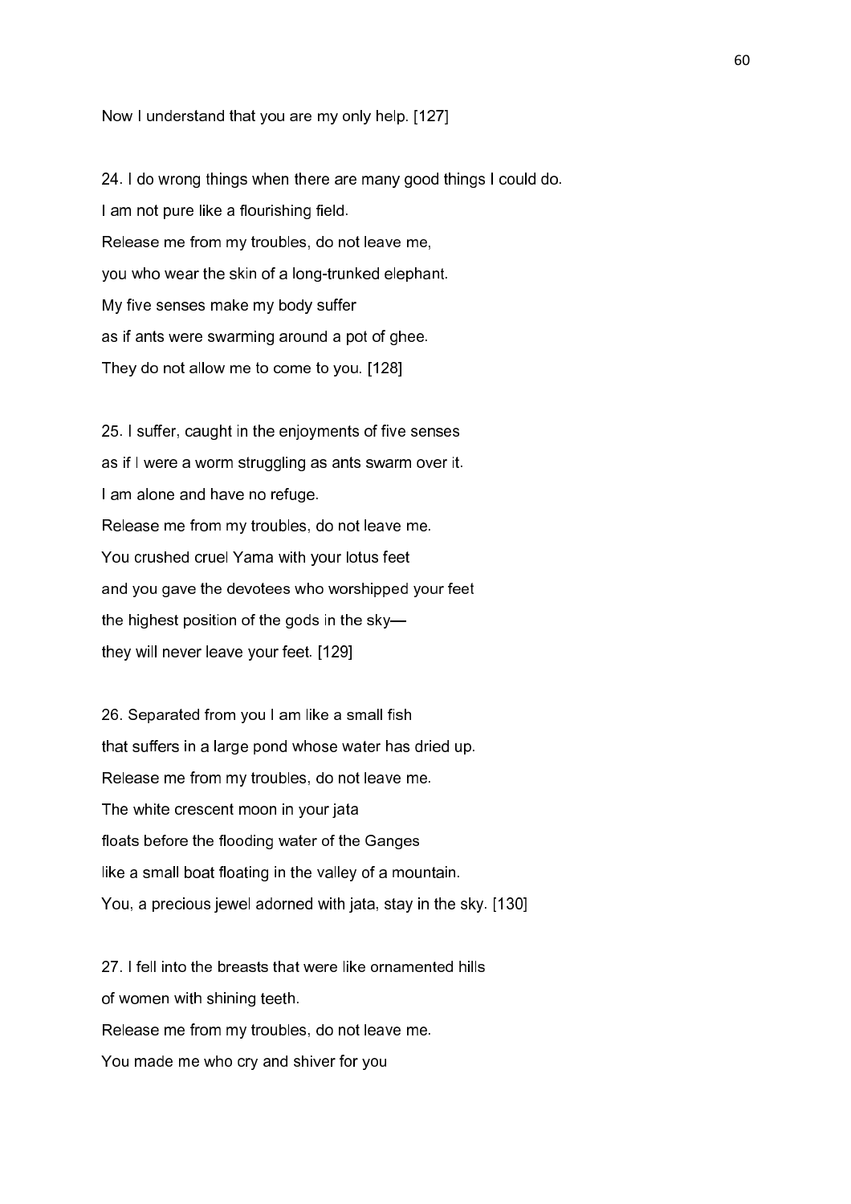Now I understand that you are my only help. [127]

24. I do wrong things when there are many good things I could do.  
I am not pure like a flourishing field.  
Release me from my troubles, do not leave me,  
you who wear the skin of a long-trunked elephant.  
My five senses make my body suffer  
as if ants were swarming around a pot of ghee.  
They do not allow me to come to you. [128]

25. I suffer, caught in the enjoyments of five senses  
as if I were a worm struggling as ants swarm over it.  
I am alone and have no refuge.  
Release me from my troubles, do not leave me.  
You crushed cruel Yama with your lotus feet  
and you gave the devotees who worshipped your feet  
the highest position of the gods in the sky—  
they will never leave your feet. [129]

26. Separated from you I am like a small fish  
that suffers in a large pond whose water has dried up.  
Release me from my troubles, do not leave me.  
The white crescent moon in your jata  
floats before the flooding water of the Ganges  
like a small boat floating in the valley of a mountain.  
You, a precious jewel adorned with jata, stay in the sky. [130]

27. I fell into the breasts that were like ornamented hills  
of women with shining teeth.  
Release me from my troubles, do not leave me.  
You made me who cry and shiver for you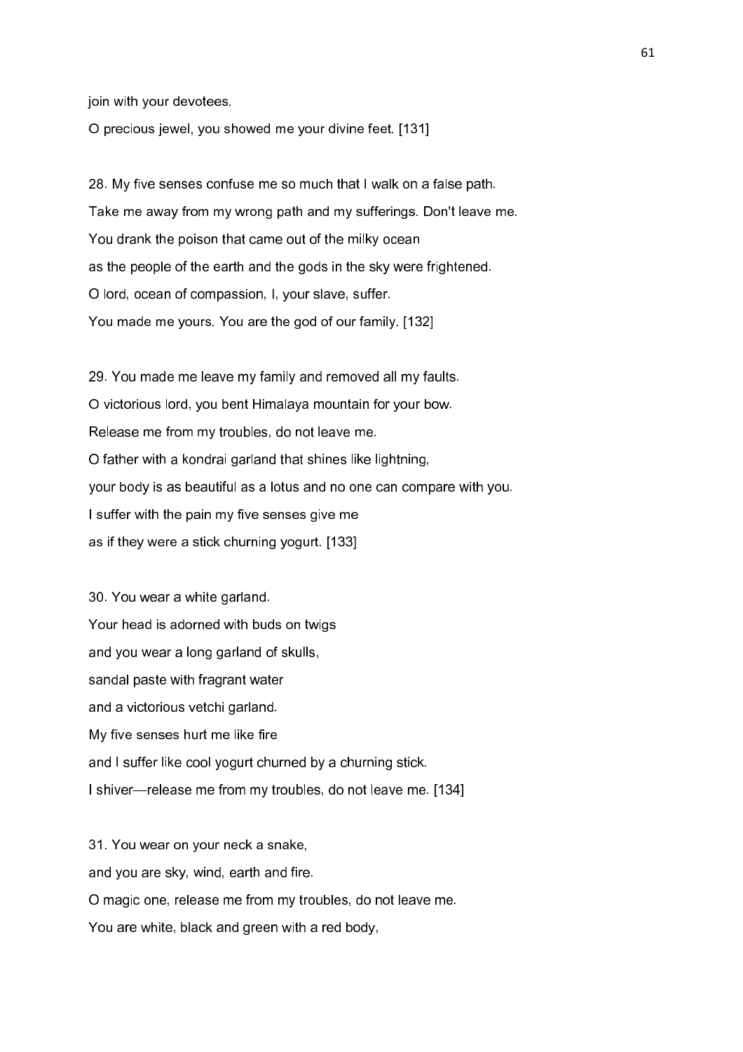join with your devotees.

O precious jewel, you showed me your divine feet. [131]

28. My five senses confuse me so much that I walk on a false path.

Take me away from my wrong path and my sufferings. Don't leave me.

You drank the poison that came out of the milky ocean

as the people of the earth and the gods in the sky were frightened.

O lord, ocean of compassion, I, your slave, suffer.

You made me yours. You are the god of our family. [132]

29. You made me leave my family and removed all my faults.

O victorious lord, you bent Himalaya mountain for your bow.

Release me from my troubles, do not leave me.

O father with a kondrai garland that shines like lightning,

your body is as beautiful as a lotus and no one can compare with you.

I suffer with the pain my five senses give me

as if they were a stick churning yogurt. [133]

30. You wear a white garland.

Your head is adorned with buds on twigs

and you wear a long garland of skulls,

sandal paste with fragrant water

and a victorious vetchi garland.

My five senses hurt me like fire

and I suffer like cool yogurt churned by a churning stick.

I shiver—release me from my troubles, do not leave me. [134]

31. You wear on your neck a snake,

and you are sky, wind, earth and fire.

O magic one, release me from my troubles, do not leave me.

You are white, black and green with a red body,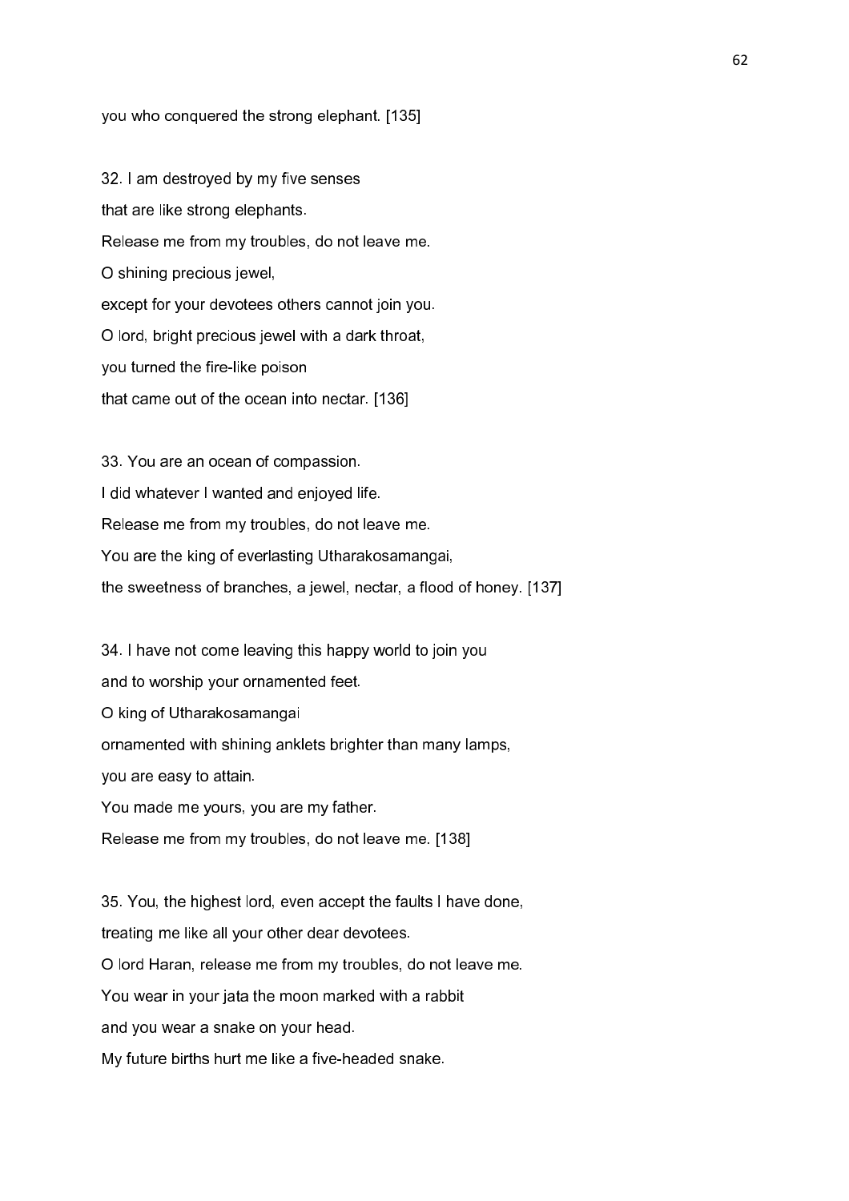you who conquered the strong elephant. [135]

32. I am destroyed by my five senses
that are like strong elephants.
Release me from my troubles, do not leave me.
O shining precious jewel,
except for your devotees others cannot join you.
O lord, bright precious jewel with a dark throat,
you turned the fire-like poison
that came out of the ocean into nectar. [136]

33. You are an ocean of compassion.
I did whatever I wanted and enjoyed life.
Release me from my troubles, do not leave me.
You are the king of everlasting Utharakosamangai,
the sweetness of branches, a jewel, nectar, a flood of honey. [137]

34. I have not come leaving this happy world to join you
and to worship your ornamented feet.
O king of Utharakosamangai
ornamented with shining anklets brighter than many lamps,
you are easy to attain.
You made me yours, you are my father.
Release me from my troubles, do not leave me. [138]

35. You, the highest lord, even accept the faults I have done,
treating me like all your other dear devotees.
O lord Haran, release me from my troubles, do not leave me.
You wear in your jata the moon marked with a rabbit
and you wear a snake on your head.
My future births hurt me like a five-headed snake.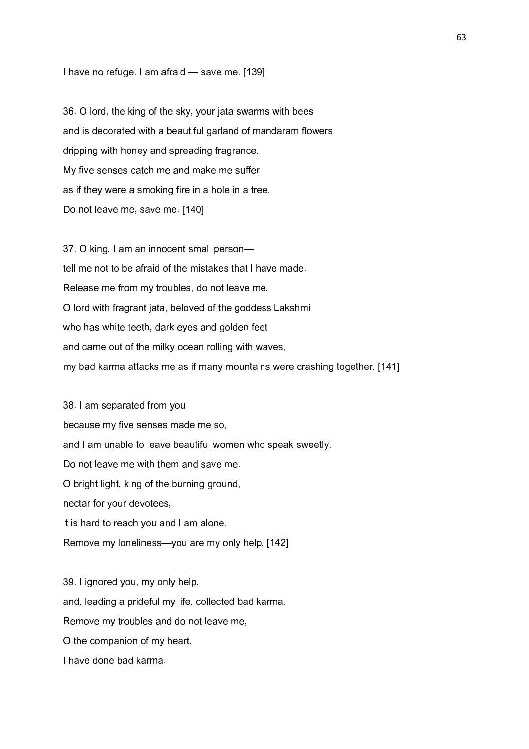I have no refuge. I am afraid — save me. [139]

36. O lord, the king of the sky, your jata swarms with bees
and is decorated with a beautiful garland of mandaram flowers
dripping with honey and spreading fragrance.
My five senses catch me and make me suffer
as if they were a smoking fire in a hole in a tree.
Do not leave me, save me. [140]

37. O king, I am an innocent small person—
tell me not to be afraid of the mistakes that I have made.
Release me from my troubles, do not leave me.
O lord with fragrant jata, beloved of the goddess Lakshmi
who has white teeth, dark eyes and golden feet
and came out of the milky ocean rolling with waves,
my bad karma attacks me as if many mountains were crashing together. [141]

38. I am separated from you
because my five senses made me so,
and I am unable to leave beautiful women who speak sweetly.
Do not leave me with them and save me.
O bright light, king of the burning ground,
nectar for your devotees,
it is hard to reach you and I am alone.
Remove my loneliness—you are my only help. [142]

39. I ignored you, my only help,
and, leading a prideful my life, collected bad karma.
Remove my troubles and do not leave me,
O the companion of my heart.
I have done bad karma.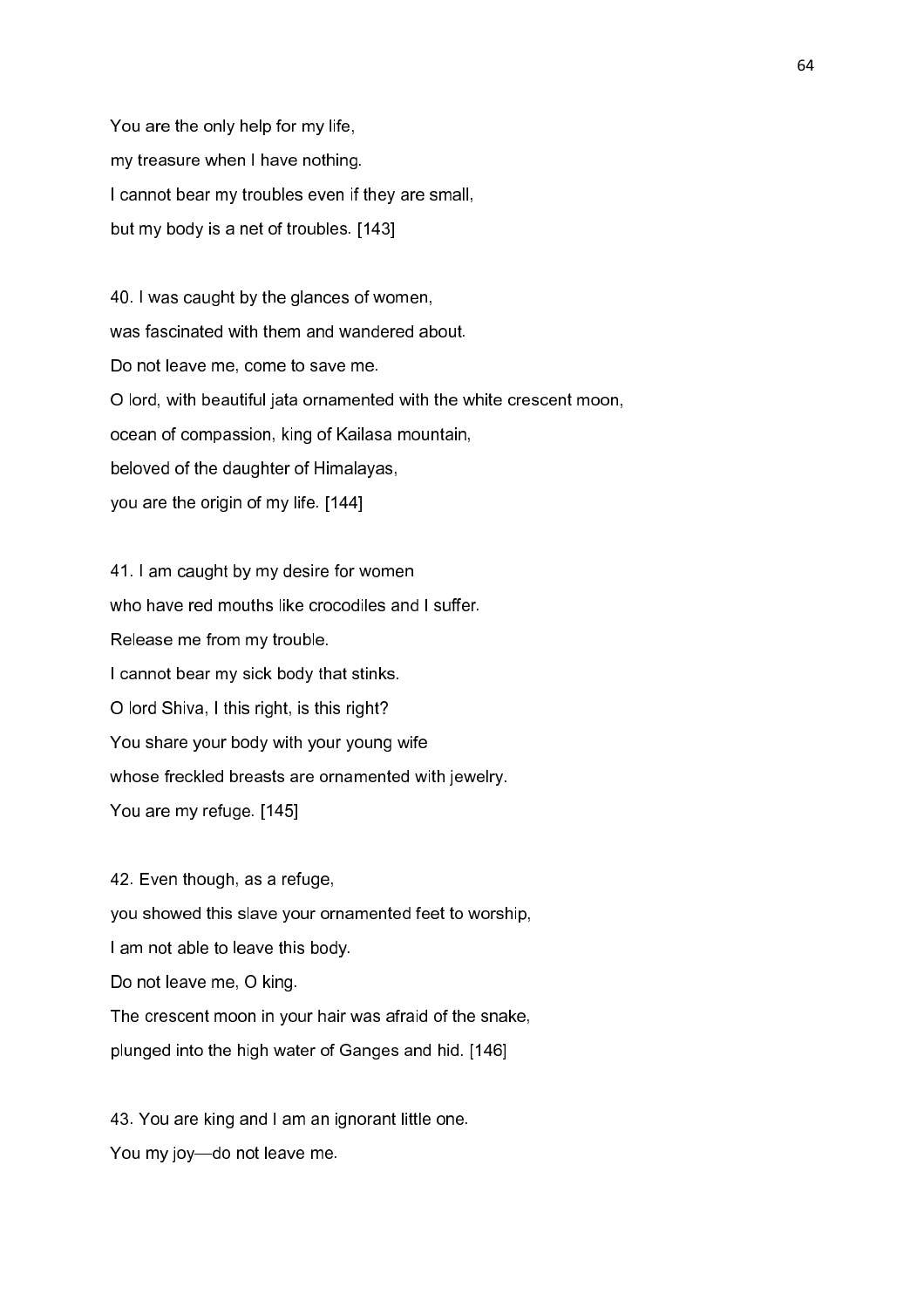You are the only help for my life,

my treasure when I have nothing.

I cannot bear my troubles even if they are small,

but my body is a net of troubles. [143]

40. I was caught by the glances of women,

was fascinated with them and wandered about.

Do not leave me, come to save me.

O lord, with beautiful jata ornamented with the white crescent moon,

ocean of compassion, king of Kailasa mountain,

beloved of the daughter of Himalayas,

you are the origin of my life. [144]

41. I am caught by my desire for women

who have red mouths like crocodiles and I suffer.

Release me from my trouble.

I cannot bear my sick body that stinks.

O lord Shiva, I this right, is this right?

You share your body with your young wife

whose freckled breasts are ornamented with jewelry.

You are my refuge. [145]

42. Even though, as a refuge,

you showed this slave your ornamented feet to worship,

I am not able to leave this body.

Do not leave me, O king.

The crescent moon in your hair was afraid of the snake,

plunged into the high water of Ganges and hid. [146]

43. You are king and I am an ignorant little one.

You my joy—do not leave me.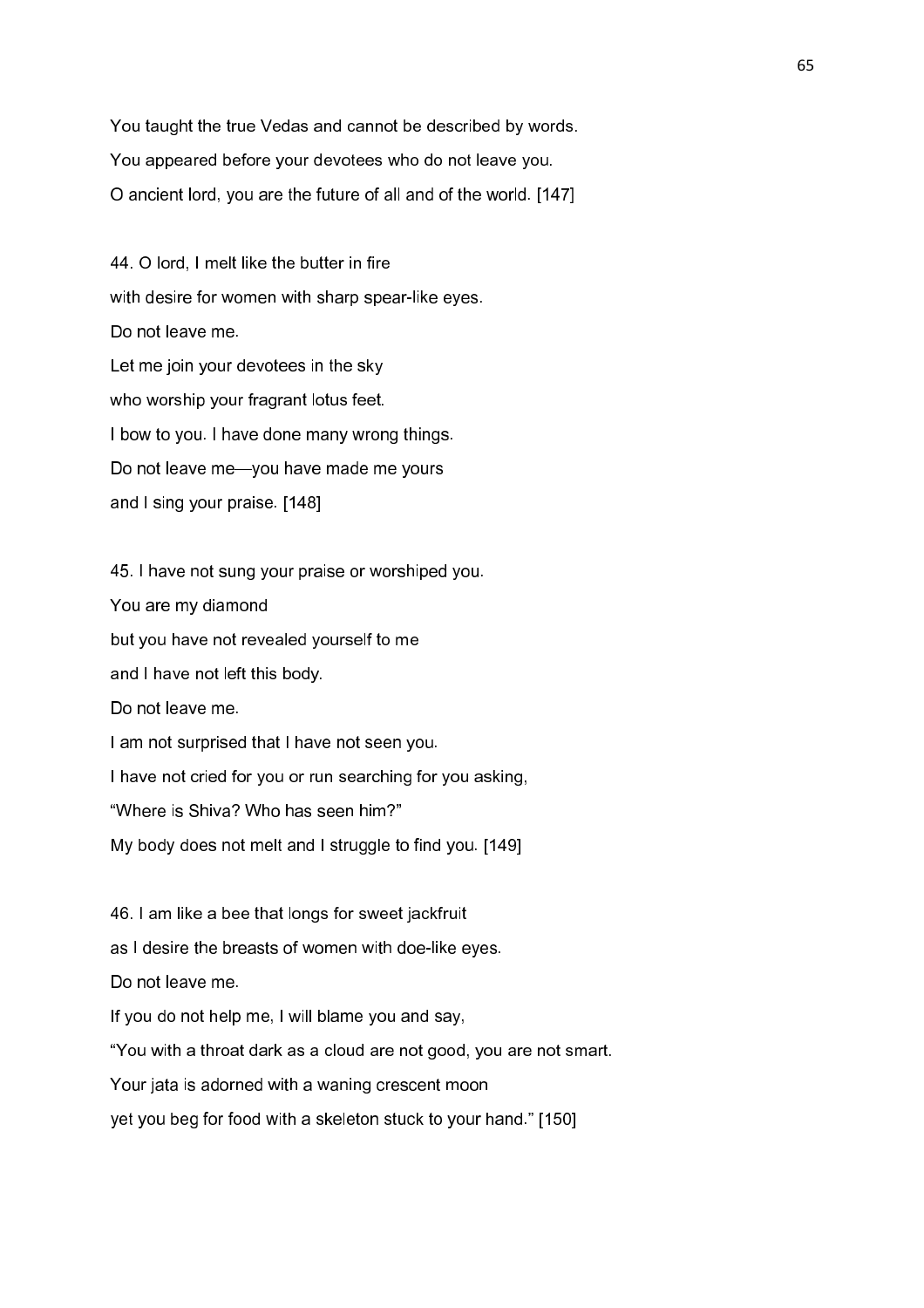You taught the true Vedas and cannot be described by words.  
You appeared before your devotees who do not leave you.  
O ancient lord, you are the future of all and of the world. [147]

44. O lord, I melt like the butter in fire  
with desire for women with sharp spear-like eyes.  
Do not leave me.  
Let me join your devotees in the sky  
who worship your fragrant lotus feet.  
I bow to you. I have done many wrong things.  
Do not leave me—you have made me yours  
and I sing your praise. [148]

45. I have not sung your praise or worshiped you.  
You are my diamond  
but you have not revealed yourself to me  
and I have not left this body.  
Do not leave me.  
I am not surprised that I have not seen you.  
I have not cried for you or run searching for you asking,  
“Where is Shiva? Who has seen him?”  
My body does not melt and I struggle to find you. [149]

46. I am like a bee that longs for sweet jackfruit  
as I desire the breasts of women with doe-like eyes.  
Do not leave me.  
If you do not help me, I will blame you and say,  
“You with a throat dark as a cloud are not good, you are not smart.  
Your jata is adorned with a waning crescent moon  
yet you beg for food with a skeleton stuck to your hand.” [150]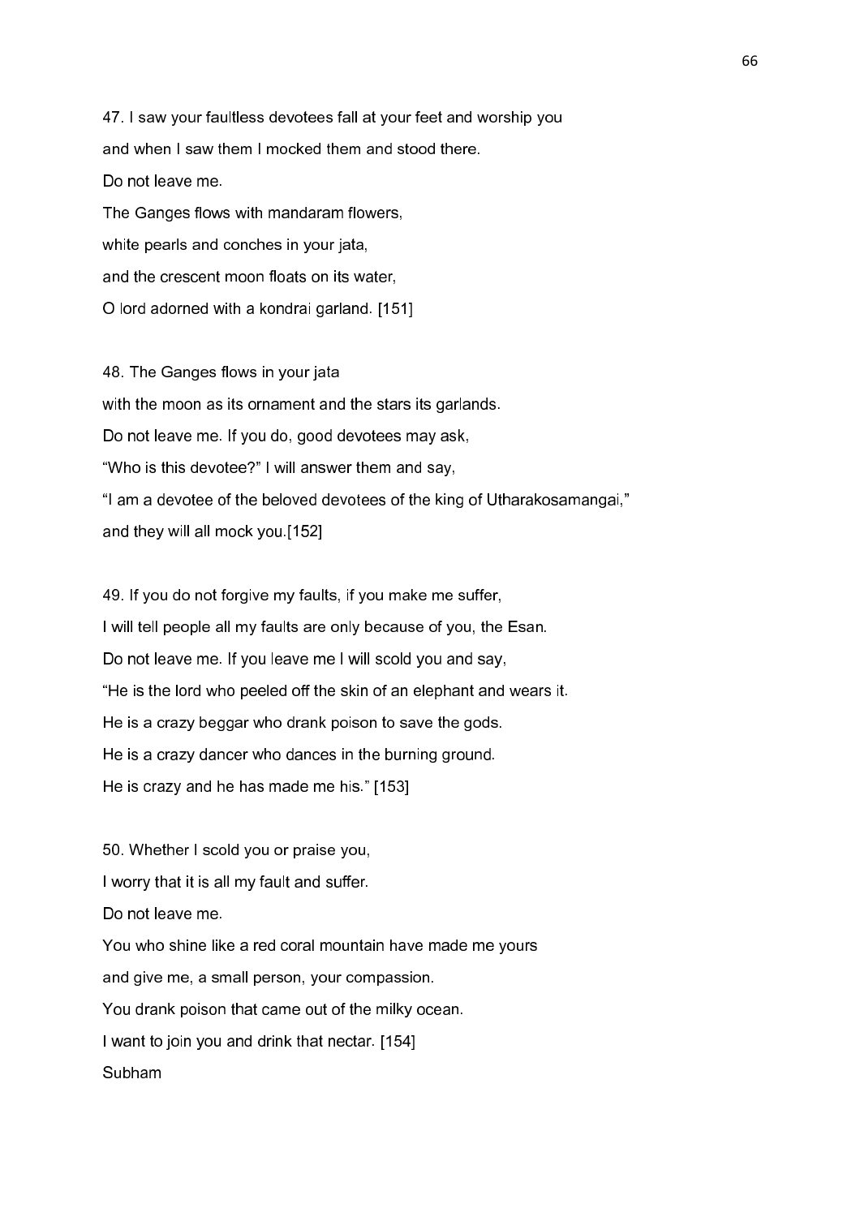47. I saw your faultless devotees fall at your feet and worship you
and when I saw them I mocked them and stood there.
Do not leave me.
The Ganges flows with mandaram flowers,
white pearls and conches in your jata,
and the crescent moon floats on its water,
O lord adorned with a kondrai garland. [151]

48. The Ganges flows in your jata
with the moon as its ornament and the stars its garlands.
Do not leave me. If you do, good devotees may ask,
“Who is this devotee?” I will answer them and say,
“I am a devotee of the beloved devotees of the king of Utharakosamangai,”
and they will all mock you.[152]

49. If you do not forgive my faults, if you make me suffer,
I will tell people all my faults are only because of you, the Esan.
Do not leave me. If you leave me I will scold you and say,
“He is the lord who peeled off the skin of an elephant and wears it.
He is a crazy beggar who drank poison to save the gods.
He is a crazy dancer who dances in the burning ground.
He is crazy and he has made me his.” [153]

50. Whether I scold you or praise you,
I worry that it is all my fault and suffer.
Do not leave me.
You who shine like a red coral mountain have made me yours
and give me, a small person, your compassion.
You drank poison that came out of the milky ocean.
I want to join you and drink that nectar. [154]
Subham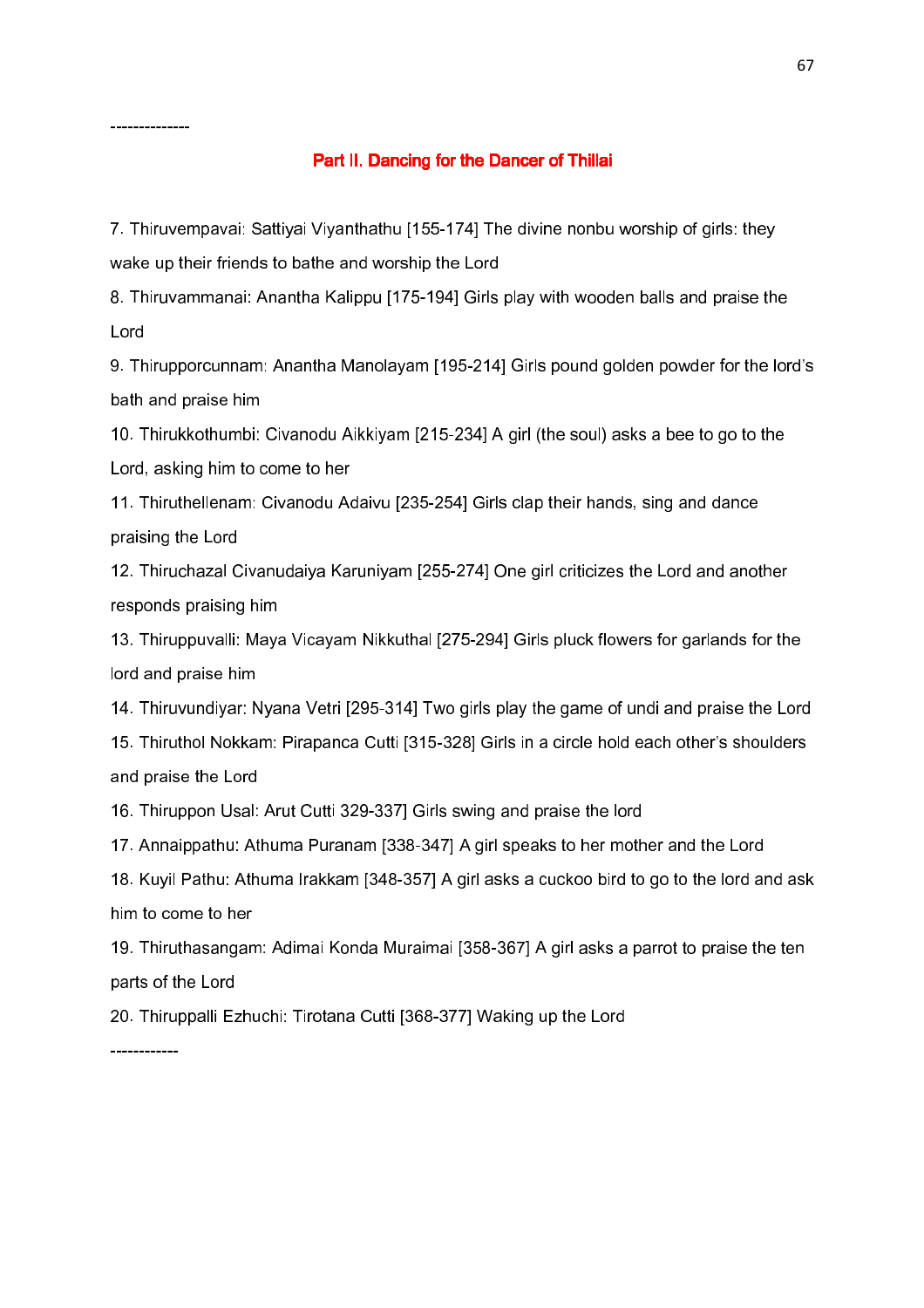--------------

## Part II. Dancing for the Dancer of Thillai

7. Thiruvempavai: Sattiyai Viyanthathu [155-174] The divine nonbu worship of girls: they wake up their friends to bathe and worship the Lord

8. Thiruvammanai: Anantha Kalippu [175-194] Girls play with wooden balls and praise the Lord

9. Thirupporcunnam: Anantha Manolayam [195-214] Girls pound golden powder for the lord's bath and praise him

10. Thirukkothumbi: Civanodu Aikkiyam [215-234] A girl (the soul) asks a bee to go to the Lord, asking him to come to her

11. Thiruthellenam: Civanodu Adaivu [235-254] Girls clap their hands, sing and dance praising the Lord

12. Thiruchazal Civanudaiya Karuniyam [255-274] One girl criticizes the Lord and another responds praising him

13. Thiruppuvalli: Maya Vicayam Nikkuthal [275-294] Girls pluck flowers for garlands for the lord and praise him

14. Thiruvundiyar: Nyana Vetri [295-314] Two girls play the game of undi and praise the Lord

15. Thiruthol Nokkam: Pirapanca Cutti [315-328] Girls in a circle hold each other's shoulders and praise the Lord

16. Thiruppon Usal: Arut Cutti 329-337] Girls swing and praise the lord

17. Annaippathu: Athuma Puranam [338-347] A girl speaks to her mother and the Lord

18. Kuyil Pathu: Athuma Irakkam [348-357] A girl asks a cuckoo bird to go to the lord and ask him to come to her

19. Thiruthasangam: Adimai Konda Muraimai [358-367] A girl asks a parrot to praise the ten parts of the Lord

20. Thiruppalli Ezhuchi: Tirotana Cutti [368-377] Waking up the Lord

------------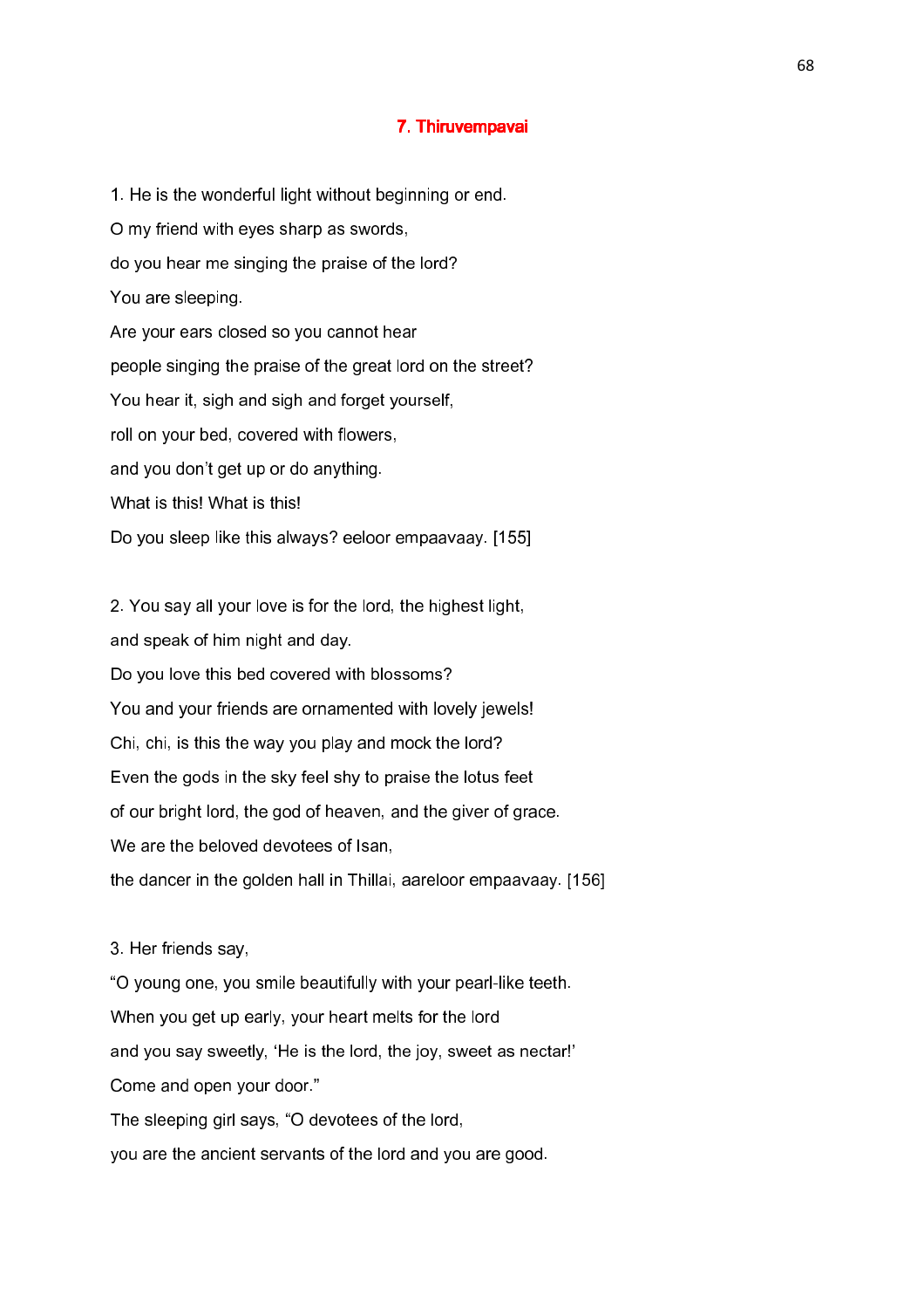## 7. Thiruvempavai

1. He is the wonderful light without beginning or end.

O my friend with eyes sharp as swords,

do you hear me singing the praise of the lord?

You are sleeping.

Are your ears closed so you cannot hear

people singing the praise of the great lord on the street?

You hear it, sigh and sigh and forget yourself,

roll on your bed, covered with flowers,

and you don't get up or do anything.

What is this! What is this!

Do you sleep like this always? eeloor empaavaay. [155]

2. You say all your love is for the lord, the highest light,

and speak of him night and day.

Do you love this bed covered with blossoms?

You and your friends are ornamented with lovely jewels!

Chi, chi, is this the way you play and mock the lord?

Even the gods in the sky feel shy to praise the lotus feet

of our bright lord, the god of heaven, and the giver of grace.

We are the beloved devotees of Isan,

the dancer in the golden hall in Thillai, aareloor empaavaay. [156]

3. Her friends say,

"O young one, you smile beautifully with your pearl-like teeth.

When you get up early, your heart melts for the lord

and you say sweetly, 'He is the lord, the joy, sweet as nectar!'

Come and open your door."

The sleeping girl says, "O devotees of the lord,

you are the ancient servants of the lord and you are good.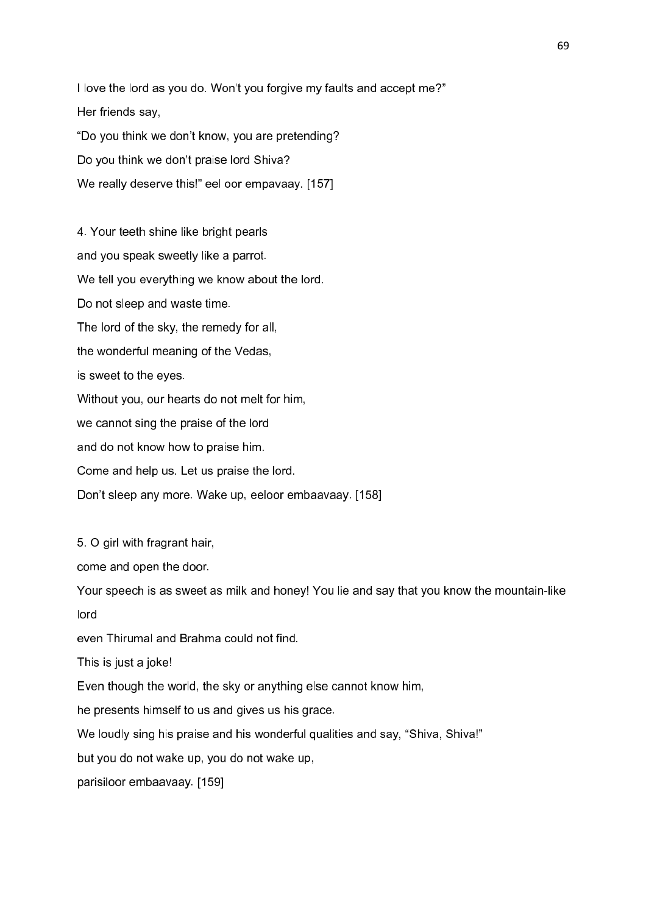I love the lord as you do. Won't you forgive my faults and accept me?"

Her friends say,

"Do you think we don't know, you are pretending?

Do you think we don't praise lord Shiva?

We really deserve this!" eel oor empavaay. [157]

4. Your teeth shine like bright pearls

and you speak sweetly like a parrot.

We tell you everything we know about the lord.

Do not sleep and waste time.

The lord of the sky, the remedy for all,

the wonderful meaning of the Vedas,

is sweet to the eyes.

Without you, our hearts do not melt for him,

we cannot sing the praise of the lord

and do not know how to praise him.

Come and help us. Let us praise the lord.

Don't sleep any more. Wake up, eeloor embaavaay. [158]

5. O girl with fragrant hair,

come and open the door.

Your speech is as sweet as milk and honey! You lie and say that you know the mountain-like lord

even Thirumal and Brahma could not find.

This is just a joke!

Even though the world, the sky or anything else cannot know him,

he presents himself to us and gives us his grace.

We loudly sing his praise and his wonderful qualities and say, "Shiva, Shiva!"

but you do not wake up, you do not wake up,

parisiloor embaavaay. [159]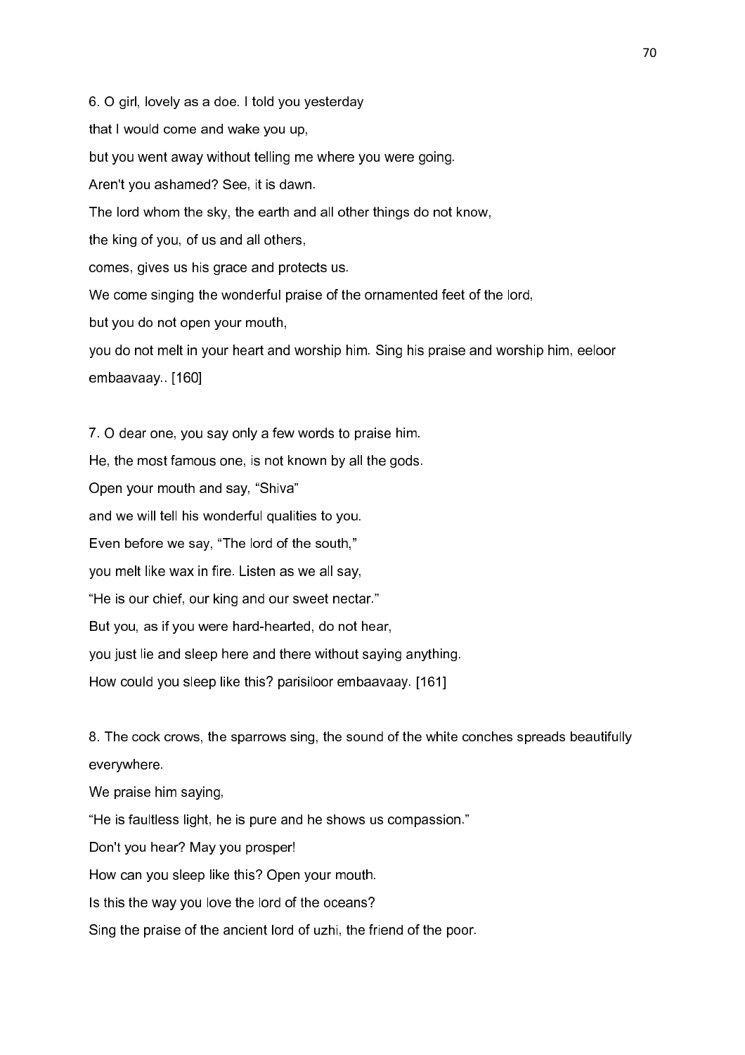6. O girl, lovely as a doe. I told you yesterday

that I would come and wake you up,

but you went away without telling me where you were going.

Aren't you ashamed? See, it is dawn.

The lord whom the sky, the earth and all other things do not know,

the king of you, of us and all others,

comes, gives us his grace and protects us.

We come singing the wonderful praise of the ornamented feet of the lord,

but you do not open your mouth,

you do not melt in your heart and worship him. Sing his praise and worship him, eeloor embaavaay.. [160]

7. O dear one, you say only a few words to praise him.

He, the most famous one, is not known by all the gods.

Open your mouth and say, "Shiva"

and we will tell his wonderful qualities to you.

Even before we say, "The lord of the south,"

you melt like wax in fire. Listen as we all say,

"He is our chief, our king and our sweet nectar."

But you, as if you were hard-hearted, do not hear,

you just lie and sleep here and there without saying anything.

How could you sleep like this? parisiloor embaavaay. [161]

8. The cock crows, the sparrows sing, the sound of the white conches spreads beautifully everywhere.

We praise him saying,

"He is faultless light, he is pure and he shows us compassion."

Don't you hear? May you prosper!

How can you sleep like this? Open your mouth.

Is this the way you love the lord of the oceans?

Sing the praise of the ancient lord of uzhi, the friend of the poor.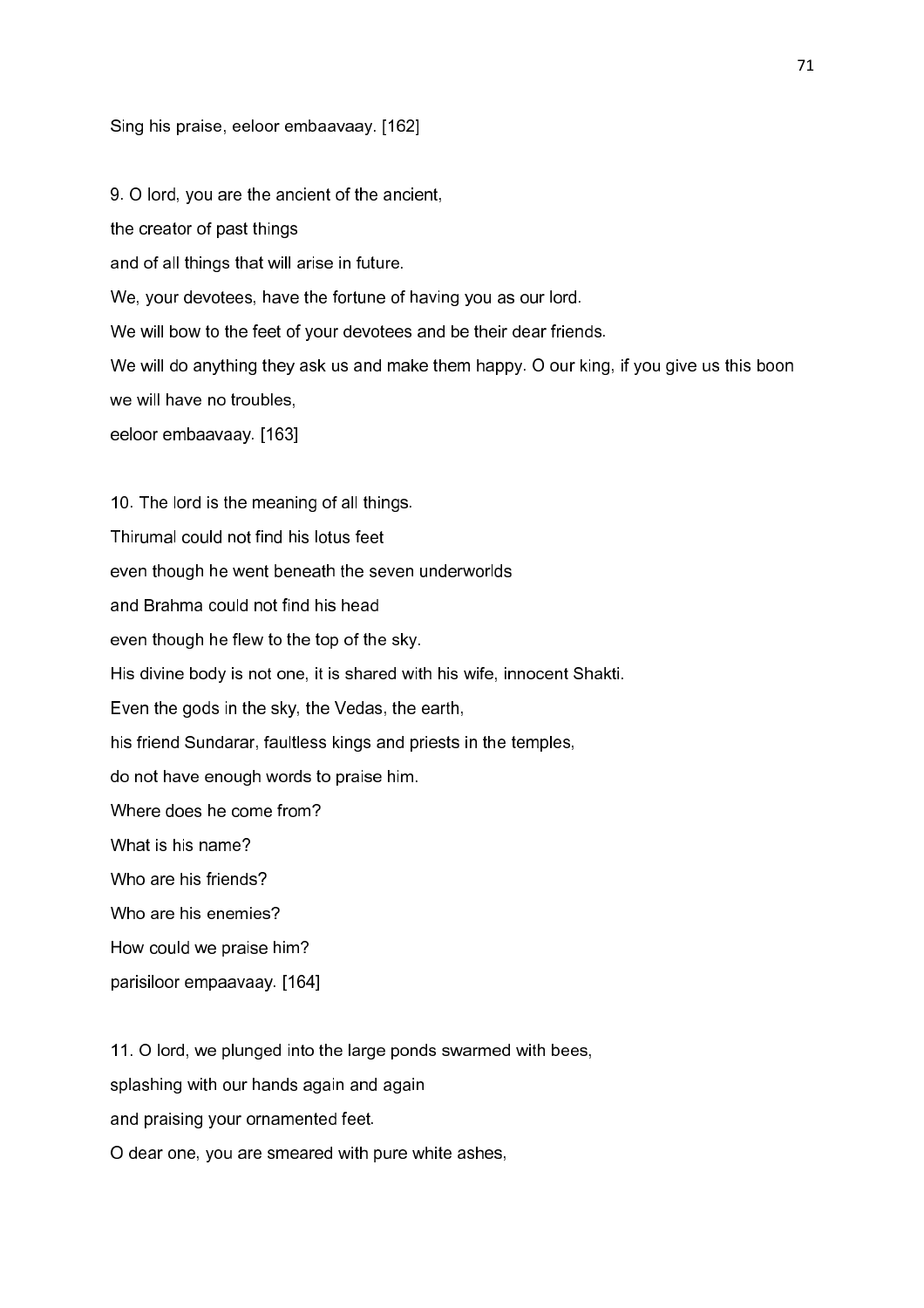Sing his praise, eeloor embaavaay. [162]

9. O lord, you are the ancient of the ancient,

the creator of past things

and of all things that will arise in future.

We, your devotees, have the fortune of having you as our lord.

We will bow to the feet of your devotees and be their dear friends.

We will do anything they ask us and make them happy. O our king, if you give us this boon

we will have no troubles,

eeloor embaavaay. [163]

10. The lord is the meaning of all things.

Thirumal could not find his lotus feet

even though he went beneath the seven underworlds

and Brahma could not find his head

even though he flew to the top of the sky.

His divine body is not one, it is shared with his wife, innocent Shakti.

Even the gods in the sky, the Vedas, the earth,

his friend Sundarar, faultless kings and priests in the temples,

do not have enough words to praise him.

Where does he come from?

What is his name?

Who are his friends?

Who are his enemies?

How could we praise him?

parisiloor empaavaay. [164]

11. O lord, we plunged into the large ponds swarmed with bees,

splashing with our hands again and again

and praising your ornamented feet.

O dear one, you are smeared with pure white ashes,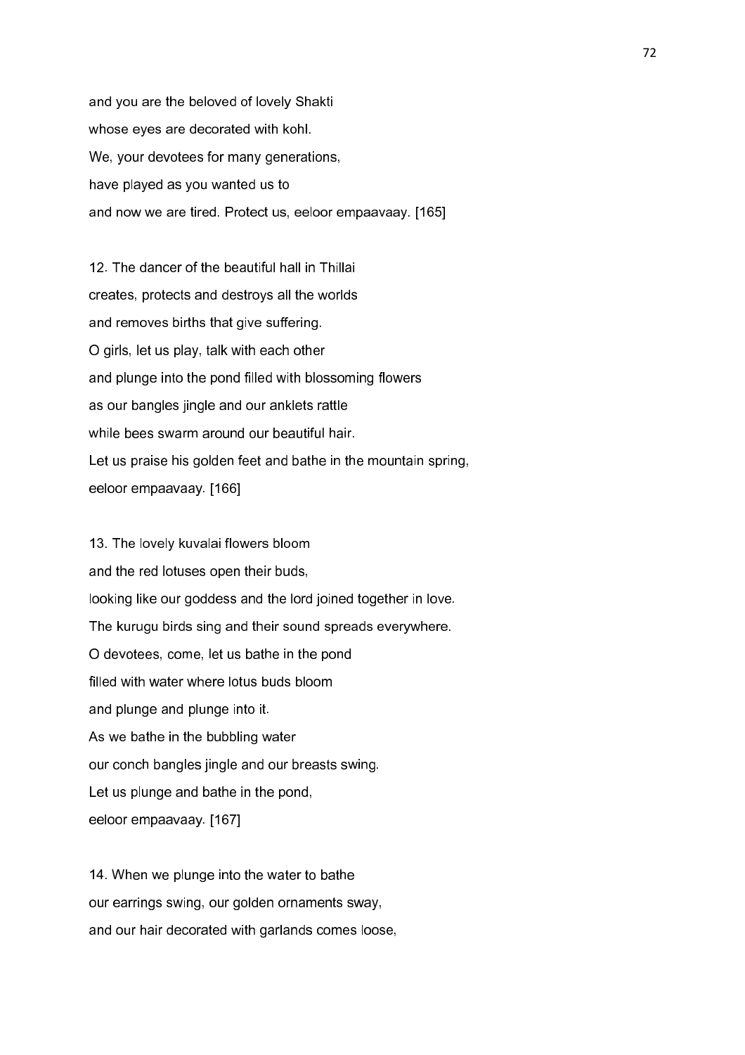and you are the beloved of lovely Shakti
whose eyes are decorated with kohl.
We, your devotees for many generations,
have played as you wanted us to
and now we are tired. Protect us, eeloor empaavaay. [165]

12. The dancer of the beautiful hall in Thillai
creates, protects and destroys all the worlds
and removes births that give suffering.
O girls, let us play, talk with each other
and plunge into the pond filled with blossoming flowers
as our bangles jingle and our anklets rattle
while bees swarm around our beautiful hair.
Let us praise his golden feet and bathe in the mountain spring,
eeloor empaavaay. [166]

13. The lovely kuvalai flowers bloom
and the red lotuses open their buds,
looking like our goddess and the lord joined together in love.
The kurugu birds sing and their sound spreads everywhere.
O devotees, come, let us bathe in the pond
filled with water where lotus buds bloom
and plunge and plunge into it.
As we bathe in the bubbling water
our conch bangles jingle and our breasts swing.
Let us plunge and bathe in the pond,
eeloor empaavaay. [167]

14. When we plunge into the water to bathe
our earrings swing, our golden ornaments sway,
and our hair decorated with garlands comes loose,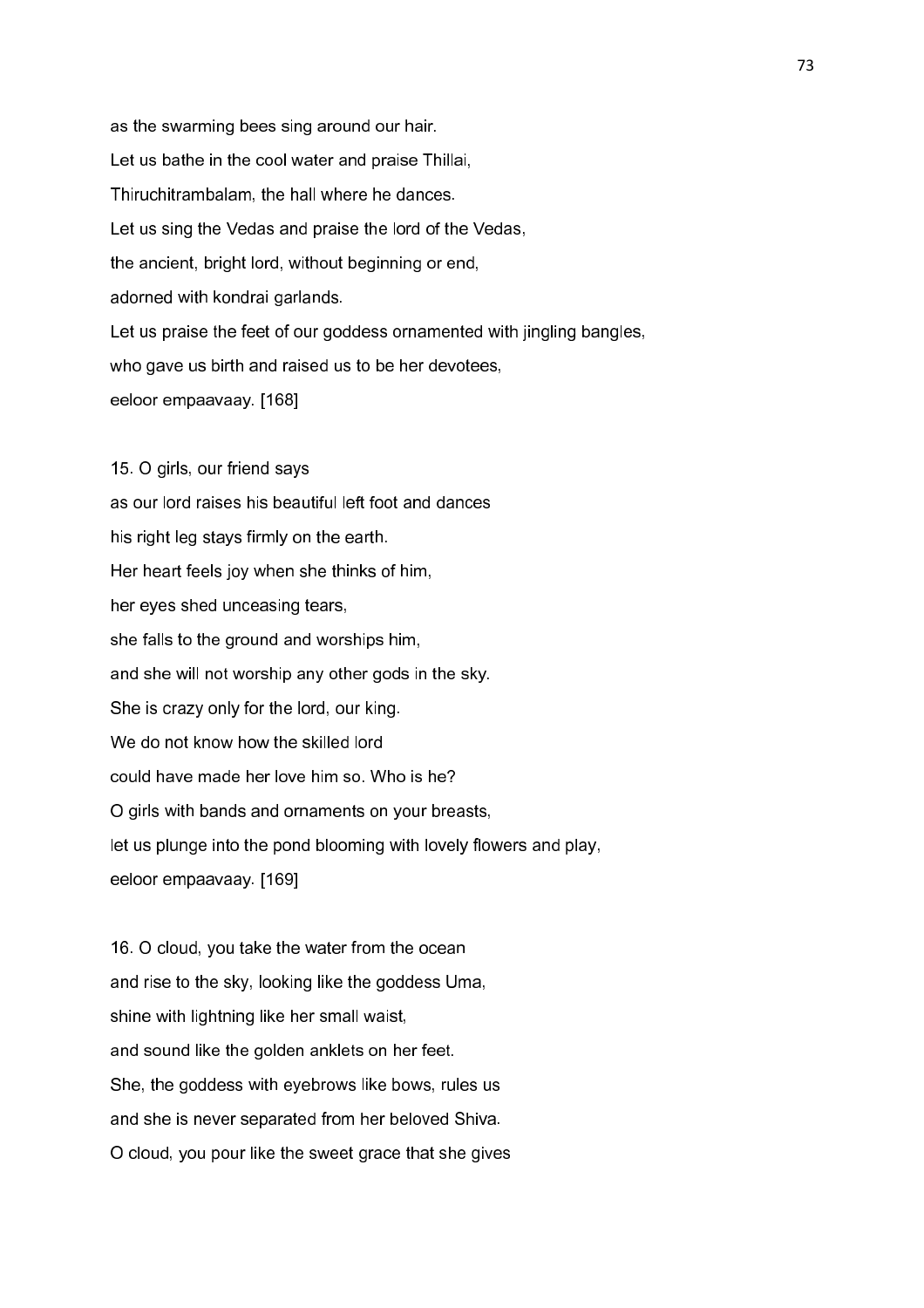as the swarming bees sing around our hair.
Let us bathe in the cool water and praise Thillai,
Thiruchitrambalam, the hall where he dances.
Let us sing the Vedas and praise the lord of the Vedas,
the ancient, bright lord, without beginning or end,
adorned with kondrai garlands.
Let us praise the feet of our goddess ornamented with jingling bangles,
who gave us birth and raised us to be her devotees,
eeloor empaavaay. [168]

15. O girls, our friend says
as our lord raises his beautiful left foot and dances
his right leg stays firmly on the earth.
Her heart feels joy when she thinks of him,
her eyes shed unceasing tears,
she falls to the ground and worships him,
and she will not worship any other gods in the sky.
She is crazy only for the lord, our king.
We do not know how the skilled lord
could have made her love him so. Who is he?
O girls with bands and ornaments on your breasts,
let us plunge into the pond blooming with lovely flowers and play,
eeloor empaavaay. [169]

16. O cloud, you take the water from the ocean
and rise to the sky, looking like the goddess Uma,
shine with lightning like her small waist,
and sound like the golden anklets on her feet.
She, the goddess with eyebrows like bows, rules us
and she is never separated from her beloved Shiva.
O cloud, you pour like the sweet grace that she gives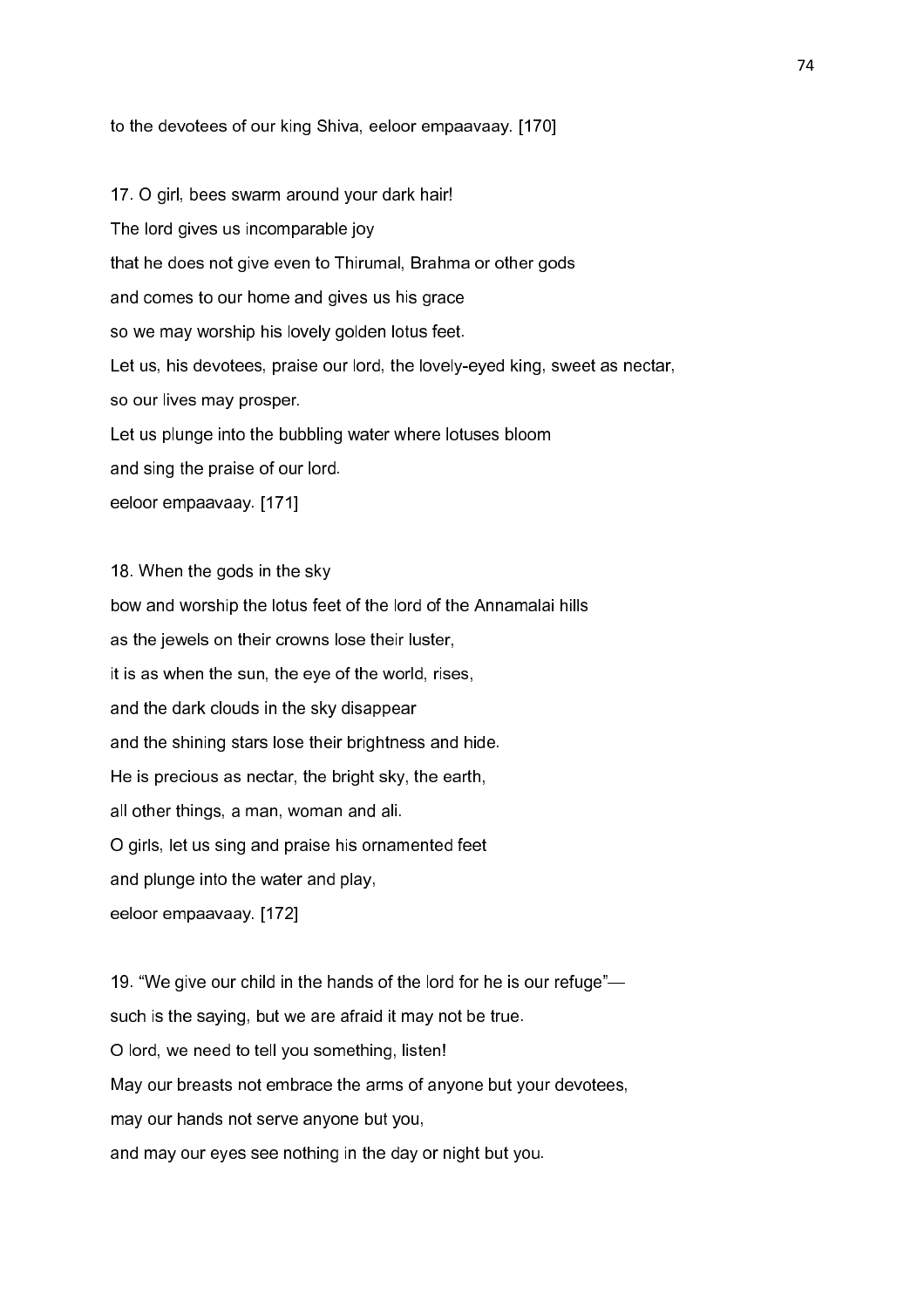to the devotees of our king Shiva, eeloor empaavaay. [170]

17. O girl, bees swarm around your dark hair!
The lord gives us incomparable joy
that he does not give even to Thirumal, Brahma or other gods
and comes to our home and gives us his grace
so we may worship his lovely golden lotus feet.
Let us, his devotees, praise our lord, the lovely-eyed king, sweet as nectar,
so our lives may prosper.
Let us plunge into the bubbling water where lotuses bloom
and sing the praise of our lord.
eeloor empaavaay. [171]

18. When the gods in the sky
bow and worship the lotus feet of the lord of the Annamalai hills
as the jewels on their crowns lose their luster,
it is as when the sun, the eye of the world, rises,
and the dark clouds in the sky disappear
and the shining stars lose their brightness and hide.
He is precious as nectar, the bright sky, the earth,
all other things, a man, woman and ali.
O girls, let us sing and praise his ornamented feet
and plunge into the water and play,
eeloor empaavaay. [172]

19. "We give our child in the hands of the lord for he is our refuge"—
such is the saying, but we are afraid it may not be true.
O lord, we need to tell you something, listen!
May our breasts not embrace the arms of anyone but your devotees,
may our hands not serve anyone but you,
and may our eyes see nothing in the day or night but you.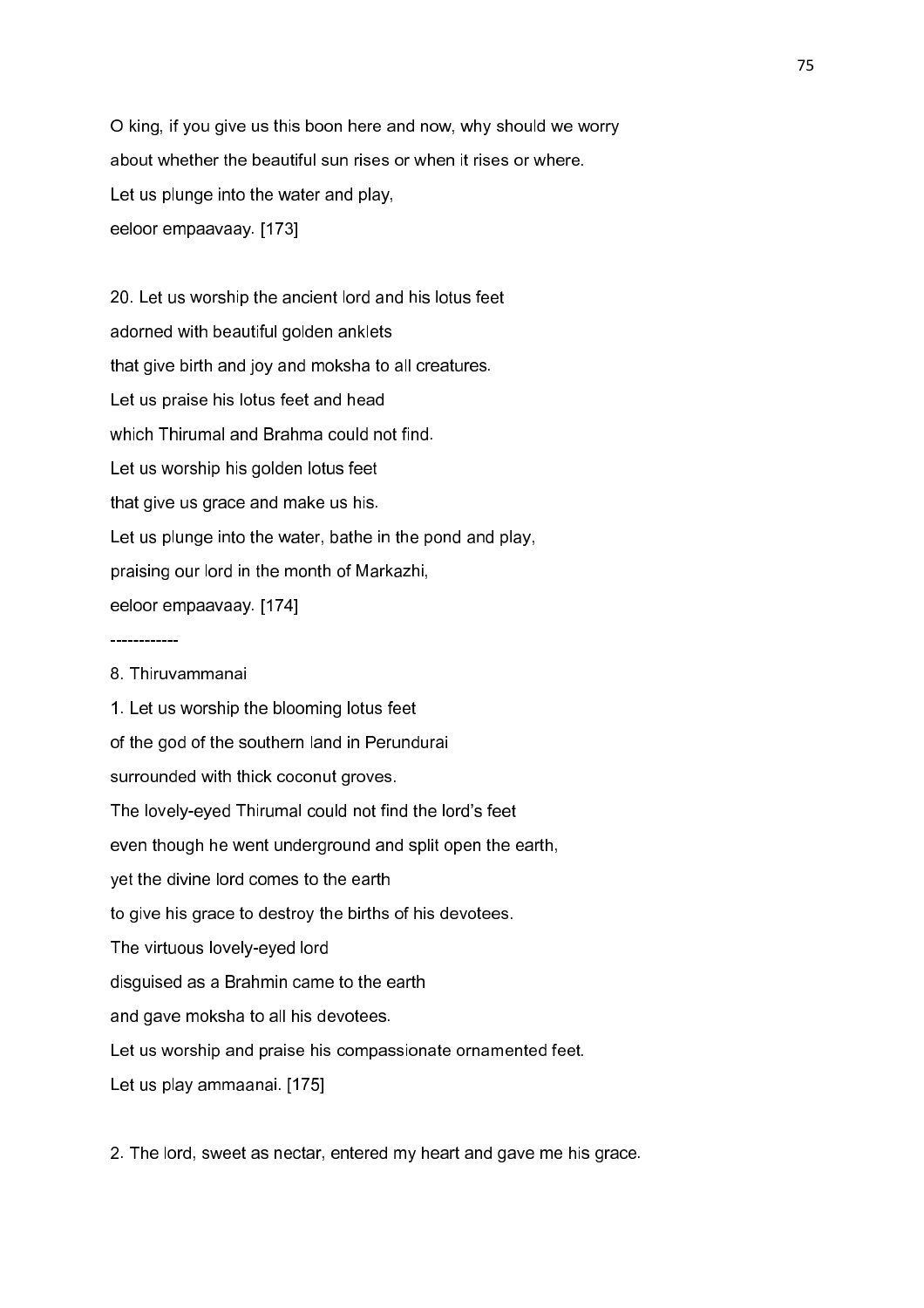O king, if you give us this boon here and now, why should we worry
about whether the beautiful sun rises or when it rises or where.
Let us plunge into the water and play,
eeloor empaavaay. [173]

20. Let us worship the ancient lord and his lotus feet
adorned with beautiful golden anklets
that give birth and joy and moksha to all creatures.
Let us praise his lotus feet and head
which Thirumal and Brahma could not find.
Let us worship his golden lotus feet
that give us grace and make us his.
Let us plunge into the water, bathe in the pond and play,
praising our lord in the month of Markazhi,
eeloor empaavaay. [174]

------------

8. Thiruvammanai

1. Let us worship the blooming lotus feet
of the god of the southern land in Perundurai
surrounded with thick coconut groves.
The lovely-eyed Thirumal could not find the lord's feet
even though he went underground and split open the earth,
yet the divine lord comes to the earth
to give his grace to destroy the births of his devotees.
The virtuous lovely-eyed lord
disguised as a Brahmin came to the earth
and gave moksha to all his devotees.
Let us worship and praise his compassionate ornamented feet.
Let us play ammaanai. [175]

2. The lord, sweet as nectar, entered my heart and gave me his grace.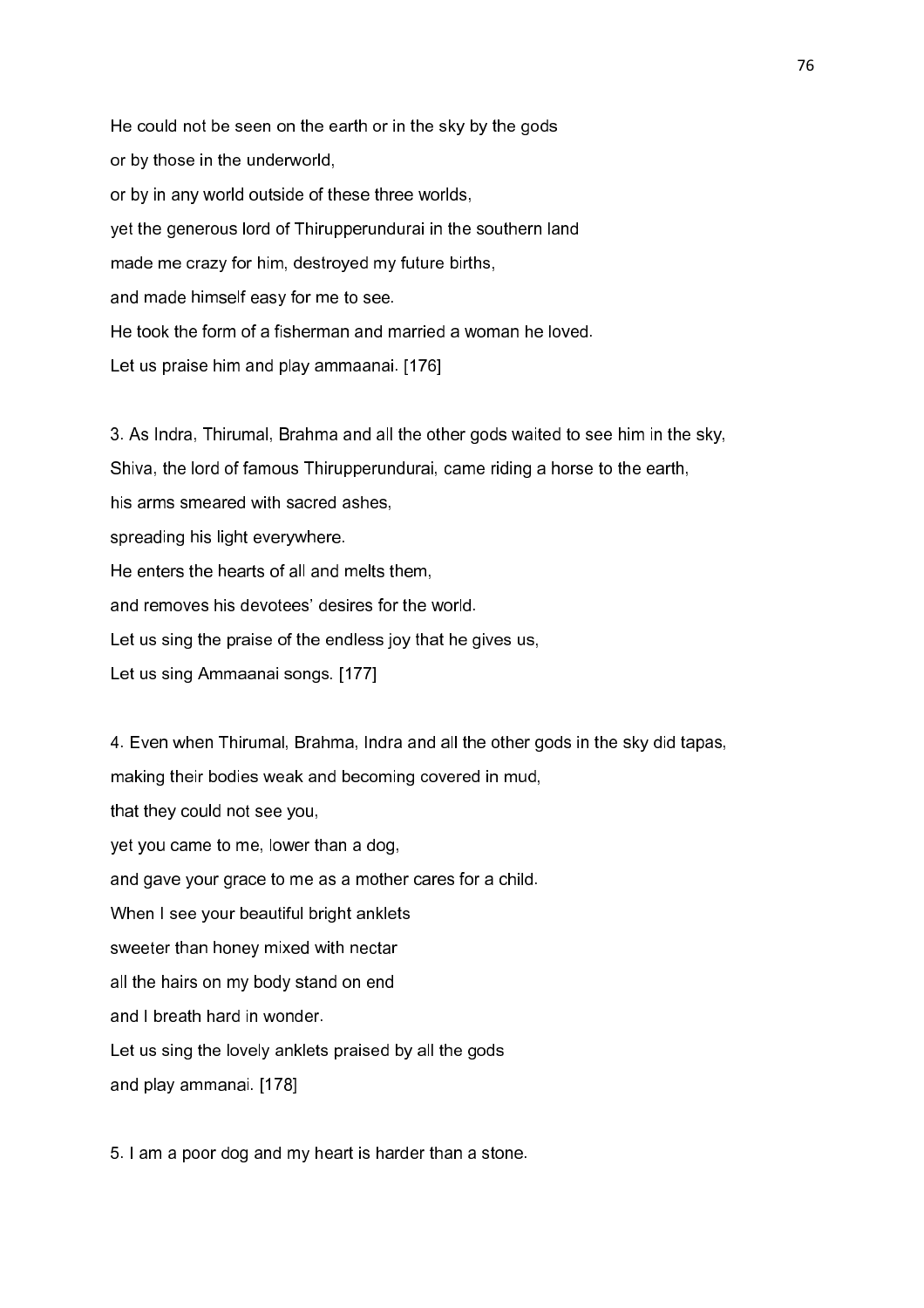He could not be seen on the earth or in the sky by the gods

or by those in the underworld,

or by in any world outside of these three worlds,

yet the generous lord of Thirupperundurai in the southern land

made me crazy for him, destroyed my future births,

and made himself easy for me to see.

He took the form of a fisherman and married a woman he loved.

Let us praise him and play ammaanai. [176]

3. As Indra, Thirumal, Brahma and all the other gods waited to see him in the sky,

Shiva, the lord of famous Thirupperundurai, came riding a horse to the earth,

his arms smeared with sacred ashes,

spreading his light everywhere.

He enters the hearts of all and melts them,

and removes his devotees' desires for the world.

Let us sing the praise of the endless joy that he gives us,

Let us sing Ammaanai songs. [177]

4. Even when Thirumal, Brahma, Indra and all the other gods in the sky did tapas,

making their bodies weak and becoming covered in mud,

that they could not see you,

yet you came to me, lower than a dog,

and gave your grace to me as a mother cares for a child.

When I see your beautiful bright anklets

sweeter than honey mixed with nectar

all the hairs on my body stand on end

and I breath hard in wonder.

Let us sing the lovely anklets praised by all the gods

and play ammanai. [178]

5. I am a poor dog and my heart is harder than a stone.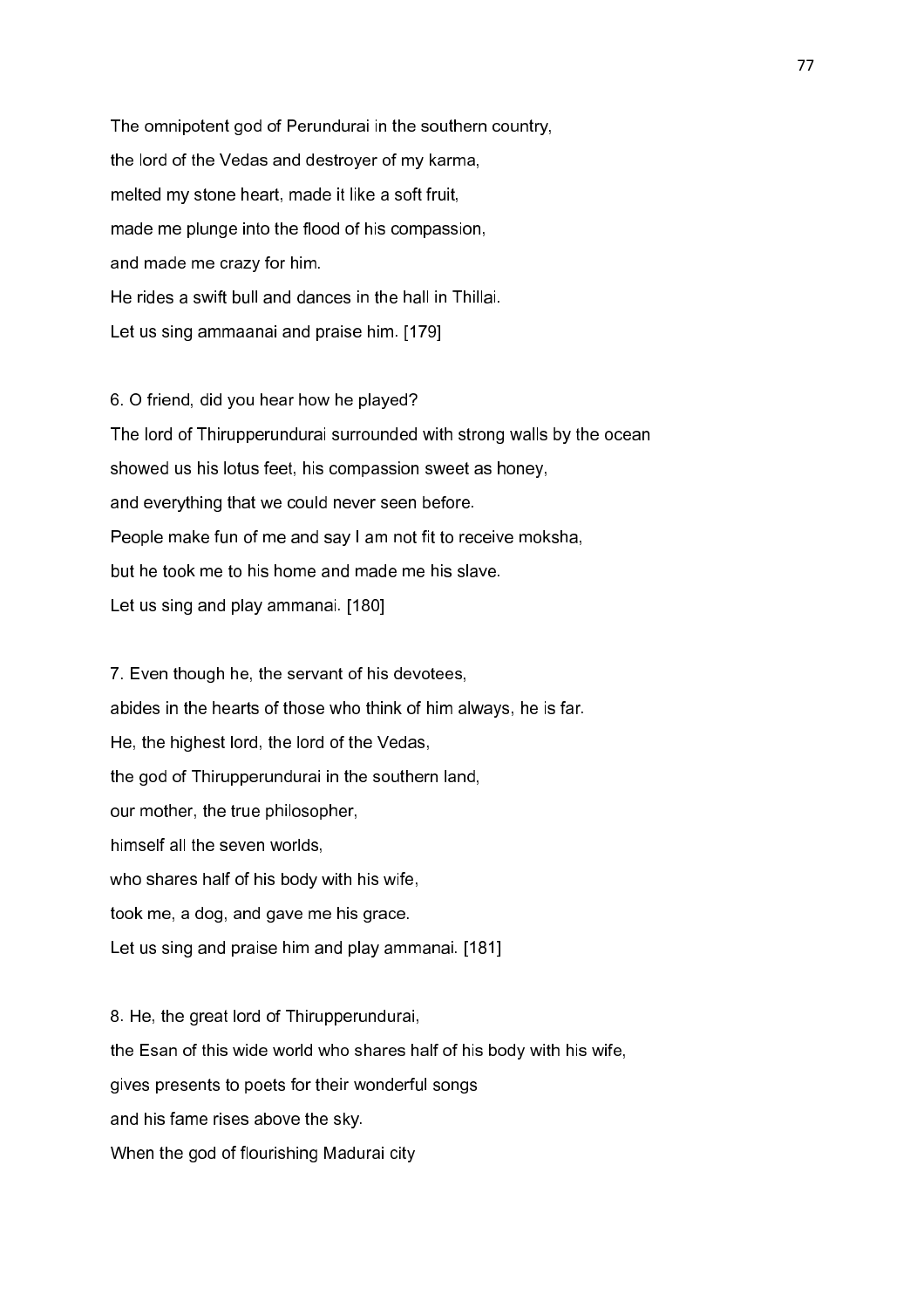The omnipotent god of Perundurai in the southern country,
the lord of the Vedas and destroyer of my karma,
melted my stone heart, made it like a soft fruit,
made me plunge into the flood of his compassion,
and made me crazy for him.
He rides a swift bull and dances in the hall in Thillai.
Let us sing ammaanai and praise him. [179]

6. O friend, did you hear how he played?
The lord of Thirupperundurai surrounded with strong walls by the ocean
showed us his lotus feet, his compassion sweet as honey,
and everything that we could never seen before.
People make fun of me and say I am not fit to receive moksha,
but he took me to his home and made me his slave.
Let us sing and play ammanai. [180]

7. Even though he, the servant of his devotees,
abides in the hearts of those who think of him always, he is far.
He, the highest lord, the lord of the Vedas,
the god of Thirupperundurai in the southern land,
our mother, the true philosopher,
himself all the seven worlds,
who shares half of his body with his wife,
took me, a dog, and gave me his grace.
Let us sing and praise him and play ammanai. [181]

8. He, the great lord of Thirupperundurai,
the Esan of this wide world who shares half of his body with his wife,
gives presents to poets for their wonderful songs
and his fame rises above the sky.
When the god of flourishing Madurai city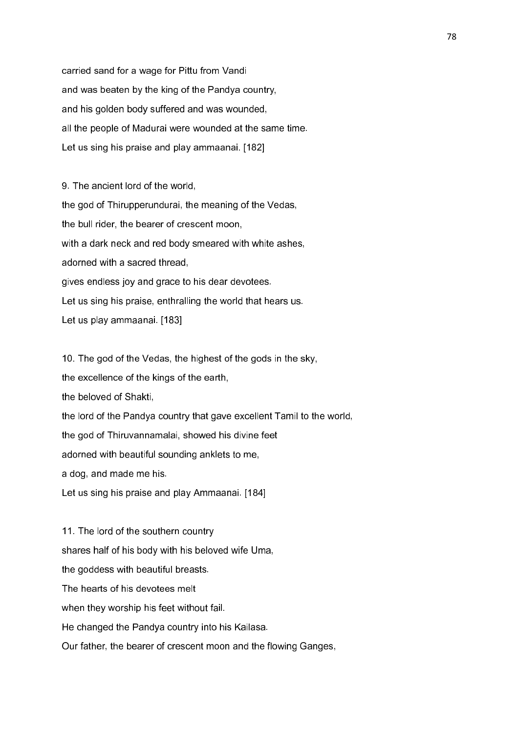carried sand for a wage for Pittu from Vandi

and was beaten by the king of the Pandya country,

and his golden body suffered and was wounded,

all the people of Madurai were wounded at the same time.

Let us sing his praise and play ammaanai. [182]

9. The ancient lord of the world,

the god of Thirupperundurai, the meaning of the Vedas,

the bull rider, the bearer of crescent moon,

with a dark neck and red body smeared with white ashes,

adorned with a sacred thread,

gives endless joy and grace to his dear devotees.

Let us sing his praise, enthralling the world that hears us.

Let us play ammaanai. [183]

10. The god of the Vedas, the highest of the gods in the sky,

the excellence of the kings of the earth,

the beloved of Shakti,

the lord of the Pandya country that gave excellent Tamil to the world,

the god of Thiruvannamalai, showed his divine feet

adorned with beautiful sounding anklets to me,

a dog, and made me his.

Let us sing his praise and play Ammaanai. [184]

11. The lord of the southern country

shares half of his body with his beloved wife Uma,

the goddess with beautiful breasts.

The hearts of his devotees melt

when they worship his feet without fail.

He changed the Pandya country into his Kailasa.

Our father, the bearer of crescent moon and the flowing Ganges,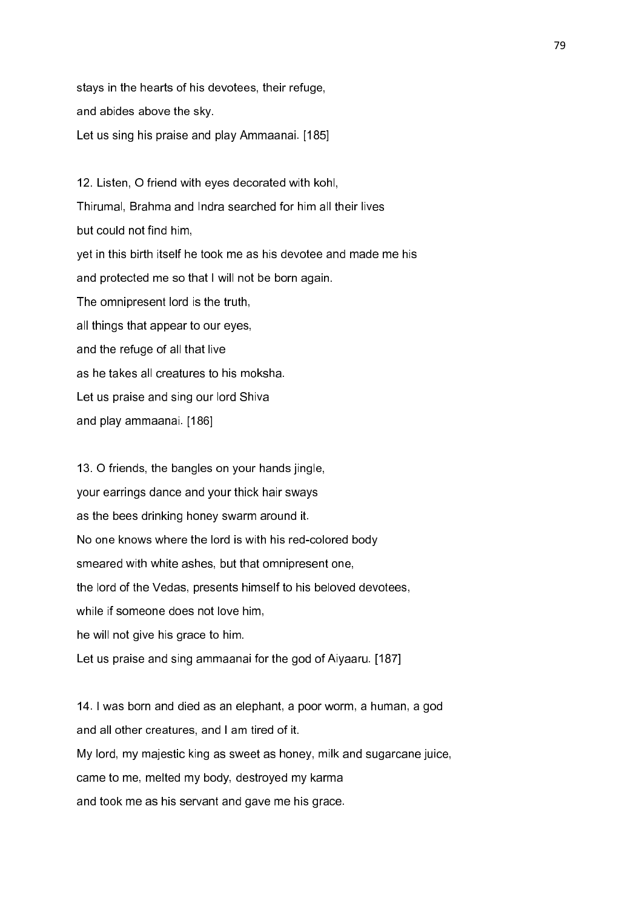stays in the hearts of his devotees, their refuge,

and abides above the sky.

Let us sing his praise and play Ammaanai. [185]

12. Listen, O friend with eyes decorated with kohl,

Thirumal, Brahma and Indra searched for him all their lives

but could not find him,

yet in this birth itself he took me as his devotee and made me his

and protected me so that I will not be born again.

The omnipresent lord is the truth,

all things that appear to our eyes,

and the refuge of all that live

as he takes all creatures to his moksha.

Let us praise and sing our lord Shiva

and play ammaanai. [186]

13. O friends, the bangles on your hands jingle,

your earrings dance and your thick hair sways

as the bees drinking honey swarm around it.

No one knows where the lord is with his red-colored body

smeared with white ashes, but that omnipresent one,

the lord of the Vedas, presents himself to his beloved devotees,

while if someone does not love him,

he will not give his grace to him.

Let us praise and sing ammaanai for the god of Aiyaaru. [187]

14. I was born and died as an elephant, a poor worm, a human, a god

and all other creatures, and I am tired of it.

My lord, my majestic king as sweet as honey, milk and sugarcane juice,

came to me, melted my body, destroyed my karma

and took me as his servant and gave me his grace.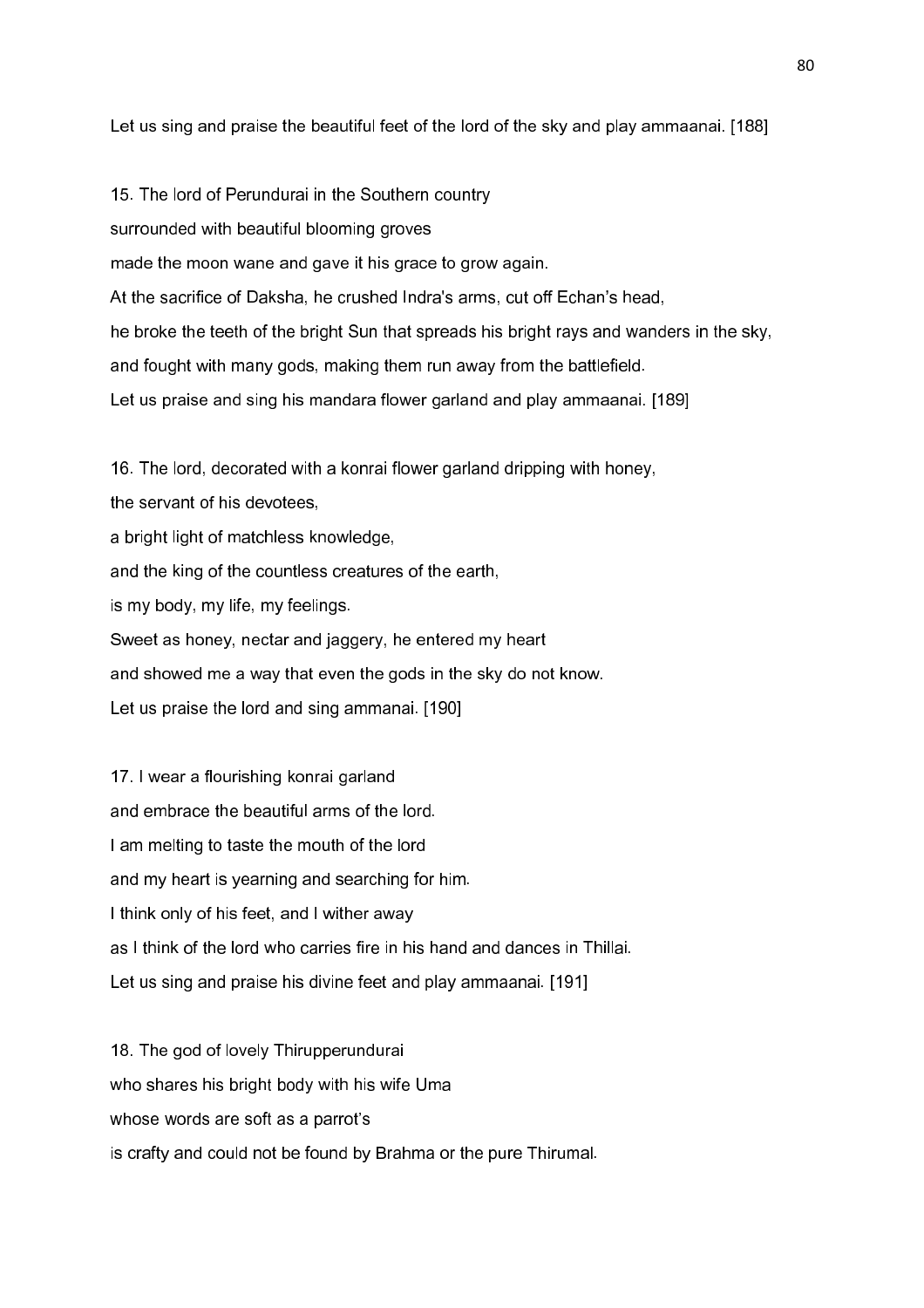Let us sing and praise the beautiful feet of the lord of the sky and play ammaanai. [188]

15. The lord of Perundurai in the Southern country
surrounded with beautiful blooming groves
made the moon wane and gave it his grace to grow again.
At the sacrifice of Daksha, he crushed Indra's arms, cut off Echan's head,
he broke the teeth of the bright Sun that spreads his bright rays and wanders in the sky,
and fought with many gods, making them run away from the battlefield.
Let us praise and sing his mandara flower garland and play ammaanai. [189]

16. The lord, decorated with a konrai flower garland dripping with honey,
the servant of his devotees,
a bright light of matchless knowledge,
and the king of the countless creatures of the earth,
is my body, my life, my feelings.
Sweet as honey, nectar and jaggery, he entered my heart
and showed me a way that even the gods in the sky do not know.
Let us praise the lord and sing ammanai. [190]

17. I wear a flourishing konrai garland
and embrace the beautiful arms of the lord.
I am melting to taste the mouth of the lord
and my heart is yearning and searching for him.
I think only of his feet, and I wither away
as I think of the lord who carries fire in his hand and dances in Thillai.
Let us sing and praise his divine feet and play ammaanai. [191]

18. The god of lovely Thirupperundurai
who shares his bright body with his wife Uma
whose words are soft as a parrot's
is crafty and could not be found by Brahma or the pure Thirumal.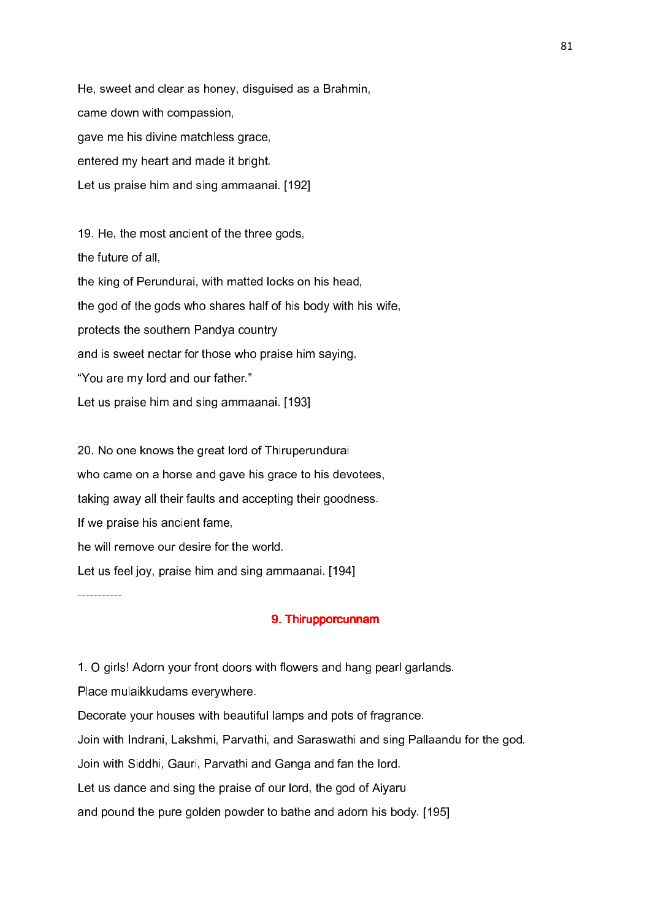He, sweet and clear as honey, disguised as a Brahmin,

came down with compassion,

gave me his divine matchless grace,

entered my heart and made it bright.

Let us praise him and sing ammaanai. [192]

19. He, the most ancient of the three gods,

the future of all,

the king of Perundurai, with matted locks on his head,

the god of the gods who shares half of his body with his wife,

protects the southern Pandya country

and is sweet nectar for those who praise him saying,

“You are my lord and our father.”

Let us praise him and sing ammaanai. [193]

20. No one knows the great lord of Thiruperundurai

who came on a horse and gave his grace to his devotees,

taking away all their faults and accepting their goodness.

If we praise his ancient fame,

he will remove our desire for the world.

Let us feel joy, praise him and sing ammaanai. [194]

-----------

## 9. Thirupporcunnam

1. O girls! Adorn your front doors with flowers and hang pearl garlands.

Place mulaikkudams everywhere.

Decorate your houses with beautiful lamps and pots of fragrance.

Join with Indrani, Lakshmi, Parvathi, and Saraswathi and sing Pallaandu for the god.

Join with Siddhi, Gauri, Parvathi and Ganga and fan the lord.

Let us dance and sing the praise of our lord, the god of Aiyaru

and pound the pure golden powder to bathe and adorn his body. [195]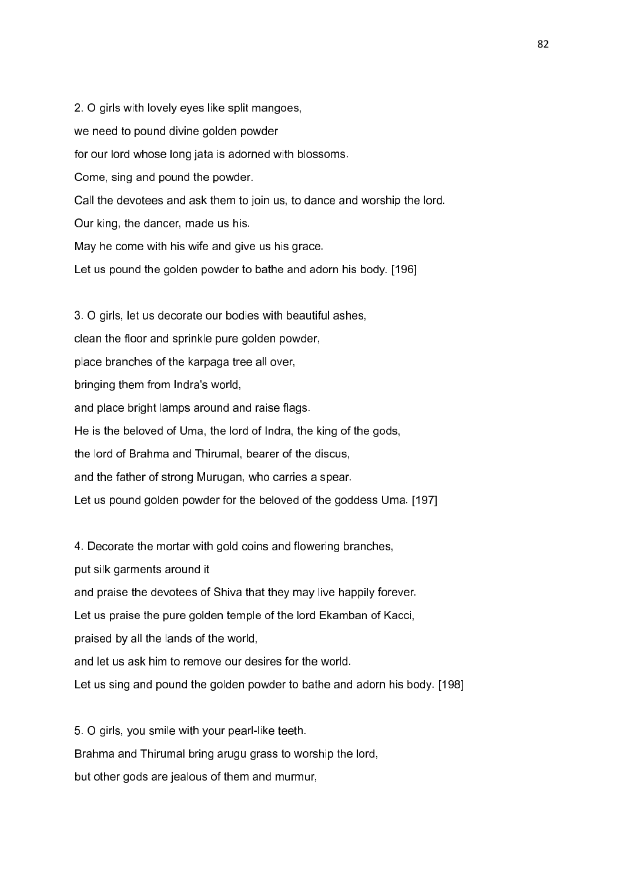2. O girls with lovely eyes like split mangoes,

we need to pound divine golden powder

for our lord whose long jata is adorned with blossoms.

Come, sing and pound the powder.

Call the devotees and ask them to join us, to dance and worship the lord.

Our king, the dancer, made us his.

May he come with his wife and give us his grace.

Let us pound the golden powder to bathe and adorn his body. [196]

3. O girls, let us decorate our bodies with beautiful ashes,

clean the floor and sprinkle pure golden powder,

place branches of the karpaga tree all over,

bringing them from Indra's world,

and place bright lamps around and raise flags.

He is the beloved of Uma, the lord of Indra, the king of the gods,

the lord of Brahma and Thirumal, bearer of the discus,

and the father of strong Murugan, who carries a spear.

Let us pound golden powder for the beloved of the goddess Uma. [197]

4. Decorate the mortar with gold coins and flowering branches,

put silk garments around it

and praise the devotees of Shiva that they may live happily forever.

Let us praise the pure golden temple of the lord Ekamban of Kacci,

praised by all the lands of the world,

and let us ask him to remove our desires for the world.

Let us sing and pound the golden powder to bathe and adorn his body. [198]

5. O girls, you smile with your pearl-like teeth.

Brahma and Thirumal bring arugu grass to worship the lord,

but other gods are jealous of them and murmur,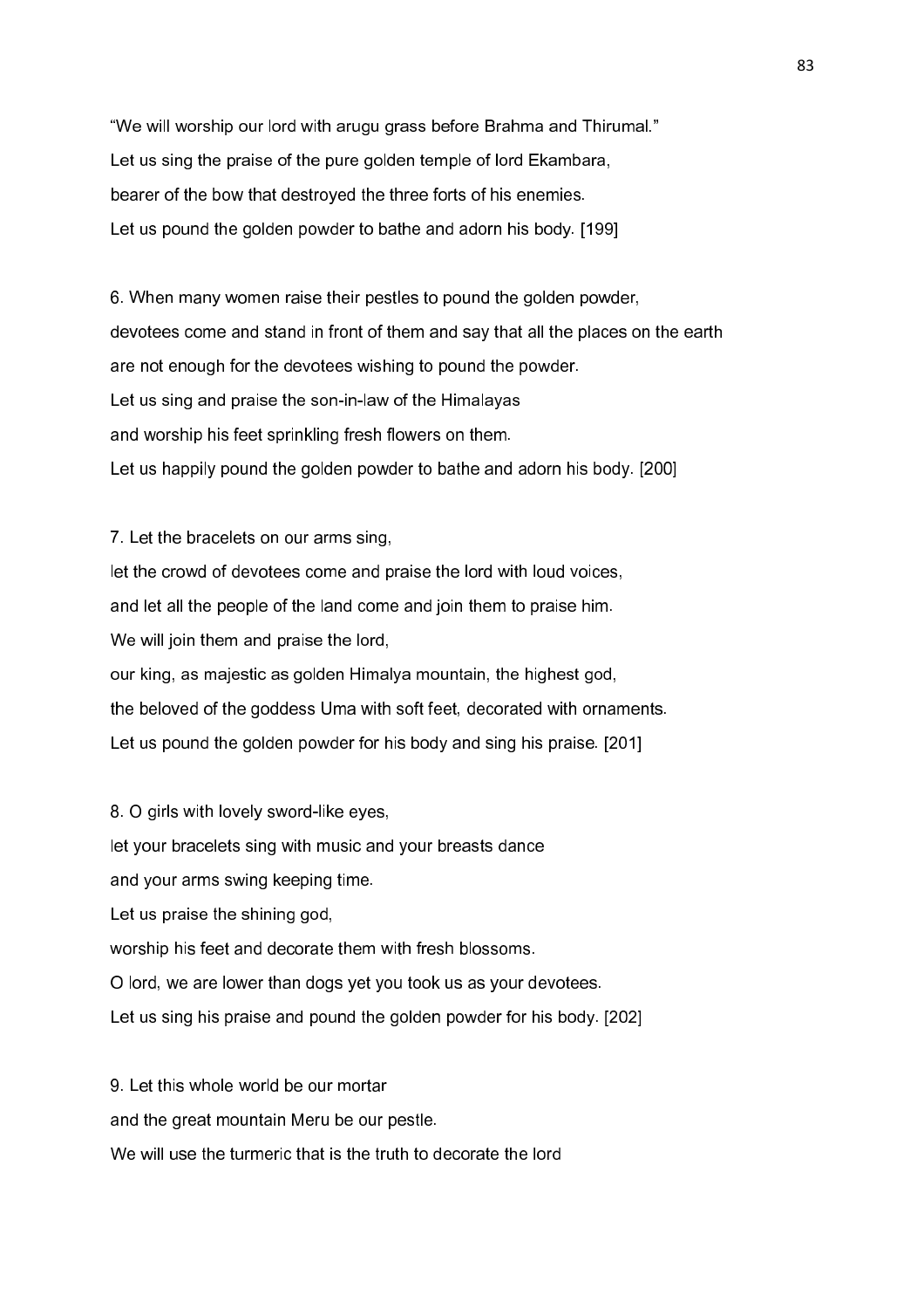"We will worship our lord with arugu grass before Brahma and Thirumal."
Let us sing the praise of the pure golden temple of lord Ekambara,
bearer of the bow that destroyed the three forts of his enemies.
Let us pound the golden powder to bathe and adorn his body. [199]

6. When many women raise their pestles to pound the golden powder,
devotees come and stand in front of them and say that all the places on the earth
are not enough for the devotees wishing to pound the powder.
Let us sing and praise the son-in-law of the Himalayas
and worship his feet sprinkling fresh flowers on them.
Let us happily pound the golden powder to bathe and adorn his body. [200]

7. Let the bracelets on our arms sing,
let the crowd of devotees come and praise the lord with loud voices,
and let all the people of the land come and join them to praise him.
We will join them and praise the lord,
our king, as majestic as golden Himalya mountain, the highest god,
the beloved of the goddess Uma with soft feet, decorated with ornaments.
Let us pound the golden powder for his body and sing his praise. [201]

8. O girls with lovely sword-like eyes,
let your bracelets sing with music and your breasts dance
and your arms swing keeping time.
Let us praise the shining god,
worship his feet and decorate them with fresh blossoms.
O lord, we are lower than dogs yet you took us as your devotees.
Let us sing his praise and pound the golden powder for his body. [202]

9. Let this whole world be our mortar
and the great mountain Meru be our pestle.
We will use the turmeric that is the truth to decorate the lord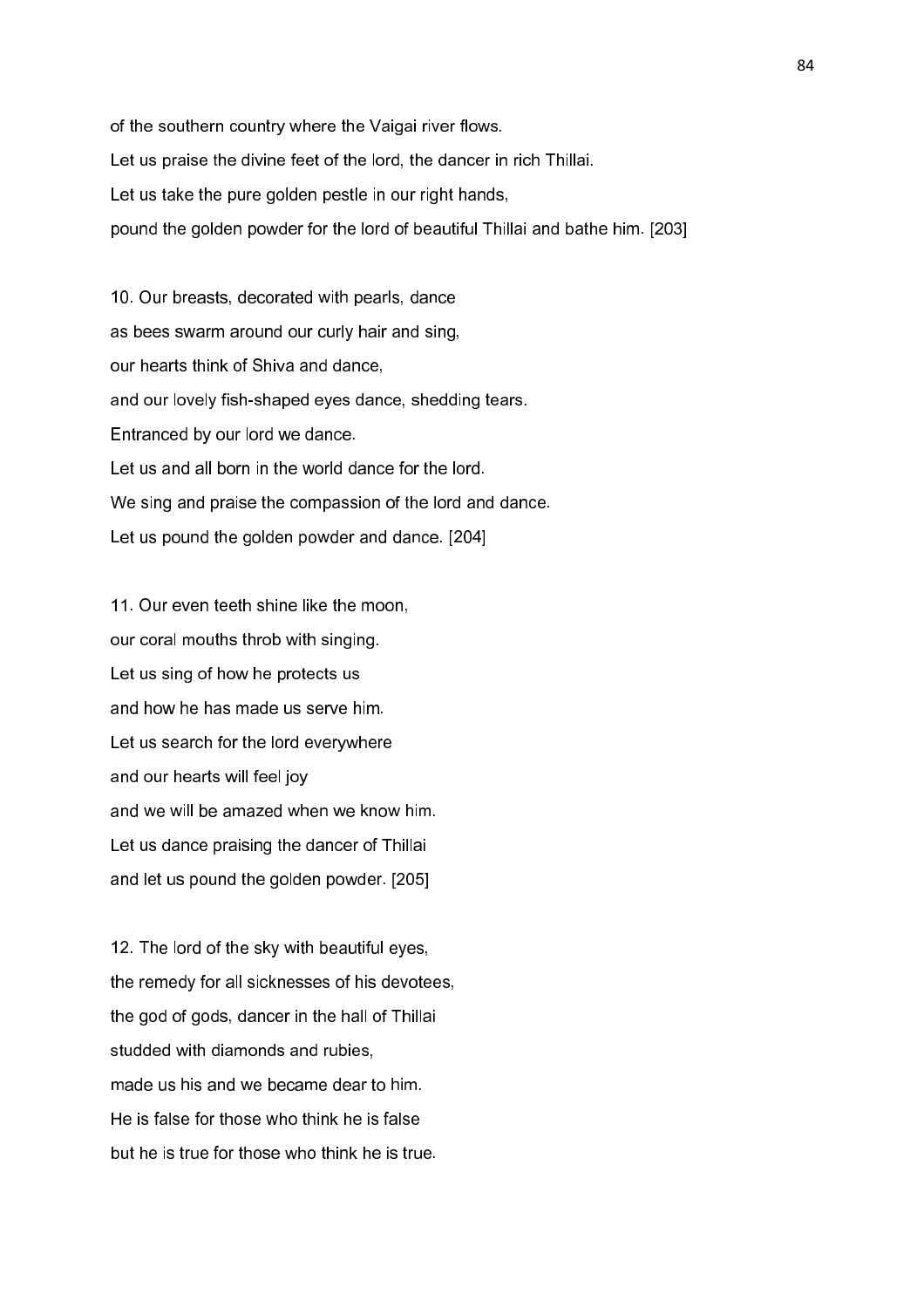of the southern country where the Vaigai river flows.
Let us praise the divine feet of the lord, the dancer in rich Thillai.
Let us take the pure golden pestle in our right hands,
pound the golden powder for the lord of beautiful Thillai and bathe him. [203]

10. Our breasts, decorated with pearls, dance
as bees swarm around our curly hair and sing,
our hearts think of Shiva and dance,
and our lovely fish-shaped eyes dance, shedding tears.
Entranced by our lord we dance.
Let us and all born in the world dance for the lord.
We sing and praise the compassion of the lord and dance.
Let us pound the golden powder and dance. [204]

11. Our even teeth shine like the moon,
our coral mouths throb with singing.
Let us sing of how he protects us
and how he has made us serve him.
Let us search for the lord everywhere
and our hearts will feel joy
and we will be amazed when we know him.
Let us dance praising the dancer of Thillai
and let us pound the golden powder. [205]

12. The lord of the sky with beautiful eyes,
the remedy for all sicknesses of his devotees,
the god of gods, dancer in the hall of Thillai
studded with diamonds and rubies,
made us his and we became dear to him.
He is false for those who think he is false
but he is true for those who think he is true.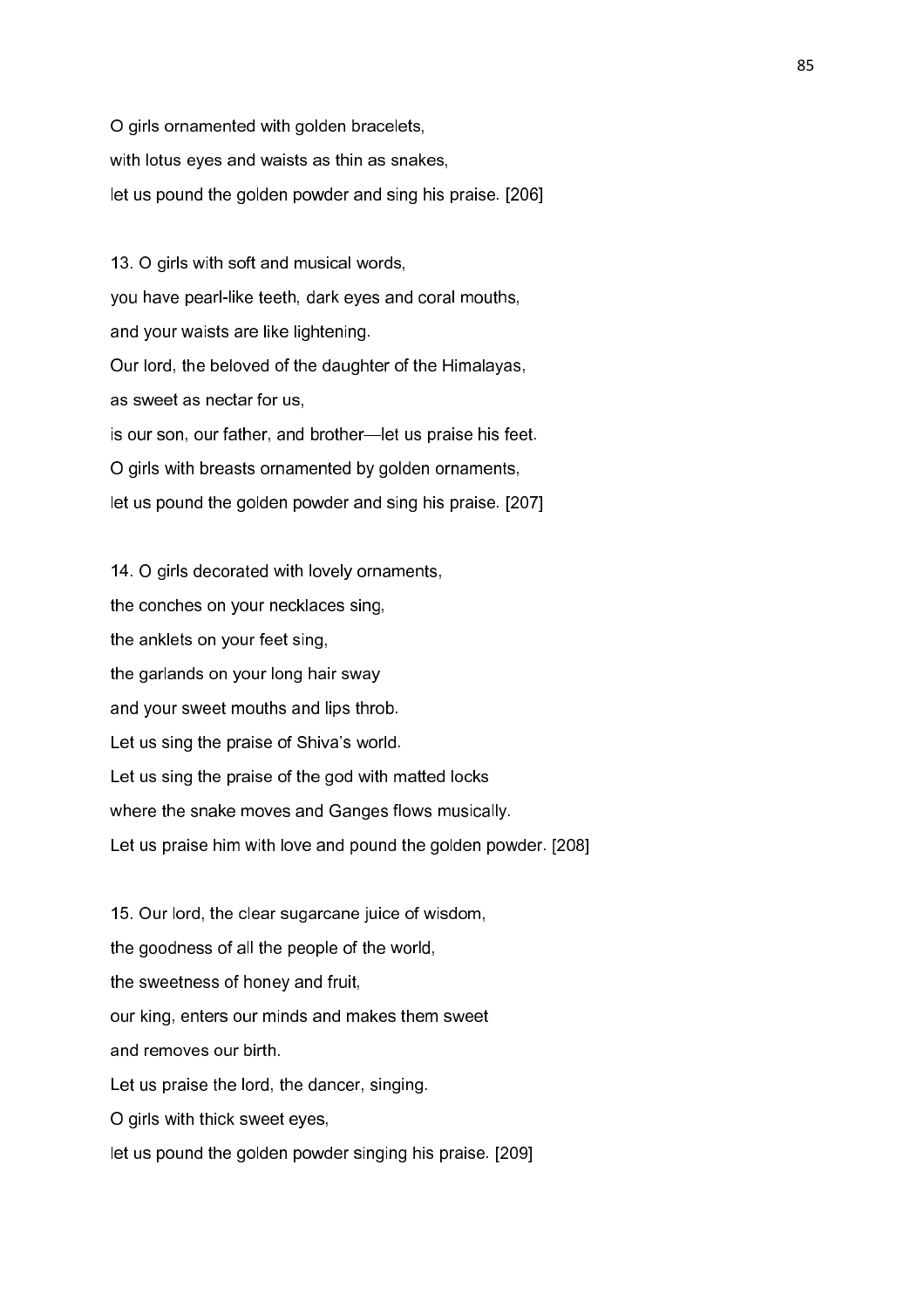O girls ornamented with golden bracelets,
with lotus eyes and waists as thin as snakes,
let us pound the golden powder and sing his praise. [206]

13. O girls with soft and musical words,
you have pearl-like teeth, dark eyes and coral mouths,
and your waists are like lightening.
Our lord, the beloved of the daughter of the Himalayas,
as sweet as nectar for us,
is our son, our father, and brother—let us praise his feet.
O girls with breasts ornamented by golden ornaments,
let us pound the golden powder and sing his praise. [207]

14. O girls decorated with lovely ornaments,
the conches on your necklaces sing,
the anklets on your feet sing,
the garlands on your long hair sway
and your sweet mouths and lips throb.
Let us sing the praise of Shiva's world.
Let us sing the praise of the god with matted locks
where the snake moves and Ganges flows musically.
Let us praise him with love and pound the golden powder. [208]

15. Our lord, the clear sugarcane juice of wisdom,
the goodness of all the people of the world,
the sweetness of honey and fruit,
our king, enters our minds and makes them sweet
and removes our birth.
Let us praise the lord, the dancer, singing.
O girls with thick sweet eyes,
let us pound the golden powder singing his praise. [209]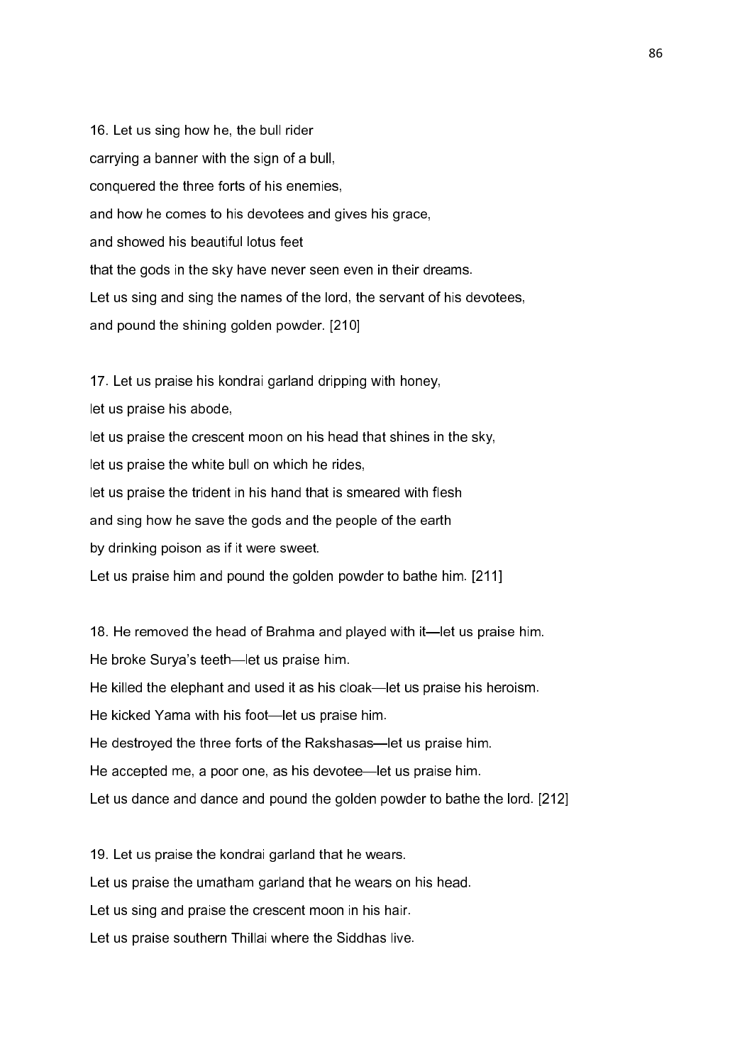16. Let us sing how he, the bull rider
carrying a banner with the sign of a bull,
conquered the three forts of his enemies,
and how he comes to his devotees and gives his grace,
and showed his beautiful lotus feet
that the gods in the sky have never seen even in their dreams.
Let us sing and sing the names of the lord, the servant of his devotees,
and pound the shining golden powder. [210]

17. Let us praise his kondrai garland dripping with honey,
let us praise his abode,
let us praise the crescent moon on his head that shines in the sky,
let us praise the white bull on which he rides,
let us praise the trident in his hand that is smeared with flesh
and sing how he save the gods and the people of the earth
by drinking poison as if it were sweet.
Let us praise him and pound the golden powder to bathe him. [211]

18. He removed the head of Brahma and played with it—let us praise him.
He broke Surya's teeth—let us praise him.
He killed the elephant and used it as his cloak—let us praise his heroism.
He kicked Yama with his foot—let us praise him.
He destroyed the three forts of the Rakshasas—let us praise him.
He accepted me, a poor one, as his devotee—let us praise him.
Let us dance and dance and pound the golden powder to bathe the lord. [212]

19. Let us praise the kondrai garland that he wears.
Let us praise the umatham garland that he wears on his head.
Let us sing and praise the crescent moon in his hair.
Let us praise southern Thillai where the Siddhas live.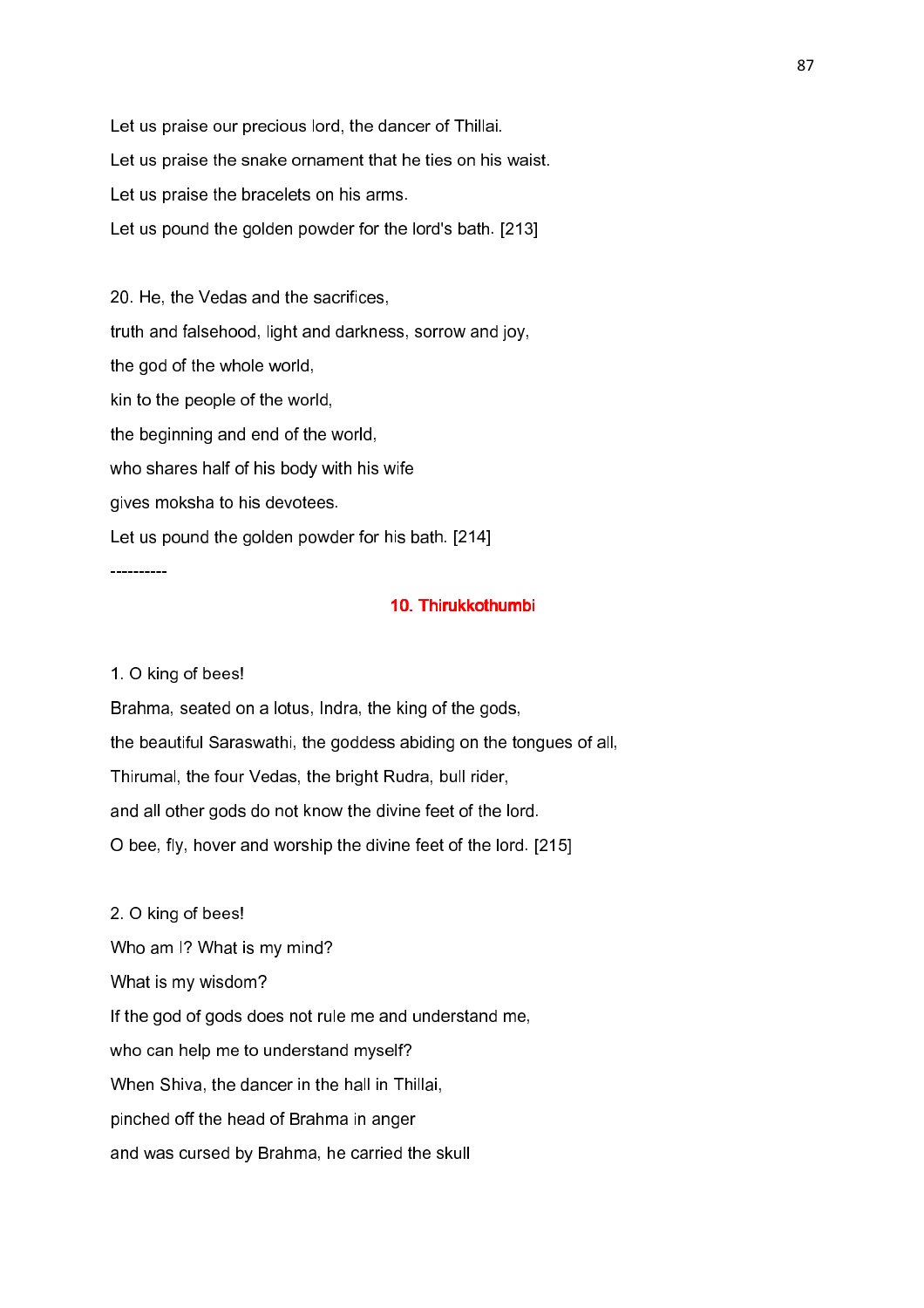Let us praise our precious lord, the dancer of Thillai.
Let us praise the snake ornament that he ties on his waist.
Let us praise the bracelets on his arms.
Let us pound the golden powder for the lord's bath. [213]

20. He, the Vedas and the sacrifices,
truth and falsehood, light and darkness, sorrow and joy,
the god of the whole world,
kin to the people of the world,
the beginning and end of the world,
who shares half of his body with his wife
gives moksha to his devotees.
Let us pound the golden powder for his bath. [214]

----------

## 10. Thirukkothumbi

1. O king of bees!
Brahma, seated on a lotus, Indra, the king of the gods,
the beautiful Saraswathi, the goddess abiding on the tongues of all,
Thirumal, the four Vedas, the bright Rudra, bull rider,
and all other gods do not know the divine feet of the lord.
O bee, fly, hover and worship the divine feet of the lord. [215]

2. O king of bees!
Who am I? What is my mind?
What is my wisdom?
If the god of gods does not rule me and understand me,
who can help me to understand myself?
When Shiva, the dancer in the hall in Thillai,
pinched off the head of Brahma in anger
and was cursed by Brahma, he carried the skull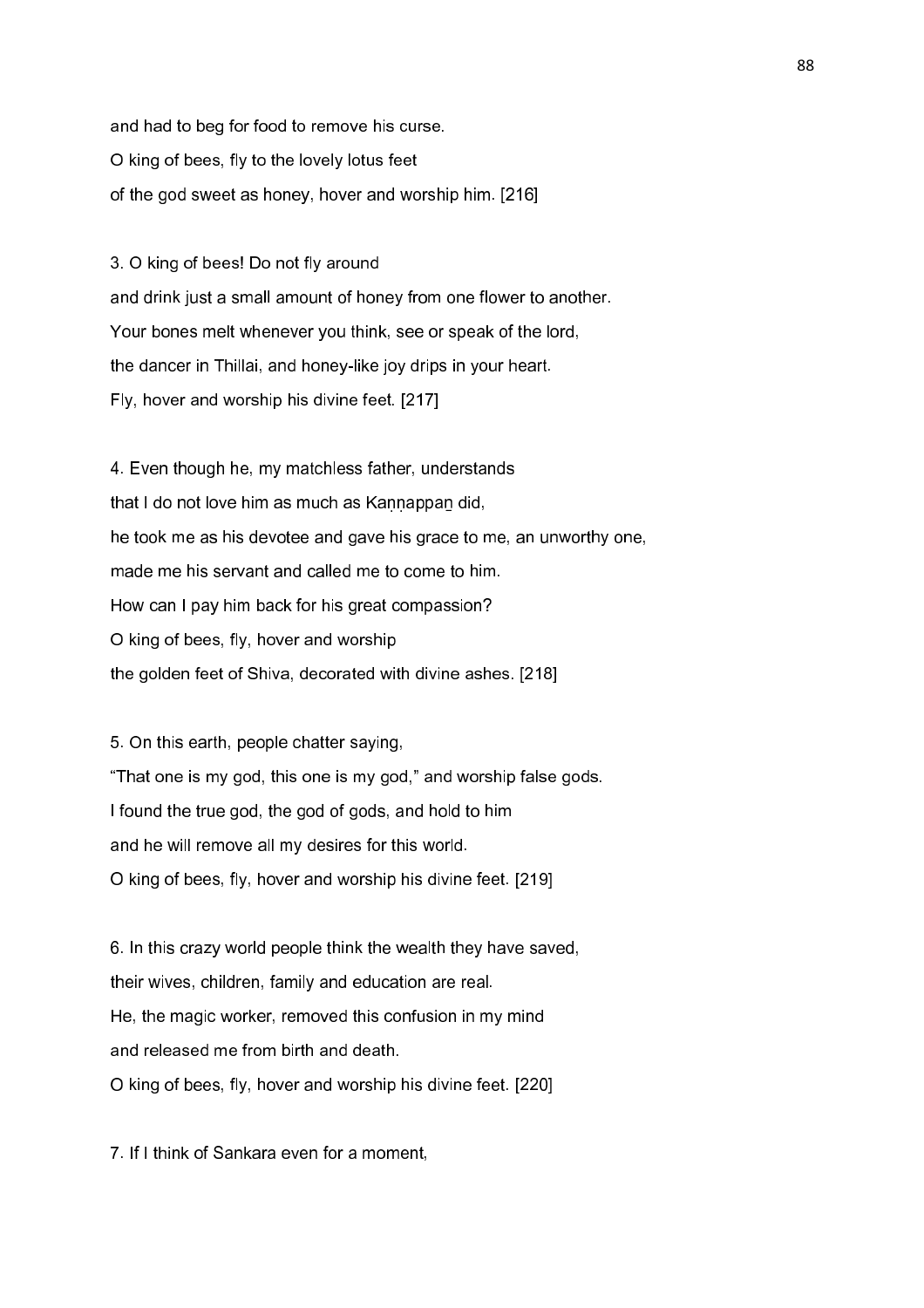and had to beg for food to remove his curse.
O king of bees, fly to the lovely lotus feet
of the god sweet as honey, hover and worship him. [216]

3. O king of bees! Do not fly around
and drink just a small amount of honey from one flower to another.
Your bones melt whenever you think, see or speak of the lord,
the dancer in Thillai, and honey-like joy drips in your heart.
Fly, hover and worship his divine feet. [217]

4. Even though he, my matchless father, understands
that I do not love him as much as Kaṇṇappaṉ did,
he took me as his devotee and gave his grace to me, an unworthy one,
made me his servant and called me to come to him.
How can I pay him back for his great compassion?
O king of bees, fly, hover and worship
the golden feet of Shiva, decorated with divine ashes. [218]

5. On this earth, people chatter saying,
"That one is my god, this one is my god," and worship false gods.
I found the true god, the god of gods, and hold to him
and he will remove all my desires for this world.
O king of bees, fly, hover and worship his divine feet. [219]

6. In this crazy world people think the wealth they have saved,
their wives, children, family and education are real.
He, the magic worker, removed this confusion in my mind
and released me from birth and death.
O king of bees, fly, hover and worship his divine feet. [220]

7. If I think of Sankara even for a moment,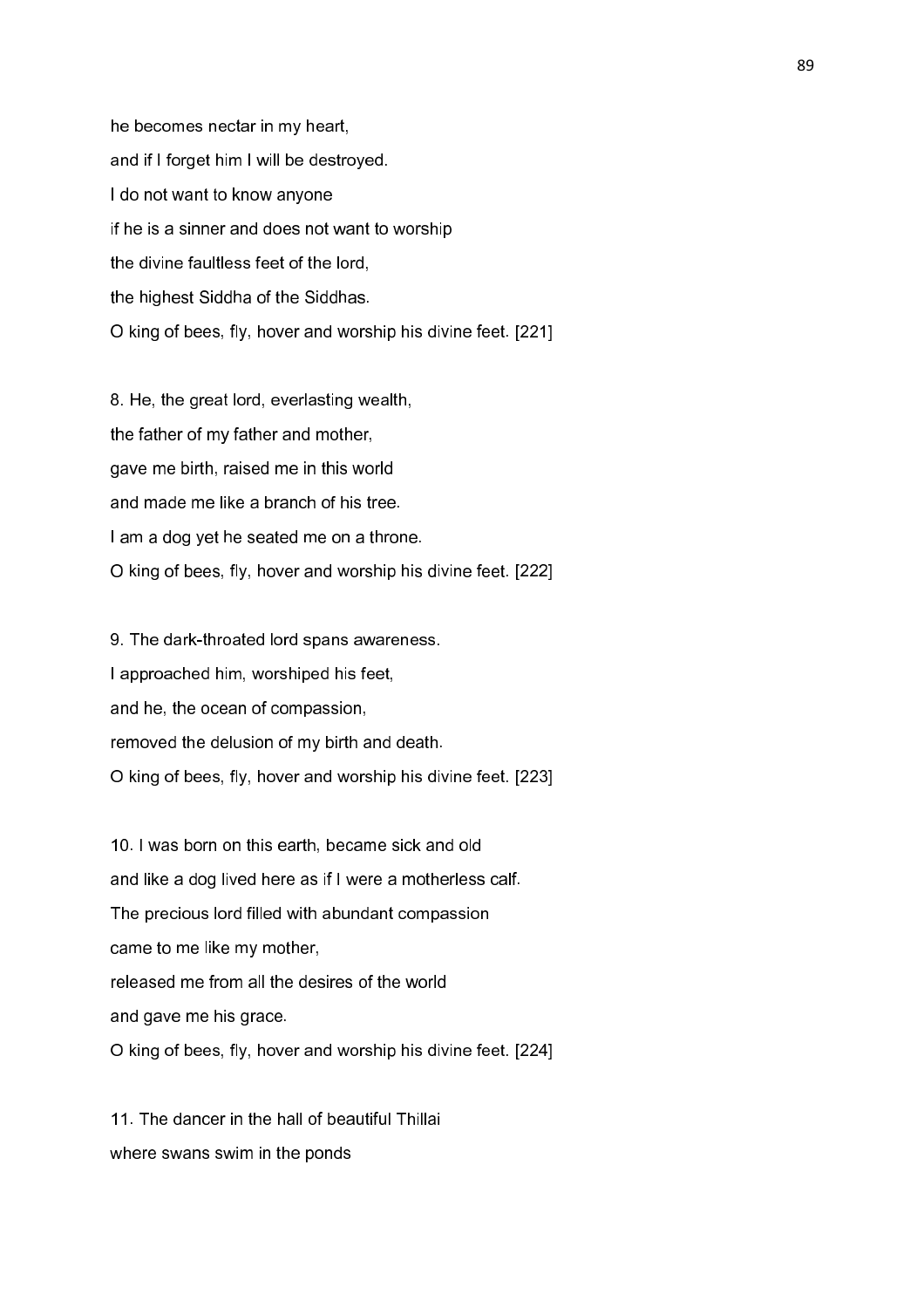he becomes nectar in my heart,

and if I forget him I will be destroyed.

I do not want to know anyone

if he is a sinner and does not want to worship

the divine faultless feet of the lord,

the highest Siddha of the Siddhas.

O king of bees, fly, hover and worship his divine feet. [221]

8. He, the great lord, everlasting wealth,

the father of my father and mother,

gave me birth, raised me in this world

and made me like a branch of his tree.

I am a dog yet he seated me on a throne.

O king of bees, fly, hover and worship his divine feet. [222]

9. The dark-throated lord spans awareness.

I approached him, worshiped his feet,

and he, the ocean of compassion,

removed the delusion of my birth and death.

O king of bees, fly, hover and worship his divine feet. [223]

10. I was born on this earth, became sick and old

and like a dog lived here as if I were a motherless calf.

The precious lord filled with abundant compassion

came to me like my mother,

released me from all the desires of the world

and gave me his grace.

O king of bees, fly, hover and worship his divine feet. [224]

11. The dancer in the hall of beautiful Thillai

where swans swim in the ponds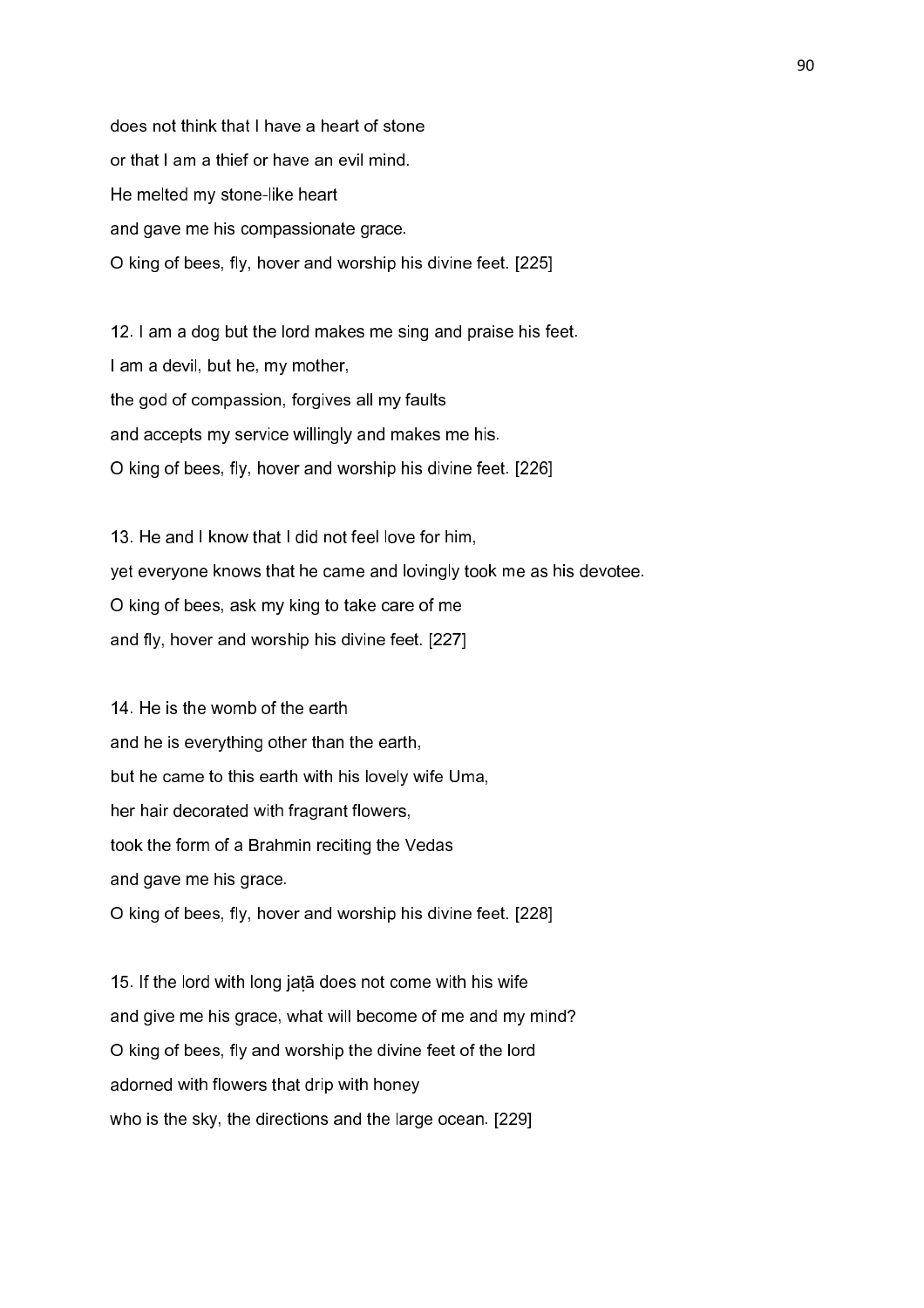does not think that I have a heart of stone
or that I am a thief or have an evil mind.
He melted my stone-like heart
and gave me his compassionate grace.
O king of bees, fly, hover and worship his divine feet. [225]

12. I am a dog but the lord makes me sing and praise his feet.
I am a devil, but he, my mother,
the god of compassion, forgives all my faults
and accepts my service willingly and makes me his.
O king of bees, fly, hover and worship his divine feet. [226]

13. He and I know that I did not feel love for him,
yet everyone knows that he came and lovingly took me as his devotee.
O king of bees, ask my king to take care of me
and fly, hover and worship his divine feet. [227]

14. He is the womb of the earth
and he is everything other than the earth,
but he came to this earth with his lovely wife Uma,
her hair decorated with fragrant flowers,
took the form of a Brahmin reciting the Vedas
and gave me his grace.
O king of bees, fly, hover and worship his divine feet. [228]

15. If the lord with long jaṭā does not come with his wife
and give me his grace, what will become of me and my mind?
O king of bees, fly and worship the divine feet of the lord
adorned with flowers that drip with honey
who is the sky, the directions and the large ocean. [229]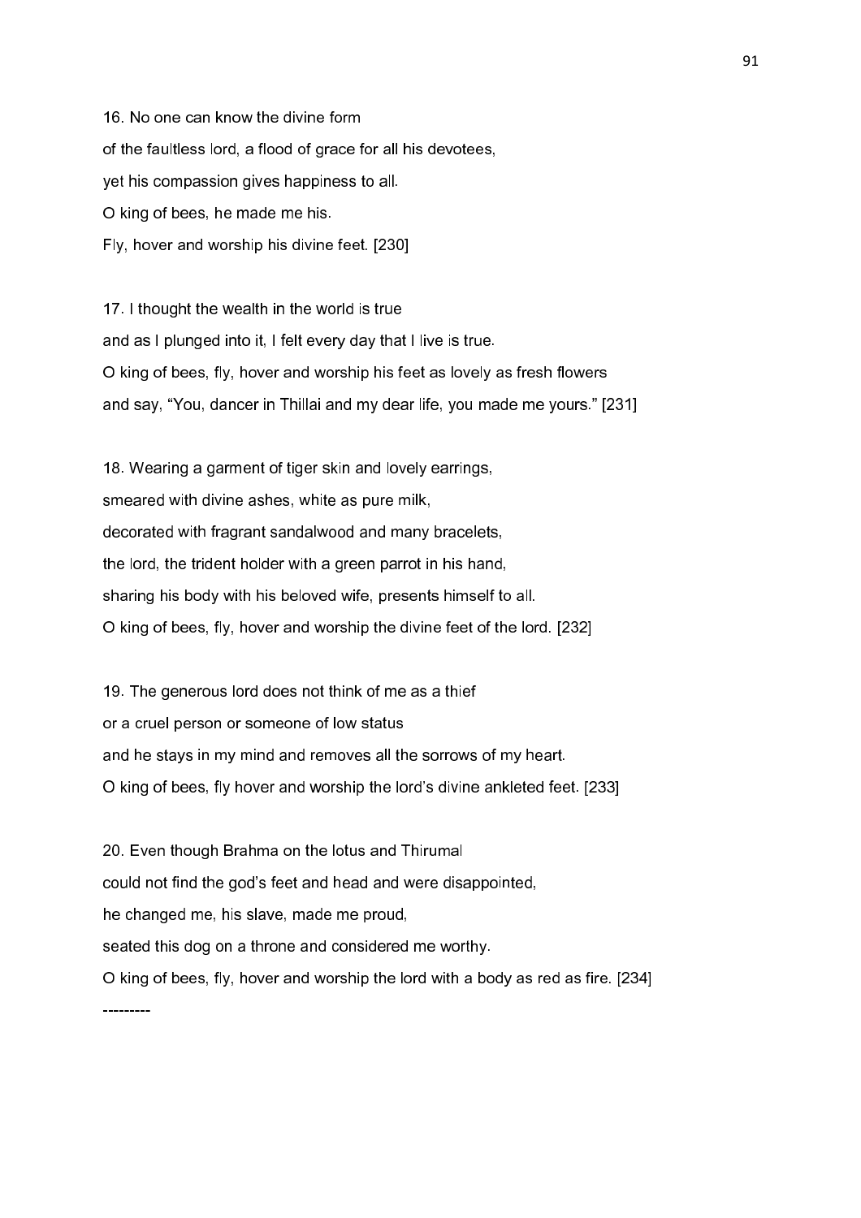16. No one can know the divine form

of the faultless lord, a flood of grace for all his devotees,

yet his compassion gives happiness to all.

O king of bees, he made me his.

Fly, hover and worship his divine feet. [230]

17. I thought the wealth in the world is true

and as I plunged into it, I felt every day that I live is true.

O king of bees, fly, hover and worship his feet as lovely as fresh flowers

and say, "You, dancer in Thillai and my dear life, you made me yours." [231]

18. Wearing a garment of tiger skin and lovely earrings,

smeared with divine ashes, white as pure milk,

decorated with fragrant sandalwood and many bracelets,

the lord, the trident holder with a green parrot in his hand,

sharing his body with his beloved wife, presents himself to all.

O king of bees, fly, hover and worship the divine feet of the lord. [232]

19. The generous lord does not think of me as a thief

or a cruel person or someone of low status

and he stays in my mind and removes all the sorrows of my heart.

O king of bees, fly hover and worship the lord's divine ankleted feet. [233]

20. Even though Brahma on the lotus and Thirumal

could not find the god's feet and head and were disappointed,

he changed me, his slave, made me proud,

seated this dog on a throne and considered me worthy.

O king of bees, fly, hover and worship the lord with a body as red as fire. [234]

---------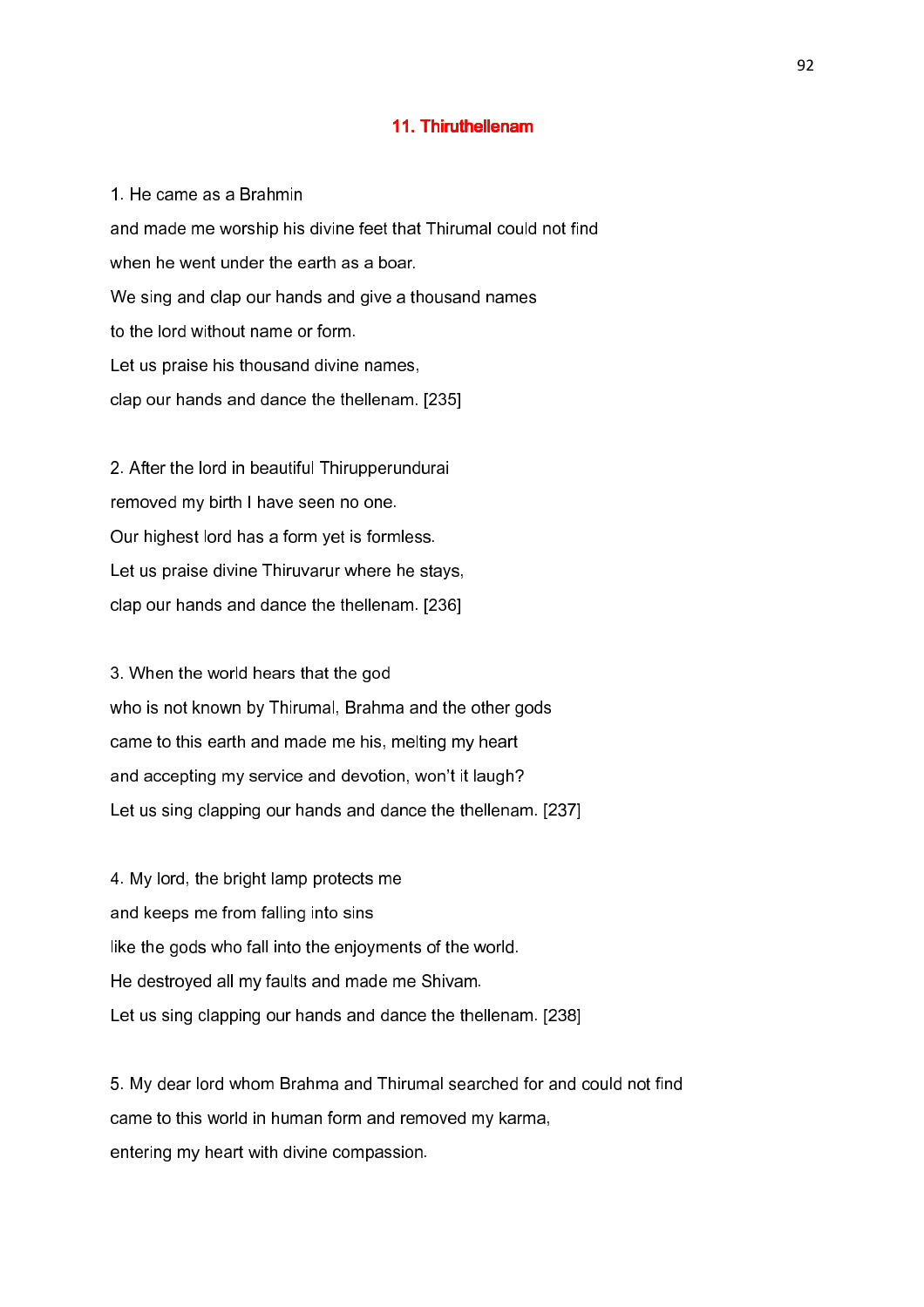## 11. Thiruthellenam

1. He came as a Brahmin
and made me worship his divine feet that Thirumal could not find
when he went under the earth as a boar.
We sing and clap our hands and give a thousand names
to the lord without name or form.
Let us praise his thousand divine names,
clap our hands and dance the thellenam. [235]

2. After the lord in beautiful Thirupperundurai
removed my birth I have seen no one.
Our highest lord has a form yet is formless.
Let us praise divine Thiruvarur where he stays,
clap our hands and dance the thellenam. [236]

3. When the world hears that the god
who is not known by Thirumal, Brahma and the other gods
came to this earth and made me his, melting my heart
and accepting my service and devotion, won't it laugh?
Let us sing clapping our hands and dance the thellenam. [237]

4. My lord, the bright lamp protects me
and keeps me from falling into sins
like the gods who fall into the enjoyments of the world.
He destroyed all my faults and made me Shivam.
Let us sing clapping our hands and dance the thellenam. [238]

5. My dear lord whom Brahma and Thirumal searched for and could not find
came to this world in human form and removed my karma,
entering my heart with divine compassion.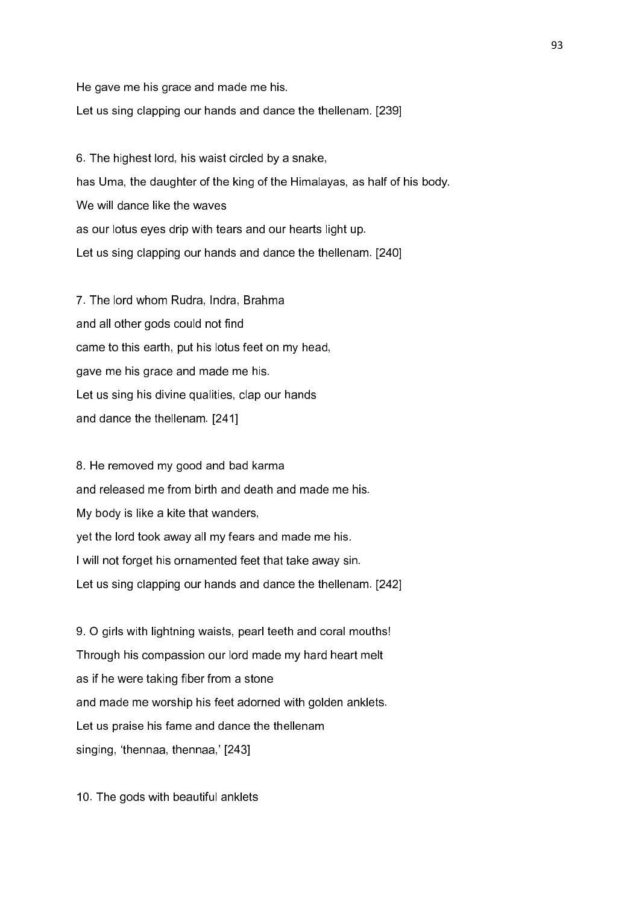He gave me his grace and made me his.
Let us sing clapping our hands and dance the thellenam. [239]

6. The highest lord, his waist circled by a snake,
has Uma, the daughter of the king of the Himalayas, as half of his body.
We will dance like the waves
as our lotus eyes drip with tears and our hearts light up.
Let us sing clapping our hands and dance the thellenam. [240]

7. The lord whom Rudra, Indra, Brahma
and all other gods could not find
came to this earth, put his lotus feet on my head,
gave me his grace and made me his.
Let us sing his divine qualities, clap our hands
and dance the thellenam. [241]

8. He removed my good and bad karma
and released me from birth and death and made me his.
My body is like a kite that wanders,
yet the lord took away all my fears and made me his.
I will not forget his ornamented feet that take away sin.
Let us sing clapping our hands and dance the thellenam. [242]

9. O girls with lightning waists, pearl teeth and coral mouths!
Through his compassion our lord made my hard heart melt
as if he were taking fiber from a stone
and made me worship his feet adorned with golden anklets.
Let us praise his fame and dance the thellenam
singing, 'thennaa, thennaa,' [243]

10. The gods with beautiful anklets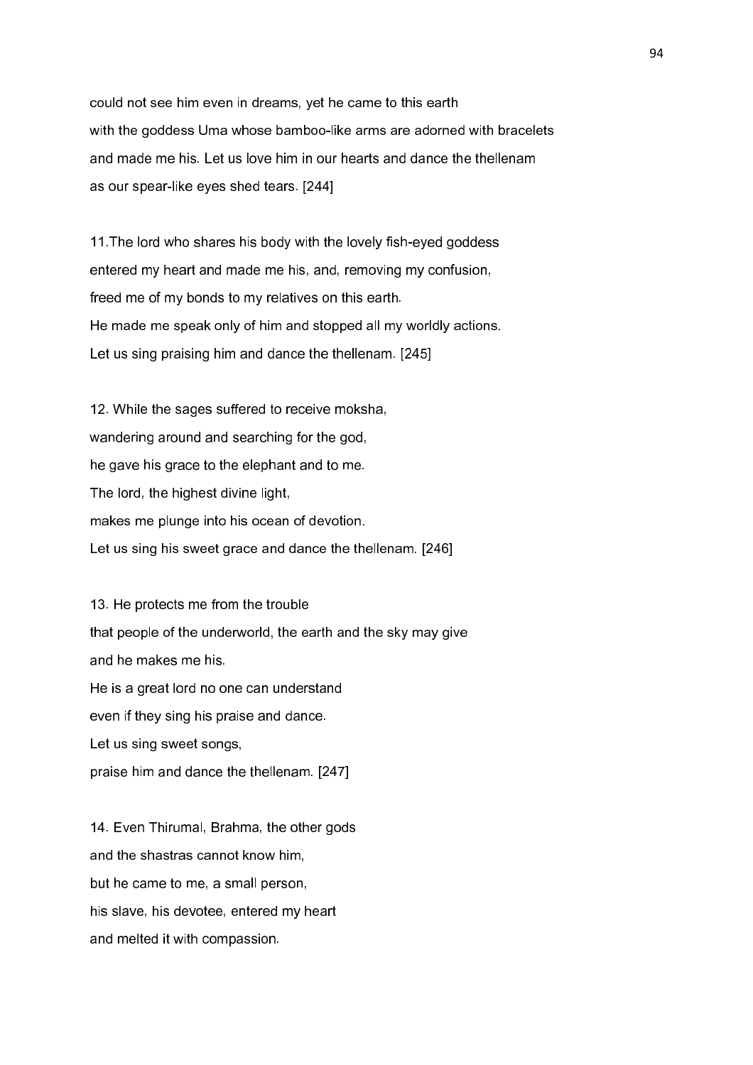could not see him even in dreams, yet he came to this earth
with the goddess Uma whose bamboo-like arms are adorned with bracelets
and made me his. Let us love him in our hearts and dance the thellenam
as our spear-like eyes shed tears. [244]

11.The lord who shares his body with the lovely fish-eyed goddess
entered my heart and made me his, and, removing my confusion,
freed me of my bonds to my relatives on this earth.
He made me speak only of him and stopped all my worldly actions.
Let us sing praising him and dance the thellenam. [245]

12. While the sages suffered to receive moksha,
wandering around and searching for the god,
he gave his grace to the elephant and to me.
The lord, the highest divine light,
makes me plunge into his ocean of devotion.
Let us sing his sweet grace and dance the thellenam. [246]

13. He protects me from the trouble
that people of the underworld, the earth and the sky may give
and he makes me his.
He is a great lord no one can understand
even if they sing his praise and dance.
Let us sing sweet songs,
praise him and dance the thellenam. [247]

14. Even Thirumal, Brahma, the other gods
and the shastras cannot know him,
but he came to me, a small person,
his slave, his devotee, entered my heart
and melted it with compassion.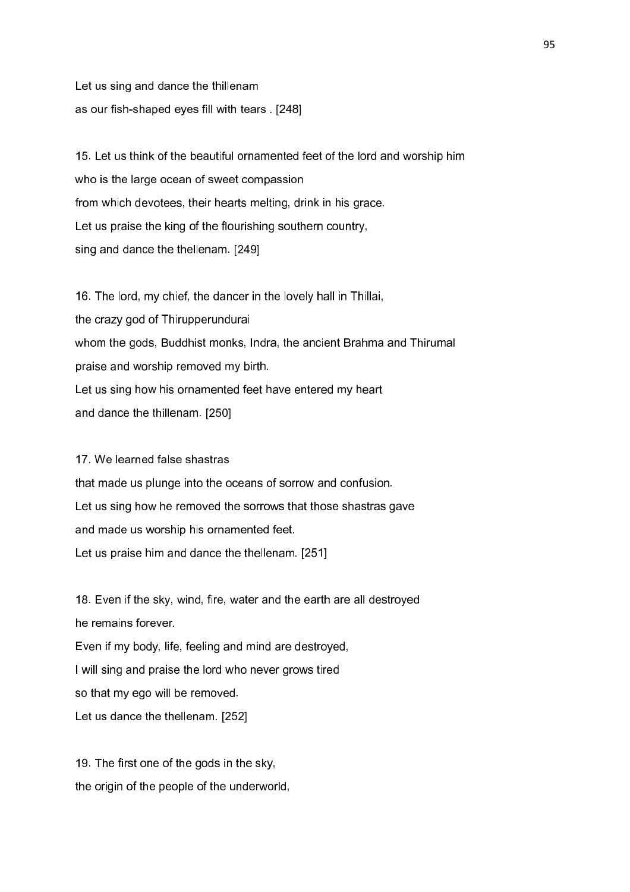Let us sing and dance the thillenam
as our fish-shaped eyes fill with tears . [248]

15. Let us think of the beautiful ornamented feet of the lord and worship him
who is the large ocean of sweet compassion
from which devotees, their hearts melting, drink in his grace.
Let us praise the king of the flourishing southern country,
sing and dance the thellenam. [249]

16. The lord, my chief, the dancer in the lovely hall in Thillai,
the crazy god of Thirupperundurai
whom the gods, Buddhist monks, Indra, the ancient Brahma and Thirumal
praise and worship removed my birth.
Let us sing how his ornamented feet have entered my heart
and dance the thillenam. [250]

17. We learned false shastras
that made us plunge into the oceans of sorrow and confusion.
Let us sing how he removed the sorrows that those shastras gave
and made us worship his ornamented feet.
Let us praise him and dance the thellenam. [251]

18. Even if the sky, wind, fire, water and the earth are all destroyed
he remains forever.
Even if my body, life, feeling and mind are destroyed,
I will sing and praise the lord who never grows tired
so that my ego will be removed.
Let us dance the thellenam. [252]

19. The first one of the gods in the sky,
the origin of the people of the underworld,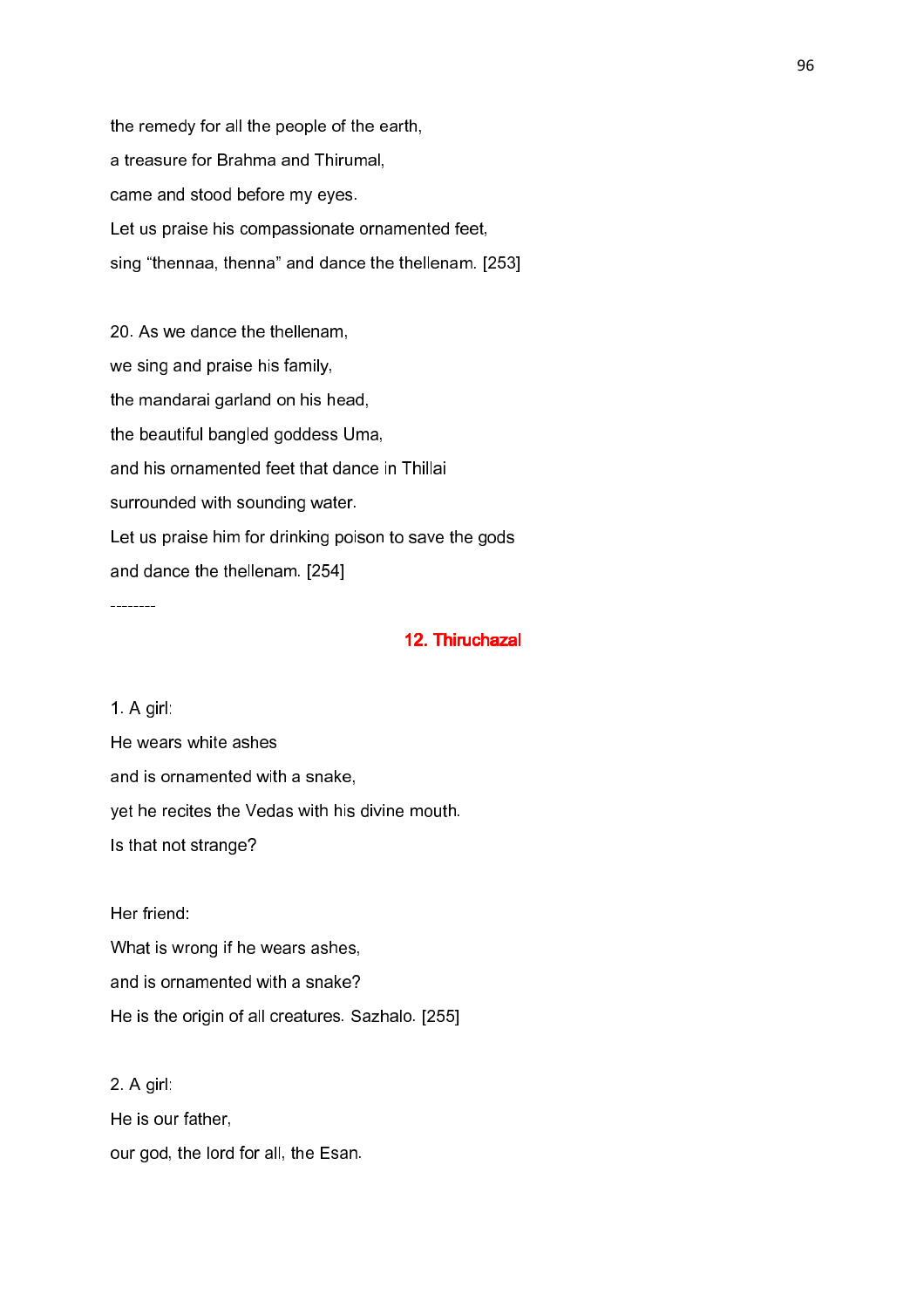the remedy for all the people of the earth,
a treasure for Brahma and Thirumal,
came and stood before my eyes.
Let us praise his compassionate ornamented feet,
sing “thennaa, thenna” and dance the thellenam. [253]

20. As we dance the thellenam,
we sing and praise his family,
the mandarai garland on his head,
the beautiful bangled goddess Uma,
and his ornamented feet that dance in Thillai
surrounded with sounding water.
Let us praise him for drinking poison to save the gods
and dance the thellenam. [254]

--------

## 12. Thiruchazal

1. A girl:
He wears white ashes
and is ornamented with a snake,
yet he recites the Vedas with his divine mouth.
Is that not strange?

Her friend:
What is wrong if he wears ashes,
and is ornamented with a snake?
He is the origin of all creatures. Sazhalo. [255]

2. A girl:
He is our father,
our god, the lord for all, the Esan.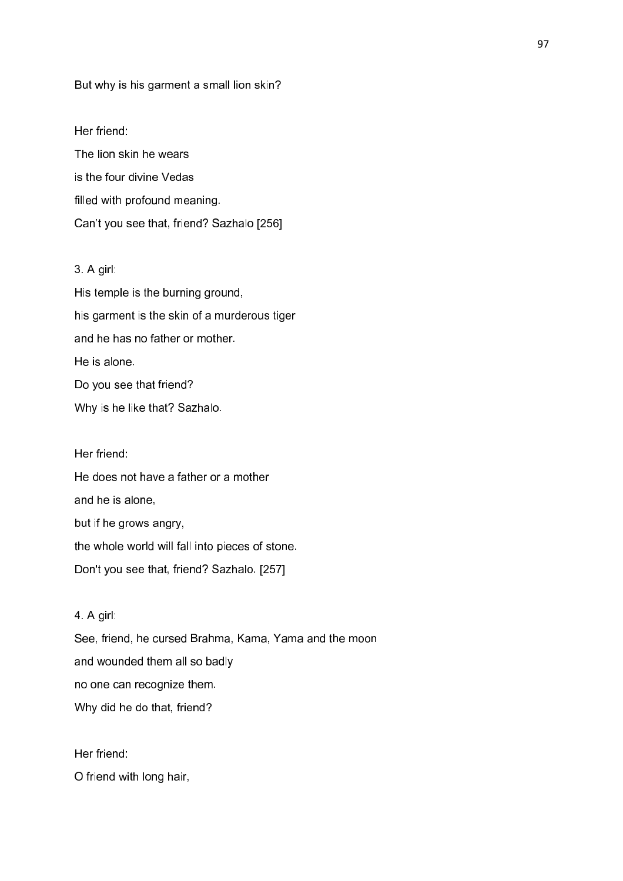But why is his garment a small lion skin?

Her friend:

The lion skin he wears

is the four divine Vedas

filled with profound meaning.

Can't you see that, friend? Sazhalo [256]

3. A girl:

His temple is the burning ground,

his garment is the skin of a murderous tiger

and he has no father or mother.

He is alone.

Do you see that friend?

Why is he like that? Sazhalo.

Her friend:

He does not have a father or a mother

and he is alone,

but if he grows angry,

the whole world will fall into pieces of stone.

Don't you see that, friend? Sazhalo. [257]

4. A girl:

See, friend, he cursed Brahma, Kama, Yama and the moon

and wounded them all so badly

no one can recognize them.

Why did he do that, friend?

Her friend:

O friend with long hair,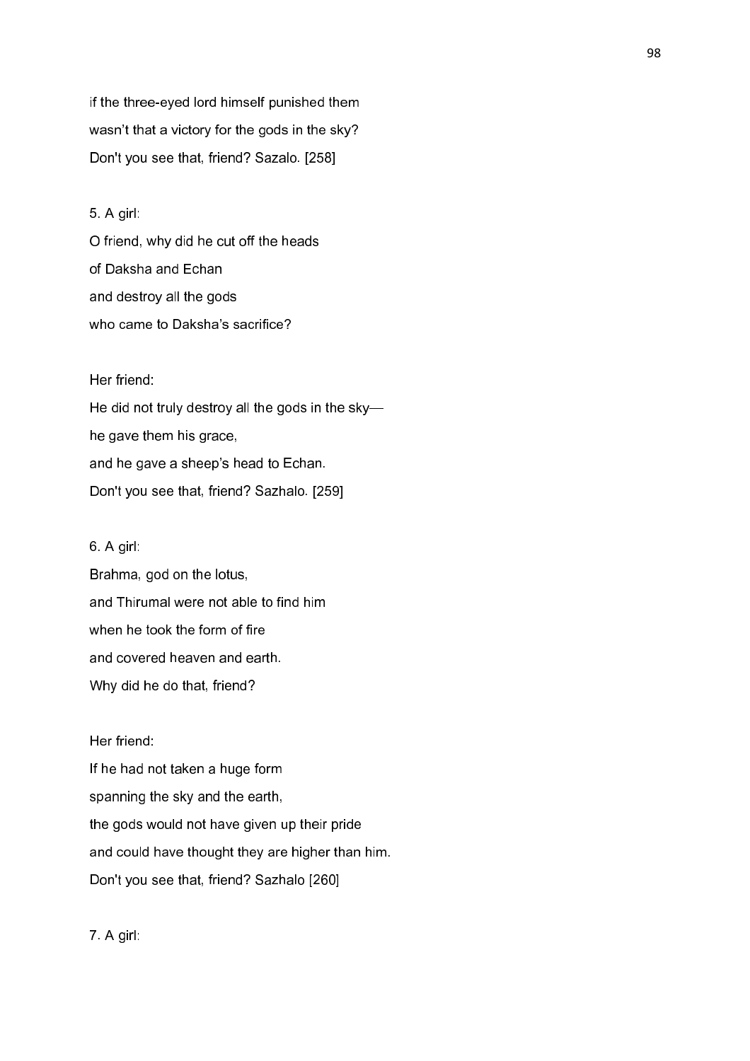if the three-eyed lord himself punished them

wasn't that a victory for the gods in the sky?

Don't you see that, friend? Sazalo. [258]

5. A girl:

O friend, why did he cut off the heads

of Daksha and Echan

and destroy all the gods

who came to Daksha's sacrifice?

Her friend:

He did not truly destroy all the gods in the sky—

he gave them his grace,

and he gave a sheep's head to Echan.

Don't you see that, friend? Sazhalo. [259]

6. A girl:

Brahma, god on the lotus,

and Thirumal were not able to find him

when he took the form of fire

and covered heaven and earth.

Why did he do that, friend?

Her friend:

If he had not taken a huge form

spanning the sky and the earth,

the gods would not have given up their pride

and could have thought they are higher than him.

Don't you see that, friend? Sazhalo [260]

7. A girl: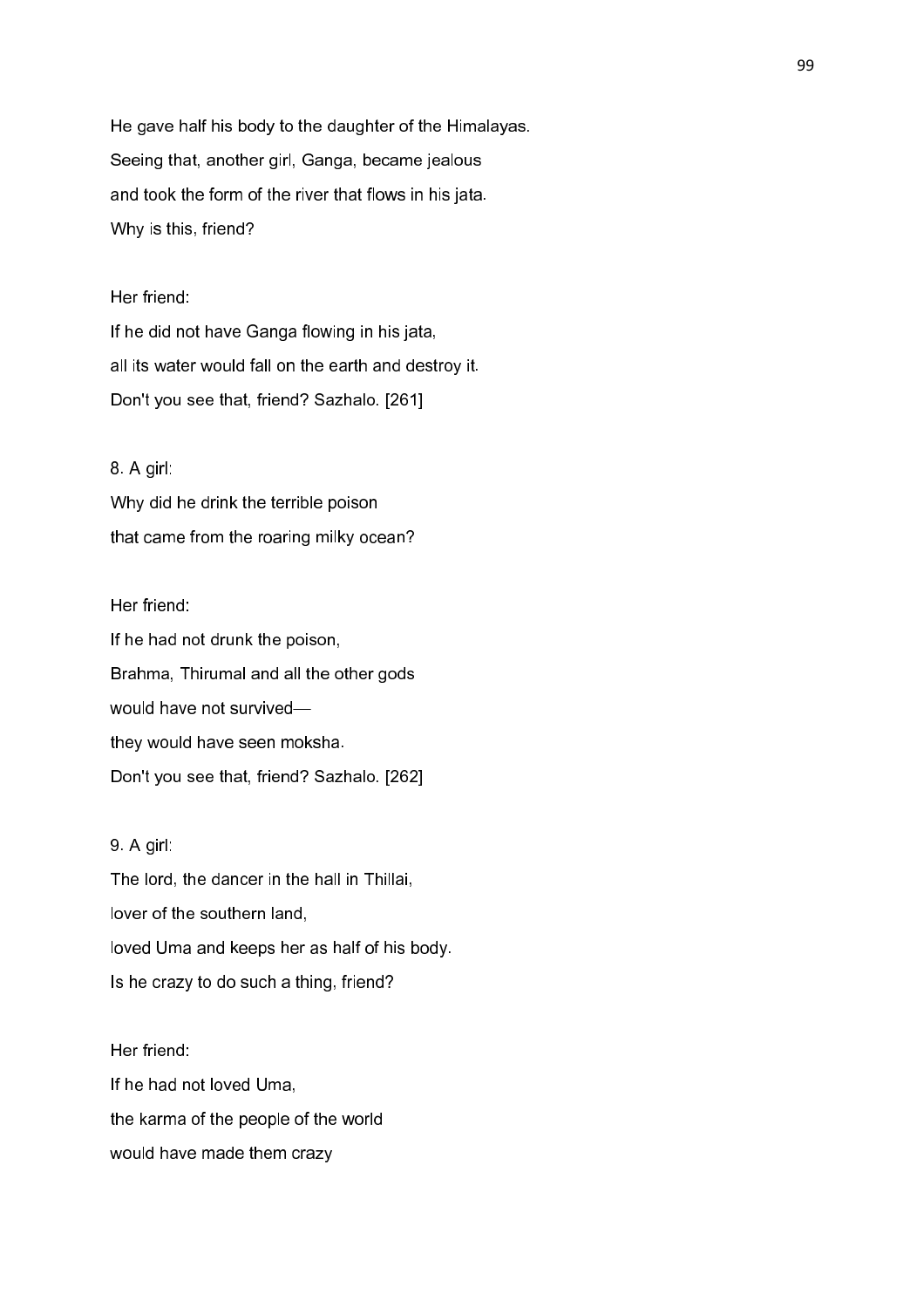He gave half his body to the daughter of the Himalayas.
Seeing that, another girl, Ganga, became jealous
and took the form of the river that flows in his jata.
Why is this, friend?

Her friend:
If he did not have Ganga flowing in his jata,
all its water would fall on the earth and destroy it.
Don't you see that, friend? Sazhalo. [261]

8. A girl:
Why did he drink the terrible poison
that came from the roaring milky ocean?

Her friend:
If he had not drunk the poison,
Brahma, Thirumal and all the other gods
would have not survived—
they would have seen moksha.
Don't you see that, friend? Sazhalo. [262]

9. A girl:
The lord, the dancer in the hall in Thillai,
lover of the southern land,
loved Uma and keeps her as half of his body.
Is he crazy to do such a thing, friend?

Her friend:
If he had not loved Uma,
the karma of the people of the world
would have made them crazy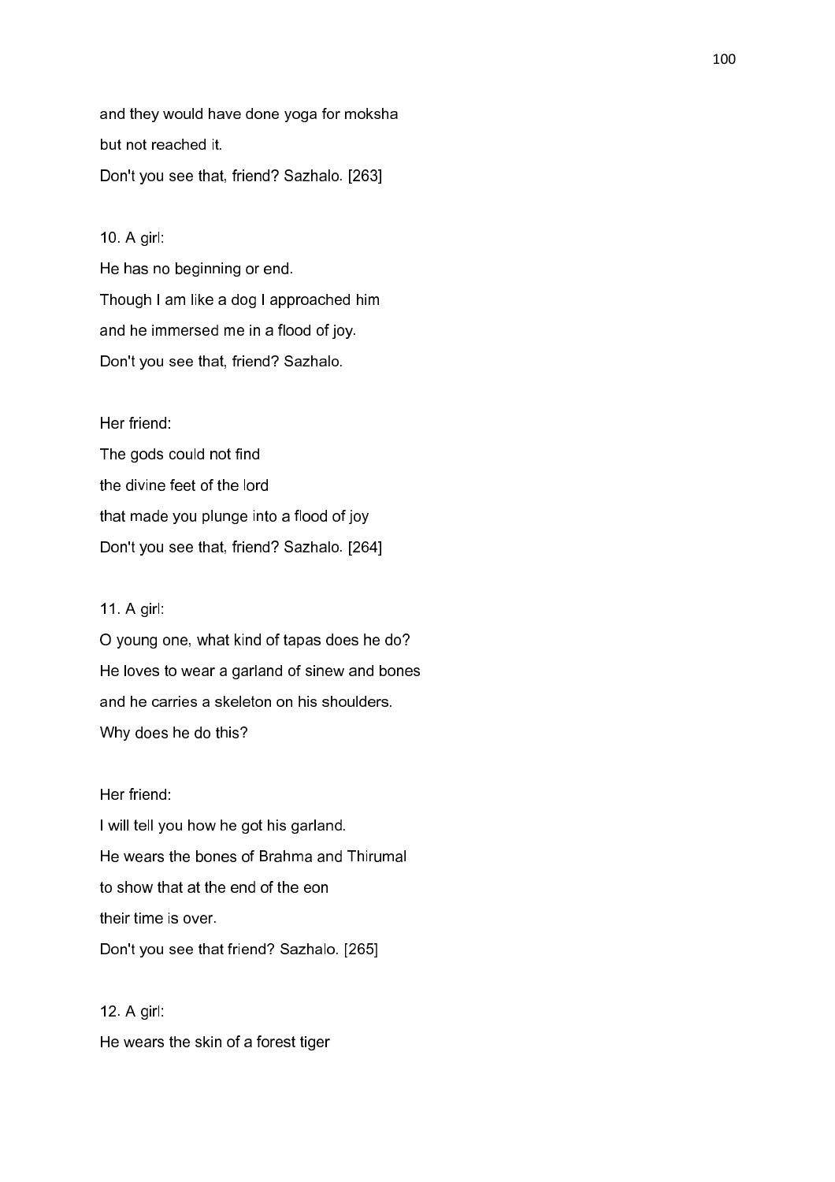and they would have done yoga for moksha
but not reached it.
Don't you see that, friend? Sazhalo. [263]

10. A girl:
He has no beginning or end.
Though I am like a dog I approached him
and he immersed me in a flood of joy.
Don't you see that, friend? Sazhalo.

Her friend:
The gods could not find
the divine feet of the lord
that made you plunge into a flood of joy
Don't you see that, friend? Sazhalo. [264]

11. A girl:
O young one, what kind of tapas does he do?
He loves to wear a garland of sinew and bones
and he carries a skeleton on his shoulders.
Why does he do this?

Her friend:
I will tell you how he got his garland.
He wears the bones of Brahma and Thirumal
to show that at the end of the eon
their time is over.
Don't you see that friend? Sazhalo. [265]

12. A girl:
He wears the skin of a forest tiger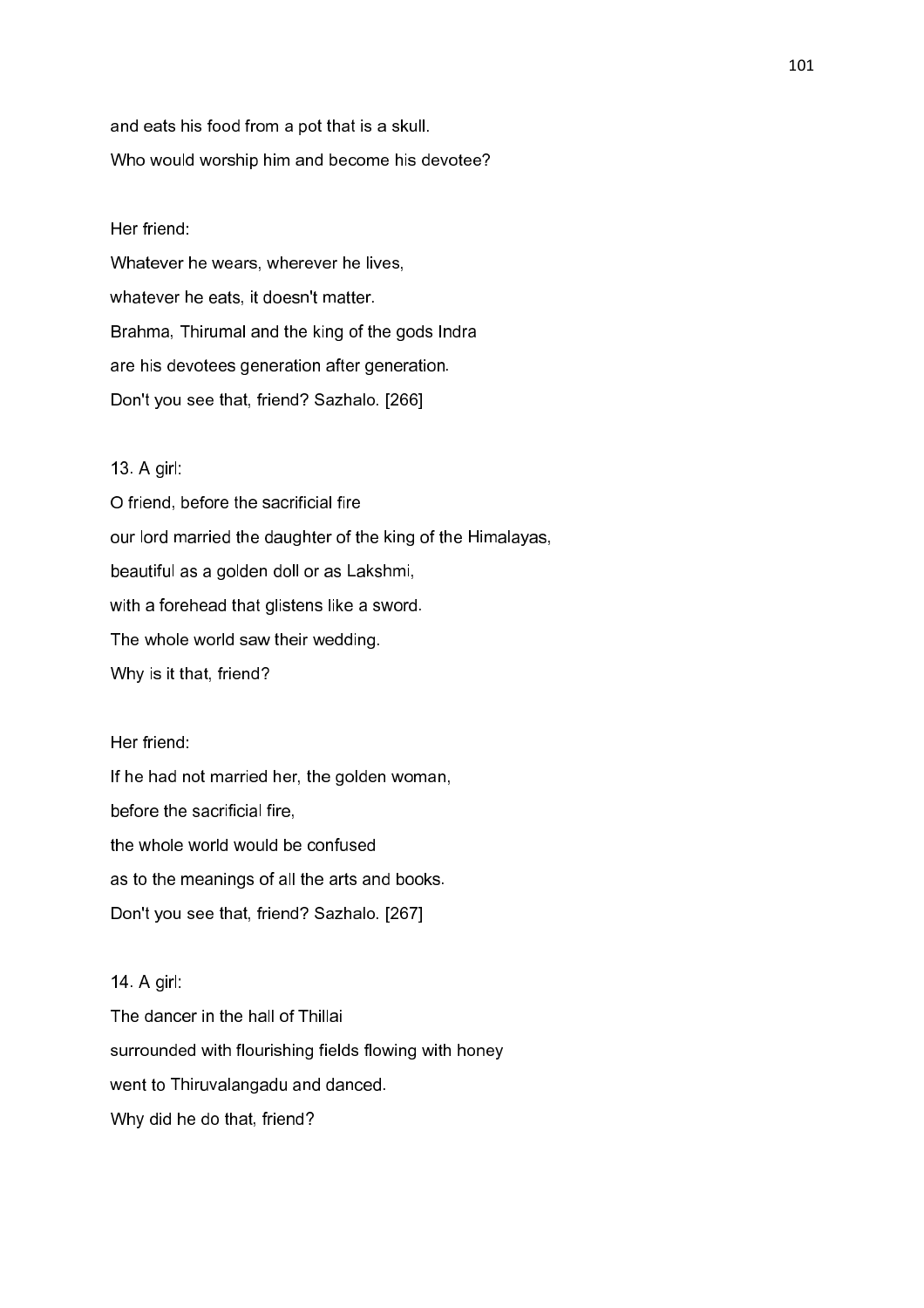and eats his food from a pot that is a skull.

Who would worship him and become his devotee?

Her friend:

Whatever he wears, wherever he lives,

whatever he eats, it doesn't matter.

Brahma, Thirumal and the king of the gods Indra

are his devotees generation after generation.

Don't you see that, friend? Sazhalo. [266]

13. A girl:

O friend, before the sacrificial fire

our lord married the daughter of the king of the Himalayas,

beautiful as a golden doll or as Lakshmi,

with a forehead that glistens like a sword.

The whole world saw their wedding.

Why is it that, friend?

Her friend:

If he had not married her, the golden woman,

before the sacrificial fire,

the whole world would be confused

as to the meanings of all the arts and books.

Don't you see that, friend? Sazhalo. [267]

14. A girl:

The dancer in the hall of Thillai

surrounded with flourishing fields flowing with honey

went to Thiruvalangadu and danced.

Why did he do that, friend?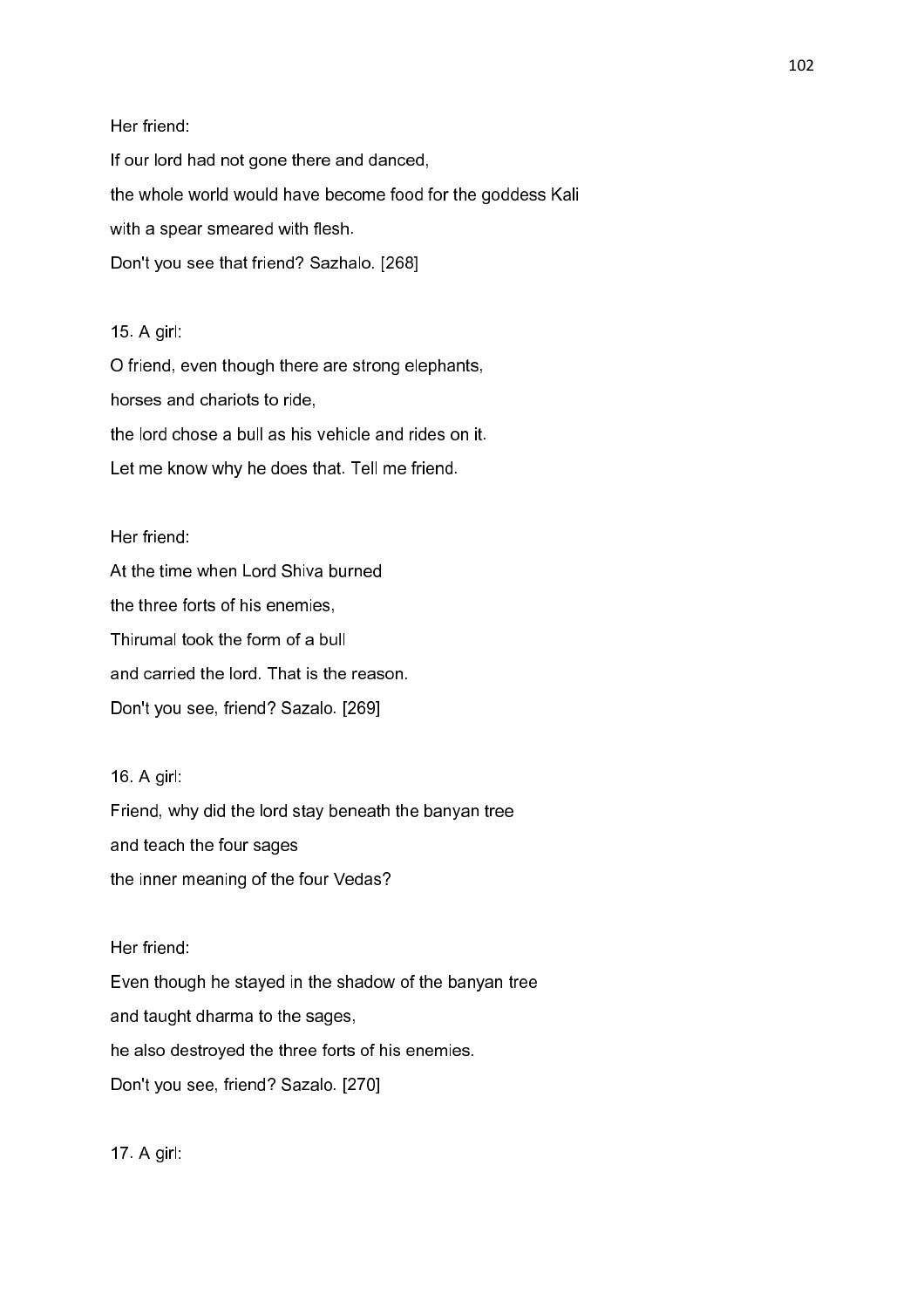Her friend:

If our lord had not gone there and danced,

the whole world would have become food for the goddess Kali

with a spear smeared with flesh.

Don't you see that friend? Sazhalo. [268]

15. A girl:

O friend, even though there are strong elephants,

horses and chariots to ride,

the lord chose a bull as his vehicle and rides on it.

Let me know why he does that. Tell me friend.

Her friend:

At the time when Lord Shiva burned

the three forts of his enemies,

Thirumal took the form of a bull

and carried the lord. That is the reason.

Don't you see, friend? Sazalo. [269]

16. A girl:

Friend, why did the lord stay beneath the banyan tree

and teach the four sages

the inner meaning of the four Vedas?

Her friend:

Even though he stayed in the shadow of the banyan tree

and taught dharma to the sages,

he also destroyed the three forts of his enemies.

Don't you see, friend? Sazalo. [270]

17. A girl: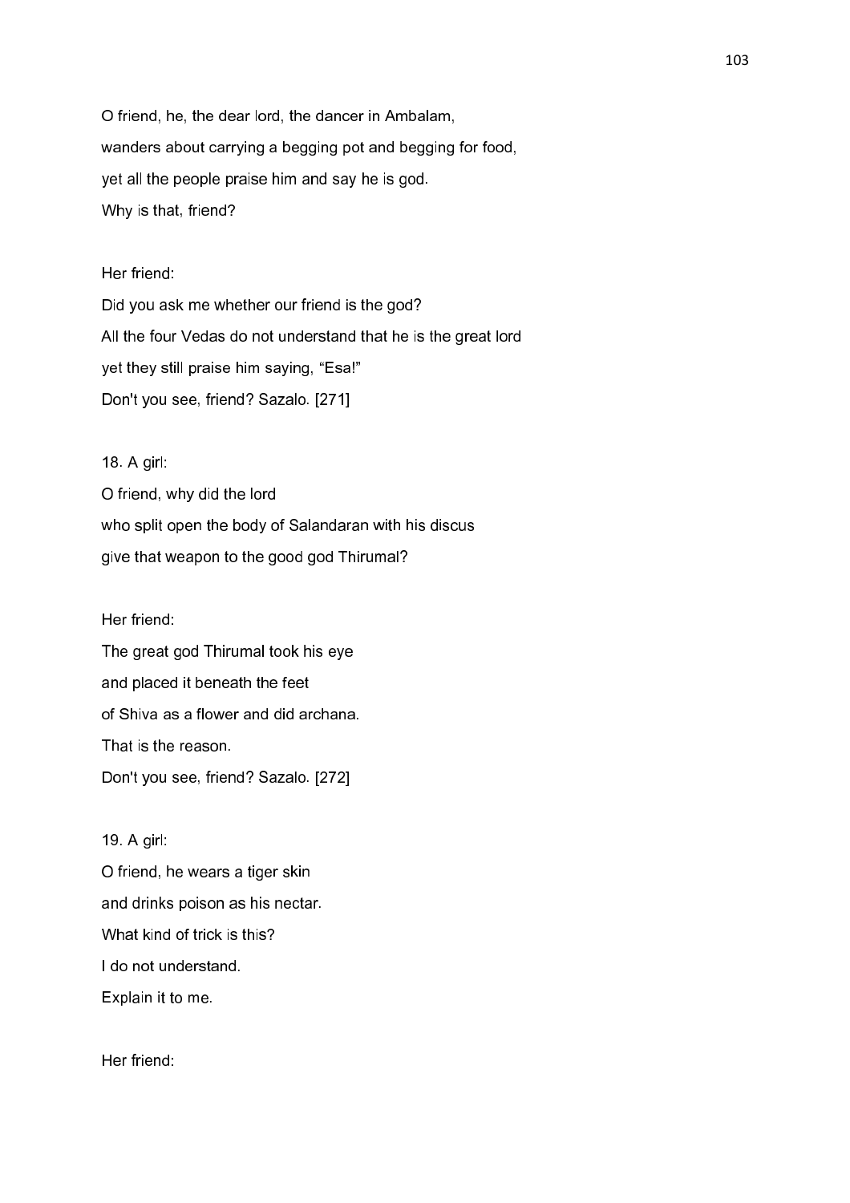O friend, he, the dear lord, the dancer in Ambalam,
wanders about carrying a begging pot and begging for food,
yet all the people praise him and say he is god.
Why is that, friend?

Her friend:
Did you ask me whether our friend is the god?
All the four Vedas do not understand that he is the great lord
yet they still praise him saying, “Esa!”
Don't you see, friend? Sazalo. [271]

18. A girl:
O friend, why did the lord
who split open the body of Salandaran with his discus
give that weapon to the good god Thirumal?

Her friend:
The great god Thirumal took his eye
and placed it beneath the feet
of Shiva as a flower and did archana.
That is the reason.
Don't you see, friend? Sazalo. [272]

19. A girl:
O friend, he wears a tiger skin
and drinks poison as his nectar.
What kind of trick is this?
I do not understand.
Explain it to me.

Her friend: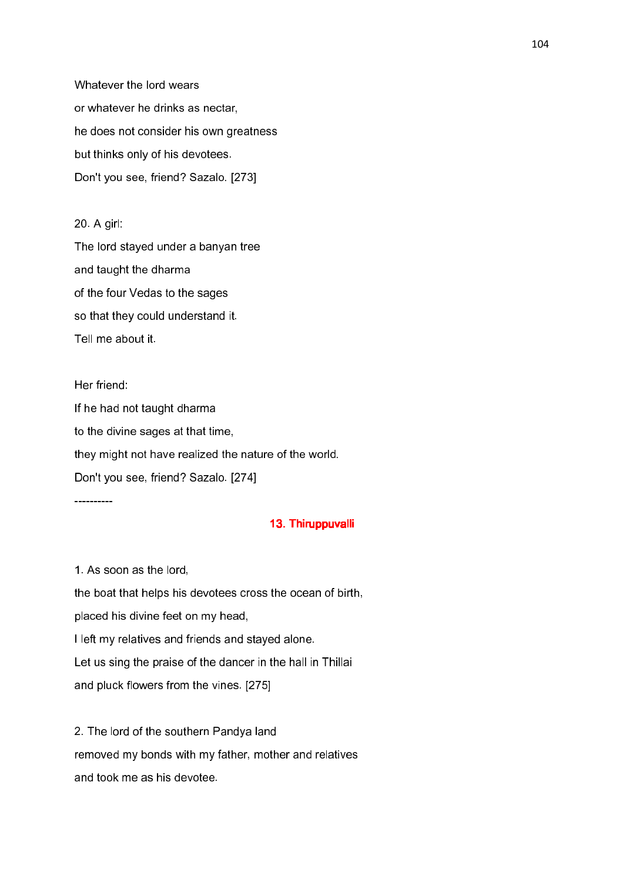Whatever the lord wears
or whatever he drinks as nectar,
he does not consider his own greatness
but thinks only of his devotees.
Don't you see, friend? Sazalo. [273]

20. A girl:
The lord stayed under a banyan tree
and taught the dharma
of the four Vedas to the sages
so that they could understand it.
Tell me about it.

Her friend:
If he had not taught dharma
to the divine sages at that time,
they might not have realized the nature of the world.
Don't you see, friend? Sazalo. [274]

----------

## 13. Thiruppuvalli

1. As soon as the lord,
the boat that helps his devotees cross the ocean of birth,
placed his divine feet on my head,
I left my relatives and friends and stayed alone.
Let us sing the praise of the dancer in the hall in Thillai
and pluck flowers from the vines. [275]

2. The lord of the southern Pandya land
removed my bonds with my father, mother and relatives
and took me as his devotee.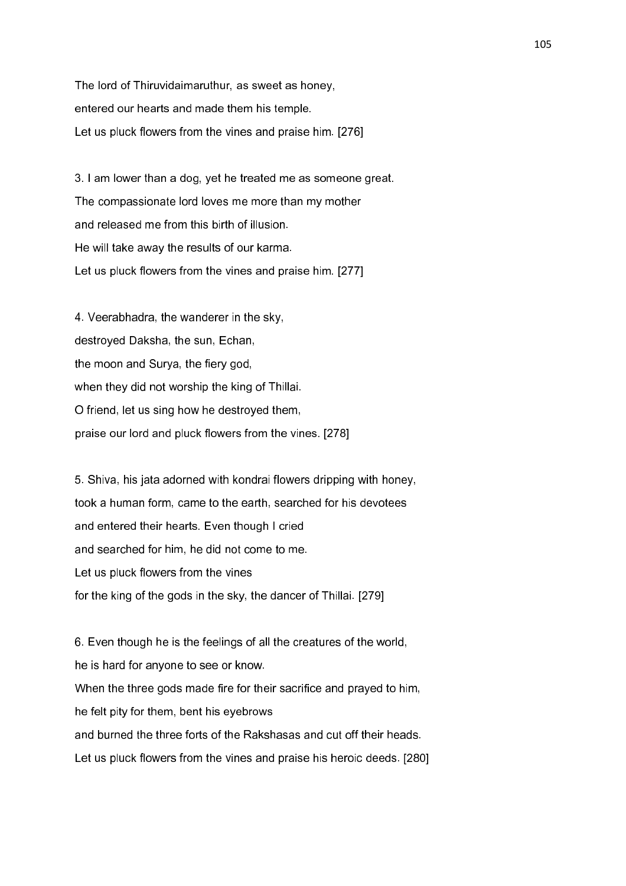The lord of Thiruvidaimaruthur, as sweet as honey,
entered our hearts and made them his temple.
Let us pluck flowers from the vines and praise him. [276]

3. I am lower than a dog, yet he treated me as someone great.
The compassionate lord loves me more than my mother
and released me from this birth of illusion.
He will take away the results of our karma.
Let us pluck flowers from the vines and praise him. [277]

4. Veerabhadra, the wanderer in the sky,
destroyed Daksha, the sun, Echan,
the moon and Surya, the fiery god,
when they did not worship the king of Thillai.
O friend, let us sing how he destroyed them,
praise our lord and pluck flowers from the vines. [278]

5. Shiva, his jata adorned with kondrai flowers dripping with honey,
took a human form, came to the earth, searched for his devotees
and entered their hearts. Even though I cried
and searched for him, he did not come to me.
Let us pluck flowers from the vines
for the king of the gods in the sky, the dancer of Thillai. [279]

6. Even though he is the feelings of all the creatures of the world,
he is hard for anyone to see or know.
When the three gods made fire for their sacrifice and prayed to him,
he felt pity for them, bent his eyebrows
and burned the three forts of the Rakshasas and cut off their heads.
Let us pluck flowers from the vines and praise his heroic deeds. [280]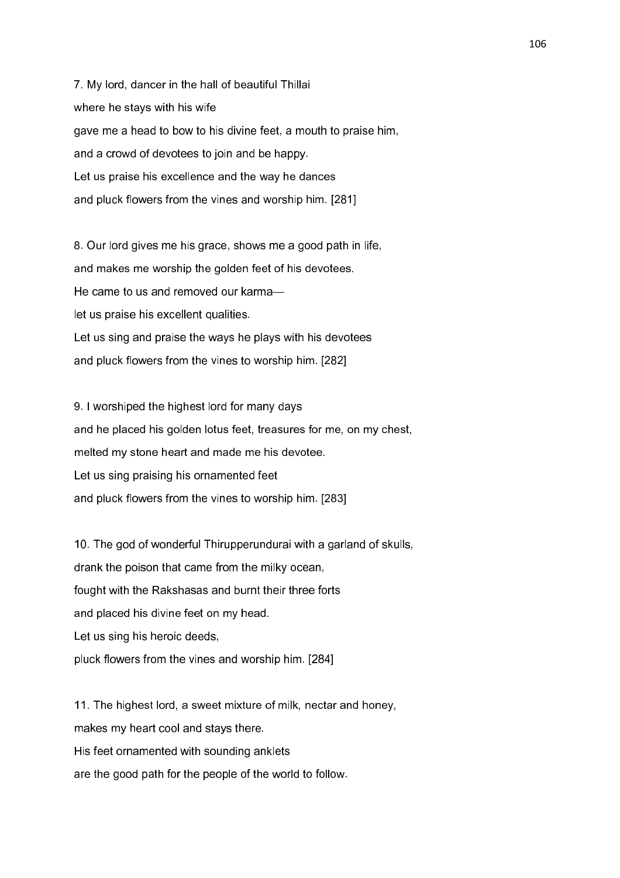7. My lord, dancer in the hall of beautiful Thillai  
where he stays with his wife  
gave me a head to bow to his divine feet, a mouth to praise him,  
and a crowd of devotees to join and be happy.  
Let us praise his excellence and the way he dances  
and pluck flowers from the vines and worship him. [281]

8. Our lord gives me his grace, shows me a good path in life,  
and makes me worship the golden feet of his devotees.  
He came to us and removed our karma—  
let us praise his excellent qualities.  
Let us sing and praise the ways he plays with his devotees  
and pluck flowers from the vines to worship him. [282]

9. I worshiped the highest lord for many days  
and he placed his golden lotus feet, treasures for me, on my chest,  
melted my stone heart and made me his devotee.  
Let us sing praising his ornamented feet  
and pluck flowers from the vines to worship him. [283]

10. The god of wonderful Thirupperundurai with a garland of skulls,  
drank the poison that came from the milky ocean,  
fought with the Rakshasas and burnt their three forts  
and placed his divine feet on my head.  
Let us sing his heroic deeds,  
pluck flowers from the vines and worship him. [284]

11. The highest lord, a sweet mixture of milk, nectar and honey,  
makes my heart cool and stays there.  
His feet ornamented with sounding anklets  
are the good path for the people of the world to follow.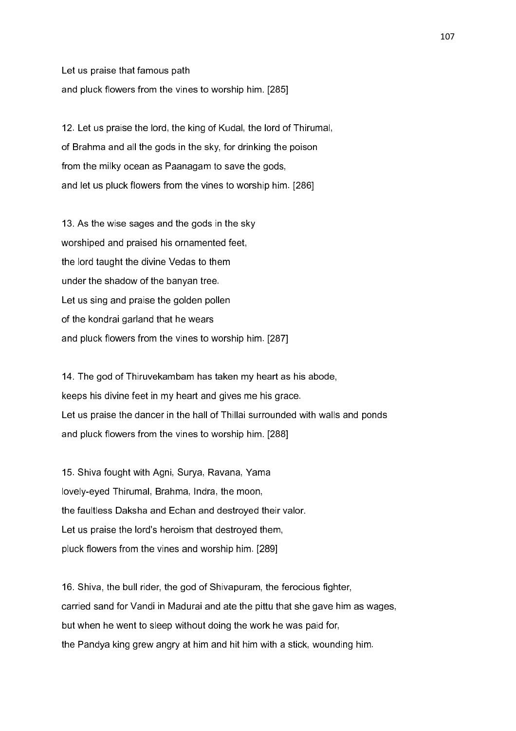Let us praise that famous path
and pluck flowers from the vines to worship him. [285]

12. Let us praise the lord, the king of Kudal, the lord of Thirumal,
of Brahma and all the gods in the sky, for drinking the poison
from the milky ocean as Paanagam to save the gods,
and let us pluck flowers from the vines to worship him. [286]

13. As the wise sages and the gods in the sky
worshiped and praised his ornamented feet,
the lord taught the divine Vedas to them
under the shadow of the banyan tree.
Let us sing and praise the golden pollen
of the kondrai garland that he wears
and pluck flowers from the vines to worship him. [287]

14. The god of Thiruvekambam has taken my heart as his abode,
keeps his divine feet in my heart and gives me his grace.
Let us praise the dancer in the hall of Thillai surrounded with walls and ponds
and pluck flowers from the vines to worship him. [288]

15. Shiva fought with Agni, Surya, Ravana, Yama
lovely-eyed Thirumal, Brahma, Indra, the moon,
the faultless Daksha and Echan and destroyed their valor.
Let us praise the lord's heroism that destroyed them,
pluck flowers from the vines and worship him. [289]

16. Shiva, the bull rider, the god of Shivapuram, the ferocious fighter,
carried sand for Vandi in Madurai and ate the pittu that she gave him as wages,
but when he went to sleep without doing the work he was paid for,
the Pandya king grew angry at him and hit him with a stick, wounding him.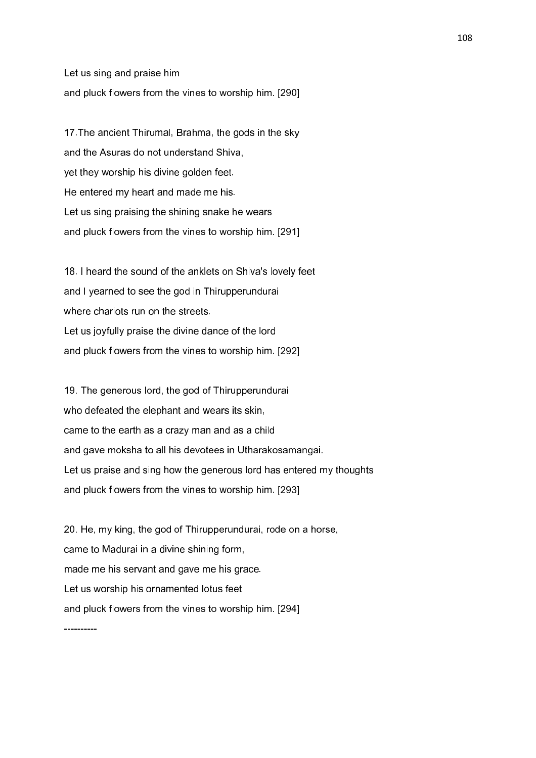Let us sing and praise him
and pluck flowers from the vines to worship him. [290]

17.The ancient Thirumal, Brahma, the gods in the sky
and the Asuras do not understand Shiva,
yet they worship his divine golden feet.
He entered my heart and made me his.
Let us sing praising the shining snake he wears
and pluck flowers from the vines to worship him. [291]

18. I heard the sound of the anklets on Shiva's lovely feet
and I yearned to see the god in Thirupperundurai
where chariots run on the streets.
Let us joyfully praise the divine dance of the lord
and pluck flowers from the vines to worship him. [292]

19. The generous lord, the god of Thirupperundurai
who defeated the elephant and wears its skin,
came to the earth as a crazy man and as a child
and gave moksha to all his devotees in Utharakosamangai.
Let us praise and sing how the generous lord has entered my thoughts
and pluck flowers from the vines to worship him. [293]

20. He, my king, the god of Thirupperundurai, rode on a horse,
came to Madurai in a divine shining form,
made me his servant and gave me his grace.
Let us worship his ornamented lotus feet
and pluck flowers from the vines to worship him. [294]

----------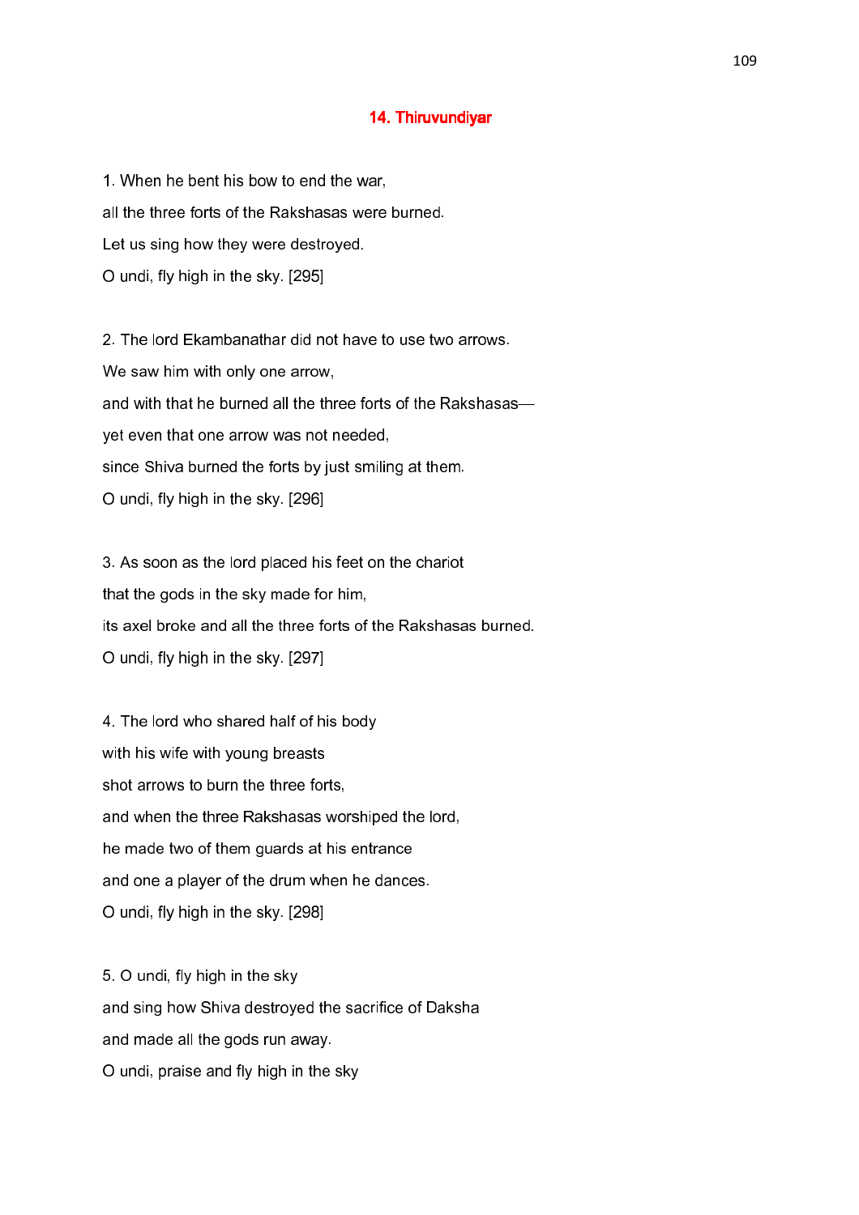## 14. Thiruvundiyar

1. When he bent his bow to end the war,
all the three forts of the Rakshasas were burned.
Let us sing how they were destroyed.
O undi, fly high in the sky. [295]

2. The lord Ekambanathar did not have to use two arrows.
We saw him with only one arrow,
and with that he burned all the three forts of the Rakshasas—
yet even that one arrow was not needed,
since Shiva burned the forts by just smiling at them.
O undi, fly high in the sky. [296]

3. As soon as the lord placed his feet on the chariot
that the gods in the sky made for him,
its axel broke and all the three forts of the Rakshasas burned.
O undi, fly high in the sky. [297]

4. The lord who shared half of his body
with his wife with young breasts
shot arrows to burn the three forts,
and when the three Rakshasas worshiped the lord,
he made two of them guards at his entrance
and one a player of the drum when he dances.
O undi, fly high in the sky. [298]

5. O undi, fly high in the sky
and sing how Shiva destroyed the sacrifice of Daksha
and made all the gods run away.
O undi, praise and fly high in the sky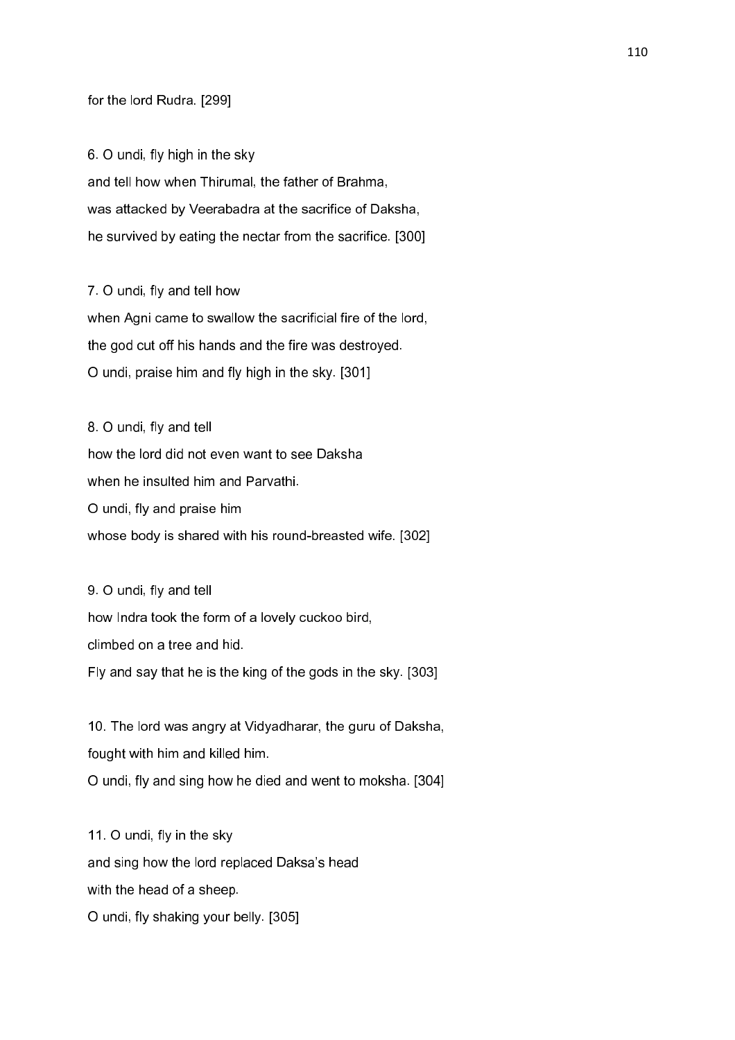for the lord Rudra. [299]

6. O undi, fly high in the sky
and tell how when Thirumal, the father of Brahma,
was attacked by Veerabadra at the sacrifice of Daksha,
he survived by eating the nectar from the sacrifice. [300]

7. O undi, fly and tell how
when Agni came to swallow the sacrificial fire of the lord,
the god cut off his hands and the fire was destroyed.
O undi, praise him and fly high in the sky. [301]

8. O undi, fly and tell
how the lord did not even want to see Daksha
when he insulted him and Parvathi.
O undi, fly and praise him
whose body is shared with his round-breasted wife. [302]

9. O undi, fly and tell
how Indra took the form of a lovely cuckoo bird,
climbed on a tree and hid.
Fly and say that he is the king of the gods in the sky. [303]

10. The lord was angry at Vidyadharar, the guru of Daksha,
fought with him and killed him.
O undi, fly and sing how he died and went to moksha. [304]

11. O undi, fly in the sky
and sing how the lord replaced Daksa's head
with the head of a sheep.
O undi, fly shaking your belly. [305]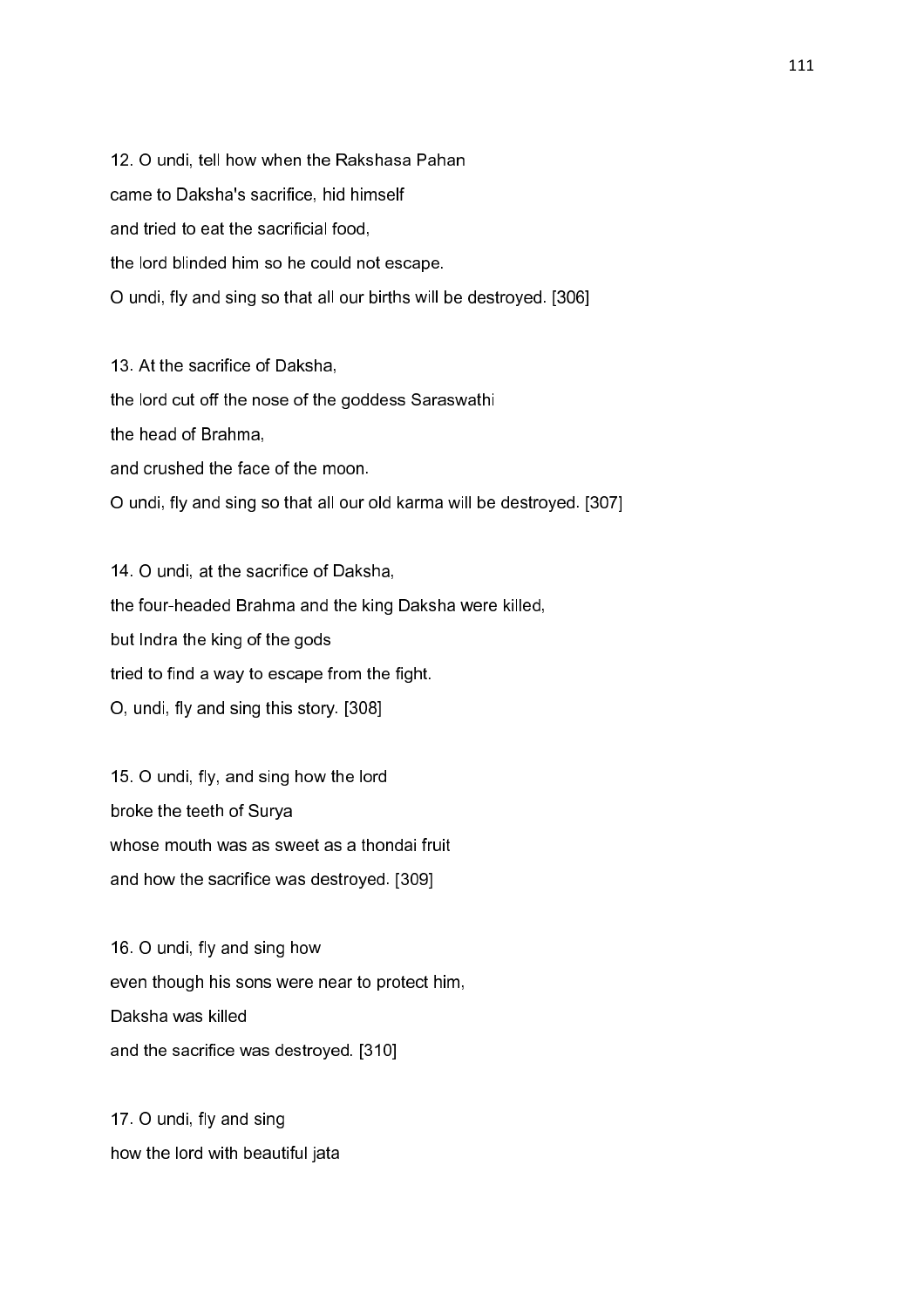12. O undi, tell how when the Rakshasa Pahan
came to Daksha's sacrifice, hid himself
and tried to eat the sacrificial food,
the lord blinded him so he could not escape.
O undi, fly and sing so that all our births will be destroyed. [306]

13. At the sacrifice of Daksha,
the lord cut off the nose of the goddess Saraswathi
the head of Brahma,
and crushed the face of the moon.
O undi, fly and sing so that all our old karma will be destroyed. [307]

14. O undi, at the sacrifice of Daksha,
the four-headed Brahma and the king Daksha were killed,
but Indra the king of the gods
tried to find a way to escape from the fight.
O, undi, fly and sing this story. [308]

15. O undi, fly, and sing how the lord
broke the teeth of Surya
whose mouth was as sweet as a thondai fruit
and how the sacrifice was destroyed. [309]

16. O undi, fly and sing how
even though his sons were near to protect him,
Daksha was killed
and the sacrifice was destroyed. [310]

17. O undi, fly and sing
how the lord with beautiful jata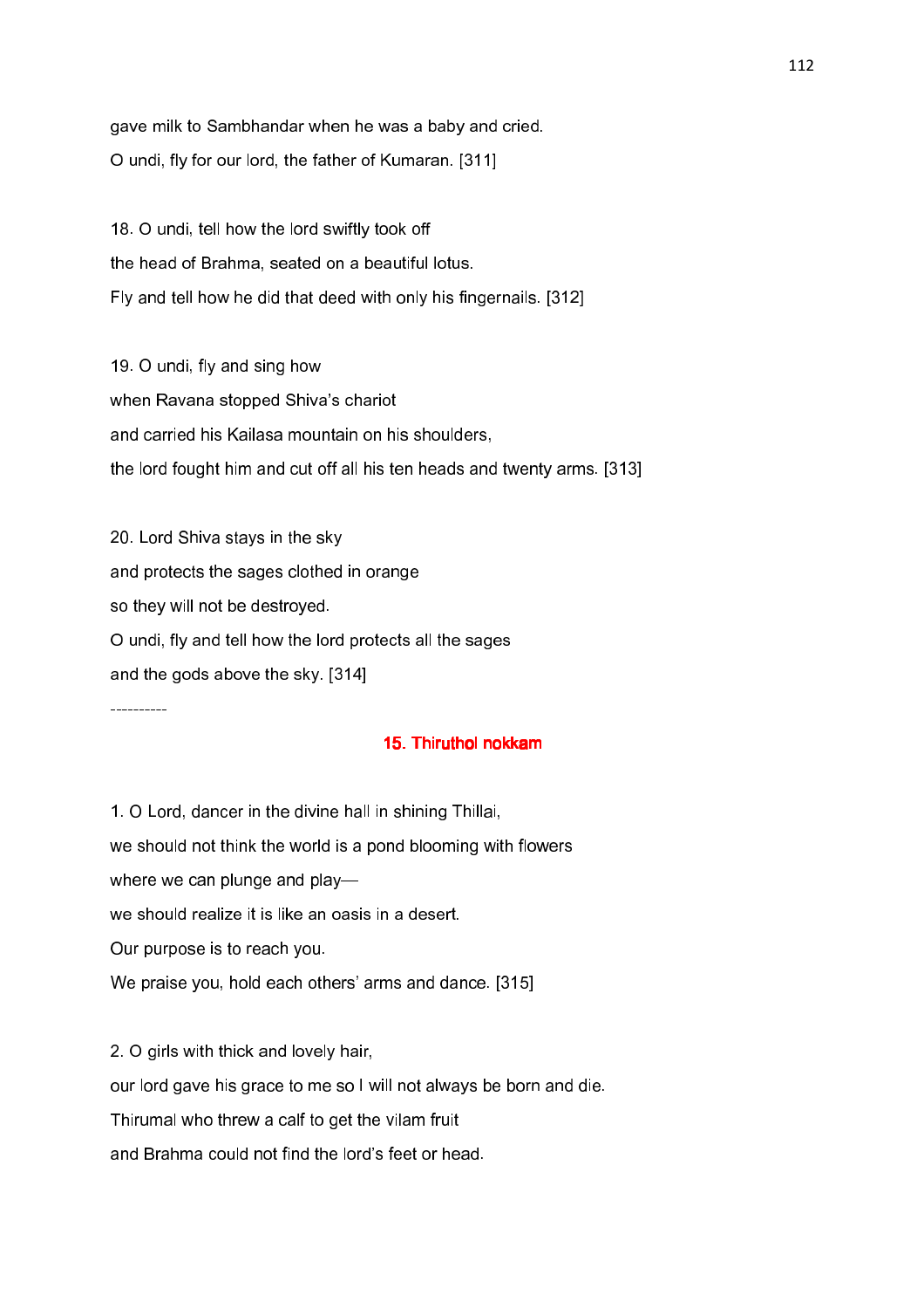gave milk to Sambhandar when he was a baby and cried.

O undi, fly for our lord, the father of Kumaran. [311]

18. O undi, tell how the lord swiftly took off

the head of Brahma, seated on a beautiful lotus.

Fly and tell how he did that deed with only his fingernails. [312]

19. O undi, fly and sing how

when Ravana stopped Shiva's chariot

and carried his Kailasa mountain on his shoulders,

the lord fought him and cut off all his ten heads and twenty arms. [313]

20. Lord Shiva stays in the sky

and protects the sages clothed in orange

so they will not be destroyed.

O undi, fly and tell how the lord protects all the sages

and the gods above the sky. [314]

----------

## 15. Thiruthol nokkam

1. O Lord, dancer in the divine hall in shining Thillai,

we should not think the world is a pond blooming with flowers

where we can plunge and play—

we should realize it is like an oasis in a desert.

Our purpose is to reach you.

We praise you, hold each others' arms and dance. [315]

2. O girls with thick and lovely hair,

our lord gave his grace to me so I will not always be born and die.

Thirumal who threw a calf to get the vilam fruit

and Brahma could not find the lord's feet or head.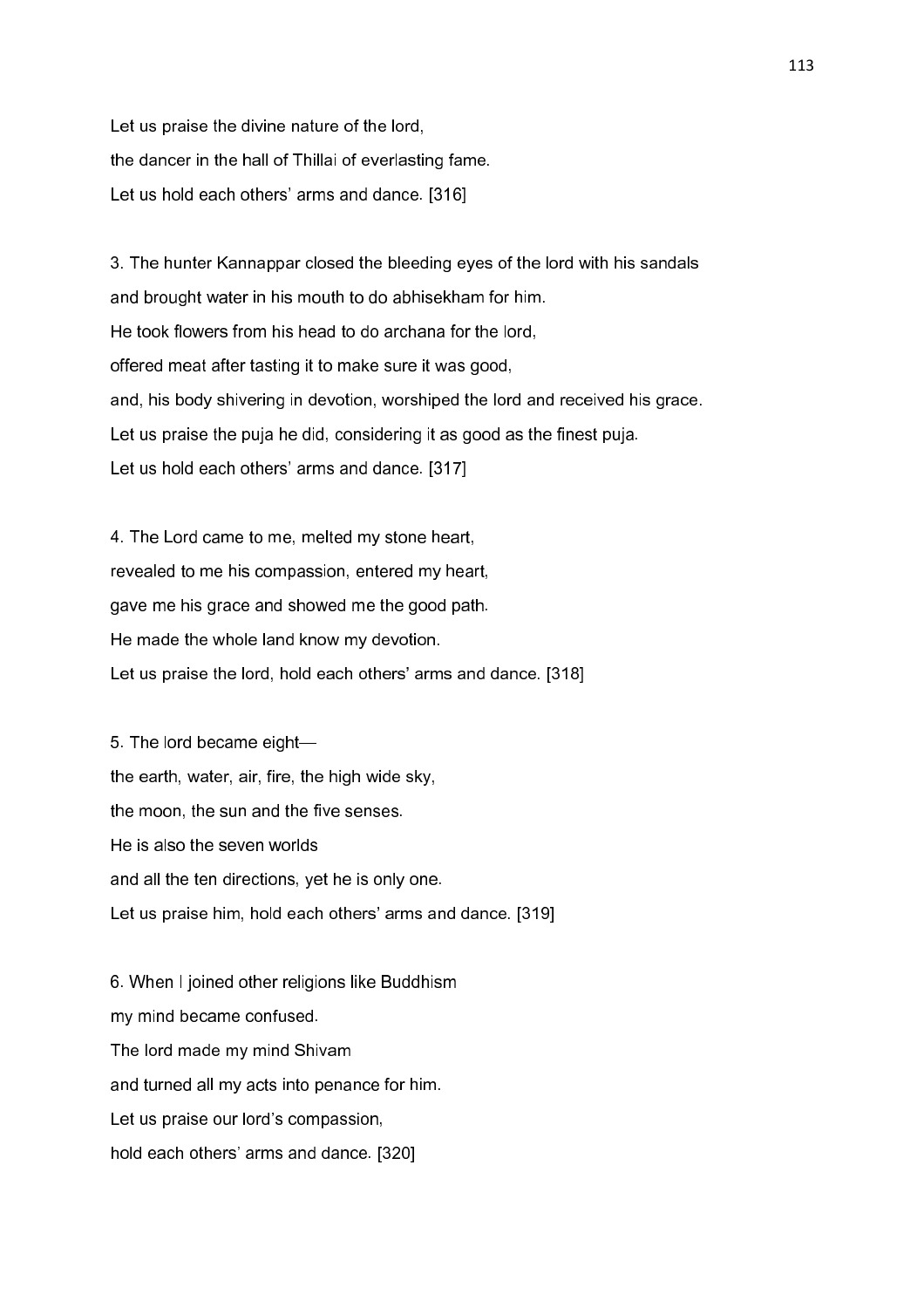Let us praise the divine nature of the lord,
the dancer in the hall of Thillai of everlasting fame.
Let us hold each others' arms and dance. [316]

3. The hunter Kannappar closed the bleeding eyes of the lord with his sandals
and brought water in his mouth to do abhisekham for him.
He took flowers from his head to do archana for the lord,
offered meat after tasting it to make sure it was good,
and, his body shivering in devotion, worshiped the lord and received his grace.
Let us praise the puja he did, considering it as good as the finest puja.
Let us hold each others' arms and dance. [317]

4. The Lord came to me, melted my stone heart,
revealed to me his compassion, entered my heart,
gave me his grace and showed me the good path.
He made the whole land know my devotion.
Let us praise the lord, hold each others' arms and dance. [318]

5. The lord became eight—
the earth, water, air, fire, the high wide sky,
the moon, the sun and the five senses.
He is also the seven worlds
and all the ten directions, yet he is only one.
Let us praise him, hold each others' arms and dance. [319]

6. When I joined other religions like Buddhism
my mind became confused.
The lord made my mind Shivam
and turned all my acts into penance for him.
Let us praise our lord's compassion,
hold each others' arms and dance. [320]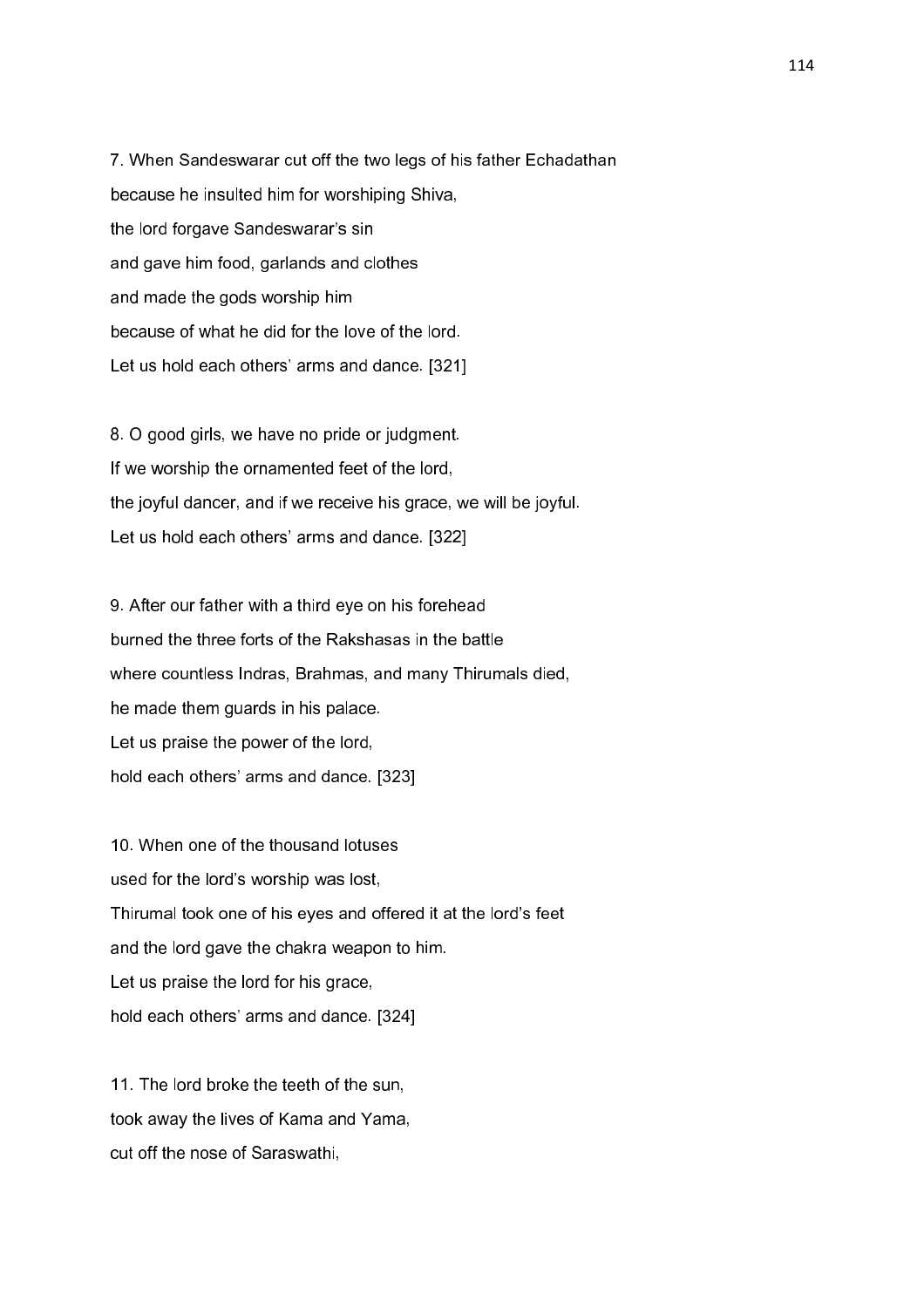7. When Sandeswarar cut off the two legs of his father Echadathan
because he insulted him for worshiping Shiva,
the lord forgave Sandeswarar's sin
and gave him food, garlands and clothes
and made the gods worship him
because of what he did for the love of the lord.
Let us hold each others' arms and dance. [321]

8. O good girls, we have no pride or judgment.
If we worship the ornamented feet of the lord,
the joyful dancer, and if we receive his grace, we will be joyful.
Let us hold each others' arms and dance. [322]

9. After our father with a third eye on his forehead
burned the three forts of the Rakshasas in the battle
where countless Indras, Brahmas, and many Thirumals died,
he made them guards in his palace.
Let us praise the power of the lord,
hold each others' arms and dance. [323]

10. When one of the thousand lotuses
used for the lord's worship was lost,
Thirumal took one of his eyes and offered it at the lord's feet
and the lord gave the chakra weapon to him.
Let us praise the lord for his grace,
hold each others' arms and dance. [324]

11. The lord broke the teeth of the sun,
took away the lives of Kama and Yama,
cut off the nose of Saraswathi,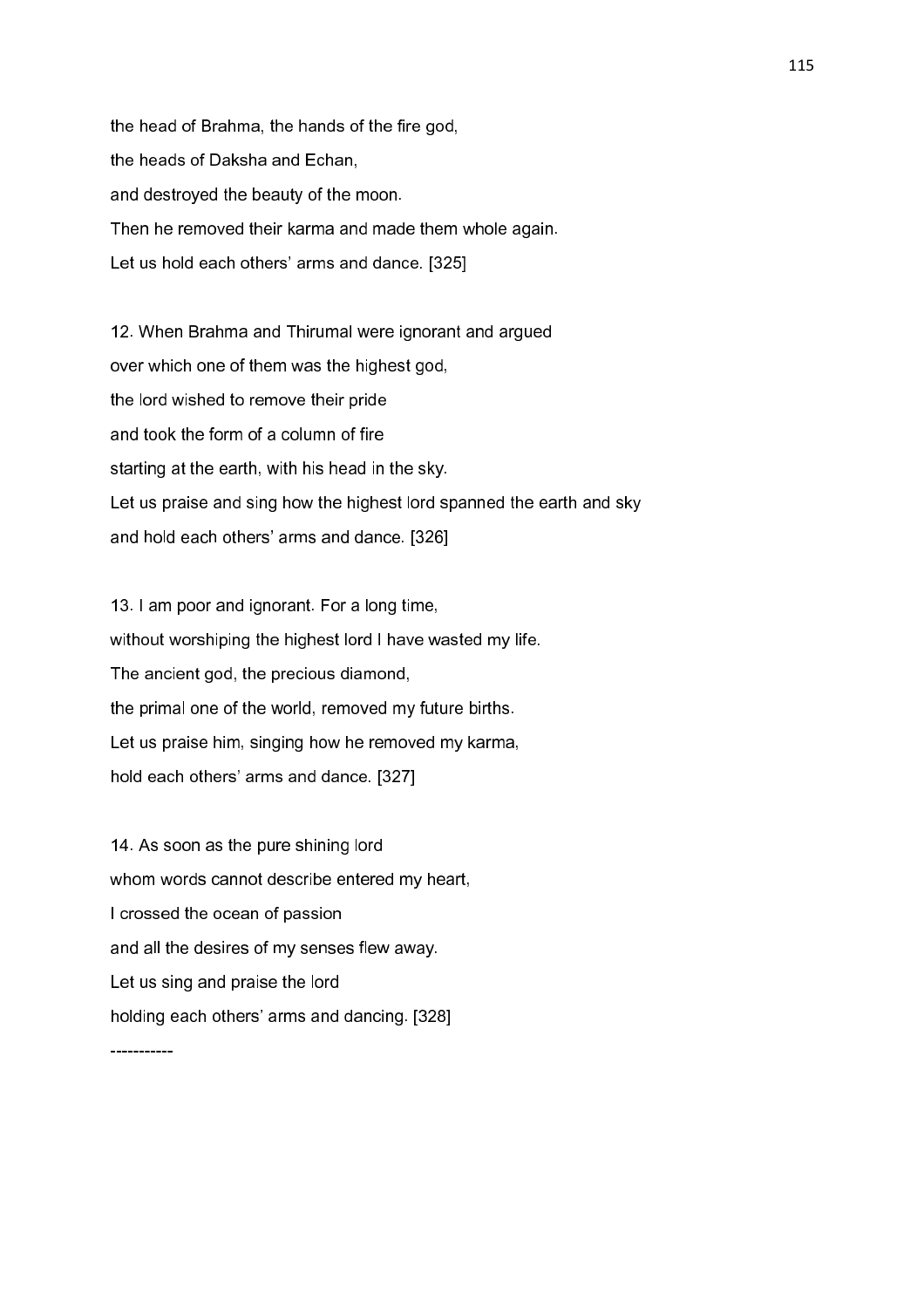the head of Brahma, the hands of the fire god,

the heads of Daksha and Echan,

and destroyed the beauty of the moon.

Then he removed their karma and made them whole again.

Let us hold each others' arms and dance. [325]

12. When Brahma and Thirumal were ignorant and argued

over which one of them was the highest god,

the lord wished to remove their pride

and took the form of a column of fire

starting at the earth, with his head in the sky.

Let us praise and sing how the highest lord spanned the earth and sky

and hold each others' arms and dance. [326]

13. I am poor and ignorant. For a long time,

without worshiping the highest lord I have wasted my life.

The ancient god, the precious diamond,

the primal one of the world, removed my future births.

Let us praise him, singing how he removed my karma,

hold each others' arms and dance. [327]

14. As soon as the pure shining lord

whom words cannot describe entered my heart,

I crossed the ocean of passion

and all the desires of my senses flew away.

Let us sing and praise the lord

holding each others' arms and dancing. [328]

-----------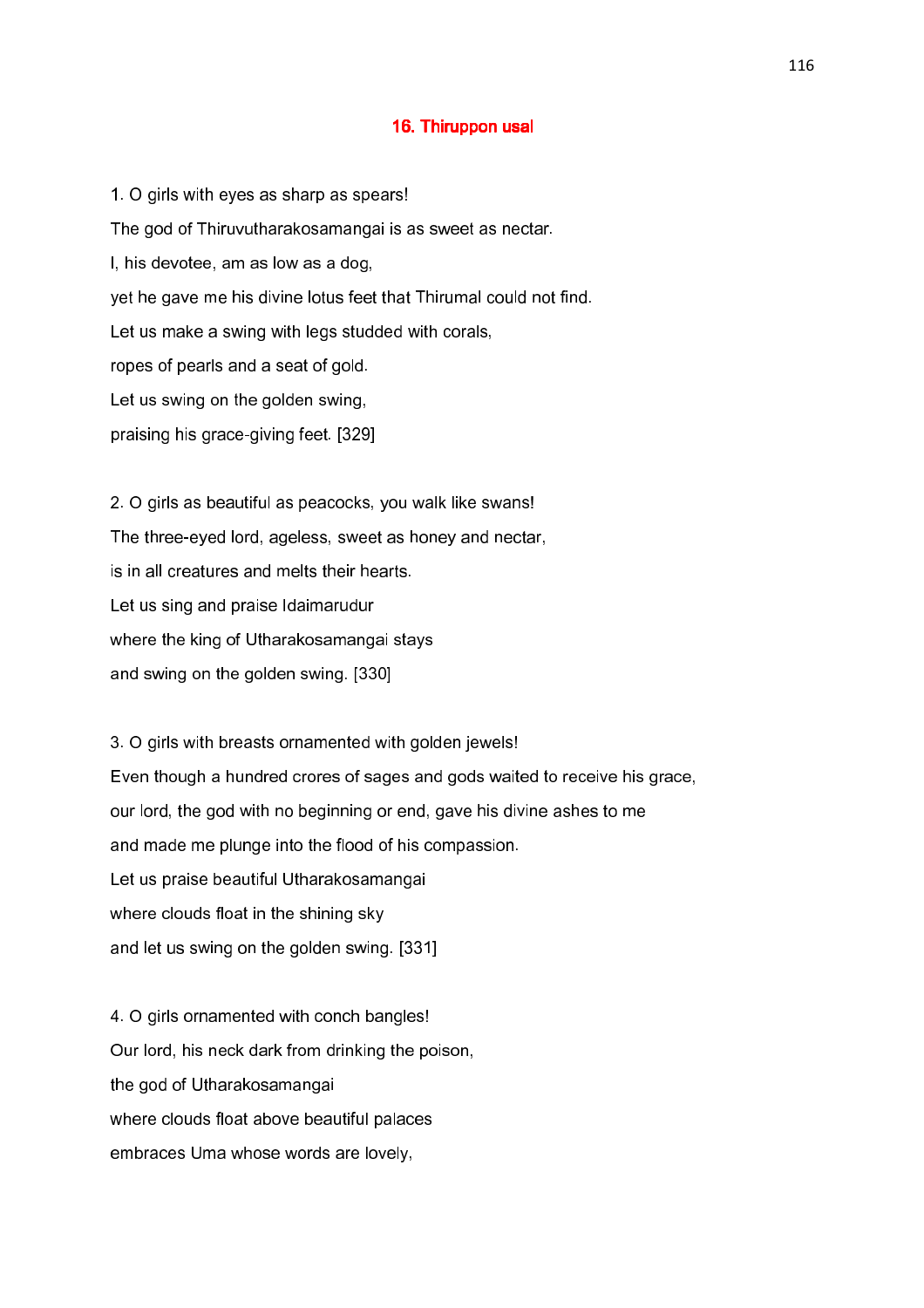## 16. Thiruppon usal

1. O girls with eyes as sharp as spears!  
The god of Thiruvutharakosamangai is as sweet as nectar.  
I, his devotee, am as low as a dog,  
yet he gave me his divine lotus feet that Thirumal could not find.  
Let us make a swing with legs studded with corals,  
ropes of pearls and a seat of gold.  
Let us swing on the golden swing,  
praising his grace-giving feet. [329]

2. O girls as beautiful as peacocks, you walk like swans!  
The three-eyed lord, ageless, sweet as honey and nectar,  
is in all creatures and melts their hearts.  
Let us sing and praise Idaimarudur  
where the king of Utharakosamangai stays  
and swing on the golden swing. [330]

3. O girls with breasts ornamented with golden jewels!  
Even though a hundred crores of sages and gods waited to receive his grace,  
our lord, the god with no beginning or end, gave his divine ashes to me  
and made me plunge into the flood of his compassion.  
Let us praise beautiful Utharakosamangai  
where clouds float in the shining sky  
and let us swing on the golden swing. [331]

4. O girls ornamented with conch bangles!  
Our lord, his neck dark from drinking the poison,  
the god of Utharakosamangai  
where clouds float above beautiful palaces  
embraces Uma whose words are lovely,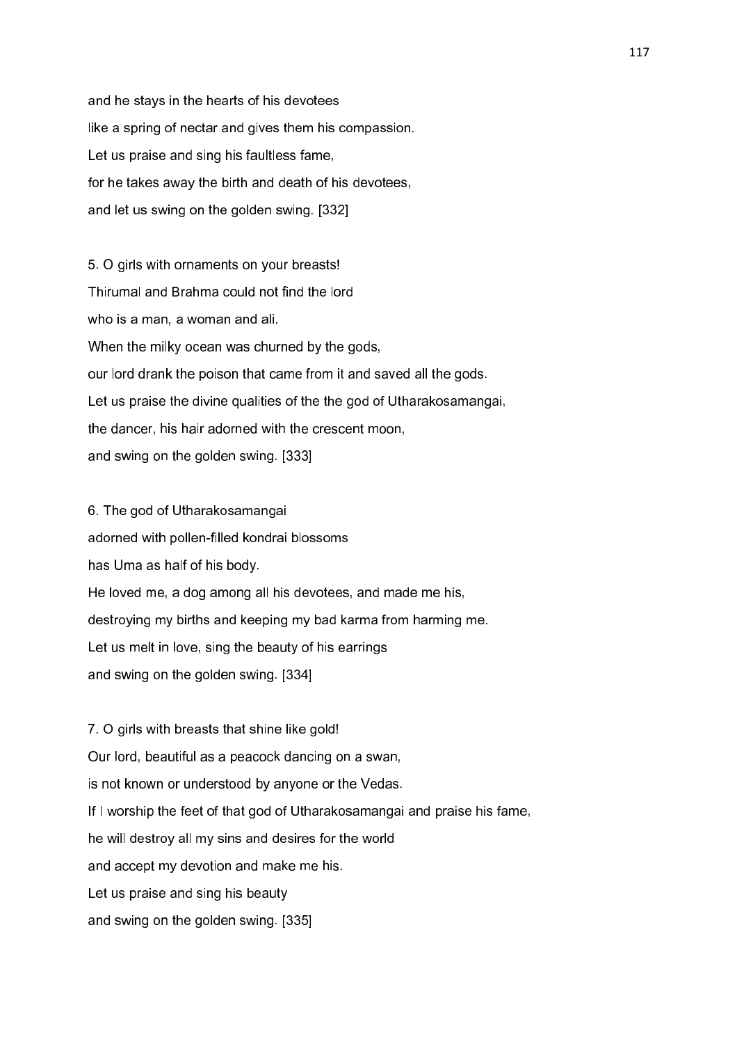and he stays in the hearts of his devotees

like a spring of nectar and gives them his compassion.

Let us praise and sing his faultless fame,

for he takes away the birth and death of his devotees,

and let us swing on the golden swing. [332]

5. O girls with ornaments on your breasts!

Thirumal and Brahma could not find the lord

who is a man, a woman and ali.

When the milky ocean was churned by the gods,

our lord drank the poison that came from it and saved all the gods.

Let us praise the divine qualities of the the god of Utharakosamangai,

the dancer, his hair adorned with the crescent moon,

and swing on the golden swing. [333]

6. The god of Utharakosamangai

adorned with pollen-filled kondrai blossoms

has Uma as half of his body.

He loved me, a dog among all his devotees, and made me his,

destroying my births and keeping my bad karma from harming me.

Let us melt in love, sing the beauty of his earrings

and swing on the golden swing. [334]

7. O girls with breasts that shine like gold!

Our lord, beautiful as a peacock dancing on a swan,

is not known or understood by anyone or the Vedas.

If I worship the feet of that god of Utharakosamangai and praise his fame,

he will destroy all my sins and desires for the world

and accept my devotion and make me his.

Let us praise and sing his beauty

and swing on the golden swing. [335]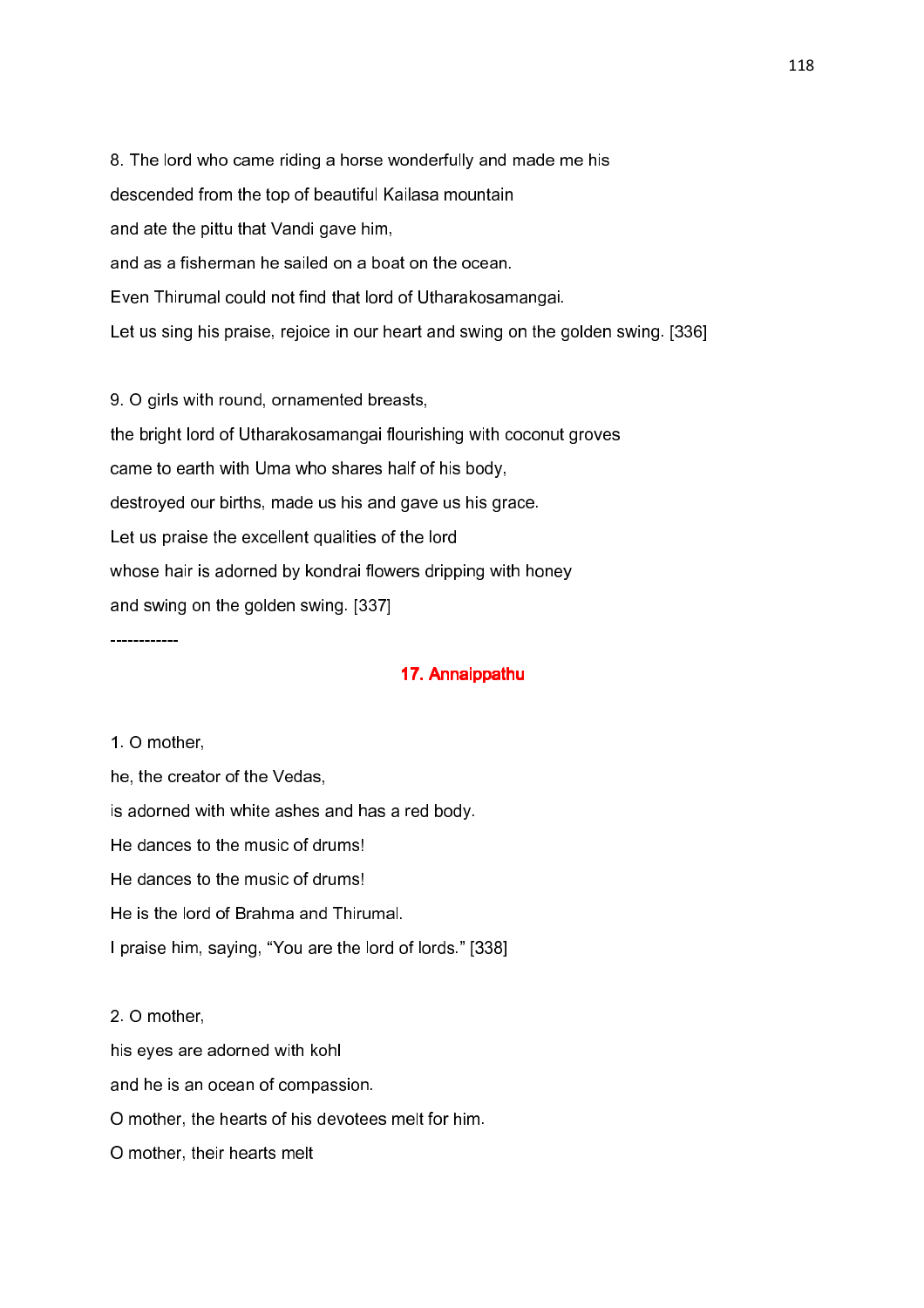8. The lord who came riding a horse wonderfully and made me his
descended from the top of beautiful Kailasa mountain
and ate the pittu that Vandi gave him,
and as a fisherman he sailed on a boat on the ocean.
Even Thirumal could not find that lord of Utharakosamangai.
Let us sing his praise, rejoice in our heart and swing on the golden swing. [336]

9. O girls with round, ornamented breasts,
the bright lord of Utharakosamangai flourishing with coconut groves
came to earth with Uma who shares half of his body,
destroyed our births, made us his and gave us his grace.
Let us praise the excellent qualities of the lord
whose hair is adorned by kondrai flowers dripping with honey
and swing on the golden swing. [337]

------------

## 17. Annaippathu

1. O mother,
he, the creator of the Vedas,
is adorned with white ashes and has a red body.
He dances to the music of drums!
He dances to the music of drums!
He is the lord of Brahma and Thirumal.
I praise him, saying, "You are the lord of lords." [338]

2. O mother,
his eyes are adorned with kohl
and he is an ocean of compassion.
O mother, the hearts of his devotees melt for him.
O mother, their hearts melt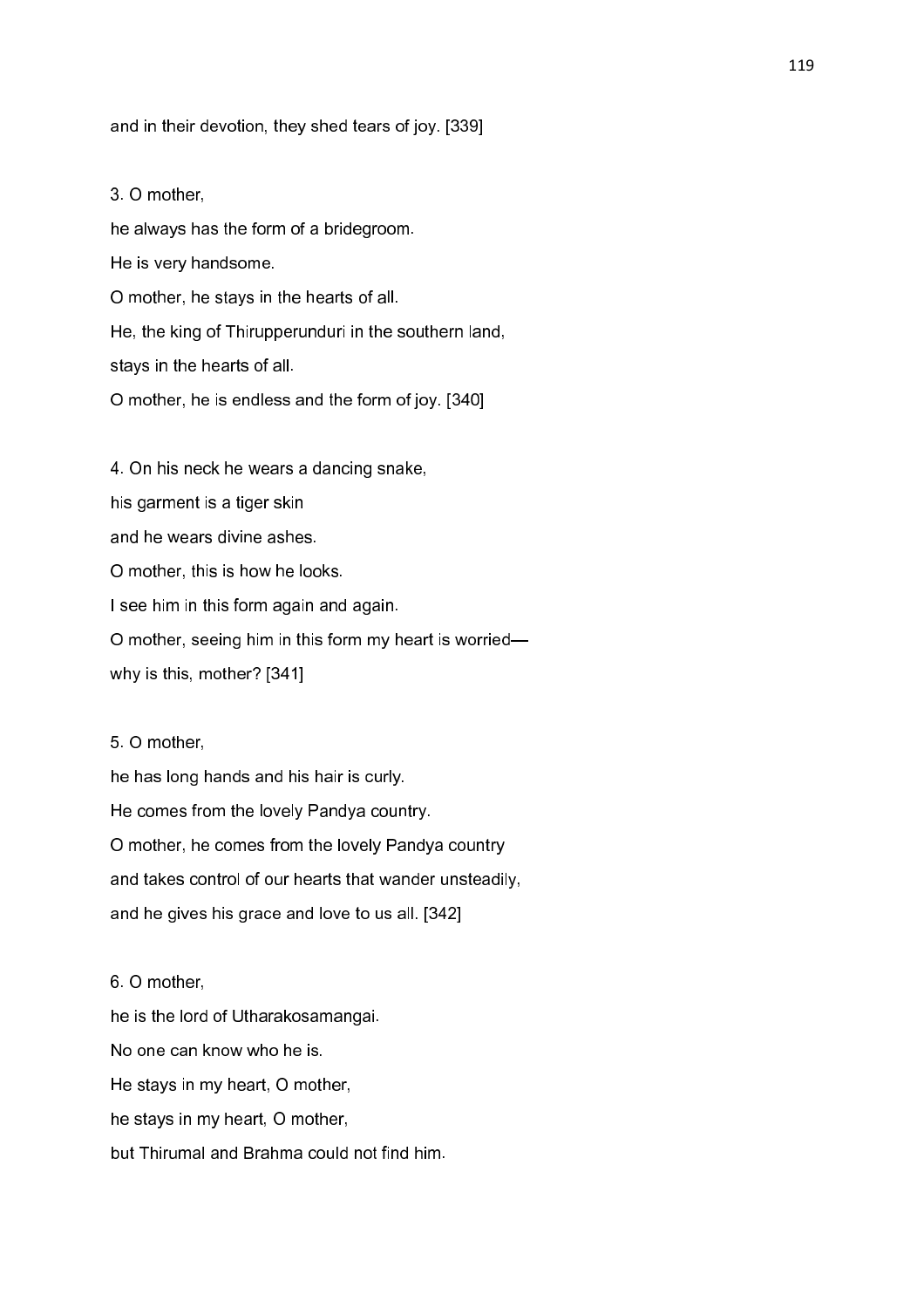and in their devotion, they shed tears of joy. [339]

3. O mother,  
he always has the form of a bridegroom.  
He is very handsome.  
O mother, he stays in the hearts of all.  
He, the king of Thirupperunduri in the southern land,  
stays in the hearts of all.  
O mother, he is endless and the form of joy. [340]

4. On his neck he wears a dancing snake,  
his garment is a tiger skin  
and he wears divine ashes.  
O mother, this is how he looks.  
I see him in this form again and again.  
O mother, seeing him in this form my heart is worried—  
why is this, mother? [341]

5. O mother,  
he has long hands and his hair is curly.  
He comes from the lovely Pandya country.  
O mother, he comes from the lovely Pandya country  
and takes control of our hearts that wander unsteadily,  
and he gives his grace and love to us all. [342]

6. O mother,  
he is the lord of Utharakosamangai.  
No one can know who he is.  
He stays in my heart, O mother,  
he stays in my heart, O mother,  
but Thirumal and Brahma could not find him.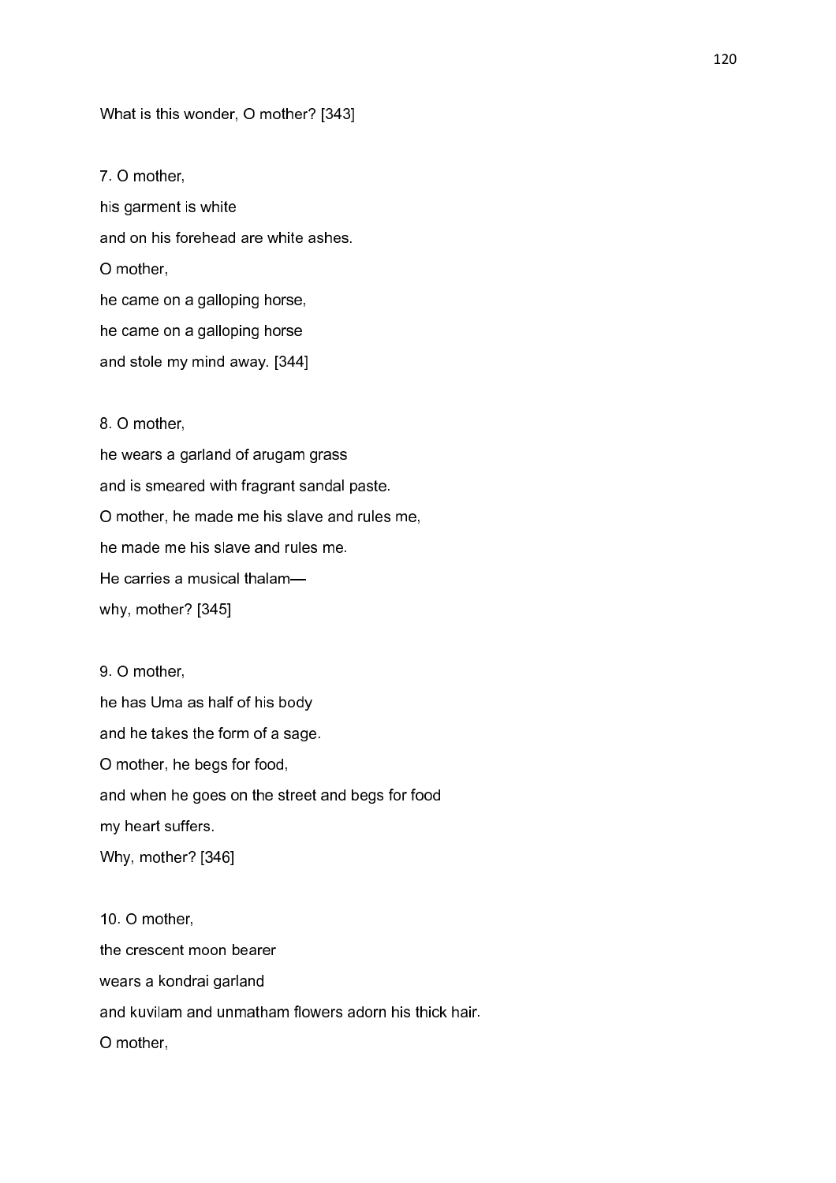What is this wonder, O mother? [343]

7. O mother,
his garment is white
and on his forehead are white ashes.
O mother,
he came on a galloping horse,
he came on a galloping horse
and stole my mind away. [344]

8. O mother,
he wears a garland of arugam grass
and is smeared with fragrant sandal paste.
O mother, he made me his slave and rules me,
he made me his slave and rules me.
He carries a musical thalam—
why, mother? [345]

9. O mother,
he has Uma as half of his body
and he takes the form of a sage.
O mother, he begs for food,
and when he goes on the street and begs for food
my heart suffers.
Why, mother? [346]

10. O mother,
the crescent moon bearer
wears a kondrai garland
and kuvilam and unmatham flowers adorn his thick hair.
O mother,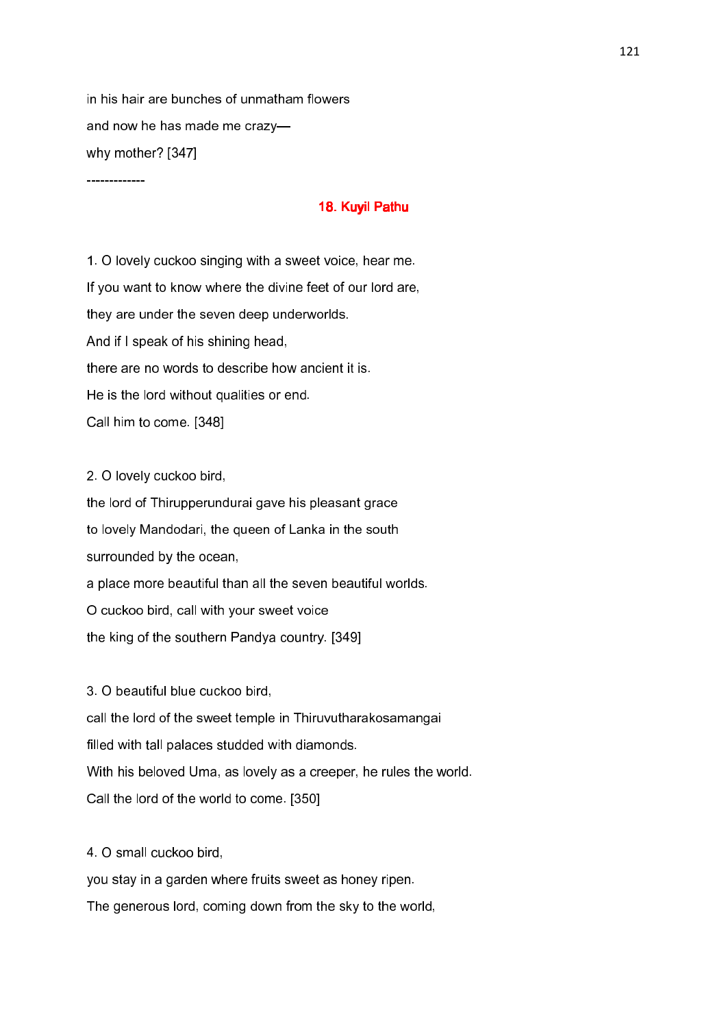in his hair are bunches of unmatham flowers

and now he has made me crazy—

why mother? [347]

-------------

## 18. Kuyil Pathu

1. O lovely cuckoo singing with a sweet voice, hear me.

If you want to know where the divine feet of our lord are,

they are under the seven deep underworlds.

And if I speak of his shining head,

there are no words to describe how ancient it is.

He is the lord without qualities or end.

Call him to come. [348]

2. O lovely cuckoo bird,

the lord of Thirupperundurai gave his pleasant grace

to lovely Mandodari, the queen of Lanka in the south

surrounded by the ocean,

a place more beautiful than all the seven beautiful worlds.

O cuckoo bird, call with your sweet voice

the king of the southern Pandya country. [349]

3. O beautiful blue cuckoo bird,

call the lord of the sweet temple in Thiruvutharakosamangai

filled with tall palaces studded with diamonds.

With his beloved Uma, as lovely as a creeper, he rules the world.

Call the lord of the world to come. [350]

4. O small cuckoo bird,

you stay in a garden where fruits sweet as honey ripen.

The generous lord, coming down from the sky to the world,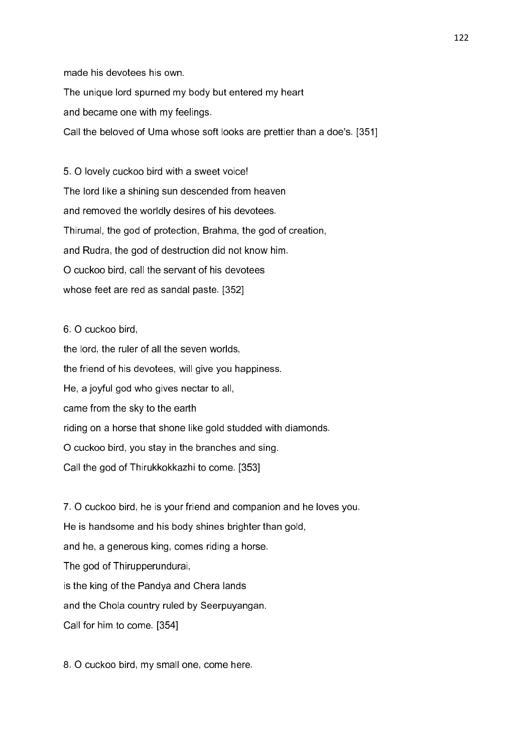made his devotees his own.

The unique lord spurned my body but entered my heart

and became one with my feelings.

Call the beloved of Uma whose soft looks are prettier than a doe's. [351]

5. O lovely cuckoo bird with a sweet voice!

The lord like a shining sun descended from heaven

and removed the worldly desires of his devotees.

Thirumal, the god of protection, Brahma, the god of creation,

and Rudra, the god of destruction did not know him.

O cuckoo bird, call the servant of his devotees

whose feet are red as sandal paste. [352]

6. O cuckoo bird,

the lord, the ruler of all the seven worlds,

the friend of his devotees, will give you happiness.

He, a joyful god who gives nectar to all,

came from the sky to the earth

riding on a horse that shone like gold studded with diamonds.

O cuckoo bird, you stay in the branches and sing.

Call the god of Thirukkokkazhi to come. [353]

7. O cuckoo bird, he is your friend and companion and he loves you.

He is handsome and his body shines brighter than gold,

and he, a generous king, comes riding a horse.

The god of Thirupperundurai,

is the king of the Pandya and Chera lands

and the Chola country ruled by Seerpuyangan.

Call for him to come. [354]

8. O cuckoo bird, my small one, come here.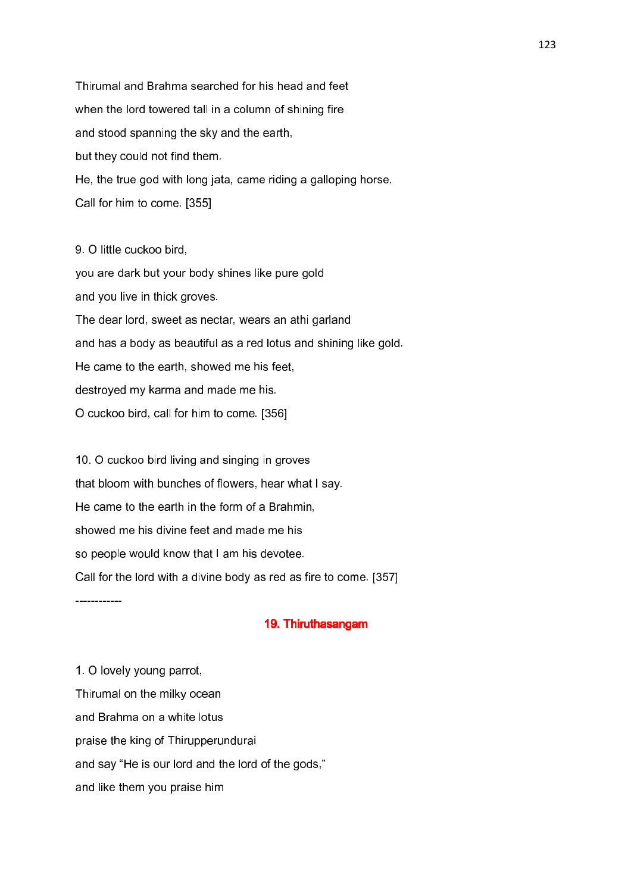Thirumal and Brahma searched for his head and feet
when the lord towered tall in a column of shining fire
and stood spanning the sky and the earth,
but they could not find them.
He, the true god with long jata, came riding a galloping horse.
Call for him to come. [355]

9. O little cuckoo bird,
you are dark but your body shines like pure gold
and you live in thick groves.
The dear lord, sweet as nectar, wears an athi garland
and has a body as beautiful as a red lotus and shining like gold.
He came to the earth, showed me his feet,
destroyed my karma and made me his.
O cuckoo bird, call for him to come. [356]

10. O cuckoo bird living and singing in groves
that bloom with bunches of flowers, hear what I say.
He came to the earth in the form of a Brahmin,
showed me his divine feet and made me his
so people would know that I am his devotee.
Call for the lord with a divine body as red as fire to come. [357]

------------

## 19. Thiruthasangam

1. O lovely young parrot,
Thirumal on the milky ocean
and Brahma on a white lotus
praise the king of Thirupperundurai
and say "He is our lord and the lord of the gods,"
and like them you praise him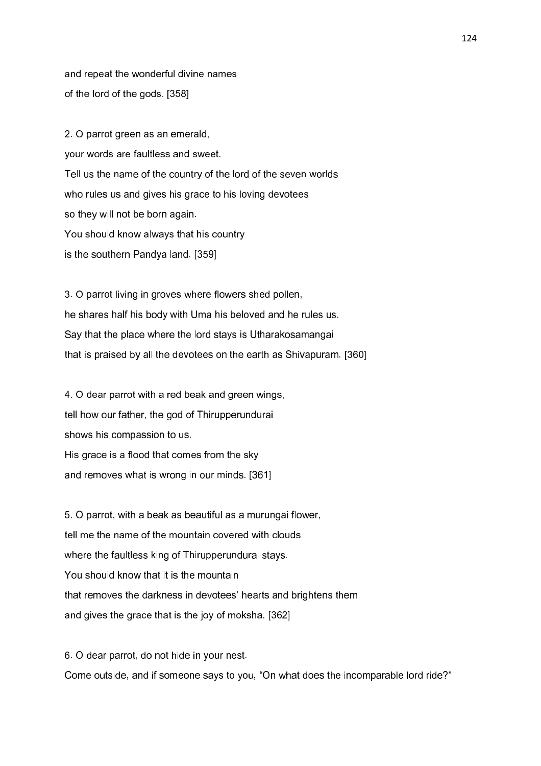and repeat the wonderful divine names
of the lord of the gods. [358]

2. O parrot green as an emerald,
your words are faultless and sweet.
Tell us the name of the country of the lord of the seven worlds
who rules us and gives his grace to his loving devotees
so they will not be born again.
You should know always that his country
is the southern Pandya land. [359]

3. O parrot living in groves where flowers shed pollen,
he shares half his body with Uma his beloved and he rules us.
Say that the place where the lord stays is Utharakosamangai
that is praised by all the devotees on the earth as Shivapuram. [360]

4. O dear parrot with a red beak and green wings,
tell how our father, the god of Thirupperundurai
shows his compassion to us.
His grace is a flood that comes from the sky
and removes what is wrong in our minds. [361]

5. O parrot, with a beak as beautiful as a murungai flower,
tell me the name of the mountain covered with clouds
where the faultless king of Thirupperundurai stays.
You should know that it is the mountain
that removes the darkness in devotees' hearts and brightens them
and gives the grace that is the joy of moksha. [362]

6. O dear parrot, do not hide in your nest.
Come outside, and if someone says to you, "On what does the incomparable lord ride?"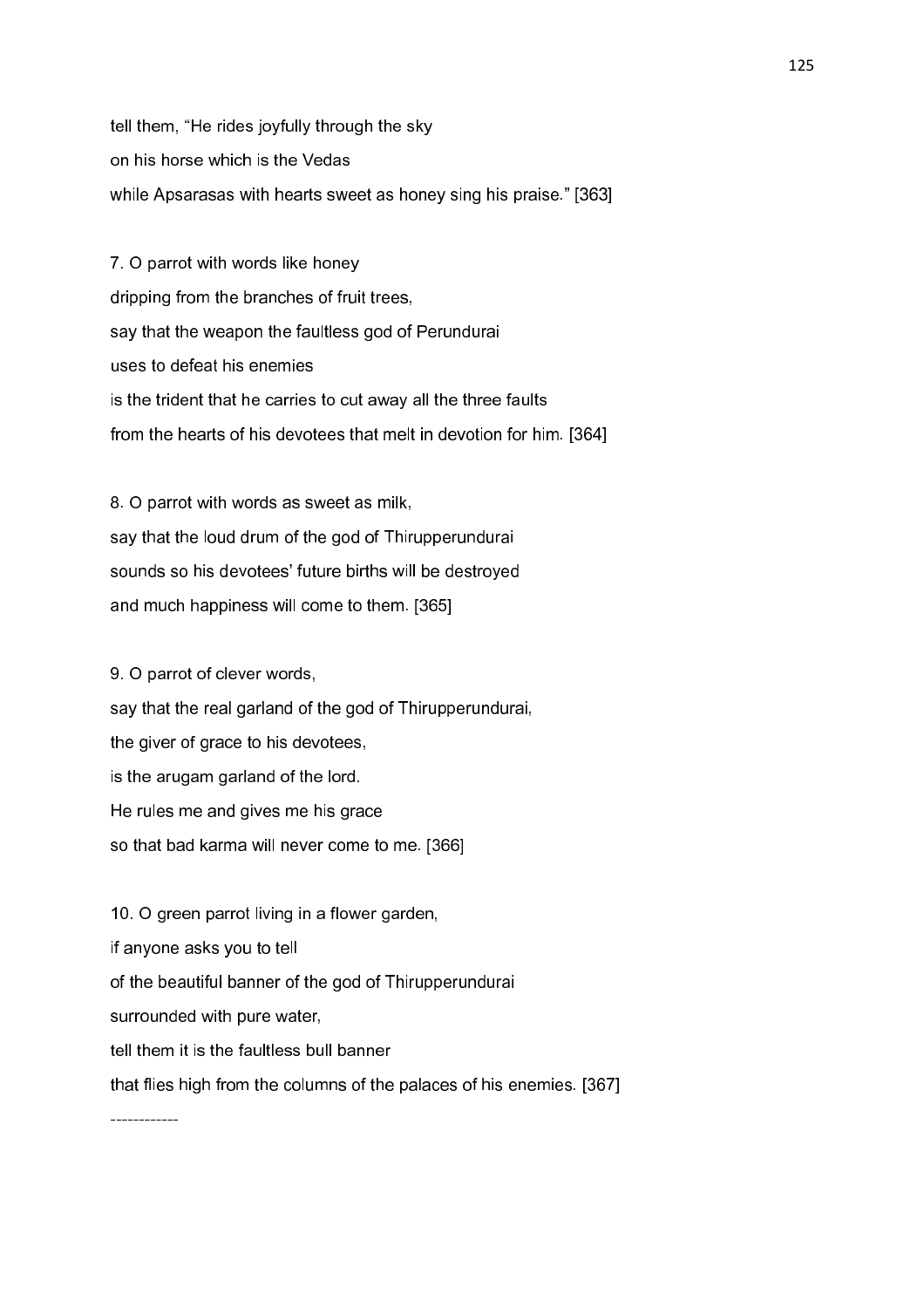tell them, "He rides joyfully through the sky
on his horse which is the Vedas
while Apsarasas with hearts sweet as honey sing his praise." [363]

7. O parrot with words like honey
dripping from the branches of fruit trees,
say that the weapon the faultless god of Perundurai
uses to defeat his enemies
is the trident that he carries to cut away all the three faults
from the hearts of his devotees that melt in devotion for him. [364]

8. O parrot with words as sweet as milk,
say that the loud drum of the god of Thirupperundurai
sounds so his devotees' future births will be destroyed
and much happiness will come to them. [365]

9. O parrot of clever words,
say that the real garland of the god of Thirupperundurai,
the giver of grace to his devotees,
is the arugam garland of the lord.
He rules me and gives me his grace
so that bad karma will never come to me. [366]

10. O green parrot living in a flower garden,
if anyone asks you to tell
of the beautiful banner of the god of Thirupperundurai
surrounded with pure water,
tell them it is the faultless bull banner
that flies high from the columns of the palaces of his enemies. [367]

------------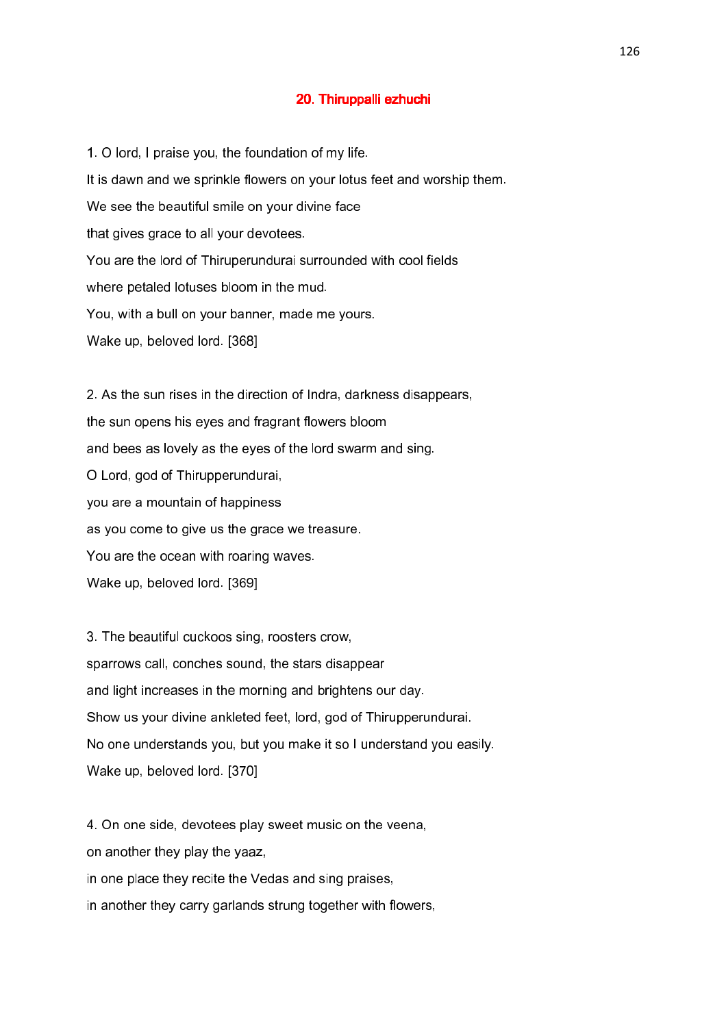## 20. Thiruppalli ezhuchi

1. O lord, I praise you, the foundation of my life.
It is dawn and we sprinkle flowers on your lotus feet and worship them.
We see the beautiful smile on your divine face
that gives grace to all your devotees.
You are the lord of Thiruperundurai surrounded with cool fields
where petaled lotuses bloom in the mud.
You, with a bull on your banner, made me yours.
Wake up, beloved lord. [368]

2. As the sun rises in the direction of Indra, darkness disappears,
the sun opens his eyes and fragrant flowers bloom
and bees as lovely as the eyes of the lord swarm and sing.
O Lord, god of Thirupperundurai,
you are a mountain of happiness
as you come to give us the grace we treasure.
You are the ocean with roaring waves.
Wake up, beloved lord. [369]

3. The beautiful cuckoos sing, roosters crow,
sparrows call, conches sound, the stars disappear
and light increases in the morning and brightens our day.
Show us your divine ankleted feet, lord, god of Thirupperundurai.
No one understands you, but you make it so I understand you easily.
Wake up, beloved lord. [370]

4. On one side, devotees play sweet music on the veena,
on another they play the yaaz,
in one place they recite the Vedas and sing praises,
in another they carry garlands strung together with flowers,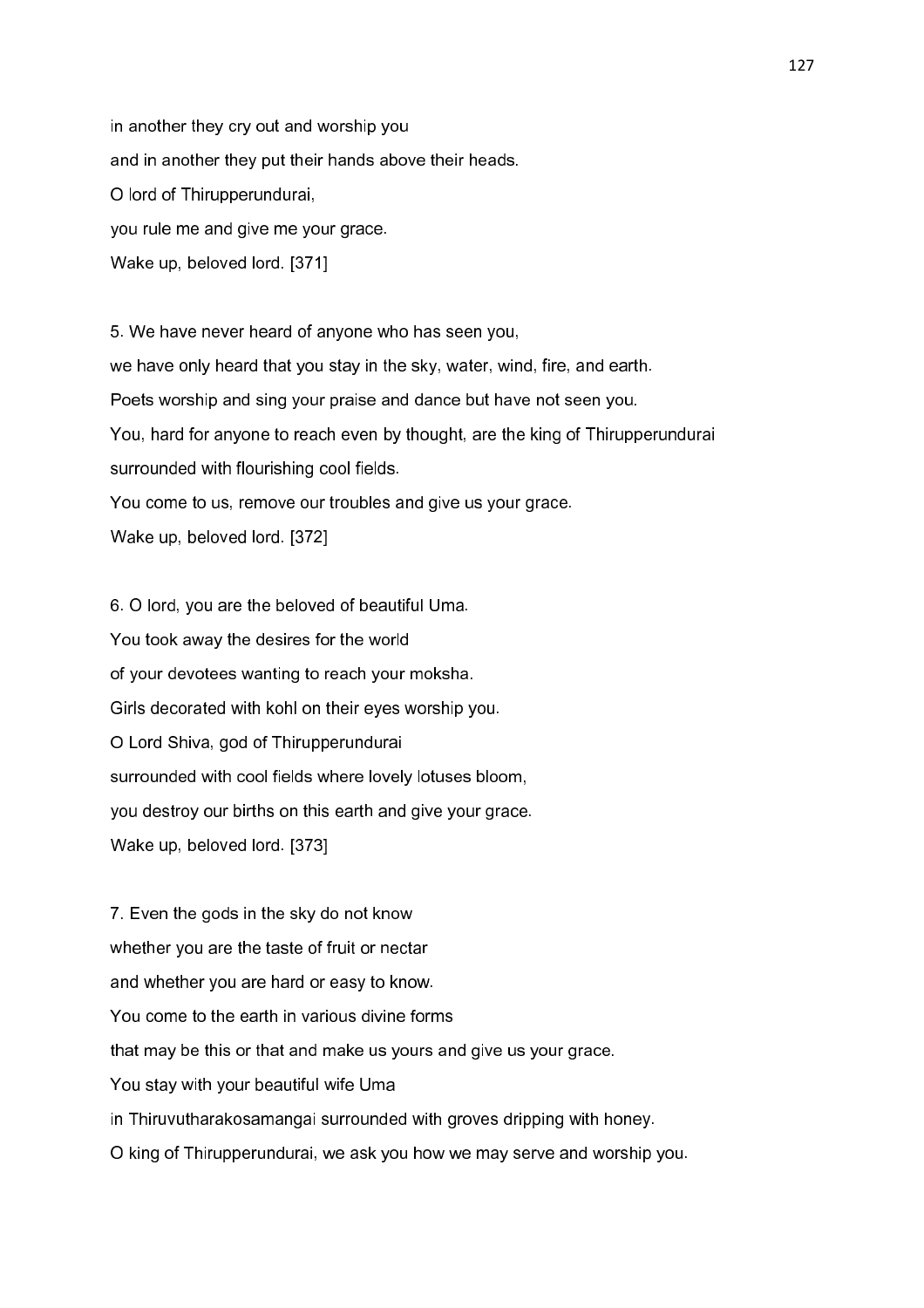in another they cry out and worship you

and in another they put their hands above their heads.

O lord of Thirupperundurai,

you rule me and give me your grace.

Wake up, beloved lord. [371]

5. We have never heard of anyone who has seen you,

we have only heard that you stay in the sky, water, wind, fire, and earth.

Poets worship and sing your praise and dance but have not seen you.

You, hard for anyone to reach even by thought, are the king of Thirupperundurai

surrounded with flourishing cool fields.

You come to us, remove our troubles and give us your grace.

Wake up, beloved lord. [372]

6. O lord, you are the beloved of beautiful Uma.

You took away the desires for the world

of your devotees wanting to reach your moksha.

Girls decorated with kohl on their eyes worship you.

O Lord Shiva, god of Thirupperundurai

surrounded with cool fields where lovely lotuses bloom,

you destroy our births on this earth and give your grace.

Wake up, beloved lord. [373]

7. Even the gods in the sky do not know

whether you are the taste of fruit or nectar

and whether you are hard or easy to know.

You come to the earth in various divine forms

that may be this or that and make us yours and give us your grace.

You stay with your beautiful wife Uma

in Thiruvutharakosamangai surrounded with groves dripping with honey.

O king of Thirupperundurai, we ask you how we may serve and worship you.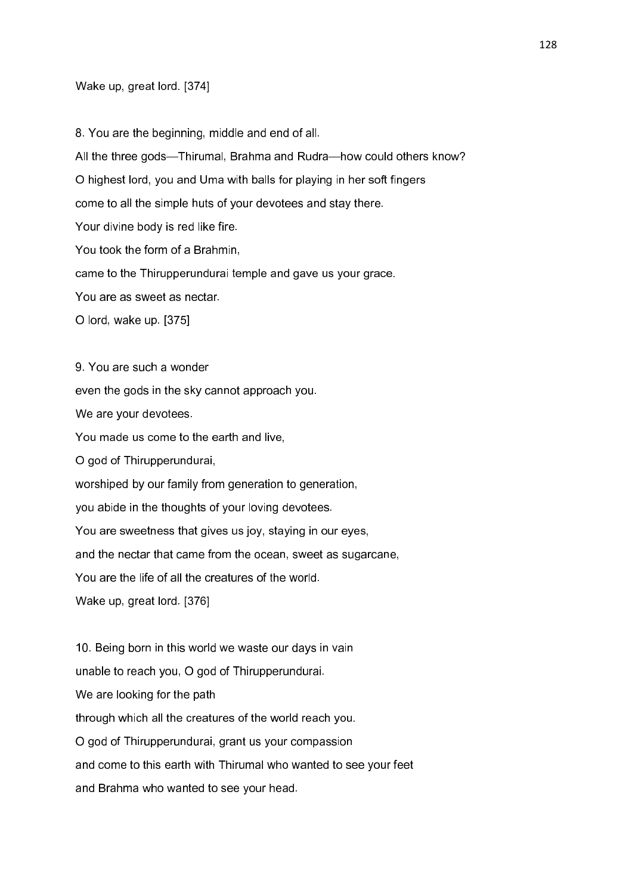Wake up, great lord. [374]

8. You are the beginning, middle and end of all.
All the three gods—Thirumal, Brahma and Rudra—how could others know?
O highest lord, you and Uma with balls for playing in her soft fingers
come to all the simple huts of your devotees and stay there.
Your divine body is red like fire.
You took the form of a Brahmin,
came to the Thirupperundurai temple and gave us your grace.
You are as sweet as nectar.
O lord, wake up. [375]

9. You are such a wonder
even the gods in the sky cannot approach you.
We are your devotees.
You made us come to the earth and live,
O god of Thirupperundurai,
worshiped by our family from generation to generation,
you abide in the thoughts of your loving devotees.
You are sweetness that gives us joy, staying in our eyes,
and the nectar that came from the ocean, sweet as sugarcane,
You are the life of all the creatures of the world.
Wake up, great lord. [376]

10. Being born in this world we waste our days in vain
unable to reach you, O god of Thirupperundurai.
We are looking for the path
through which all the creatures of the world reach you.
O god of Thirupperundurai, grant us your compassion
and come to this earth with Thirumal who wanted to see your feet
and Brahma who wanted to see your head.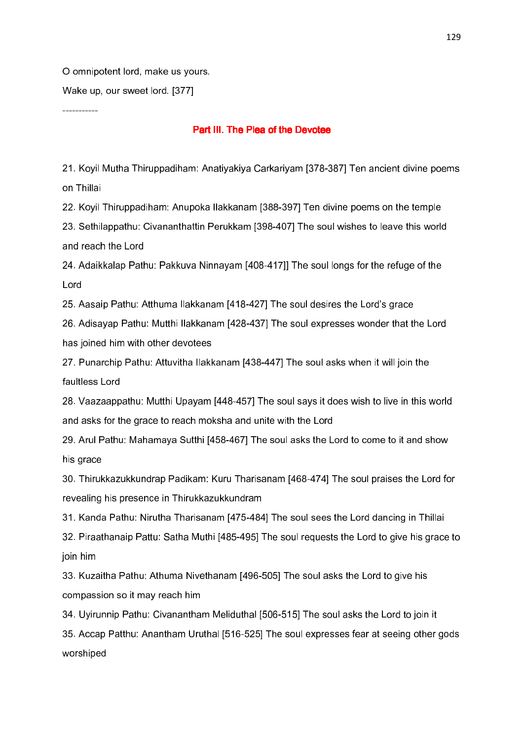O omnipotent lord, make us yours.

Wake up, our sweet lord. [377]

-----------

## Part III. The Plea of the Devotee

21. Koyil Mutha Thiruppadiham: Anatiyakiya Carkariyam [378-387] Ten ancient divine poems on Thillai

22. Koyil Thiruppadiham: Anupoka Ilakkanam [388-397] Ten divine poems on the temple

23. Sethilappathu: Civananthattin Perukkam [398-407] The soul wishes to leave this world and reach the Lord

24. Adaikkalap Pathu: Pakkuva Ninnayam [408-417]] The soul longs for the refuge of the Lord

25. Aasaip Pathu: Atthuma Ilakkanam [418-427] The soul desires the Lord's grace

26. Adisayap Pathu: Mutthi Ilakkanam [428-437] The soul expresses wonder that the Lord has joined him with other devotees

27. Punarchip Pathu: Attuvitha Ilakkanam [438-447] The soul asks when it will join the faultless Lord

28. Vaazaappathu: Mutthi Upayam [448-457] The soul says it does wish to live in this world and asks for the grace to reach moksha and unite with the Lord

29. Arul Pathu: Mahamaya Sutthi [458-467] The soul asks the Lord to come to it and show his grace

30. Thirukkazukkundrap Padikam: Kuru Tharisanam [468-474] The soul praises the Lord for revealing his presence in Thirukkazukkundram

31. Kanda Pathu: Nirutha Tharisanam [475-484] The soul sees the Lord dancing in Thillai

32. Piraathanaip Pattu: Satha Muthi [485-495] The soul requests the Lord to give his grace to join him

33. Kuzaitha Pathu: Athuma Nivethanam [496-505] The soul asks the Lord to give his compassion so it may reach him

34. Uyirunnip Pathu: Civanantham Meliduthal [506-515] The soul asks the Lord to join it

35. Accap Patthu: Anantham Uruthal [516-525] The soul expresses fear at seeing other gods worshiped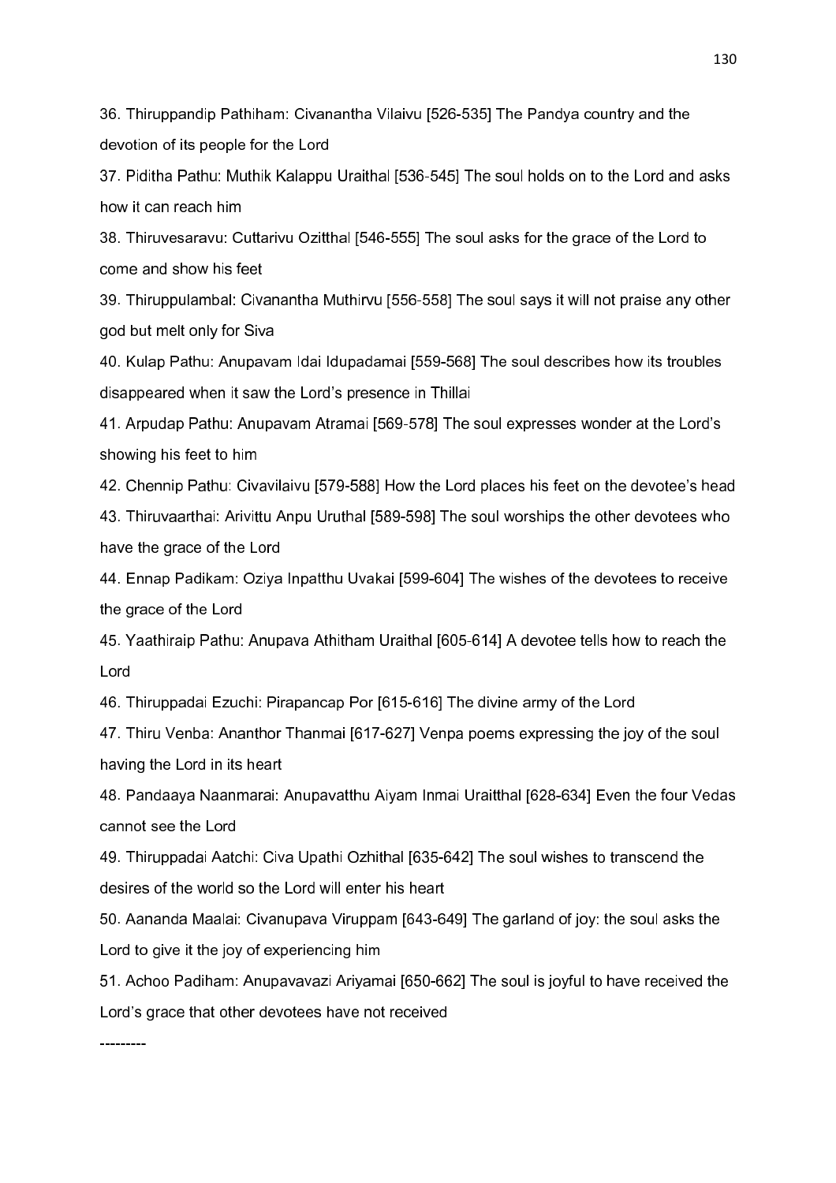36. Thiruppandip Pathiham: Civanantha Vilaivu [526-535] The Pandya country and the devotion of its people for the Lord

37. Piditha Pathu: Muthik Kalappu Uraithal [536-545] The soul holds on to the Lord and asks how it can reach him

38. Thiruvesaravu: Cuttarivu Ozitthal [546-555] The soul asks for the grace of the Lord to come and show his feet

39. Thiruppulambal: Civanantha Muthirvu [556-558] The soul says it will not praise any other god but melt only for Siva

40. Kulap Pathu: Anupavam Idai Idupadamai [559-568] The soul describes how its troubles disappeared when it saw the Lord's presence in Thillai

41. Arpudap Pathu: Anupavam Atramai [569-578] The soul expresses wonder at the Lord's showing his feet to him

42. Chennip Pathu: Civavilaivu [579-588] How the Lord places his feet on the devotee's head

43. Thiruvaarthai: Arivittu Anpu Uruthal [589-598] The soul worships the other devotees who have the grace of the Lord

44. Ennap Padikam: Oziya Inpatthu Uvakai [599-604] The wishes of the devotees to receive the grace of the Lord

45. Yaathiraip Pathu: Anupava Athitham Uraithal [605-614] A devotee tells how to reach the Lord

46. Thiruppadai Ezuchi: Pirapancap Por [615-616] The divine army of the Lord

47. Thiru Venba: Ananthor Thanmai [617-627] Venpa poems expressing the joy of the soul having the Lord in its heart

48. Pandaaya Naanmarai: Anupavatthu Aiyam Inmai Uraitthal [628-634] Even the four Vedas cannot see the Lord

49. Thiruppadai Aatchi: Civa Upathi Ozhithal [635-642] The soul wishes to transcend the desires of the world so the Lord will enter his heart

50. Aananda Maalai: Civanupava Viruppam [643-649] The garland of joy: the soul asks the Lord to give it the joy of experiencing him

51. Achoo Padiham: Anupavavazi Ariyamai [650-662] The soul is joyful to have received the Lord's grace that other devotees have not received

---------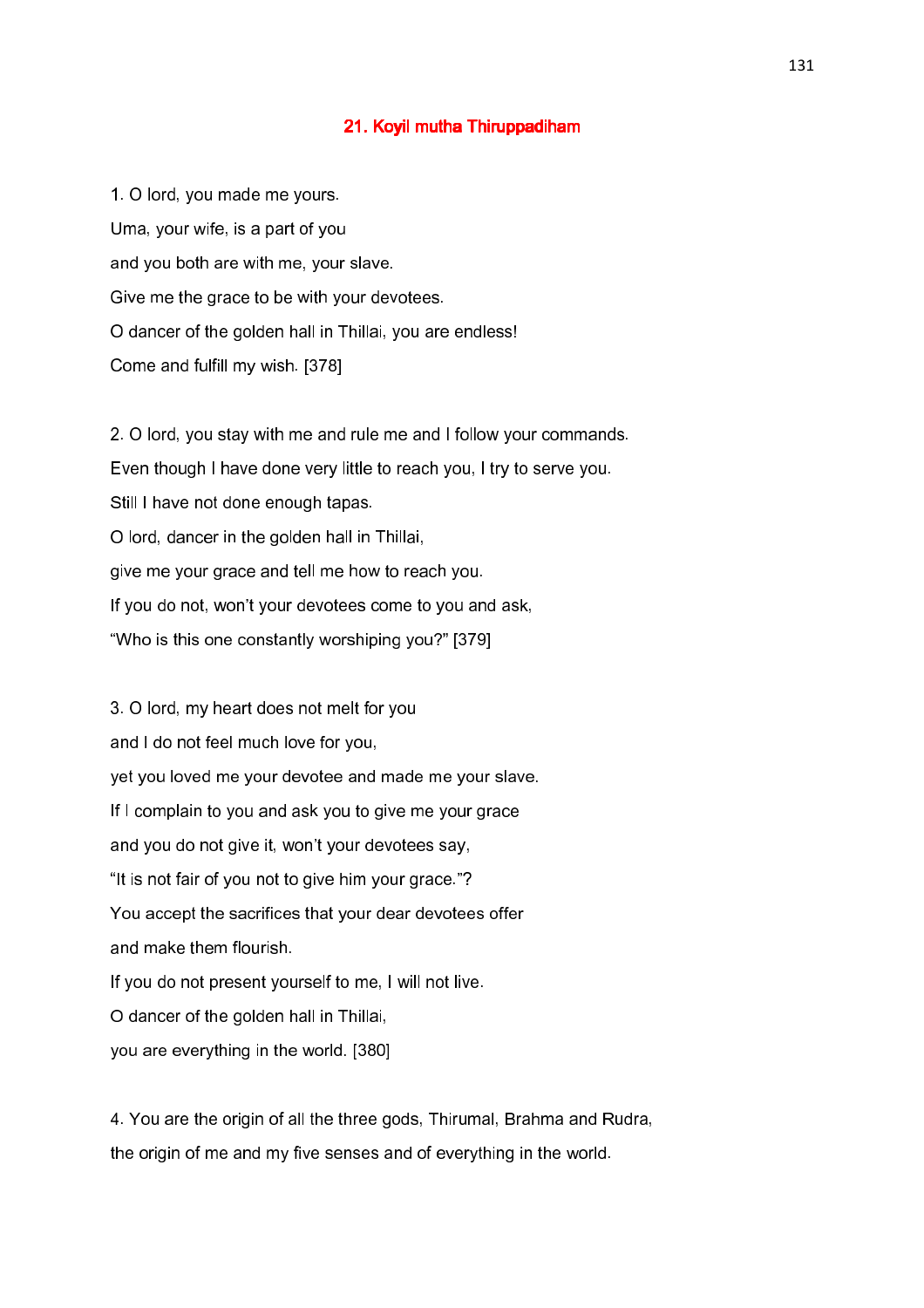## 21. Koyil mutha Thiruppadiham

1. O lord, you made me yours.  
Uma, your wife, is a part of you  
and you both are with me, your slave.  
Give me the grace to be with your devotees.  
O dancer of the golden hall in Thillai, you are endless!  
Come and fulfill my wish. [378]

2. O lord, you stay with me and rule me and I follow your commands.  
Even though I have done very little to reach you, I try to serve you.  
Still I have not done enough tapas.  
O lord, dancer in the golden hall in Thillai,  
give me your grace and tell me how to reach you.  
If you do not, won't your devotees come to you and ask,  
"Who is this one constantly worshiping you?" [379]

3. O lord, my heart does not melt for you  
and I do not feel much love for you,  
yet you loved me your devotee and made me your slave.  
If I complain to you and ask you to give me your grace  
and you do not give it, won't your devotees say,  
"It is not fair of you not to give him your grace."?  
You accept the sacrifices that your dear devotees offer  
and make them flourish.  
If you do not present yourself to me, I will not live.  
O dancer of the golden hall in Thillai,  
you are everything in the world. [380]

4. You are the origin of all the three gods, Thirumal, Brahma and Rudra,  
the origin of me and my five senses and of everything in the world.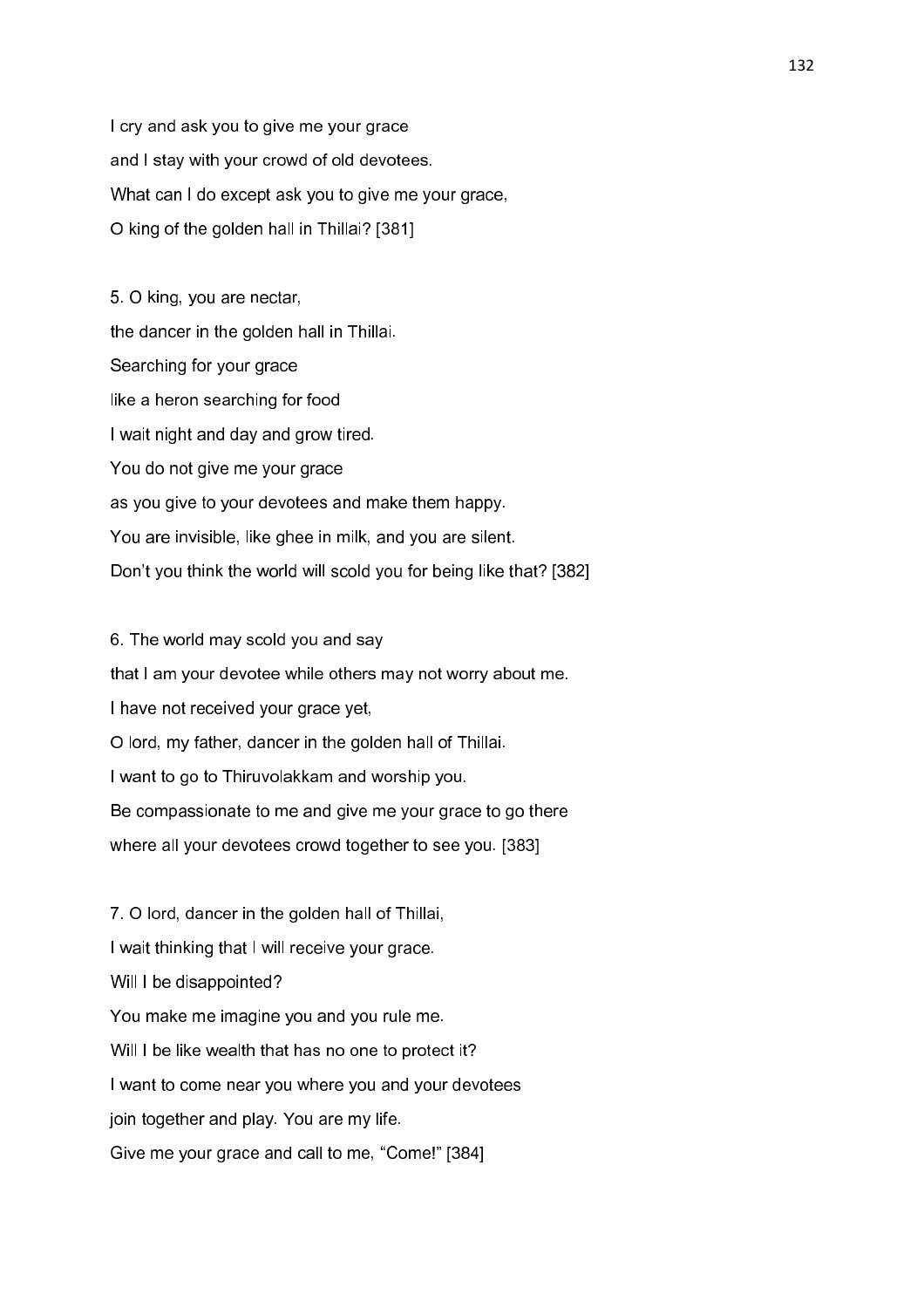I cry and ask you to give me your grace  
and I stay with your crowd of old devotees.  
What can I do except ask you to give me your grace,  
O king of the golden hall in Thillai? [381]

5. O king, you are nectar,  
the dancer in the golden hall in Thillai.  
Searching for your grace  
like a heron searching for food  
I wait night and day and grow tired.  
You do not give me your grace  
as you give to your devotees and make them happy.  
You are invisible, like ghee in milk, and you are silent.  
Don't you think the world will scold you for being like that? [382]

6. The world may scold you and say  
that I am your devotee while others may not worry about me.  
I have not received your grace yet,  
O lord, my father, dancer in the golden hall of Thillai.  
I want to go to Thiruvolakkam and worship you.  
Be compassionate to me and give me your grace to go there  
where all your devotees crowd together to see you. [383]

7. O lord, dancer in the golden hall of Thillai,  
I wait thinking that I will receive your grace.  
Will I be disappointed?  
You make me imagine you and you rule me.  
Will I be like wealth that has no one to protect it?  
I want to come near you where you and your devotees  
join together and play. You are my life.  
Give me your grace and call to me, "Come!" [384]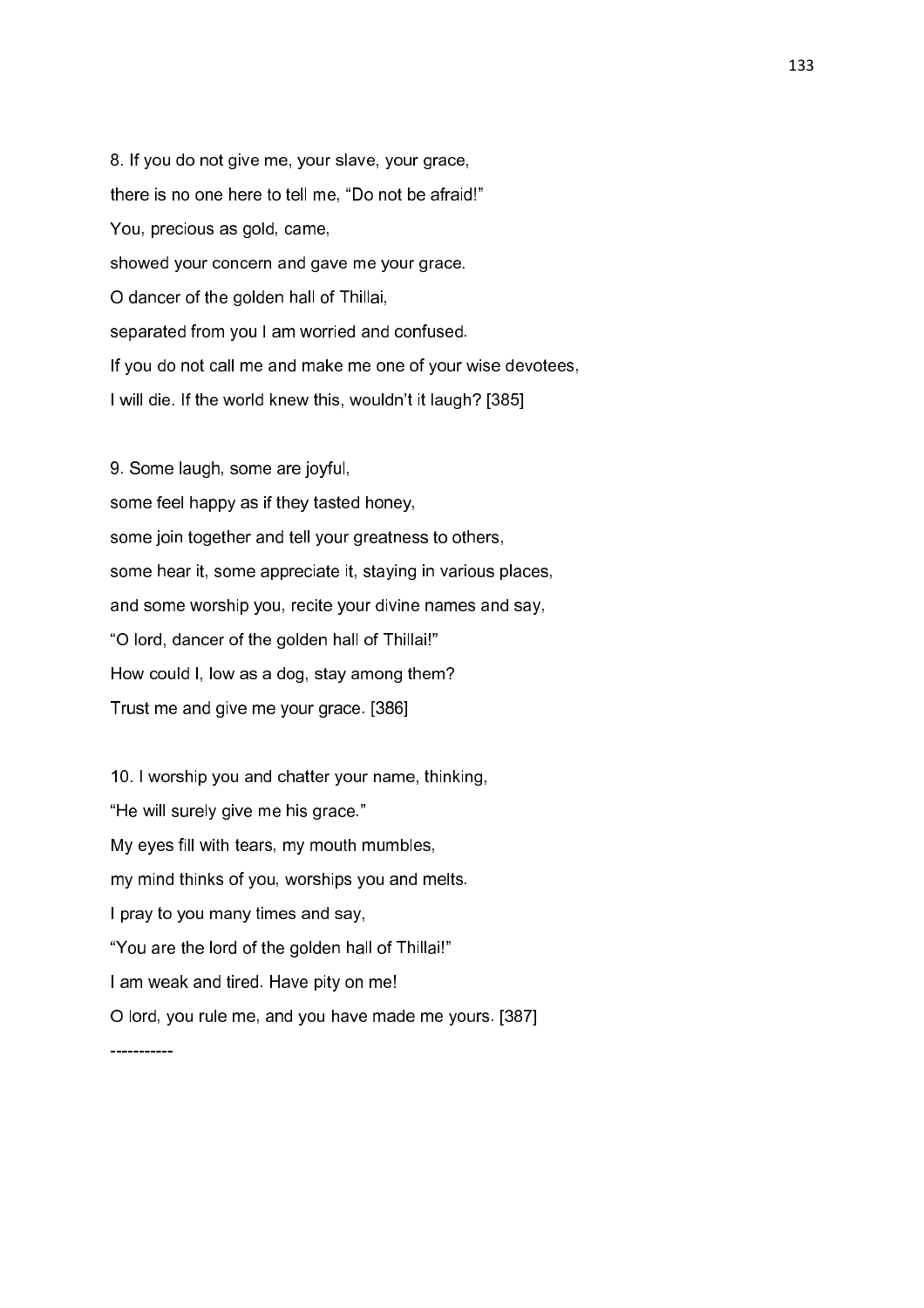8. If you do not give me, your slave, your grace,
there is no one here to tell me, “Do not be afraid!”
You, precious as gold, came,
showed your concern and gave me your grace.
O dancer of the golden hall of Thillai,
separated from you I am worried and confused.
If you do not call me and make me one of your wise devotees,
I will die. If the world knew this, wouldn’t it laugh? [385]

9. Some laugh, some are joyful,
some feel happy as if they tasted honey,
some join together and tell your greatness to others,
some hear it, some appreciate it, staying in various places,
and some worship you, recite your divine names and say,
“O lord, dancer of the golden hall of Thillai!”
How could I, low as a dog, stay among them?
Trust me and give me your grace. [386]

10. I worship you and chatter your name, thinking,
“He will surely give me his grace.”
My eyes fill with tears, my mouth mumbles,
my mind thinks of you, worships you and melts.
I pray to you many times and say,
“You are the lord of the golden hall of Thillai!”
I am weak and tired. Have pity on me!
O lord, you rule me, and you have made me yours. [387]

-----------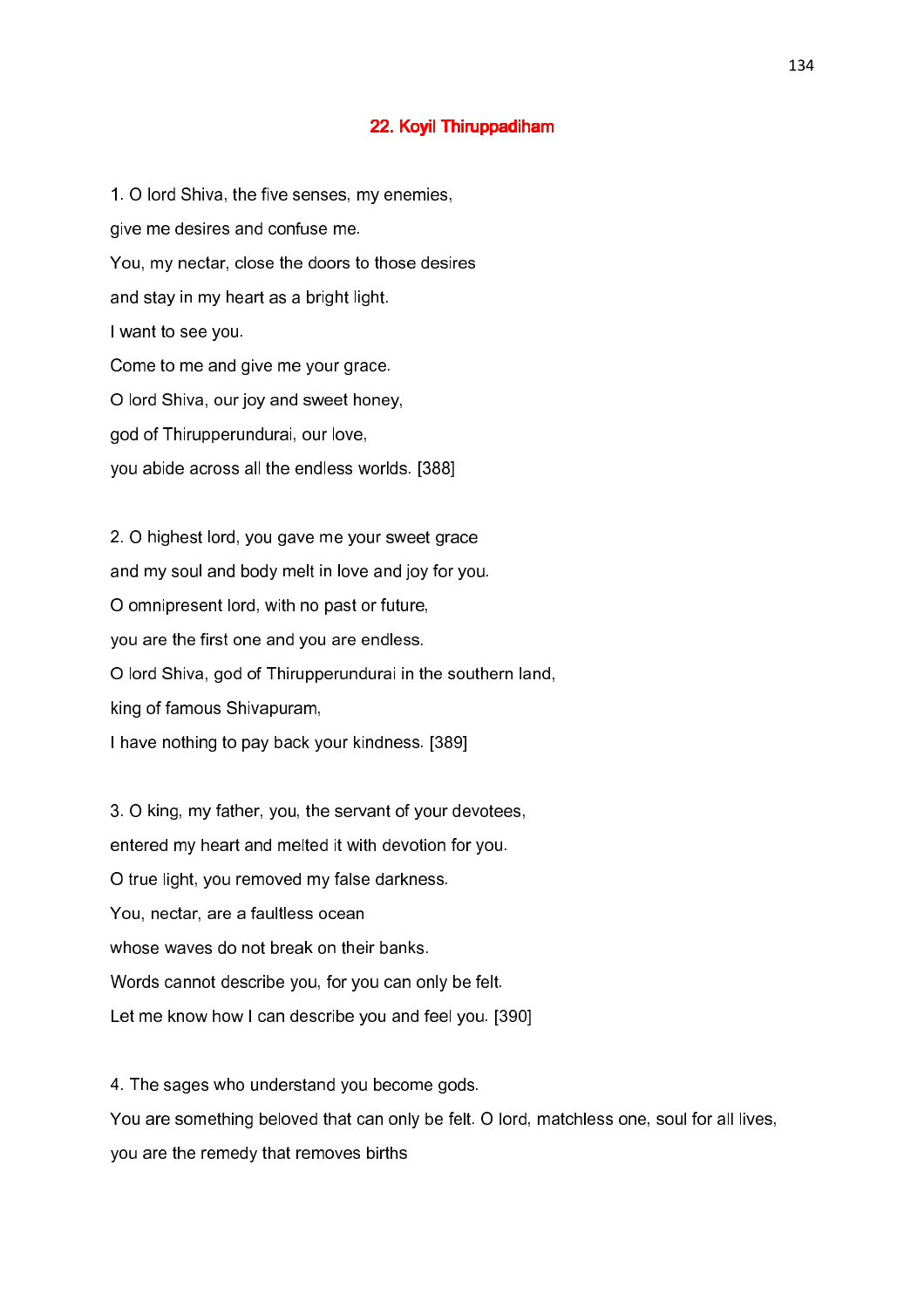## 22. Koyil Thiruppadiham

1. O lord Shiva, the five senses, my enemies,

give me desires and confuse me.

You, my nectar, close the doors to those desires

and stay in my heart as a bright light.

I want to see you.

Come to me and give me your grace.

O lord Shiva, our joy and sweet honey,

god of Thirupperundurai, our love,

you abide across all the endless worlds. [388]

2. O highest lord, you gave me your sweet grace

and my soul and body melt in love and joy for you.

O omnipresent lord, with no past or future,

you are the first one and you are endless.

O lord Shiva, god of Thirupperundurai in the southern land,

king of famous Shivapuram,

I have nothing to pay back your kindness. [389]

3. O king, my father, you, the servant of your devotees,

entered my heart and melted it with devotion for you.

O true light, you removed my false darkness.

You, nectar, are a faultless ocean

whose waves do not break on their banks.

Words cannot describe you, for you can only be felt.

Let me know how I can describe you and feel you. [390]

4. The sages who understand you become gods.

You are something beloved that can only be felt. O lord, matchless one, soul for all lives,

you are the remedy that removes births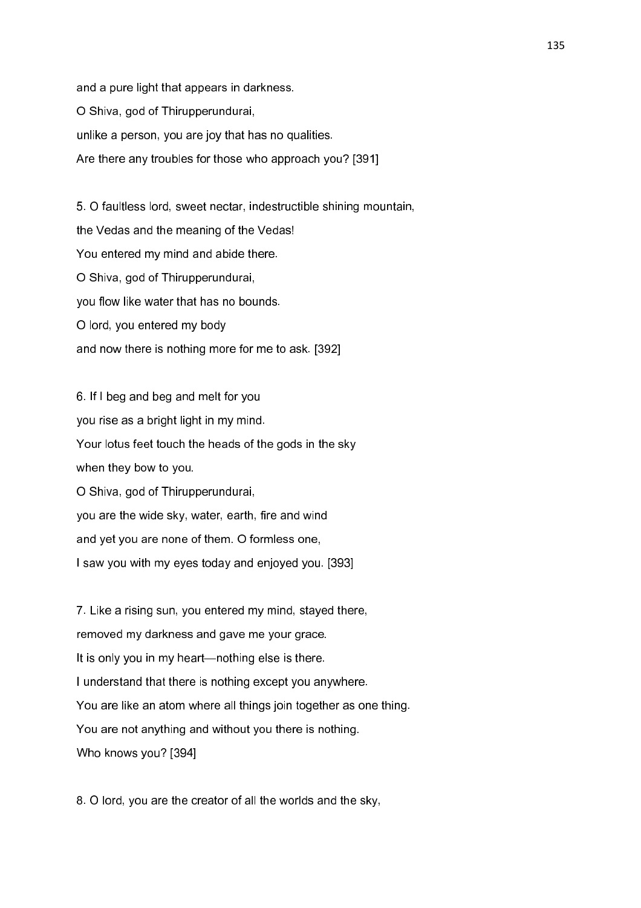and a pure light that appears in darkness.
O Shiva, god of Thirupperundurai,
unlike a person, you are joy that has no qualities.
Are there any troubles for those who approach you? [391]

5. O faultless lord, sweet nectar, indestructible shining mountain,
the Vedas and the meaning of the Vedas!
You entered my mind and abide there.
O Shiva, god of Thirupperundurai,
you flow like water that has no bounds.
O lord, you entered my body
and now there is nothing more for me to ask. [392]

6. If I beg and beg and melt for you
you rise as a bright light in my mind.
Your lotus feet touch the heads of the gods in the sky
when they bow to you.
O Shiva, god of Thirupperundurai,
you are the wide sky, water, earth, fire and wind
and yet you are none of them. O formless one,
I saw you with my eyes today and enjoyed you. [393]

7. Like a rising sun, you entered my mind, stayed there,
removed my darkness and gave me your grace.
It is only you in my heart—nothing else is there.
I understand that there is nothing except you anywhere.
You are like an atom where all things join together as one thing.
You are not anything and without you there is nothing.
Who knows you? [394]

8. O lord, you are the creator of all the worlds and the sky,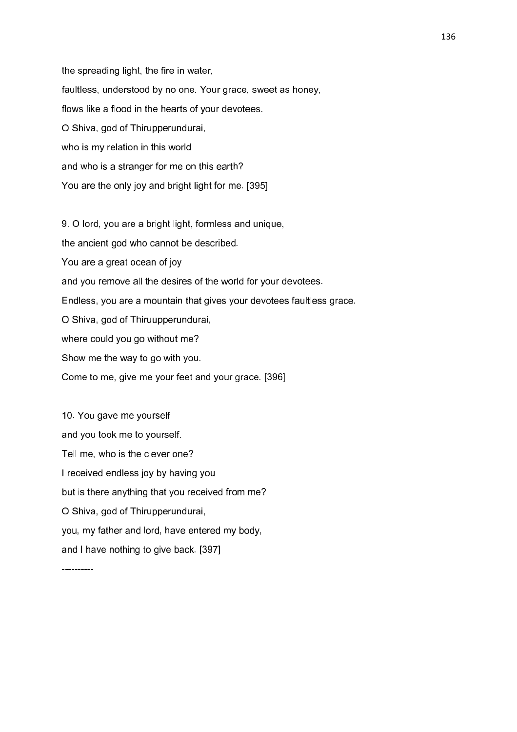the spreading light, the fire in water,

faultless, understood by no one. Your grace, sweet as honey,

flows like a flood in the hearts of your devotees.

O Shiva, god of Thirupperundurai,

who is my relation in this world

and who is a stranger for me on this earth?

You are the only joy and bright light for me. [395]

9. O lord, you are a bright light, formless and unique,

the ancient god who cannot be described.

You are a great ocean of joy

and you remove all the desires of the world for your devotees.

Endless, you are a mountain that gives your devotees faultless grace.

O Shiva, god of Thiruupperundurai,

where could you go without me?

Show me the way to go with you.

Come to me, give me your feet and your grace. [396]

10. You gave me yourself

and you took me to yourself.

Tell me, who is the clever one?

I received endless joy by having you

but is there anything that you received from me?

O Shiva, god of Thirupperundurai,

you, my father and lord, have entered my body,

and I have nothing to give back. [397]

----------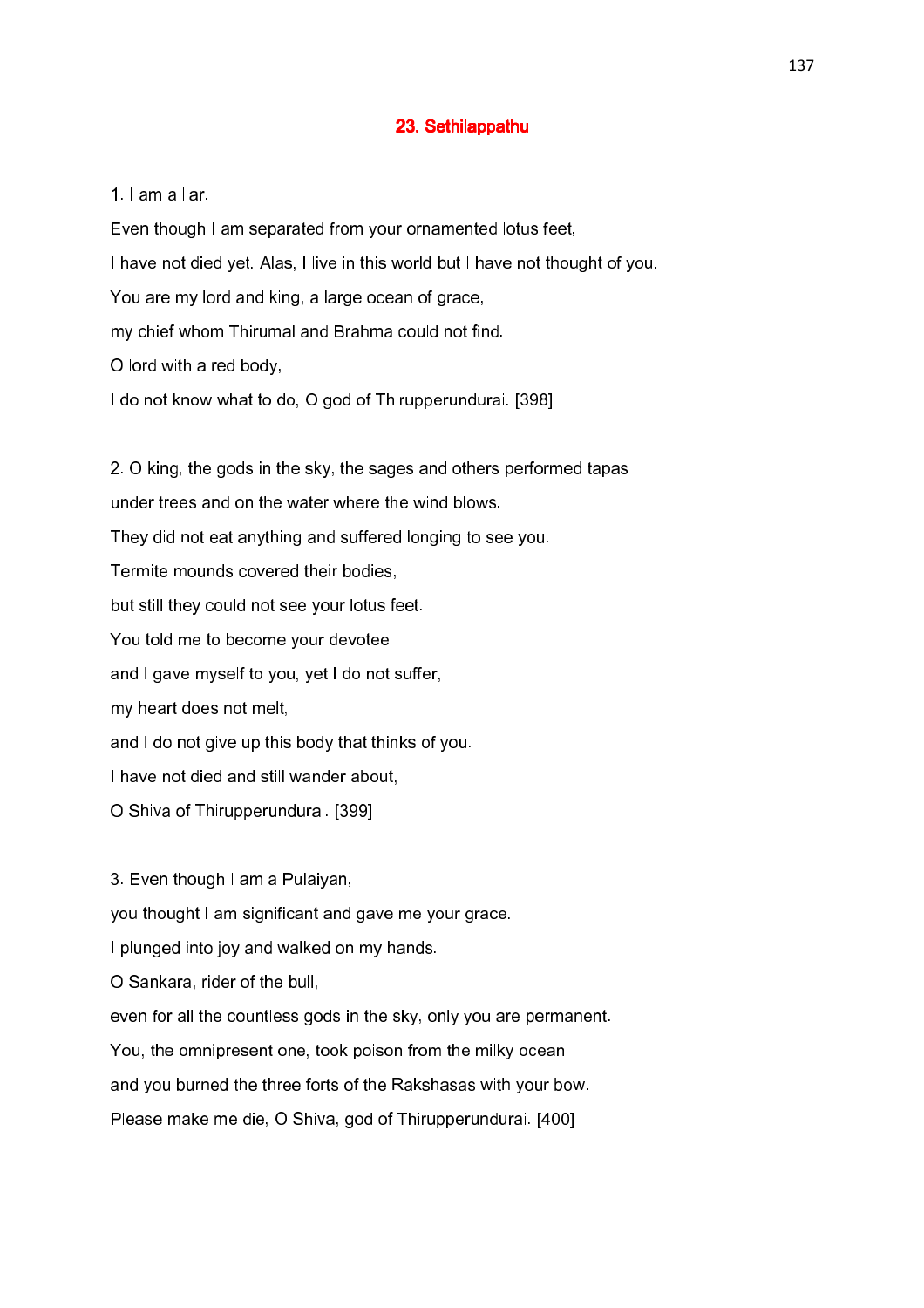## 23. Sethilappathu

1. I am a liar.

Even though I am separated from your ornamented lotus feet,

I have not died yet. Alas, I live in this world but I have not thought of you.

You are my lord and king, a large ocean of grace,

my chief whom Thirumal and Brahma could not find.

O lord with a red body,

I do not know what to do, O god of Thirupperundurai. [398]

2. O king, the gods in the sky, the sages and others performed tapas

under trees and on the water where the wind blows.

They did not eat anything and suffered longing to see you.

Termite mounds covered their bodies,

but still they could not see your lotus feet.

You told me to become your devotee

and I gave myself to you, yet I do not suffer,

my heart does not melt,

and I do not give up this body that thinks of you.

I have not died and still wander about,

O Shiva of Thirupperundurai. [399]

3. Even though I am a Pulaiyan,

you thought I am significant and gave me your grace.

I plunged into joy and walked on my hands.

O Sankara, rider of the bull,

even for all the countless gods in the sky, only you are permanent.

You, the omnipresent one, took poison from the milky ocean

and you burned the three forts of the Rakshasas with your bow.

Please make me die, O Shiva, god of Thirupperundurai. [400]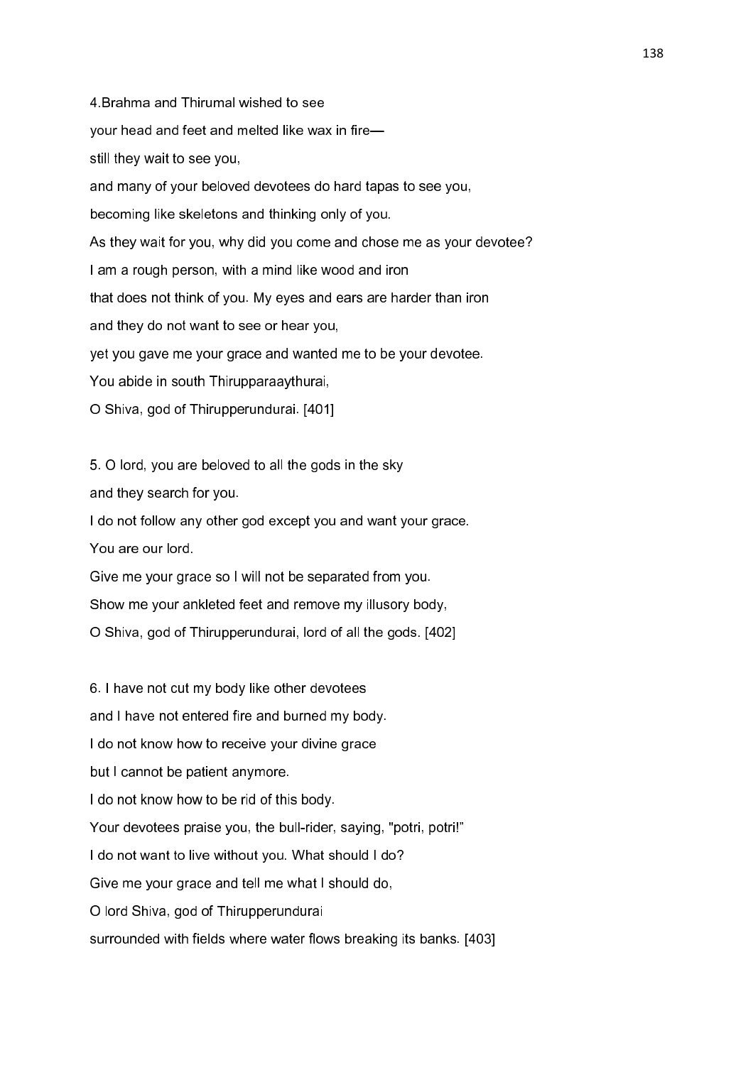4.Brahma and Thirumal wished to see
your head and feet and melted like wax in fire—
still they wait to see you,
and many of your beloved devotees do hard tapas to see you,
becoming like skeletons and thinking only of you.
As they wait for you, why did you come and chose me as your devotee?
I am a rough person, with a mind like wood and iron
that does not think of you. My eyes and ears are harder than iron
and they do not want to see or hear you,
yet you gave me your grace and wanted me to be your devotee.
You abide in south Thirupparaaythurai,
O Shiva, god of Thirupperundurai. [401]

5. O lord, you are beloved to all the gods in the sky
and they search for you.
I do not follow any other god except you and want your grace.
You are our lord.
Give me your grace so I will not be separated from you.
Show me your ankleted feet and remove my illusory body,
O Shiva, god of Thirupperundurai, lord of all the gods. [402]

6. I have not cut my body like other devotees
and I have not entered fire and burned my body.
I do not know how to receive your divine grace
but I cannot be patient anymore.
I do not know how to be rid of this body.
Your devotees praise you, the bull-rider, saying, "potri, potri!"
I do not want to live without you. What should I do?
Give me your grace and tell me what I should do,
O lord Shiva, god of Thirupperundurai
surrounded with fields where water flows breaking its banks. [403]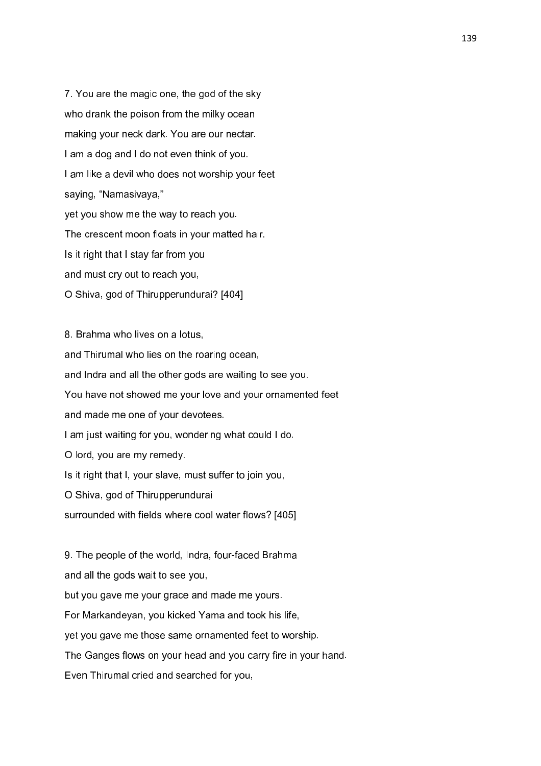7. You are the magic one, the god of the sky
who drank the poison from the milky ocean
making your neck dark. You are our nectar.
I am a dog and I do not even think of you.
I am like a devil who does not worship your feet
saying, “Namasivaya,”
yet you show me the way to reach you.
The crescent moon floats in your matted hair.
Is it right that I stay far from you
and must cry out to reach you,
O Shiva, god of Thirupperundurai? [404]

8. Brahma who lives on a lotus,
and Thirumal who lies on the roaring ocean,
and Indra and all the other gods are waiting to see you.
You have not showed me your love and your ornamented feet
and made me one of your devotees.
I am just waiting for you, wondering what could I do.
O lord, you are my remedy.
Is it right that I, your slave, must suffer to join you,
O Shiva, god of Thirupperundurai
surrounded with fields where cool water flows? [405]

9. The people of the world, Indra, four-faced Brahma
and all the gods wait to see you,
but you gave me your grace and made me yours.
For Markandeyan, you kicked Yama and took his life,
yet you gave me those same ornamented feet to worship.
The Ganges flows on your head and you carry fire in your hand.
Even Thirumal cried and searched for you,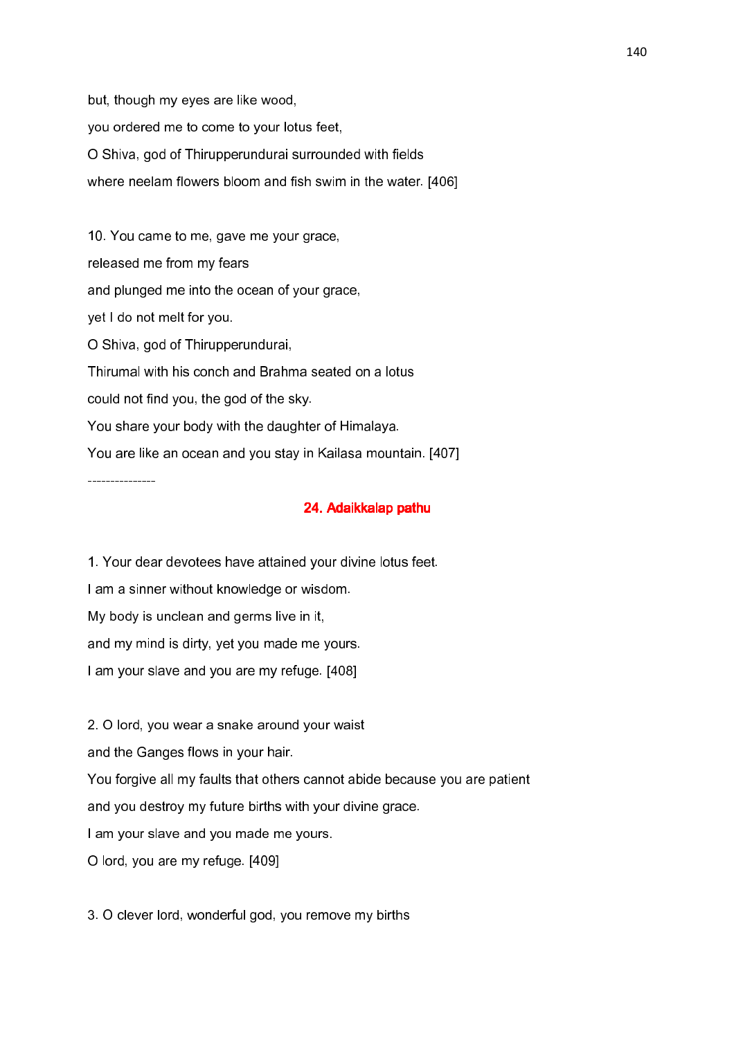but, though my eyes are like wood,

you ordered me to come to your lotus feet,

O Shiva, god of Thirupperundurai surrounded with fields

where neelam flowers bloom and fish swim in the water. [406]

10. You came to me, gave me your grace,

released me from my fears

and plunged me into the ocean of your grace,

yet I do not melt for you.

O Shiva, god of Thirupperundurai,

Thirumal with his conch and Brahma seated on a lotus

could not find you, the god of the sky.

You share your body with the daughter of Himalaya.

You are like an ocean and you stay in Kailasa mountain. [407]

---------------

## 24. Adaikkalap pathu

1. Your dear devotees have attained your divine lotus feet.

I am a sinner without knowledge or wisdom.

My body is unclean and germs live in it,

and my mind is dirty, yet you made me yours.

I am your slave and you are my refuge. [408]

2. O lord, you wear a snake around your waist

and the Ganges flows in your hair.

You forgive all my faults that others cannot abide because you are patient

and you destroy my future births with your divine grace.

I am your slave and you made me yours.

O lord, you are my refuge. [409]

3. O clever lord, wonderful god, you remove my births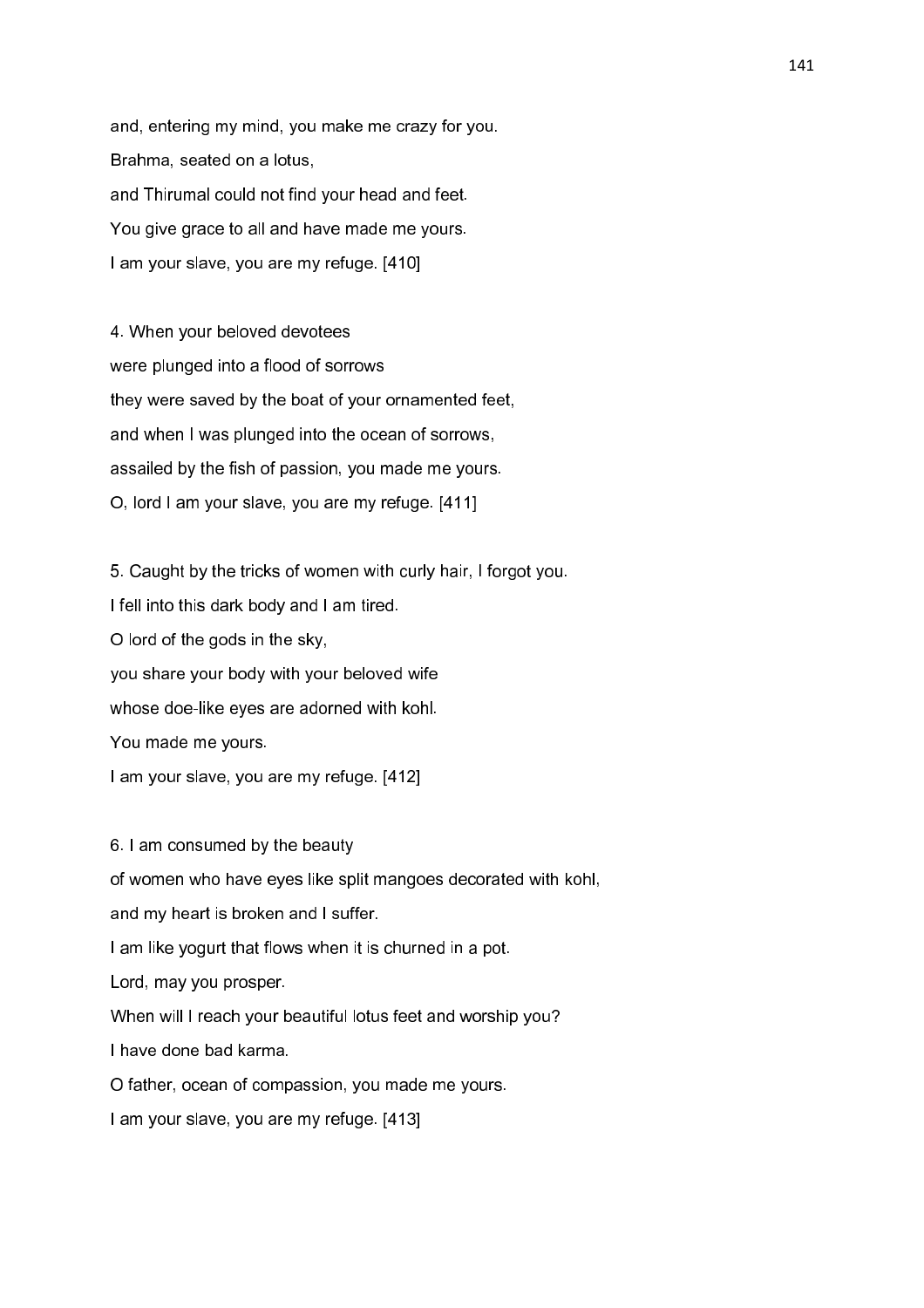and, entering my mind, you make me crazy for you.
Brahma, seated on a lotus,
and Thirumal could not find your head and feet.
You give grace to all and have made me yours.
I am your slave, you are my refuge. [410]

4. When your beloved devotees
were plunged into a flood of sorrows
they were saved by the boat of your ornamented feet,
and when I was plunged into the ocean of sorrows,
assailed by the fish of passion, you made me yours.
O, lord I am your slave, you are my refuge. [411]

5. Caught by the tricks of women with curly hair, I forgot you.
I fell into this dark body and I am tired.
O lord of the gods in the sky,
you share your body with your beloved wife
whose doe-like eyes are adorned with kohl.
You made me yours.
I am your slave, you are my refuge. [412]

6. I am consumed by the beauty
of women who have eyes like split mangoes decorated with kohl,
and my heart is broken and I suffer.
I am like yogurt that flows when it is churned in a pot.
Lord, may you prosper.
When will I reach your beautiful lotus feet and worship you?
I have done bad karma.
O father, ocean of compassion, you made me yours.
I am your slave, you are my refuge. [413]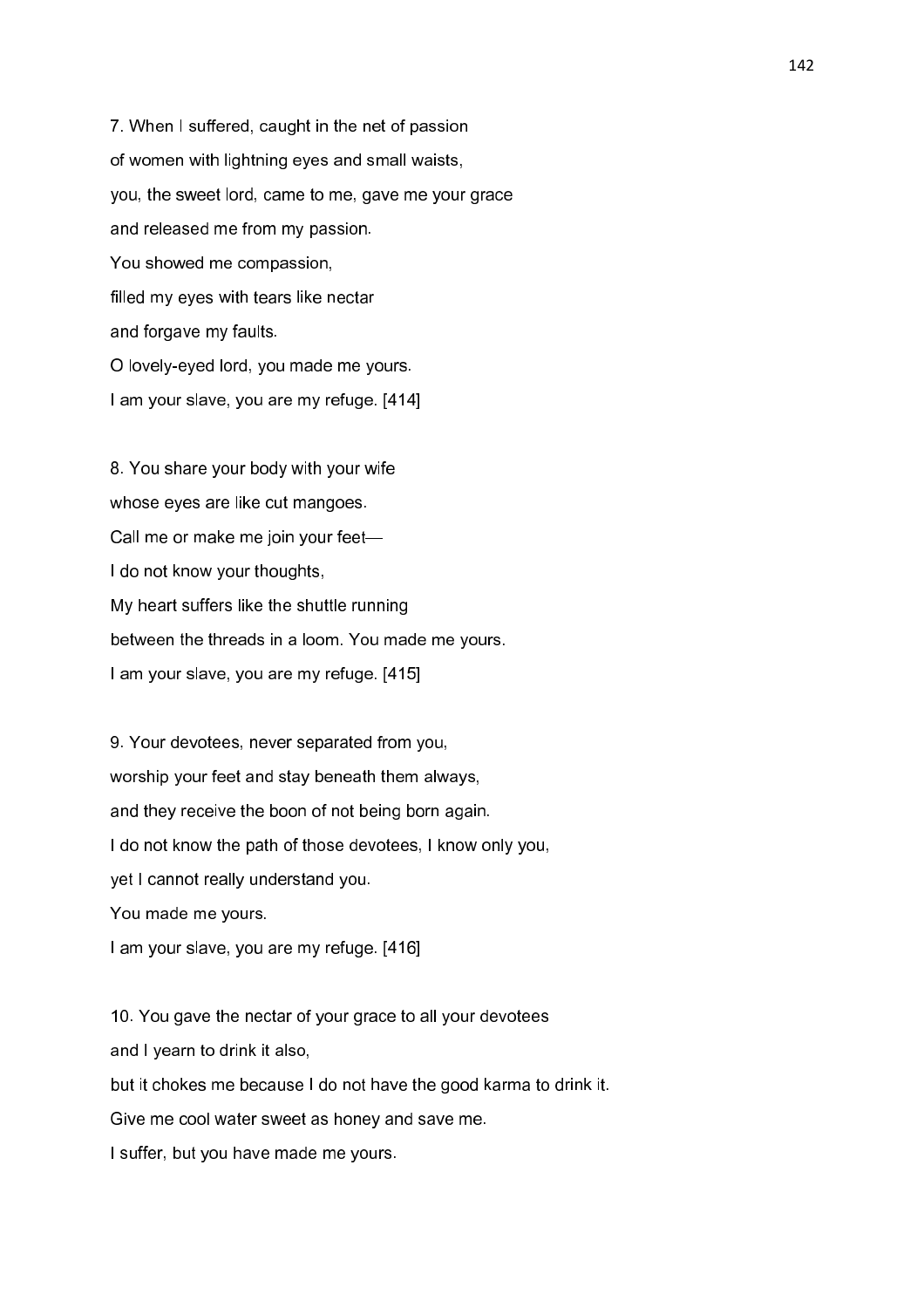7. When I suffered, caught in the net of passion
of women with lightning eyes and small waists,
you, the sweet lord, came to me, gave me your grace
and released me from my passion.
You showed me compassion,
filled my eyes with tears like nectar
and forgave my faults.
O lovely-eyed lord, you made me yours.
I am your slave, you are my refuge. [414]

8. You share your body with your wife
whose eyes are like cut mangoes.
Call me or make me join your feet—
I do not know your thoughts,
My heart suffers like the shuttle running
between the threads in a loom. You made me yours.
I am your slave, you are my refuge. [415]

9. Your devotees, never separated from you,
worship your feet and stay beneath them always,
and they receive the boon of not being born again.
I do not know the path of those devotees, I know only you,
yet I cannot really understand you.
You made me yours.
I am your slave, you are my refuge. [416]

10. You gave the nectar of your grace to all your devotees
and I yearn to drink it also,
but it chokes me because I do not have the good karma to drink it.
Give me cool water sweet as honey and save me.
I suffer, but you have made me yours.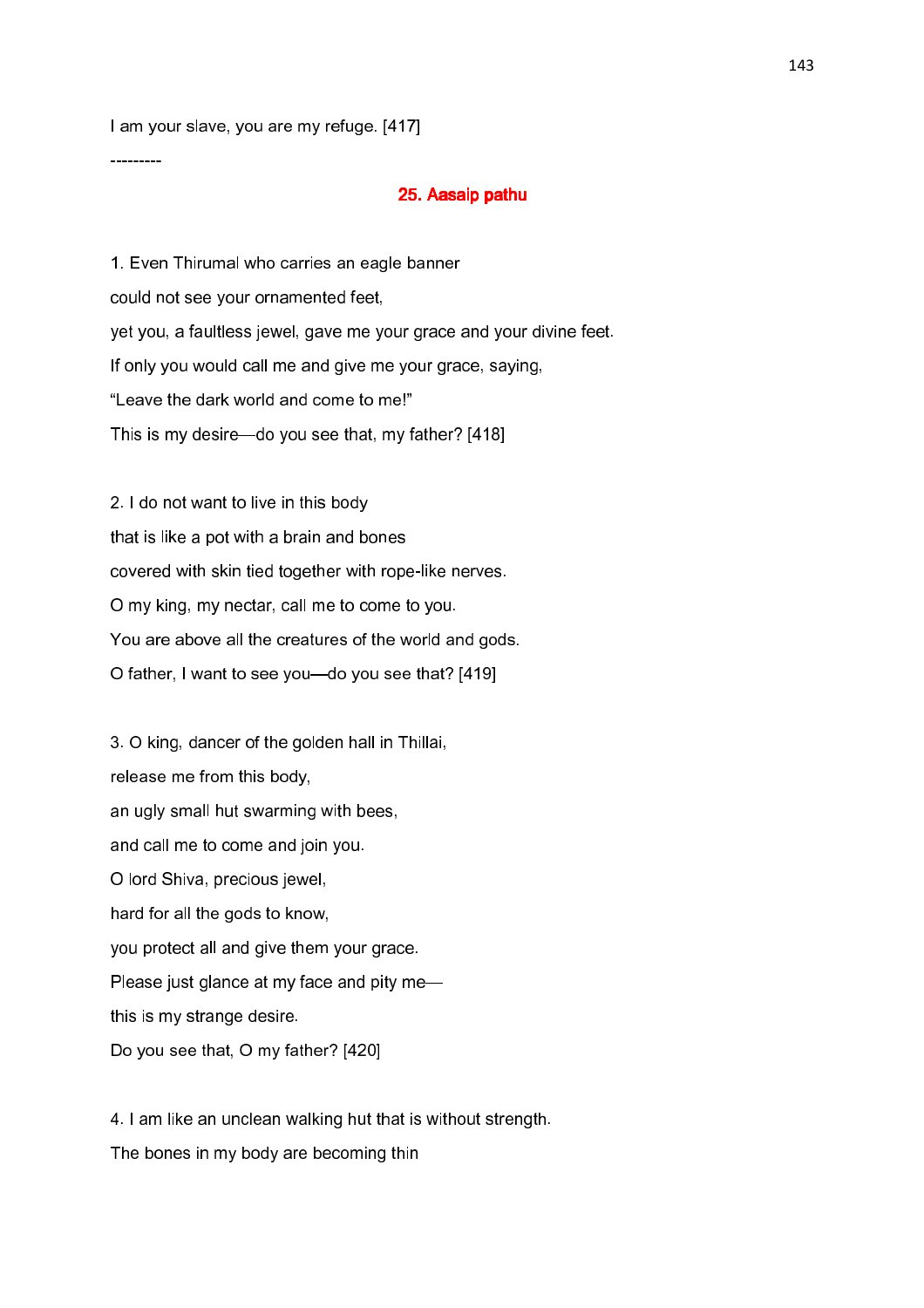I am your slave, you are my refuge. [417]

---------

## 25. Aasaip pathu

1. Even Thirumal who carries an eagle banner

could not see your ornamented feet,

yet you, a faultless jewel, gave me your grace and your divine feet.

If only you would call me and give me your grace, saying,

“Leave the dark world and come to me!”

This is my desire—do you see that, my father? [418]

2. I do not want to live in this body

that is like a pot with a brain and bones

covered with skin tied together with rope-like nerves.

O my king, my nectar, call me to come to you.

You are above all the creatures of the world and gods.

O father, I want to see you—do you see that? [419]

3. O king, dancer of the golden hall in Thillai,

release me from this body,

an ugly small hut swarming with bees,

and call me to come and join you.

O lord Shiva, precious jewel,

hard for all the gods to know,

you protect all and give them your grace.

Please just glance at my face and pity me—

this is my strange desire.

Do you see that, O my father? [420]

4. I am like an unclean walking hut that is without strength.

The bones in my body are becoming thin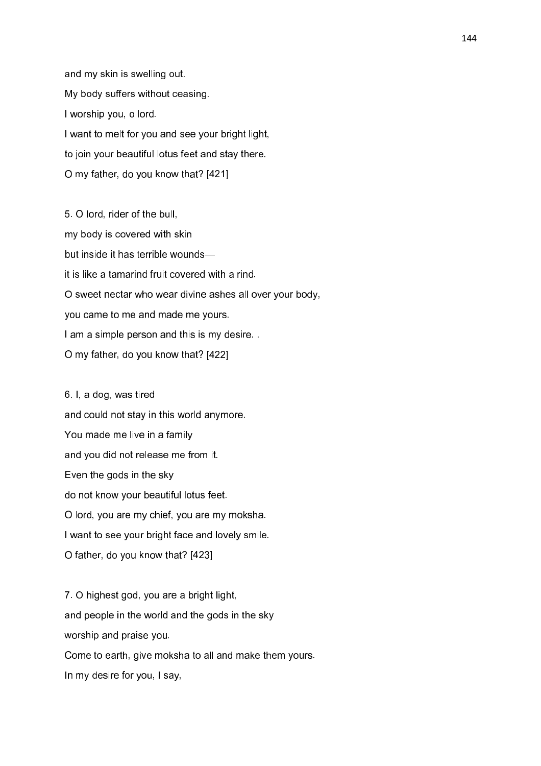and my skin is swelling out.

My body suffers without ceasing.

I worship you, o lord.

I want to melt for you and see your bright light,

to join your beautiful lotus feet and stay there.

O my father, do you know that? [421]

5. O lord, rider of the bull,

my body is covered with skin

but inside it has terrible wounds—

it is like a tamarind fruit covered with a rind.

O sweet nectar who wear divine ashes all over your body,

you came to me and made me yours.

I am a simple person and this is my desire. .

O my father, do you know that? [422]

6. I, a dog, was tired

and could not stay in this world anymore.

You made me live in a family

and you did not release me from it.

Even the gods in the sky

do not know your beautiful lotus feet.

O lord, you are my chief, you are my moksha.

I want to see your bright face and lovely smile.

O father, do you know that? [423]

7. O highest god, you are a bright light,

and people in the world and the gods in the sky

worship and praise you.

Come to earth, give moksha to all and make them yours.

In my desire for you, I say,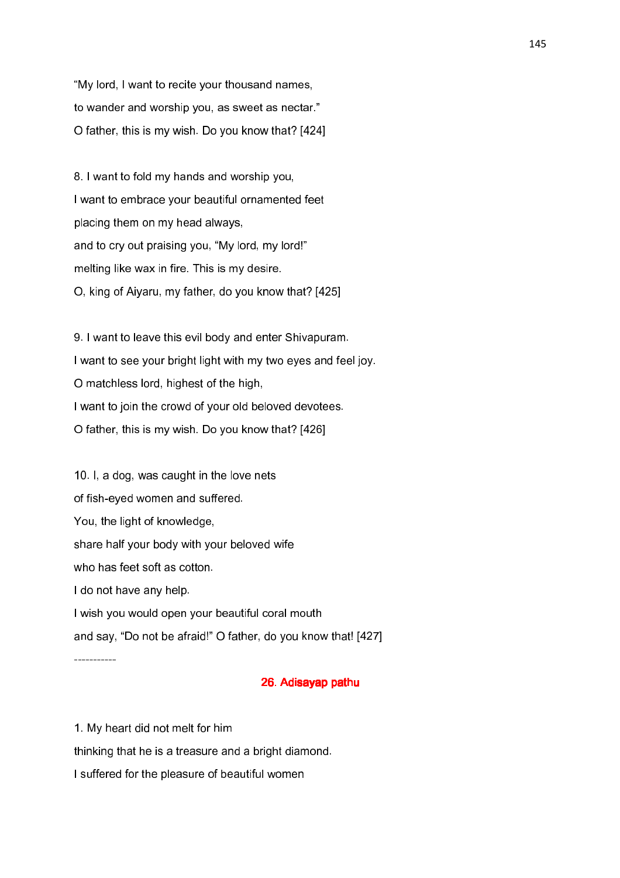"My lord, I want to recite your thousand names,

to wander and worship you, as sweet as nectar."

O father, this is my wish. Do you know that? [424]

8. I want to fold my hands and worship you,

I want to embrace your beautiful ornamented feet

placing them on my head always,

and to cry out praising you, "My lord, my lord!"

melting like wax in fire. This is my desire.

O, king of Aiyaru, my father, do you know that? [425]

9. I want to leave this evil body and enter Shivapuram.

I want to see your bright light with my two eyes and feel joy.

O matchless lord, highest of the high,

I want to join the crowd of your old beloved devotees.

O father, this is my wish. Do you know that? [426]

10. I, a dog, was caught in the love nets

of fish-eyed women and suffered.

You, the light of knowledge,

share half your body with your beloved wife

who has feet soft as cotton.

I do not have any help.

I wish you would open your beautiful coral mouth

and say, "Do not be afraid!" O father, do you know that! [427]

-----------

## 26. Adisayap pathu

1. My heart did not melt for him

thinking that he is a treasure and a bright diamond.

I suffered for the pleasure of beautiful women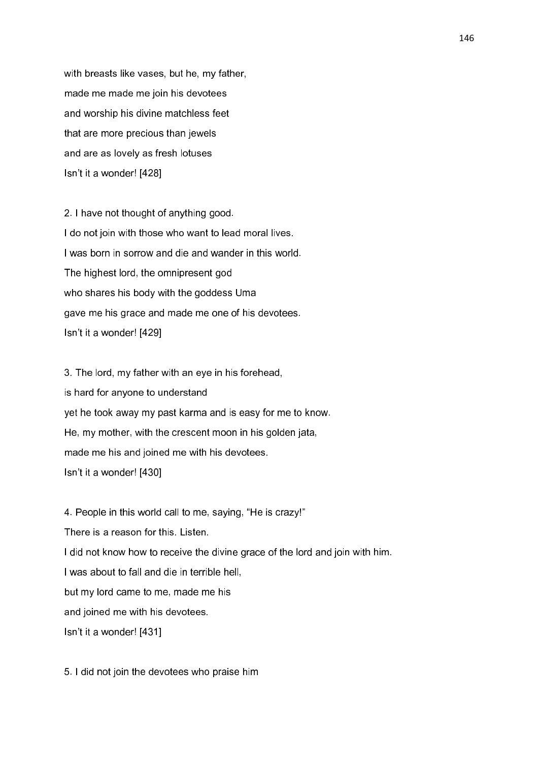with breasts like vases, but he, my father,
made me made me join his devotees
and worship his divine matchless feet
that are more precious than jewels
and are as lovely as fresh lotuses
Isn't it a wonder! [428]

2. I have not thought of anything good.
I do not join with those who want to lead moral lives.
I was born in sorrow and die and wander in this world.
The highest lord, the omnipresent god
who shares his body with the goddess Uma
gave me his grace and made me one of his devotees.
Isn't it a wonder! [429]

3. The lord, my father with an eye in his forehead,
is hard for anyone to understand
yet he took away my past karma and is easy for me to know.
He, my mother, with the crescent moon in his golden jata,
made me his and joined me with his devotees.
Isn't it a wonder! [430]

4. People in this world call to me, saying, "He is crazy!"
There is a reason for this. Listen.
I did not know how to receive the divine grace of the lord and join with him.
I was about to fall and die in terrible hell,
but my lord came to me, made me his
and joined me with his devotees.
Isn't it a wonder! [431]

5. I did not join the devotees who praise him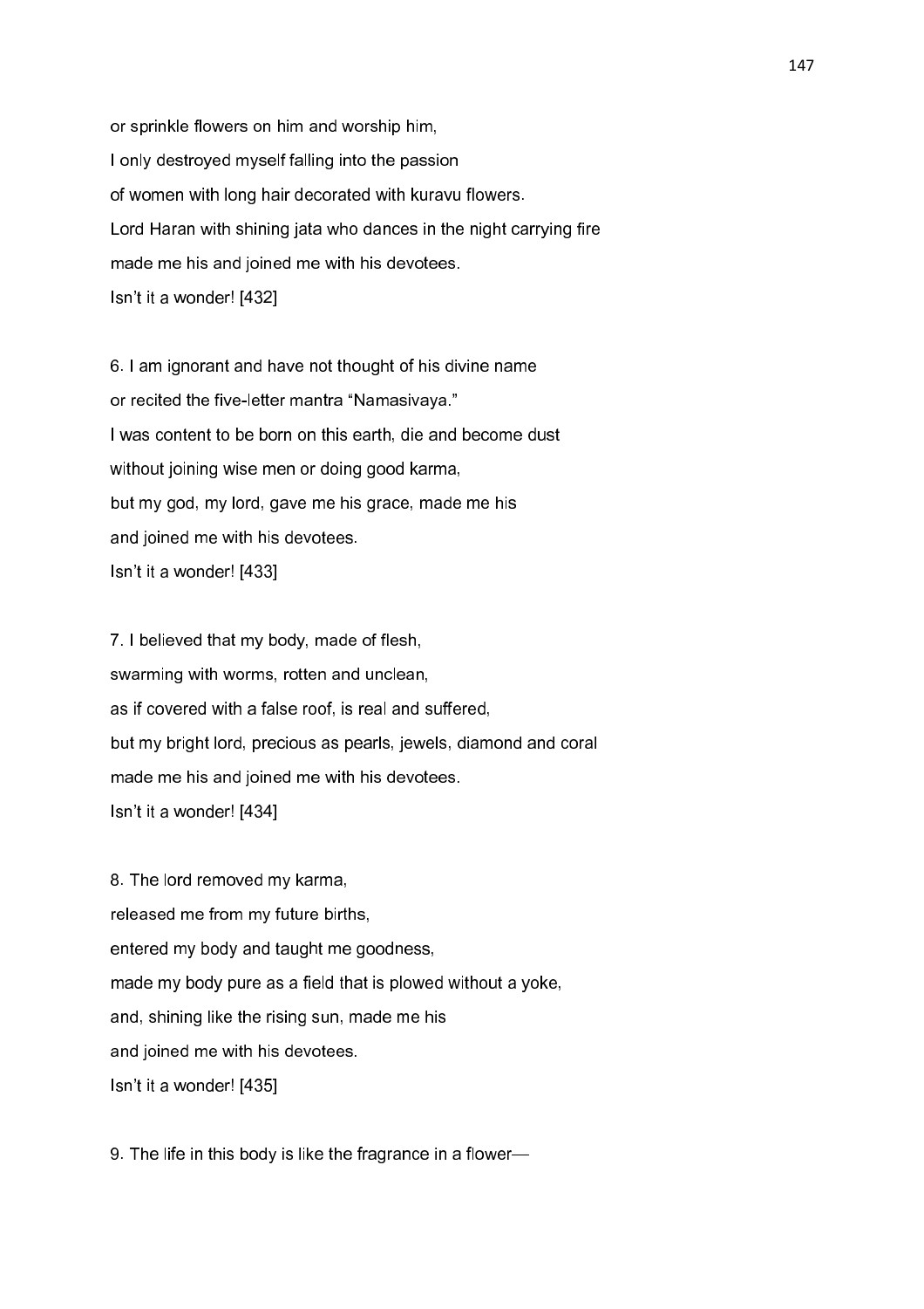or sprinkle flowers on him and worship him,  
I only destroyed myself falling into the passion  
of women with long hair decorated with kuravu flowers.  
Lord Haran with shining jata who dances in the night carrying fire  
made me his and joined me with his devotees.  
Isn't it a wonder! [432]

6. I am ignorant and have not thought of his divine name  
or recited the five-letter mantra "Namasivaya."  
I was content to be born on this earth, die and become dust  
without joining wise men or doing good karma,  
but my god, my lord, gave me his grace, made me his  
and joined me with his devotees.  
Isn't it a wonder! [433]

7. I believed that my body, made of flesh,  
swarming with worms, rotten and unclean,  
as if covered with a false roof, is real and suffered,  
but my bright lord, precious as pearls, jewels, diamond and coral  
made me his and joined me with his devotees.  
Isn't it a wonder! [434]

8. The lord removed my karma,  
released me from my future births,  
entered my body and taught me goodness,  
made my body pure as a field that is plowed without a yoke,  
and, shining like the rising sun, made me his  
and joined me with his devotees.  
Isn't it a wonder! [435]

9. The life in this body is like the fragrance in a flower—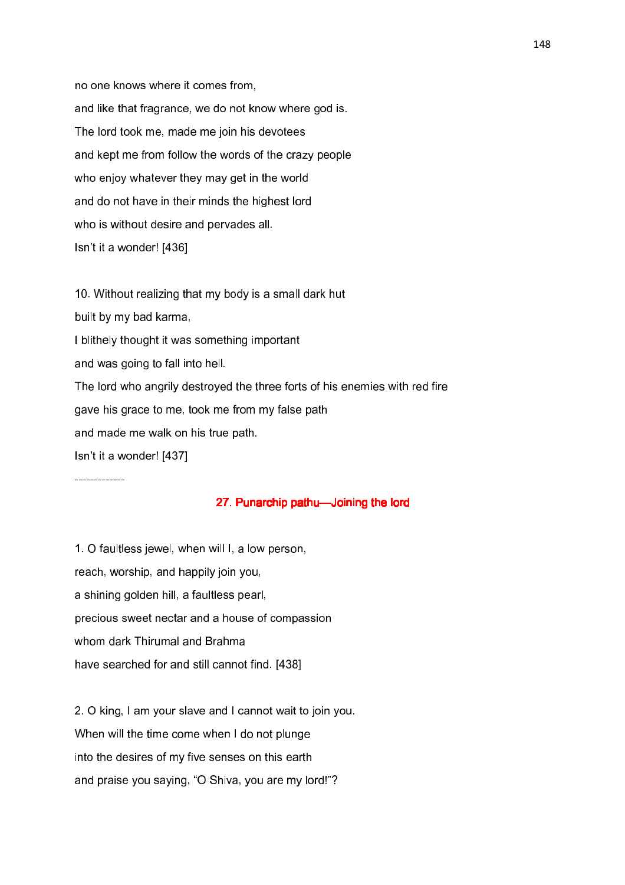no one knows where it comes from,

and like that fragrance, we do not know where god is.

The lord took me, made me join his devotees

and kept me from follow the words of the crazy people

who enjoy whatever they may get in the world

and do not have in their minds the highest lord

who is without desire and pervades all.

Isn't it a wonder! [436]

10. Without realizing that my body is a small dark hut

built by my bad karma,

I blithely thought it was something important

and was going to fall into hell.

The lord who angrily destroyed the three forts of his enemies with red fire

gave his grace to me, took me from my false path

and made me walk on his true path.

Isn't it a wonder! [437]

-------------

## 27. Punarchip pathu—Joining the lord

1. O faultless jewel, when will I, a low person,

reach, worship, and happily join you,

a shining golden hill, a faultless pearl,

precious sweet nectar and a house of compassion

whom dark Thirumal and Brahma

have searched for and still cannot find. [438]

2. O king, I am your slave and I cannot wait to join you.

When will the time come when I do not plunge

into the desires of my five senses on this earth

and praise you saying, "O Shiva, you are my lord!"?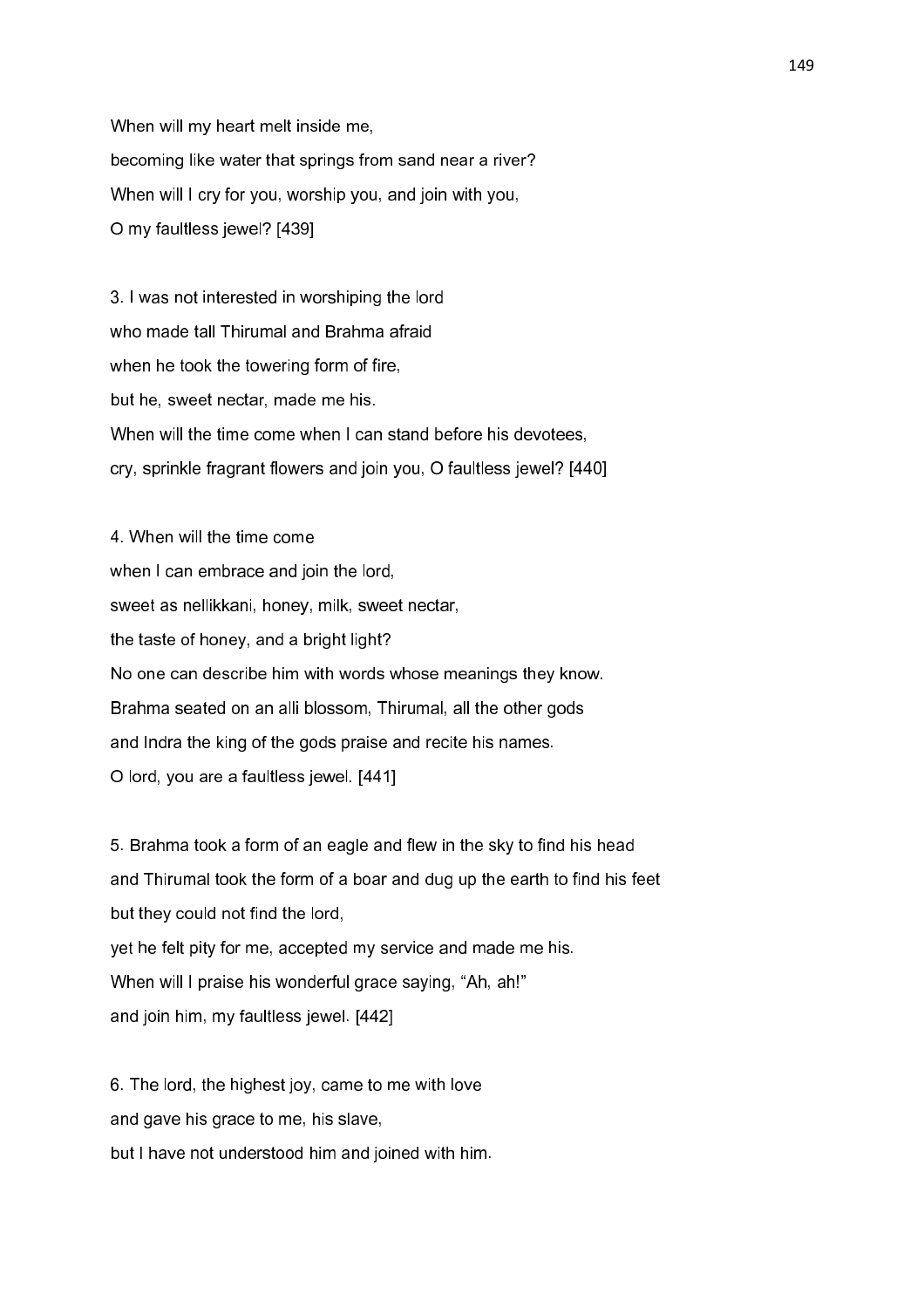When will my heart melt inside me,  
becoming like water that springs from sand near a river?  
When will I cry for you, worship you, and join with you,  
O my faultless jewel? [439]

3. I was not interested in worshiping the lord  
who made tall Thirumal and Brahma afraid  
when he took the towering form of fire,  
but he, sweet nectar, made me his.  
When will the time come when I can stand before his devotees,  
cry, sprinkle fragrant flowers and join you, O faultless jewel? [440]

4. When will the time come  
when I can embrace and join the lord,  
sweet as nellikkani, honey, milk, sweet nectar,  
the taste of honey, and a bright light?  
No one can describe him with words whose meanings they know.  
Brahma seated on an alli blossom, Thirumal, all the other gods  
and Indra the king of the gods praise and recite his names.  
O lord, you are a faultless jewel. [441]

5. Brahma took a form of an eagle and flew in the sky to find his head  
and Thirumal took the form of a boar and dug up the earth to find his feet  
but they could not find the lord,  
yet he felt pity for me, accepted my service and made me his.  
When will I praise his wonderful grace saying, “Ah, ah!”  
and join him, my faultless jewel. [442]

6. The lord, the highest joy, came to me with love  
and gave his grace to me, his slave,  
but I have not understood him and joined with him.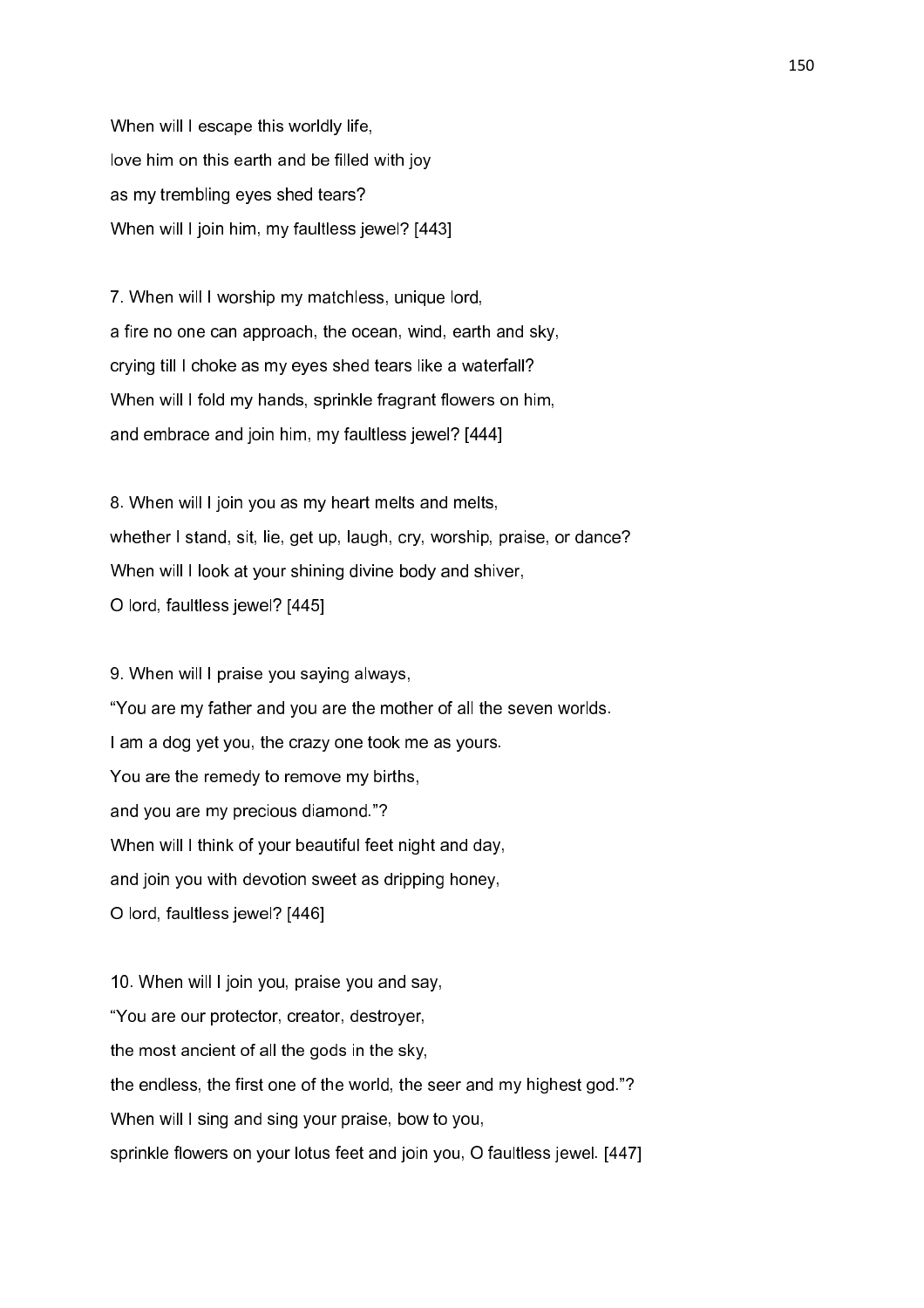When will I escape this worldly life,
love him on this earth and be filled with joy
as my trembling eyes shed tears?
When will I join him, my faultless jewel? [443]

7. When will I worship my matchless, unique lord,
a fire no one can approach, the ocean, wind, earth and sky,
crying till I choke as my eyes shed tears like a waterfall?
When will I fold my hands, sprinkle fragrant flowers on him,
and embrace and join him, my faultless jewel? [444]

8. When will I join you as my heart melts and melts,
whether I stand, sit, lie, get up, laugh, cry, worship, praise, or dance?
When will I look at your shining divine body and shiver,
O lord, faultless jewel? [445]

9. When will I praise you saying always,
"You are my father and you are the mother of all the seven worlds.
I am a dog yet you, the crazy one took me as yours.
You are the remedy to remove my births,
and you are my precious diamond."?
When will I think of your beautiful feet night and day,
and join you with devotion sweet as dripping honey,
O lord, faultless jewel? [446]

10. When will I join you, praise you and say,
"You are our protector, creator, destroyer,
the most ancient of all the gods in the sky,
the endless, the first one of the world, the seer and my highest god."?
When will I sing and sing your praise, bow to you,
sprinkle flowers on your lotus feet and join you, O faultless jewel. [447]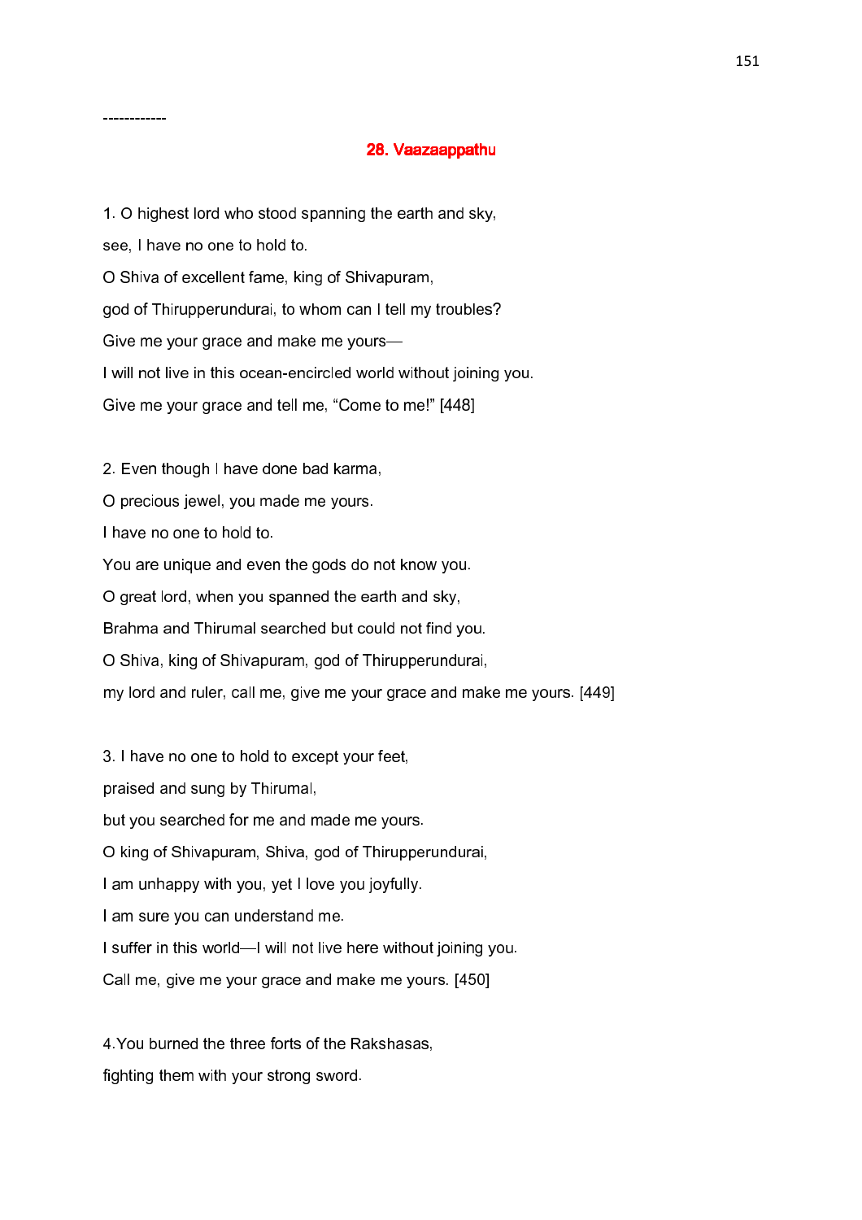------------

## 28. Vaazaappathu

1. O highest lord who stood spanning the earth and sky,  
see, I have no one to hold to.  
O Shiva of excellent fame, king of Shivapuram,  
god of Thirupperundurai, to whom can I tell my troubles?  
Give me your grace and make me yours—  
I will not live in this ocean-encircled world without joining you.  
Give me your grace and tell me, “Come to me!” [448]

2. Even though I have done bad karma,  
O precious jewel, you made me yours.  
I have no one to hold to.  
You are unique and even the gods do not know you.  
O great lord, when you spanned the earth and sky,  
Brahma and Thirumal searched but could not find you.  
O Shiva, king of Shivapuram, god of Thirupperundurai,  
my lord and ruler, call me, give me your grace and make me yours. [449]

3. I have no one to hold to except your feet,  
praised and sung by Thirumal,  
but you searched for me and made me yours.  
O king of Shivapuram, Shiva, god of Thirupperundurai,  
I am unhappy with you, yet I love you joyfully.  
I am sure you can understand me.  
I suffer in this world—I will not live here without joining you.  
Call me, give me your grace and make me yours. [450]

4. You burned the three forts of the Rakshasas,  
fighting them with your strong sword.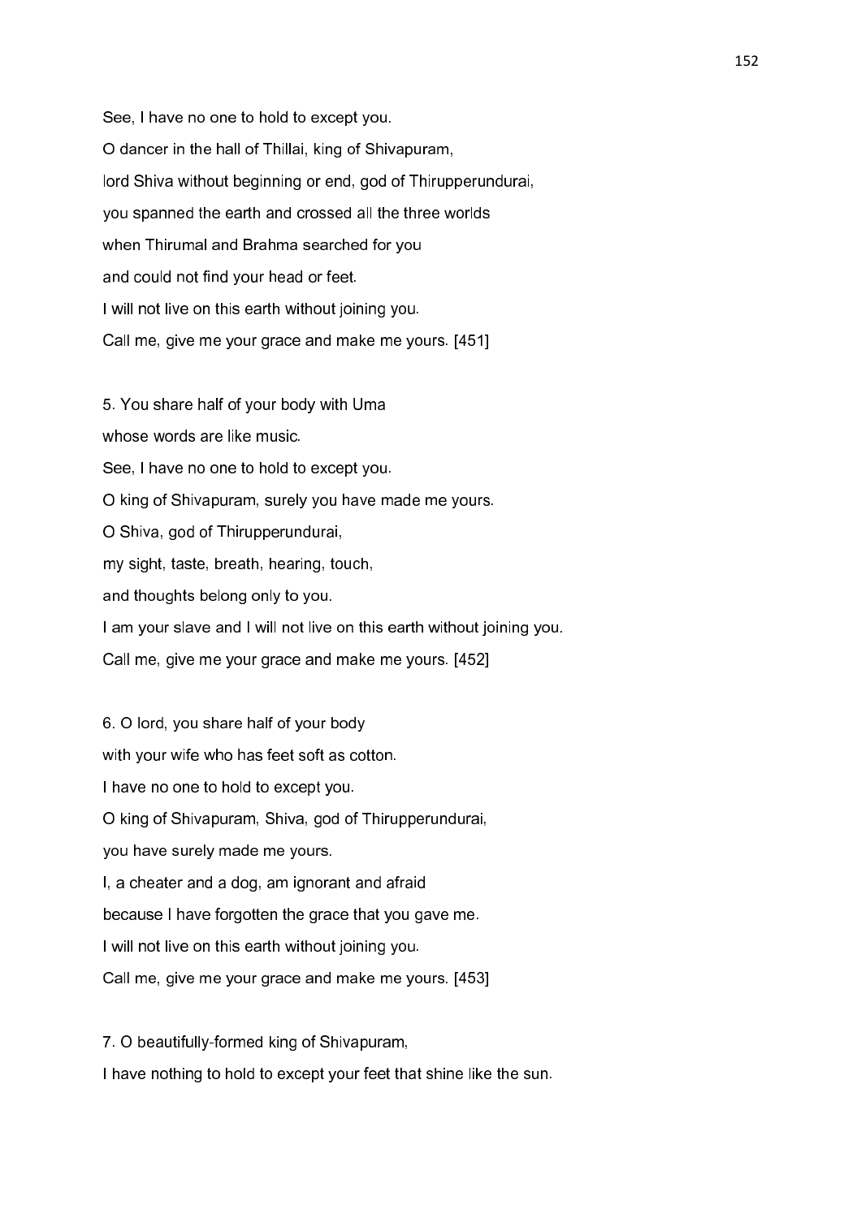See, I have no one to hold to except you.
O dancer in the hall of Thillai, king of Shivapuram,
lord Shiva without beginning or end, god of Thirupperundurai,
you spanned the earth and crossed all the three worlds
when Thirumal and Brahma searched for you
and could not find your head or feet.
I will not live on this earth without joining you.
Call me, give me your grace and make me yours. [451]

5. You share half of your body with Uma
whose words are like music.
See, I have no one to hold to except you.
O king of Shivapuram, surely you have made me yours.
O Shiva, god of Thirupperundurai,
my sight, taste, breath, hearing, touch,
and thoughts belong only to you.
I am your slave and I will not live on this earth without joining you.
Call me, give me your grace and make me yours. [452]

6. O lord, you share half of your body
with your wife who has feet soft as cotton.
I have no one to hold to except you.
O king of Shivapuram, Shiva, god of Thirupperundurai,
you have surely made me yours.
I, a cheater and a dog, am ignorant and afraid
because I have forgotten the grace that you gave me.
I will not live on this earth without joining you.
Call me, give me your grace and make me yours. [453]

7. O beautifully-formed king of Shivapuram,
I have nothing to hold to except your feet that shine like the sun.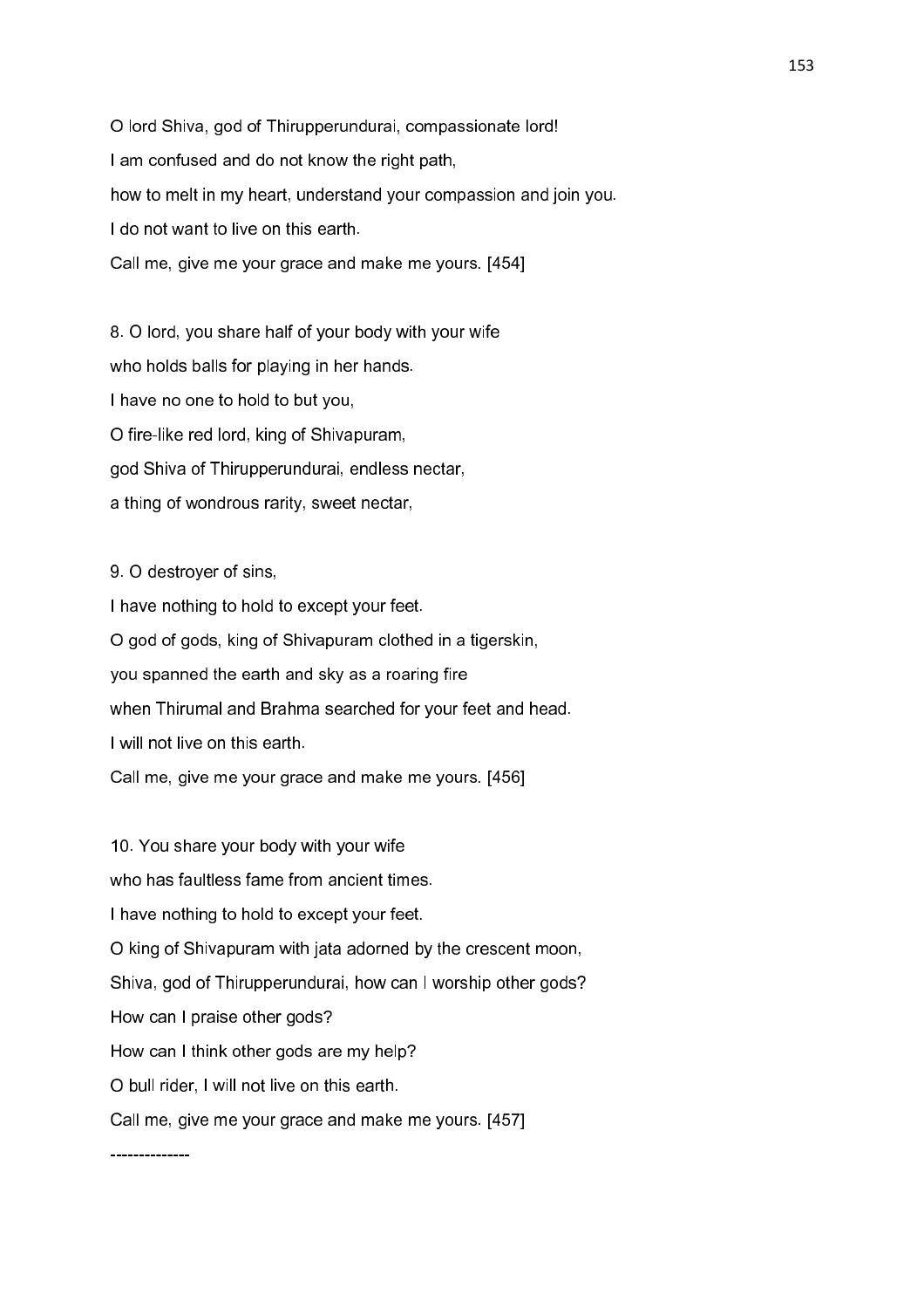O lord Shiva, god of Thirupperundurai, compassionate lord!

I am confused and do not know the right path,

how to melt in my heart, understand your compassion and join you.

I do not want to live on this earth.

Call me, give me your grace and make me yours. [454]

8. O lord, you share half of your body with your wife

who holds balls for playing in her hands.

I have no one to hold to but you,

O fire-like red lord, king of Shivapuram,

god Shiva of Thirupperundurai, endless nectar,

a thing of wondrous rarity, sweet nectar,

9. O destroyer of sins,

I have nothing to hold to except your feet.

O god of gods, king of Shivapuram clothed in a tigerskin,

you spanned the earth and sky as a roaring fire

when Thirumal and Brahma searched for your feet and head.

I will not live on this earth.

Call me, give me your grace and make me yours. [456]

10. You share your body with your wife

who has faultless fame from ancient times.

I have nothing to hold to except your feet.

O king of Shivapuram with jata adorned by the crescent moon,

Shiva, god of Thirupperundurai, how can I worship other gods?

How can I praise other gods?

How can I think other gods are my help?

O bull rider, I will not live on this earth.

Call me, give me your grace and make me yours. [457]

--------------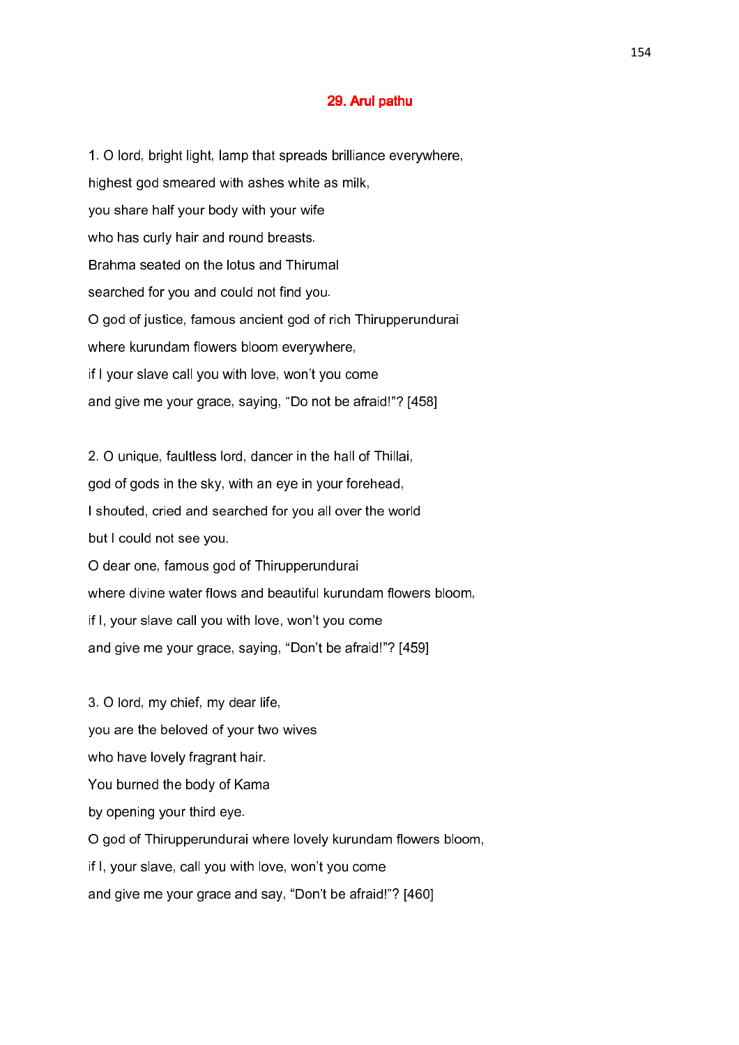## 29. Arul pathu

1. O lord, bright light, lamp that spreads brilliance everywhere,
highest god smeared with ashes white as milk,
you share half your body with your wife
who has curly hair and round breasts.
Brahma seated on the lotus and Thirumal
searched for you and could not find you.
O god of justice, famous ancient god of rich Thirupperundurai
where kurundam flowers bloom everywhere,
if I your slave call you with love, won't you come
and give me your grace, saying, "Do not be afraid!"? [458]

2. O unique, faultless lord, dancer in the hall of Thillai,
god of gods in the sky, with an eye in your forehead,
I shouted, cried and searched for you all over the world
but I could not see you.
O dear one, famous god of Thirupperundurai
where divine water flows and beautiful kurundam flowers bloom,
if I, your slave call you with love, won't you come
and give me your grace, saying, "Don't be afraid!"? [459]

3. O lord, my chief, my dear life,
you are the beloved of your two wives
who have lovely fragrant hair.
You burned the body of Kama
by opening your third eye.
O god of Thirupperundurai where lovely kurundam flowers bloom,
if I, your slave, call you with love, won't you come
and give me your grace and say, "Don't be afraid!"? [460]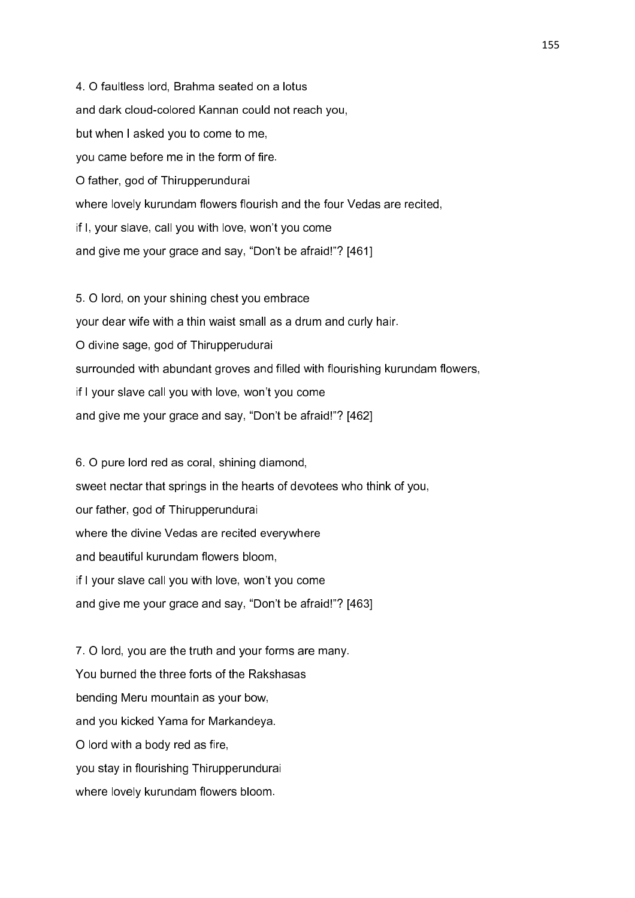4. O faultless lord, Brahma seated on a lotus  
and dark cloud-colored Kannan could not reach you,  
but when I asked you to come to me,  
you came before me in the form of fire.  
O father, god of Thirupperundurai  
where lovely kurundam flowers flourish and the four Vedas are recited,  
if I, your slave, call you with love, won't you come  
and give me your grace and say, "Don't be afraid!"? [461]

5. O lord, on your shining chest you embrace  
your dear wife with a thin waist small as a drum and curly hair.  
O divine sage, god of Thirupperudurai  
surrounded with abundant groves and filled with flourishing kurundam flowers,  
if I your slave call you with love, won't you come  
and give me your grace and say, "Don't be afraid!"? [462]

6. O pure lord red as coral, shining diamond,  
sweet nectar that springs in the hearts of devotees who think of you,  
our father, god of Thirupperundurai  
where the divine Vedas are recited everywhere  
and beautiful kurundam flowers bloom,  
if I your slave call you with love, won't you come  
and give me your grace and say, "Don't be afraid!"? [463]

7. O lord, you are the truth and your forms are many.  
You burned the three forts of the Rakshasas  
bending Meru mountain as your bow,  
and you kicked Yama for Markandeya.  
O lord with a body red as fire,  
you stay in flourishing Thirupperundurai  
where lovely kurundam flowers bloom.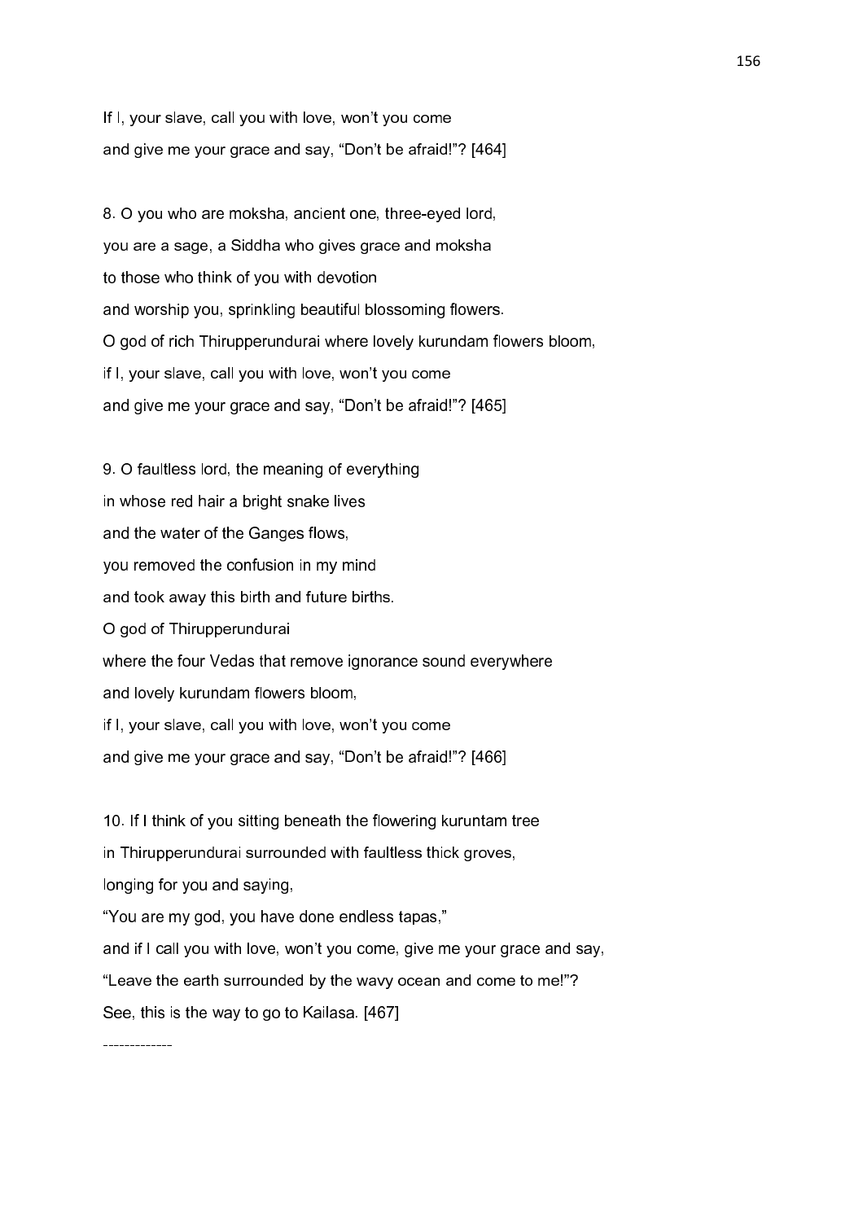If I, your slave, call you with love, won't you come
and give me your grace and say, "Don't be afraid!"? [464]

8. O you who are moksha, ancient one, three-eyed lord,
you are a sage, a Siddha who gives grace and moksha
to those who think of you with devotion
and worship you, sprinkling beautiful blossoming flowers.
O god of rich Thirupperundurai where lovely kurundam flowers bloom,
if I, your slave, call you with love, won't you come
and give me your grace and say, "Don't be afraid!"? [465]

9. O faultless lord, the meaning of everything
in whose red hair a bright snake lives
and the water of the Ganges flows,
you removed the confusion in my mind
and took away this birth and future births.
O god of Thirupperundurai
where the four Vedas that remove ignorance sound everywhere
and lovely kurundam flowers bloom,
if I, your slave, call you with love, won't you come
and give me your grace and say, "Don't be afraid!"? [466]

10. If I think of you sitting beneath the flowering kuruntam tree
in Thirupperundurai surrounded with faultless thick groves,
longing for you and saying,
"You are my god, you have done endless tapas,"
and if I call you with love, won't you come, give me your grace and say,
"Leave the earth surrounded by the wavy ocean and come to me!"?
See, this is the way to go to Kailasa. [467]

-------------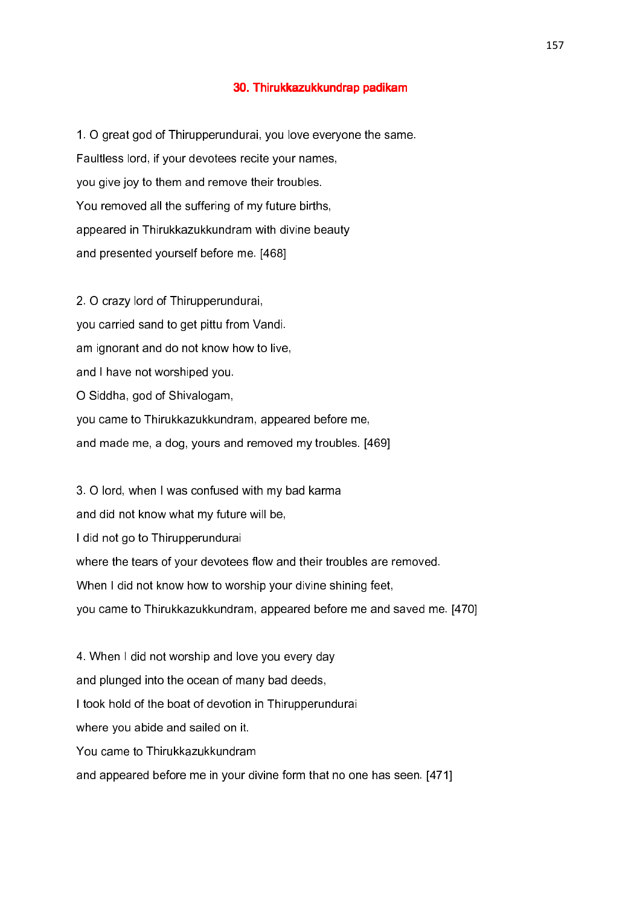## 30. Thirukkazukkundrap padikam

1. O great god of Thirupperundurai, you love everyone the same.
Faultless lord, if your devotees recite your names,
you give joy to them and remove their troubles.
You removed all the suffering of my future births,
appeared in Thirukkazukkundram with divine beauty
and presented yourself before me. [468]

2. O crazy lord of Thirupperundurai,
you carried sand to get pittu from Vandi.
am ignorant and do not know how to live,
and I have not worshiped you.
O Siddha, god of Shivalogam,
you came to Thirukkazukkundram, appeared before me,
and made me, a dog, yours and removed my troubles. [469]

3. O lord, when I was confused with my bad karma
and did not know what my future will be,
I did not go to Thirupperundurai
where the tears of your devotees flow and their troubles are removed.
When I did not know how to worship your divine shining feet,
you came to Thirukkazukkundram, appeared before me and saved me. [470]

4. When I did not worship and love you every day
and plunged into the ocean of many bad deeds,
I took hold of the boat of devotion in Thirupperundurai
where you abide and sailed on it.
You came to Thirukkazukkundram
and appeared before me in your divine form that no one has seen. [471]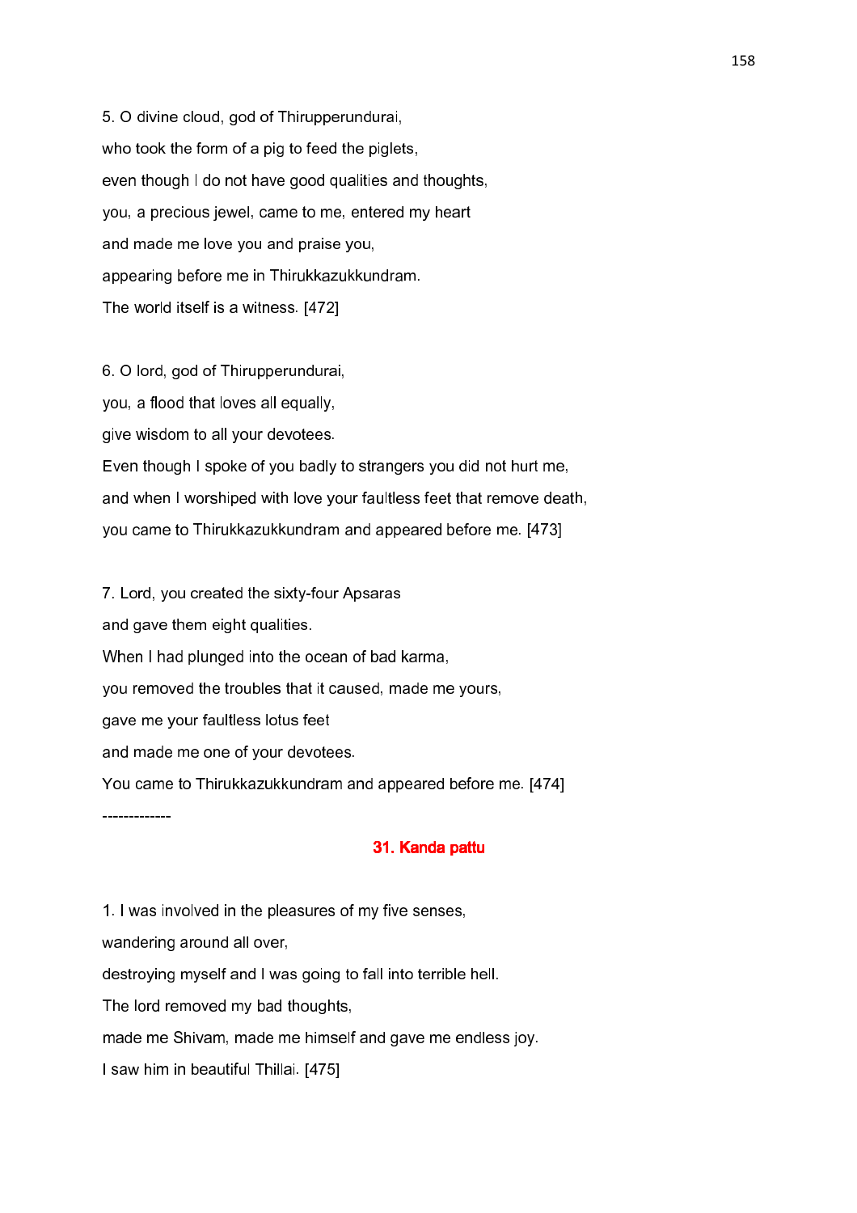5. O divine cloud, god of Thirupperundurai,
who took the form of a pig to feed the piglets,
even though I do not have good qualities and thoughts,
you, a precious jewel, came to me, entered my heart
and made me love you and praise you,
appearing before me in Thirukkazukkundram.
The world itself is a witness. [472]

6. O lord, god of Thirupperundurai,
you, a flood that loves all equally,
give wisdom to all your devotees.
Even though I spoke of you badly to strangers you did not hurt me,
and when I worshiped with love your faultless feet that remove death,
you came to Thirukkazukkundram and appeared before me. [473]

7. Lord, you created the sixty-four Apsaras
and gave them eight qualities.
When I had plunged into the ocean of bad karma,
you removed the troubles that it caused, made me yours,
gave me your faultless lotus feet
and made me one of your devotees.
You came to Thirukkazukkundram and appeared before me. [474]

-------------

## 31. Kanda pattu

1. I was involved in the pleasures of my five senses,
wandering around all over,
destroying myself and I was going to fall into terrible hell.
The lord removed my bad thoughts,
made me Shivam, made me himself and gave me endless joy.
I saw him in beautiful Thillai. [475]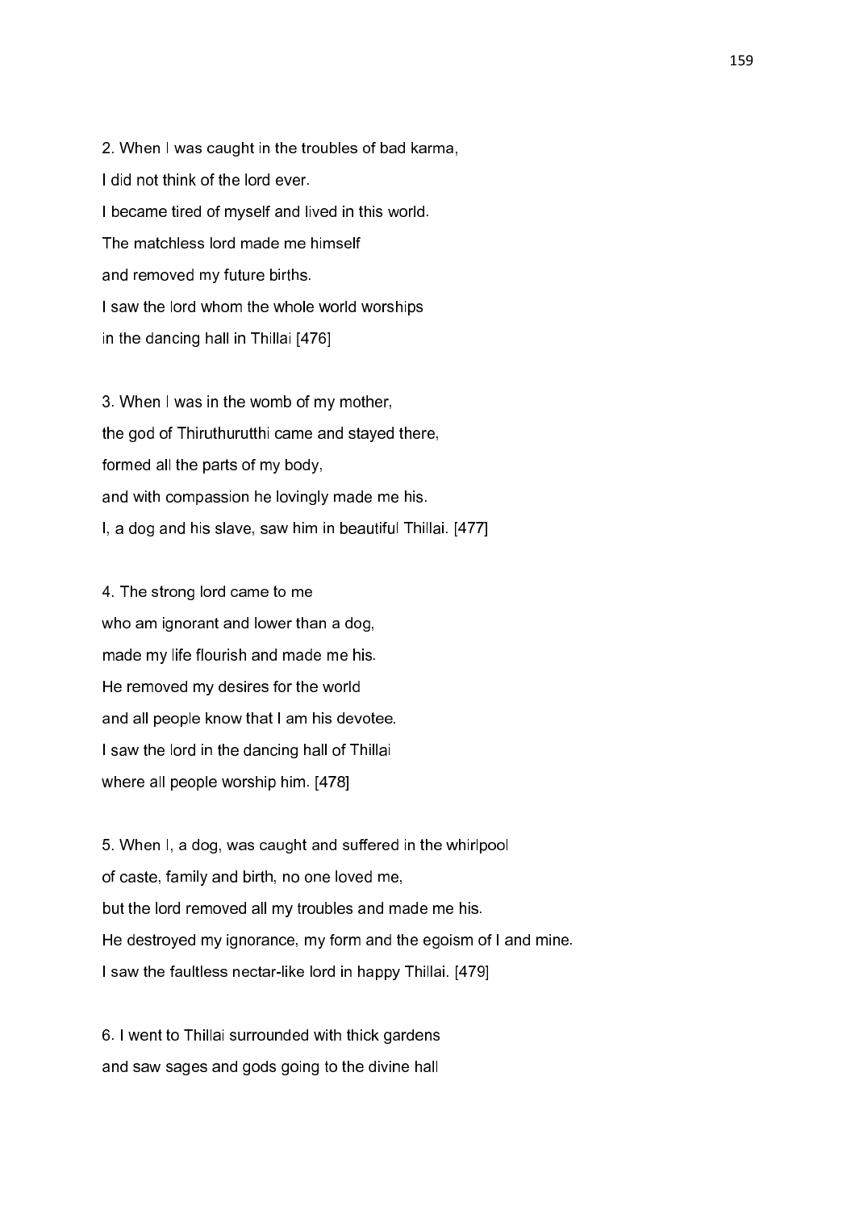2. When I was caught in the troubles of bad karma,
I did not think of the lord ever.
I became tired of myself and lived in this world.
The matchless lord made me himself
and removed my future births.
I saw the lord whom the whole world worships
in the dancing hall in Thillai [476]

3. When I was in the womb of my mother,
the god of Thiruthurutthi came and stayed there,
formed all the parts of my body,
and with compassion he lovingly made me his.
I, a dog and his slave, saw him in beautiful Thillai. [477]

4. The strong lord came to me
who am ignorant and lower than a dog,
made my life flourish and made me his.
He removed my desires for the world
and all people know that I am his devotee.
I saw the lord in the dancing hall of Thillai
where all people worship him. [478]

5. When I, a dog, was caught and suffered in the whirlpool
of caste, family and birth, no one loved me,
but the lord removed all my troubles and made me his.
He destroyed my ignorance, my form and the egoism of I and mine.
I saw the faultless nectar-like lord in happy Thillai. [479]

6. I went to Thillai surrounded with thick gardens
and saw sages and gods going to the divine hall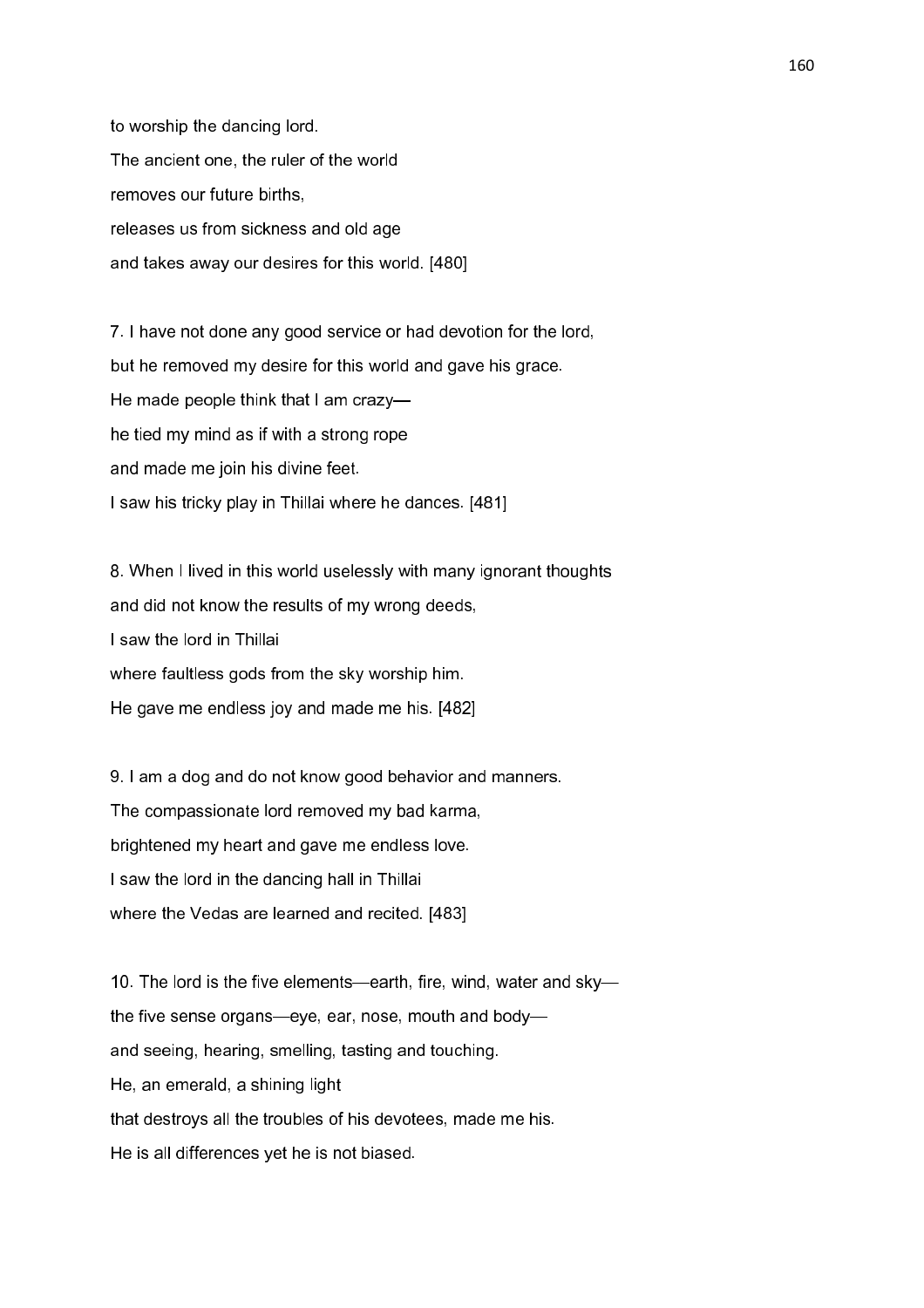to worship the dancing lord.  
The ancient one, the ruler of the world  
removes our future births,  
releases us from sickness and old age  
and takes away our desires for this world. [480]

7. I have not done any good service or had devotion for the lord,  
but he removed my desire for this world and gave his grace.  
He made people think that I am crazy—  
he tied my mind as if with a strong rope  
and made me join his divine feet.  
I saw his tricky play in Thillai where he dances. [481]

8. When I lived in this world uselessly with many ignorant thoughts  
and did not know the results of my wrong deeds,  
I saw the lord in Thillai  
where faultless gods from the sky worship him.  
He gave me endless joy and made me his. [482]

9. I am a dog and do not know good behavior and manners.  
The compassionate lord removed my bad karma,  
brightened my heart and gave me endless love.  
I saw the lord in the dancing hall in Thillai  
where the Vedas are learned and recited. [483]

10. The lord is the five elements—earth, fire, wind, water and sky—  
the five sense organs—eye, ear, nose, mouth and body—  
and seeing, hearing, smelling, tasting and touching.  
He, an emerald, a shining light  
that destroys all the troubles of his devotees, made me his.  
He is all differences yet he is not biased.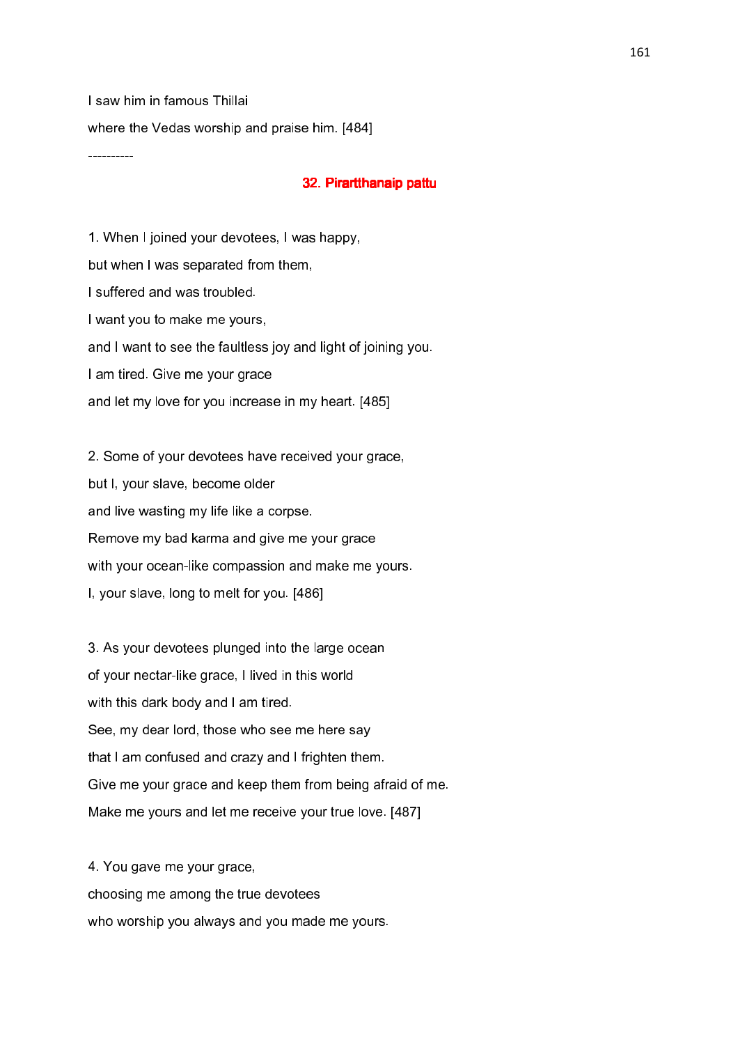I saw him in famous Thillai

where the Vedas worship and praise him. [484]

----------

## 32. Pirartthanaip pattu

1. When I joined your devotees, I was happy,

but when I was separated from them,

I suffered and was troubled.

I want you to make me yours,

and I want to see the faultless joy and light of joining you.

I am tired. Give me your grace

and let my love for you increase in my heart. [485]

2. Some of your devotees have received your grace,

but I, your slave, become older

and live wasting my life like a corpse.

Remove my bad karma and give me your grace

with your ocean-like compassion and make me yours.

I, your slave, long to melt for you. [486]

3. As your devotees plunged into the large ocean

of your nectar-like grace, I lived in this world

with this dark body and I am tired.

See, my dear lord, those who see me here say

that I am confused and crazy and I frighten them.

Give me your grace and keep them from being afraid of me.

Make me yours and let me receive your true love. [487]

4. You gave me your grace,

choosing me among the true devotees

who worship you always and you made me yours.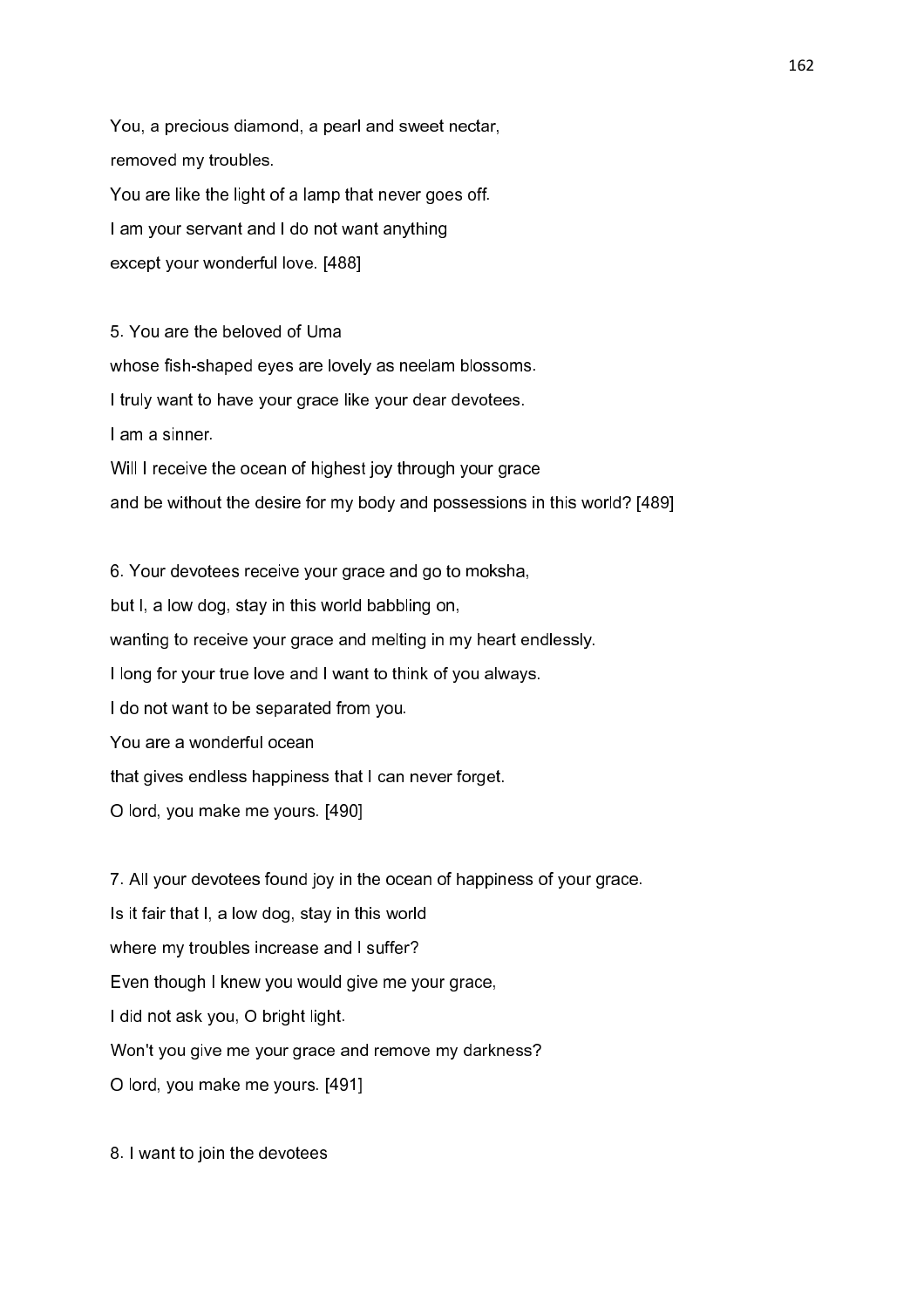You, a precious diamond, a pearl and sweet nectar,
removed my troubles.
You are like the light of a lamp that never goes off.
I am your servant and I do not want anything
except your wonderful love. [488]

5. You are the beloved of Uma
whose fish-shaped eyes are lovely as neelam blossoms.
I truly want to have your grace like your dear devotees.
I am a sinner.
Will I receive the ocean of highest joy through your grace
and be without the desire for my body and possessions in this world? [489]

6. Your devotees receive your grace and go to moksha,
but I, a low dog, stay in this world babbling on,
wanting to receive your grace and melting in my heart endlessly.
I long for your true love and I want to think of you always.
I do not want to be separated from you.
You are a wonderful ocean
that gives endless happiness that I can never forget.
O lord, you make me yours. [490]

7. All your devotees found joy in the ocean of happiness of your grace.
Is it fair that I, a low dog, stay in this world
where my troubles increase and I suffer?
Even though I knew you would give me your grace,
I did not ask you, O bright light.
Won't you give me your grace and remove my darkness?
O lord, you make me yours. [491]

8. I want to join the devotees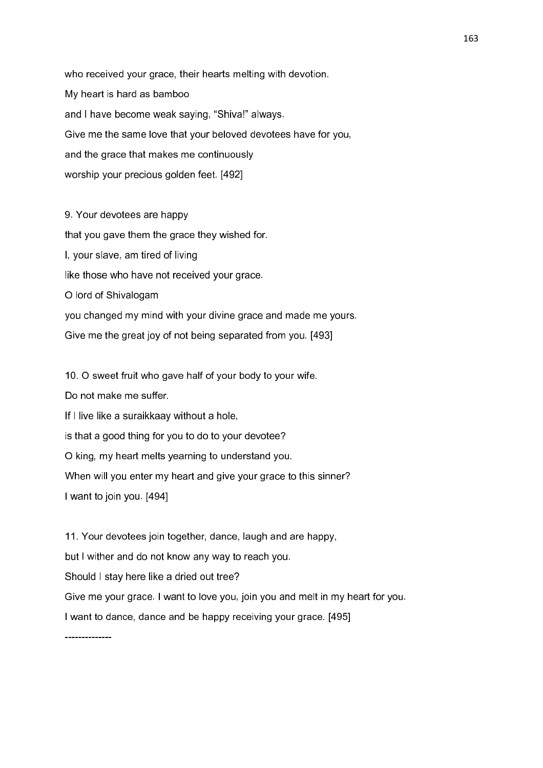who received your grace, their hearts melting with devotion.

My heart is hard as bamboo

and I have become weak saying, “Shiva!” always.

Give me the same love that your beloved devotees have for you,

and the grace that makes me continuously

worship your precious golden feet. [492]

9. Your devotees are happy

that you gave them the grace they wished for.

I, your slave, am tired of living

like those who have not received your grace.

O lord of Shivalogam

you changed my mind with your divine grace and made me yours.

Give me the great joy of not being separated from you. [493]

10. O sweet fruit who gave half of your body to your wife.

Do not make me suffer.

If I live like a suraikkaay without a hole,

is that a good thing for you to do to your devotee?

O king, my heart melts yearning to understand you.

When will you enter my heart and give your grace to this sinner?

I want to join you. [494]

11. Your devotees join together, dance, laugh and are happy,

but I wither and do not know any way to reach you.

Should I stay here like a dried out tree?

Give me your grace. I want to love you, join you and melt in my heart for you.

I want to dance, dance and be happy receiving your grace. [495]

--------------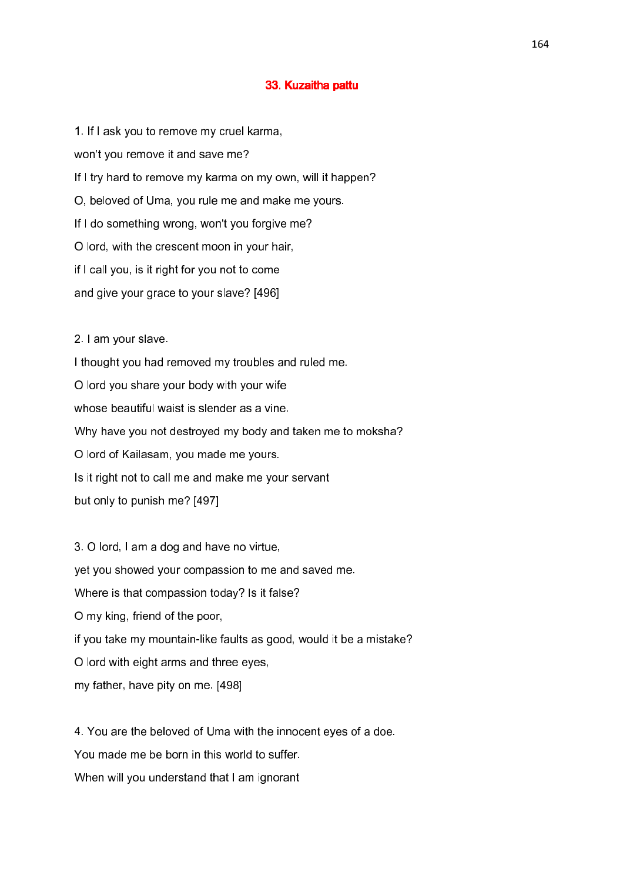## 33. Kuzaitha pattu

1. If I ask you to remove my cruel karma,

won't you remove it and save me?

If I try hard to remove my karma on my own, will it happen?

O, beloved of Uma, you rule me and make me yours.

If I do something wrong, won't you forgive me?

O lord, with the crescent moon in your hair,

if I call you, is it right for you not to come

and give your grace to your slave? [496]

2. I am your slave.

I thought you had removed my troubles and ruled me.

O lord you share your body with your wife

whose beautiful waist is slender as a vine.

Why have you not destroyed my body and taken me to moksha?

O lord of Kailasam, you made me yours.

Is it right not to call me and make me your servant

but only to punish me? [497]

3. O lord, I am a dog and have no virtue,

yet you showed your compassion to me and saved me.

Where is that compassion today? Is it false?

O my king, friend of the poor,

if you take my mountain-like faults as good, would it be a mistake?

O lord with eight arms and three eyes,

my father, have pity on me. [498]

4. You are the beloved of Uma with the innocent eyes of a doe.

You made me be born in this world to suffer.

When will you understand that I am ignorant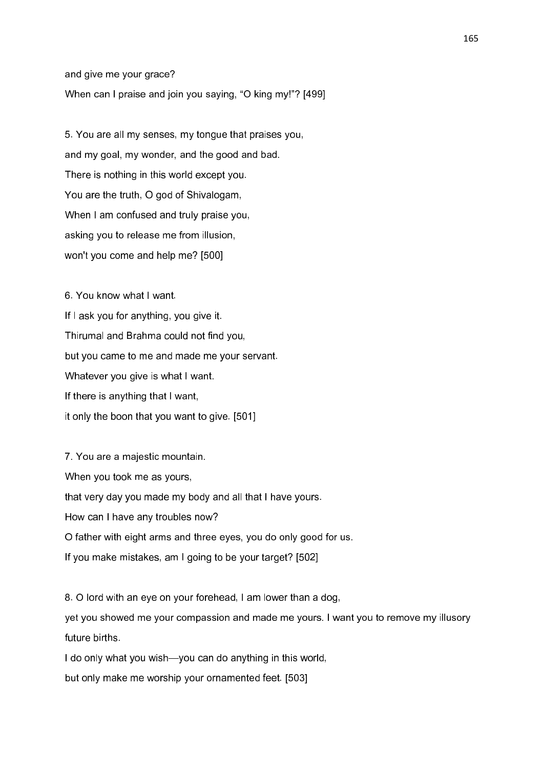and give me your grace?

When can I praise and join you saying, “O king my!”? [499]

5. You are all my senses, my tongue that praises you,

and my goal, my wonder, and the good and bad.

There is nothing in this world except you.

You are the truth, O god of Shivalogam,

When I am confused and truly praise you,

asking you to release me from illusion,

won't you come and help me? [500]

6. You know what I want.

If I ask you for anything, you give it.

Thirumal and Brahma could not find you,

but you came to me and made me your servant.

Whatever you give is what I want.

If there is anything that I want,

it only the boon that you want to give. [501]

7. You are a majestic mountain.

When you took me as yours,

that very day you made my body and all that I have yours.

How can I have any troubles now?

O father with eight arms and three eyes, you do only good for us.

If you make mistakes, am I going to be your target? [502]

8. O lord with an eye on your forehead, I am lower than a dog,

yet you showed me your compassion and made me yours. I want you to remove my illusory future births.

I do only what you wish—you can do anything in this world,

but only make me worship your ornamented feet. [503]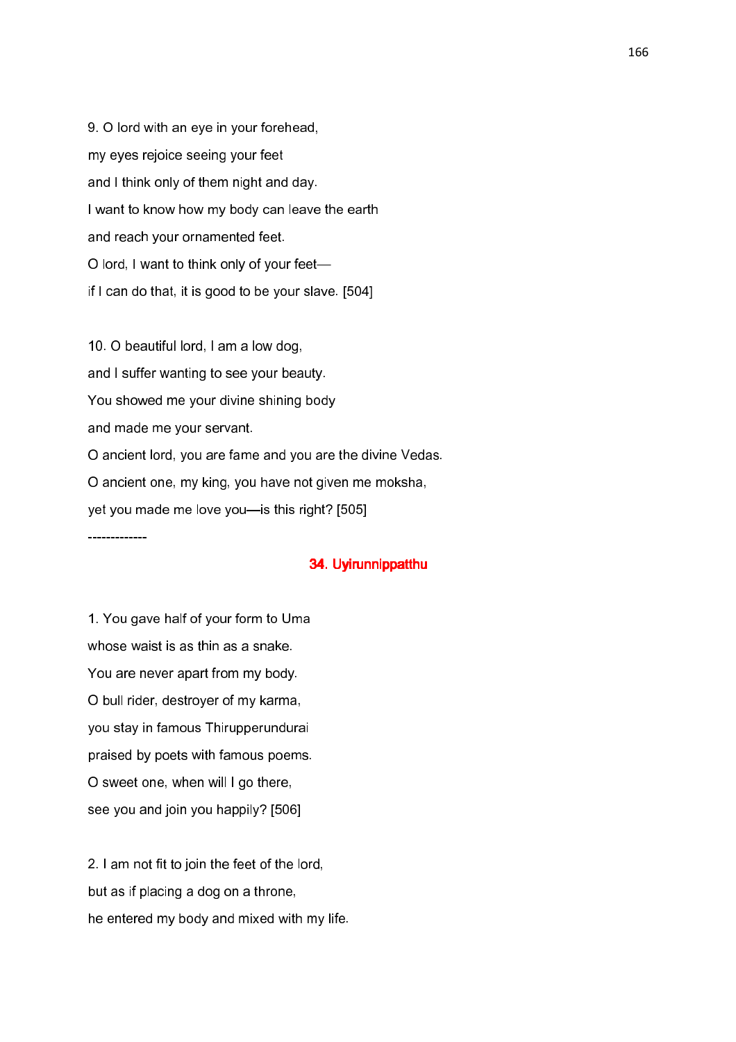9. O lord with an eye in your forehead,  
my eyes rejoice seeing your feet  
and I think only of them night and day.  
I want to know how my body can leave the earth  
and reach your ornamented feet.  
O lord, I want to think only of your feet—  
if I can do that, it is good to be your slave. [504]

10. O beautiful lord, I am a low dog,  
and I suffer wanting to see your beauty.  
You showed me your divine shining body  
and made me your servant.  
O ancient lord, you are fame and you are the divine Vedas.  
O ancient one, my king, you have not given me moksha,  
yet you made me love you—is this right? [505]

-------------

## 34. Uyirunnippatthu

1. You gave half of your form to Uma  
whose waist is as thin as a snake.  
You are never apart from my body.  
O bull rider, destroyer of my karma,  
you stay in famous Thirupperundurai  
praised by poets with famous poems.  
O sweet one, when will I go there,  
see you and join you happily? [506]

2. I am not fit to join the feet of the lord,  
but as if placing a dog on a throne,  
he entered my body and mixed with my life.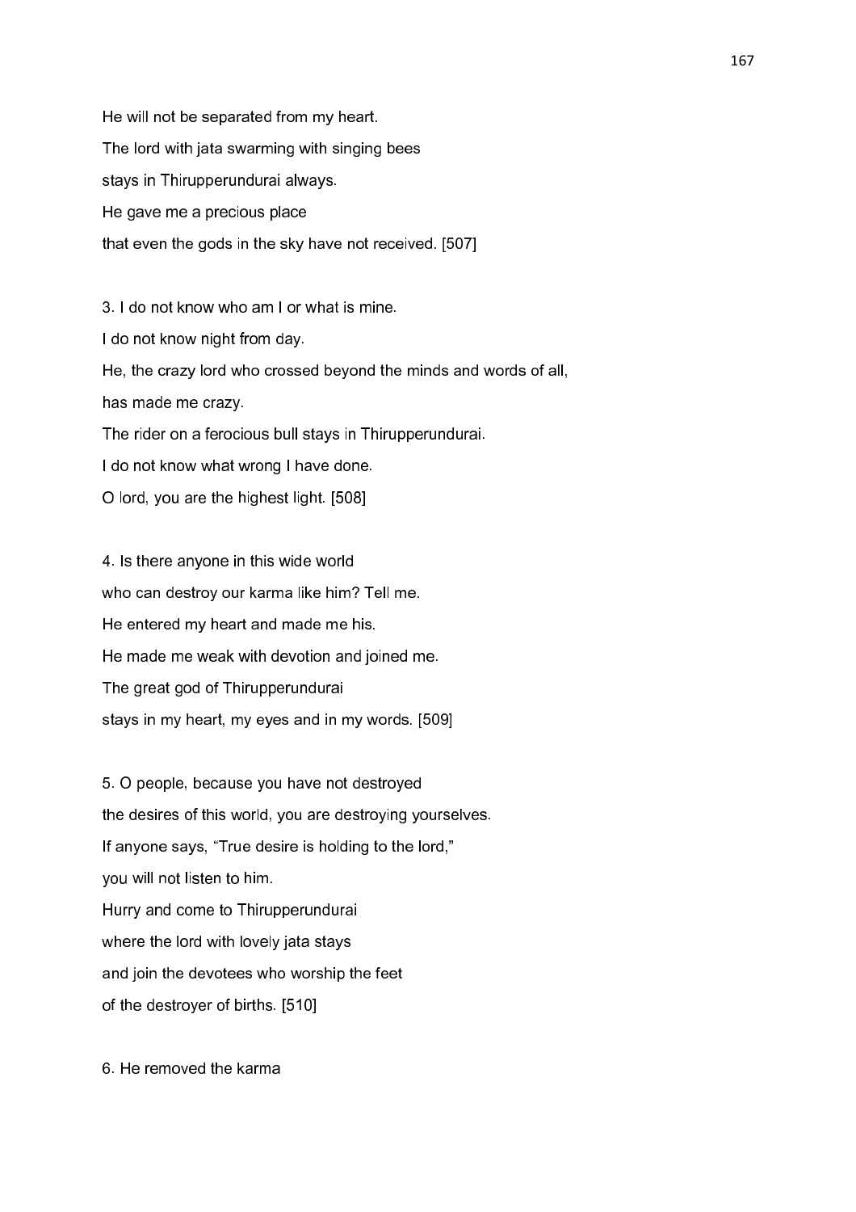He will not be separated from my heart.
The lord with jata swarming with singing bees
stays in Thirupperundurai always.
He gave me a precious place
that even the gods in the sky have not received. [507]

3. I do not know who am I or what is mine.
I do not know night from day.
He, the crazy lord who crossed beyond the minds and words of all,
has made me crazy.
The rider on a ferocious bull stays in Thirupperundurai.
I do not know what wrong I have done.
O lord, you are the highest light. [508]

4. Is there anyone in this wide world
who can destroy our karma like him? Tell me.
He entered my heart and made me his.
He made me weak with devotion and joined me.
The great god of Thirupperundurai
stays in my heart, my eyes and in my words. [509]

5. O people, because you have not destroyed
the desires of this world, you are destroying yourselves.
If anyone says, "True desire is holding to the lord,"
you will not listen to him.
Hurry and come to Thirupperundurai
where the lord with lovely jata stays
and join the devotees who worship the feet
of the destroyer of births. [510]

6. He removed the karma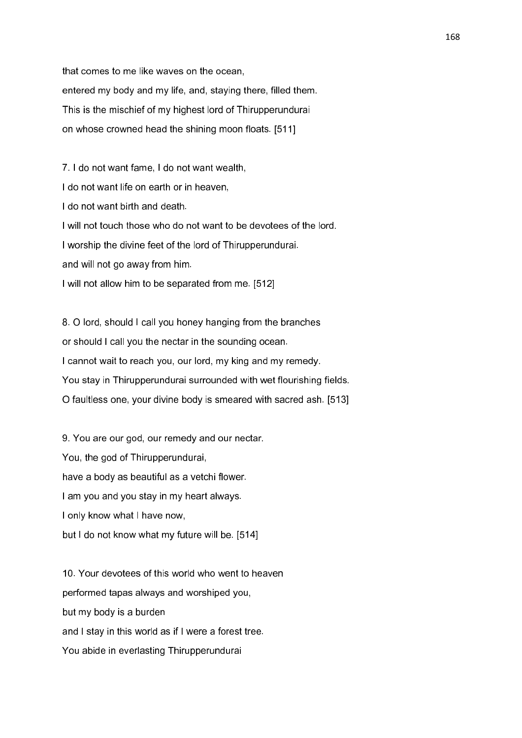that comes to me like waves on the ocean,
entered my body and my life, and, staying there, filled them.
This is the mischief of my highest lord of Thirupperundurai
on whose crowned head the shining moon floats. [511]

7. I do not want fame, I do not want wealth,
I do not want life on earth or in heaven,
I do not want birth and death.
I will not touch those who do not want to be devotees of the lord.
I worship the divine feet of the lord of Thirupperundurai.
and will not go away from him.
I will not allow him to be separated from me. [512]

8. O lord, should I call you honey hanging from the branches
or should I call you the nectar in the sounding ocean.
I cannot wait to reach you, our lord, my king and my remedy.
You stay in Thirupperundurai surrounded with wet flourishing fields.
O faultless one, your divine body is smeared with sacred ash. [513]

9. You are our god, our remedy and our nectar.
You, the god of Thirupperundurai,
have a body as beautiful as a vetchi flower.
I am you and you stay in my heart always.
I only know what I have now,
but I do not know what my future will be. [514]

10. Your devotees of this world who went to heaven
performed tapas always and worshiped you,
but my body is a burden
and I stay in this world as if I were a forest tree.
You abide in everlasting Thirupperundurai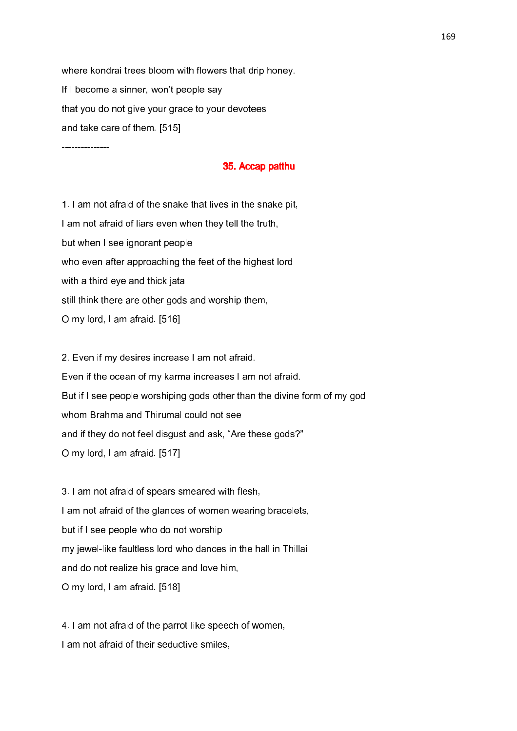where kondrai trees bloom with flowers that drip honey.

If I become a sinner, won't people say

that you do not give your grace to your devotees

and take care of them. [515]

---------------

## 35. Accap patthu

1. I am not afraid of the snake that lives in the snake pit,

I am not afraid of liars even when they tell the truth,

but when I see ignorant people

who even after approaching the feet of the highest lord

with a third eye and thick jata

still think there are other gods and worship them,

O my lord, I am afraid. [516]

2. Even if my desires increase I am not afraid.

Even if the ocean of my karma increases I am not afraid.

But if I see people worshiping gods other than the divine form of my god

whom Brahma and Thirumal could not see

and if they do not feel disgust and ask, "Are these gods?"

O my lord, I am afraid. [517]

3. I am not afraid of spears smeared with flesh,

I am not afraid of the glances of women wearing bracelets,

but if I see people who do not worship

my jewel-like faultless lord who dances in the hall in Thillai

and do not realize his grace and love him,

O my lord, I am afraid. [518]

4. I am not afraid of the parrot-like speech of women,

I am not afraid of their seductive smiles,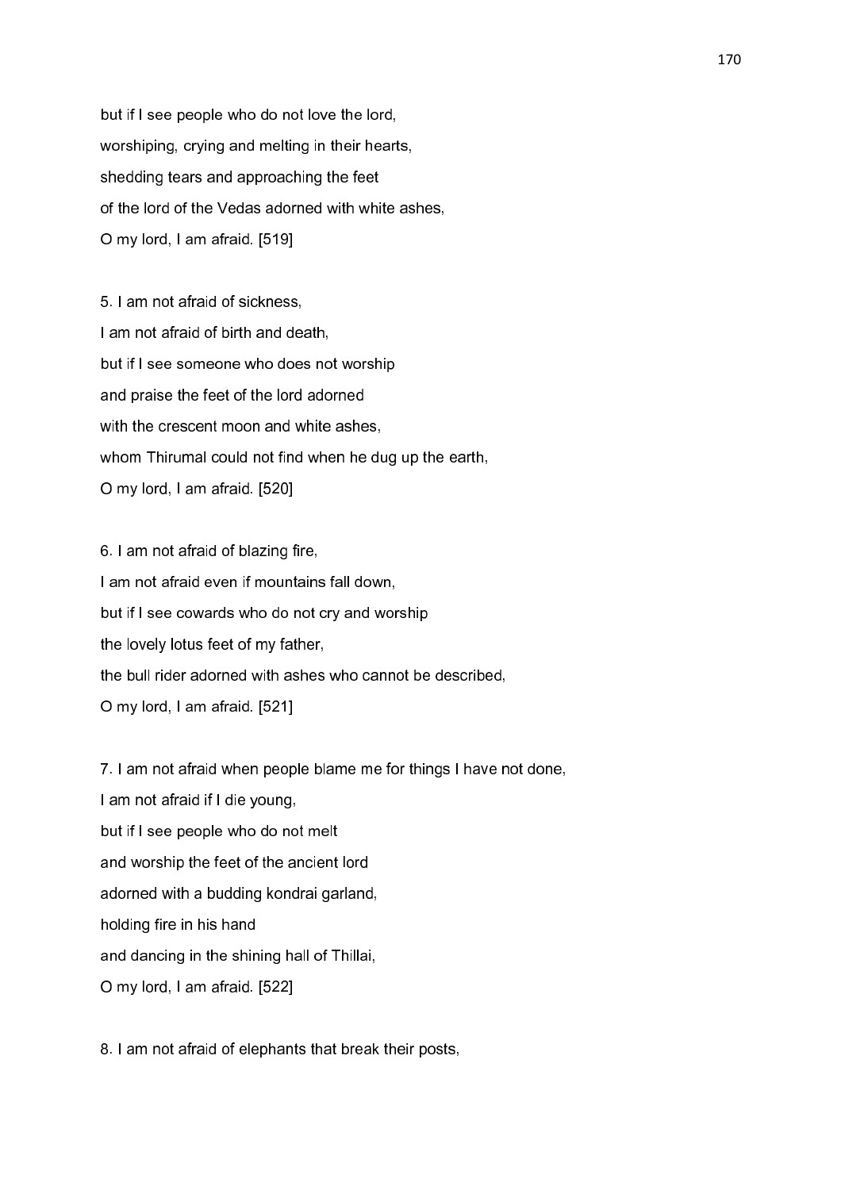but if I see people who do not love the lord,
worshiping, crying and melting in their hearts,
shedding tears and approaching the feet
of the lord of the Vedas adorned with white ashes,
O my lord, I am afraid. [519]

5. I am not afraid of sickness,
I am not afraid of birth and death,
but if I see someone who does not worship
and praise the feet of the lord adorned
with the crescent moon and white ashes,
whom Thirumal could not find when he dug up the earth,
O my lord, I am afraid. [520]

6. I am not afraid of blazing fire,
I am not afraid even if mountains fall down,
but if I see cowards who do not cry and worship
the lovely lotus feet of my father,
the bull rider adorned with ashes who cannot be described,
O my lord, I am afraid. [521]

7. I am not afraid when people blame me for things I have not done,
I am not afraid if I die young,
but if I see people who do not melt
and worship the feet of the ancient lord
adorned with a budding kondrai garland,
holding fire in his hand
and dancing in the shining hall of Thillai,
O my lord, I am afraid. [522]

8. I am not afraid of elephants that break their posts,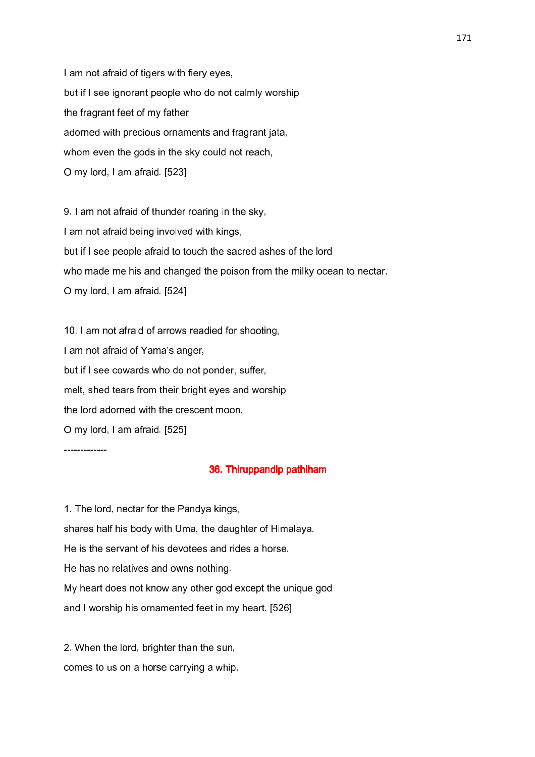I am not afraid of tigers with fiery eyes,

but if I see ignorant people who do not calmly worship

the fragrant feet of my father

adorned with precious ornaments and fragrant jata,

whom even the gods in the sky could not reach,

O my lord, I am afraid. [523]

9. I am not afraid of thunder roaring in the sky,

I am not afraid being involved with kings,

but if I see people afraid to touch the sacred ashes of the lord

who made me his and changed the poison from the milky ocean to nectar,

O my lord, I am afraid. [524]

10. I am not afraid of arrows readied for shooting,

I am not afraid of Yama's anger,

but if I see cowards who do not ponder, suffer,

melt, shed tears from their bright eyes and worship

the lord adorned with the crescent moon,

O my lord, I am afraid. [525]

-------------

## 36. Thiruppandip pathiham

1. The lord, nectar for the Pandya kings,

shares half his body with Uma, the daughter of Himalaya.

He is the servant of his devotees and rides a horse.

He has no relatives and owns nothing.

My heart does not know any other god except the unique god

and I worship his ornamented feet in my heart. [526]

2. When the lord, brighter than the sun,

comes to us on a horse carrying a whip,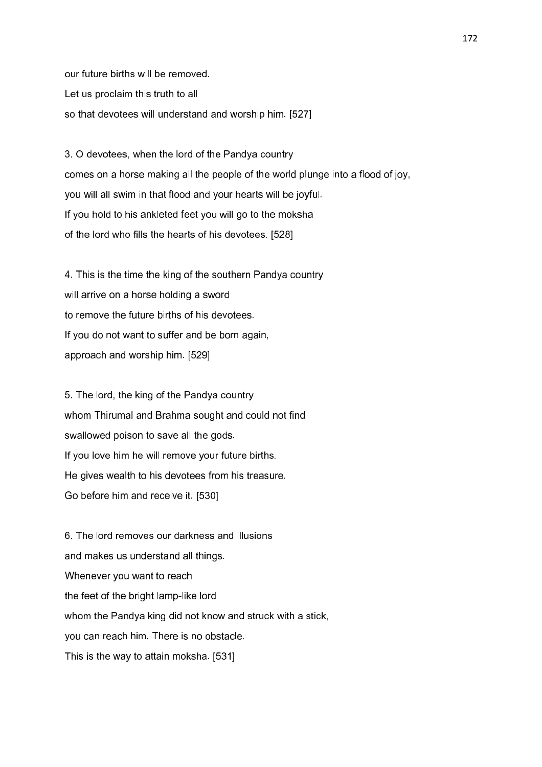our future births will be removed.
Let us proclaim this truth to all
so that devotees will understand and worship him. [527]

3. O devotees, when the lord of the Pandya country
comes on a horse making all the people of the world plunge into a flood of joy,
you will all swim in that flood and your hearts will be joyful.
If you hold to his ankleted feet you will go to the moksha
of the lord who fills the hearts of his devotees. [528]

4. This is the time the king of the southern Pandya country
will arrive on a horse holding a sword
to remove the future births of his devotees.
If you do not want to suffer and be born again,
approach and worship him. [529]

5. The lord, the king of the Pandya country
whom Thirumal and Brahma sought and could not find
swallowed poison to save all the gods.
If you love him he will remove your future births.
He gives wealth to his devotees from his treasure.
Go before him and receive it. [530]

6. The lord removes our darkness and illusions
and makes us understand all things.
Whenever you want to reach
the feet of the bright lamp-like lord
whom the Pandya king did not know and struck with a stick,
you can reach him. There is no obstacle.
This is the way to attain moksha. [531]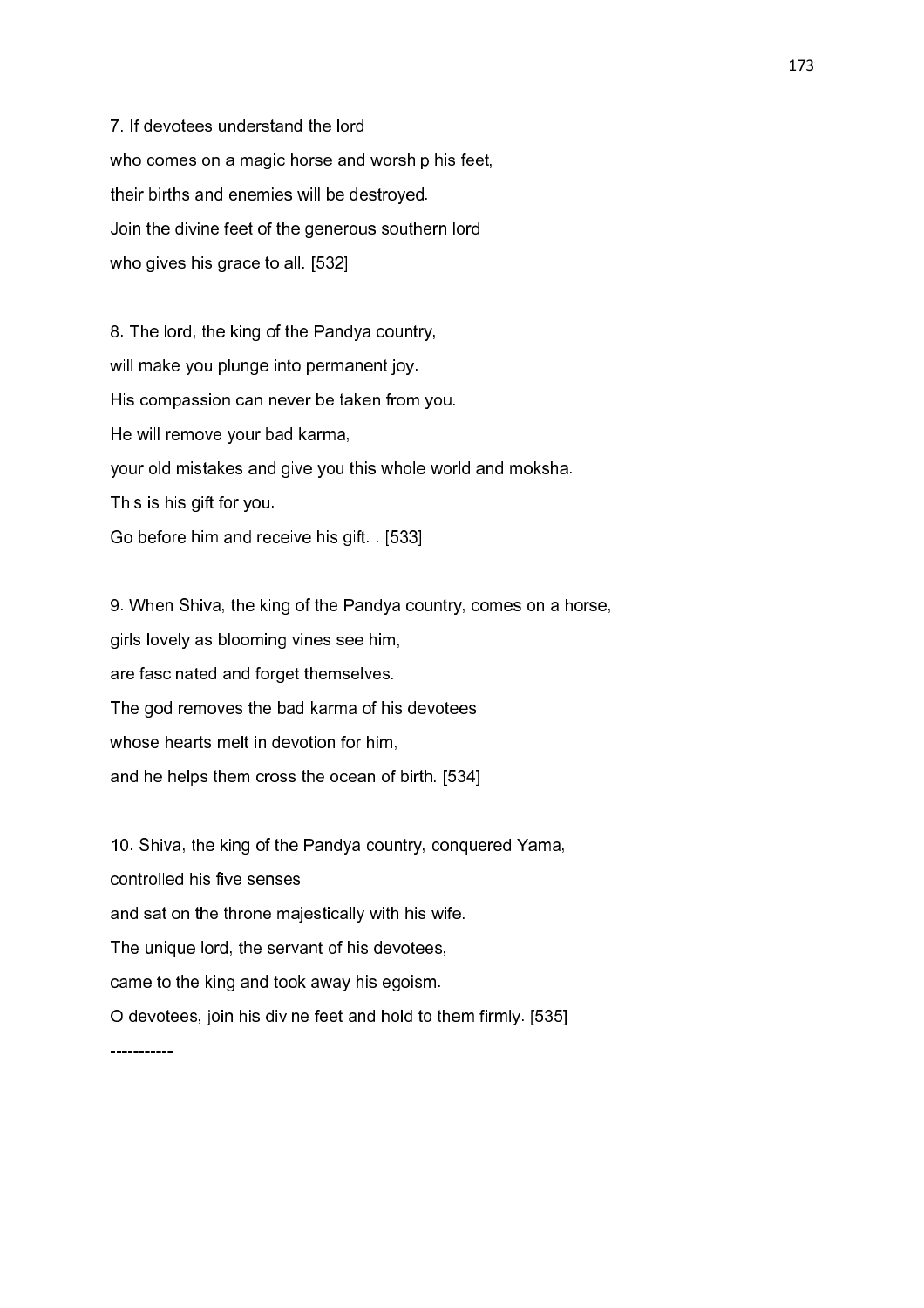7. If devotees understand the lord  
who comes on a magic horse and worship his feet,  
their births and enemies will be destroyed.  
Join the divine feet of the generous southern lord  
who gives his grace to all. [532]

8. The lord, the king of the Pandya country,  
will make you plunge into permanent joy.  
His compassion can never be taken from you.  
He will remove your bad karma,  
your old mistakes and give you this whole world and moksha.  
This is his gift for you.  
Go before him and receive his gift. . [533]

9. When Shiva, the king of the Pandya country, comes on a horse,  
girls lovely as blooming vines see him,  
are fascinated and forget themselves.  
The god removes the bad karma of his devotees  
whose hearts melt in devotion for him,  
and he helps them cross the ocean of birth. [534]

10. Shiva, the king of the Pandya country, conquered Yama,  
controlled his five senses  
and sat on the throne majestically with his wife.  
The unique lord, the servant of his devotees,  
came to the king and took away his egoism.  
O devotees, join his divine feet and hold to them firmly. [535]

-----------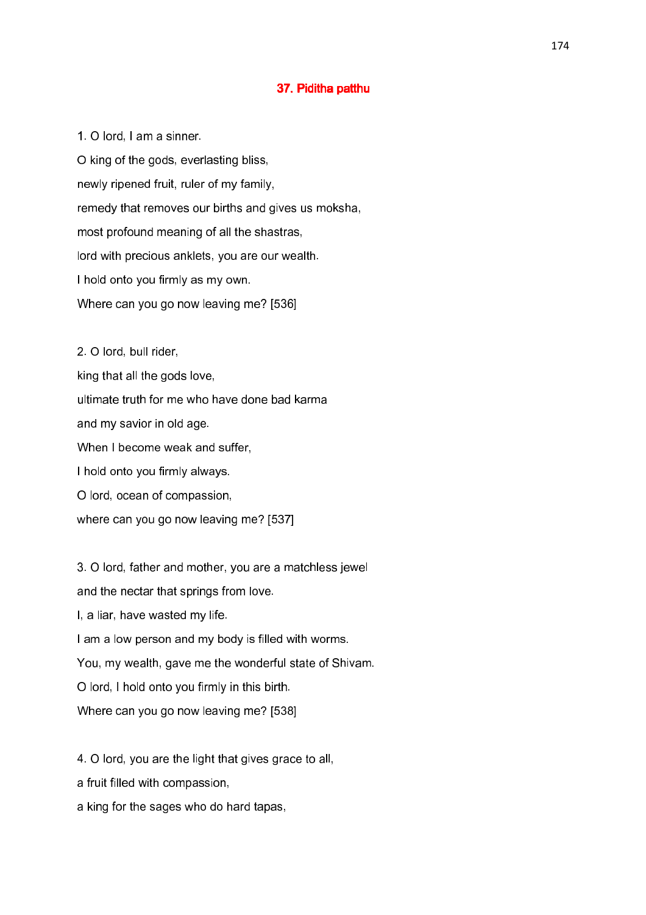## 37. Piditha patthu

1. O lord, I am a sinner.
O king of the gods, everlasting bliss,
newly ripened fruit, ruler of my family,
remedy that removes our births and gives us moksha,
most profound meaning of all the shastras,
lord with precious anklets, you are our wealth.
I hold onto you firmly as my own.
Where can you go now leaving me? [536]

2. O lord, bull rider,
king that all the gods love,
ultimate truth for me who have done bad karma
and my savior in old age.
When I become weak and suffer,
I hold onto you firmly always.
O lord, ocean of compassion,
where can you go now leaving me? [537]

3. O lord, father and mother, you are a matchless jewel
and the nectar that springs from love.
I, a liar, have wasted my life.
I am a low person and my body is filled with worms.
You, my wealth, gave me the wonderful state of Shivam.
O lord, I hold onto you firmly in this birth.
Where can you go now leaving me? [538]

4. O lord, you are the light that gives grace to all,
a fruit filled with compassion,
a king for the sages who do hard tapas,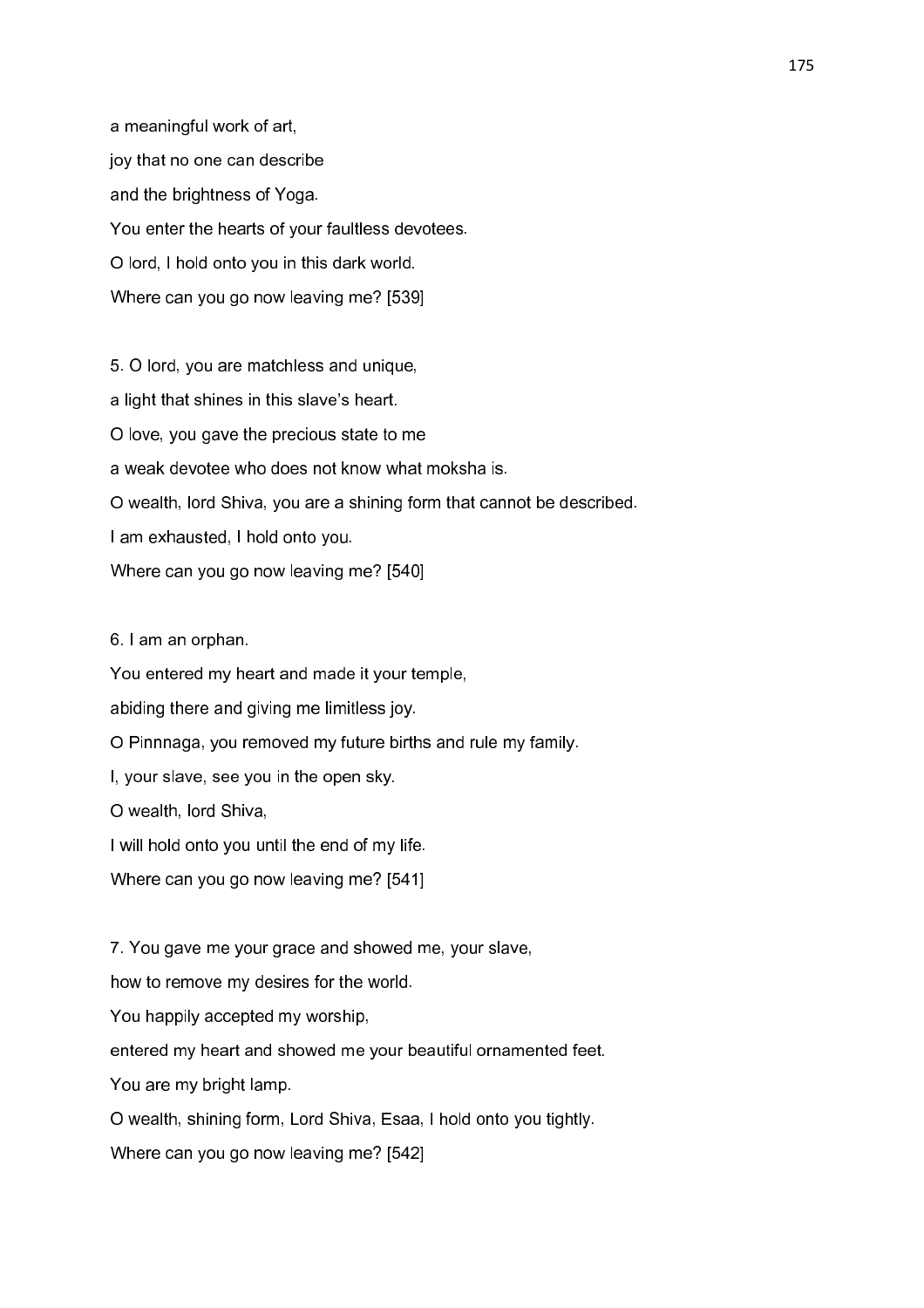a meaningful work of art,

joy that no one can describe

and the brightness of Yoga.

You enter the hearts of your faultless devotees.

O lord, I hold onto you in this dark world.

Where can you go now leaving me? [539]

5. O lord, you are matchless and unique,

a light that shines in this slave's heart.

O love, you gave the precious state to me

a weak devotee who does not know what moksha is.

O wealth, lord Shiva, you are a shining form that cannot be described.

I am exhausted, I hold onto you.

Where can you go now leaving me? [540]

6. I am an orphan.

You entered my heart and made it your temple,

abiding there and giving me limitless joy.

O Pinnnaga, you removed my future births and rule my family.

I, your slave, see you in the open sky.

O wealth, lord Shiva,

I will hold onto you until the end of my life.

Where can you go now leaving me? [541]

7. You gave me your grace and showed me, your slave,

how to remove my desires for the world.

You happily accepted my worship,

entered my heart and showed me your beautiful ornamented feet.

You are my bright lamp.

O wealth, shining form, Lord Shiva, Esaa, I hold onto you tightly.

Where can you go now leaving me? [542]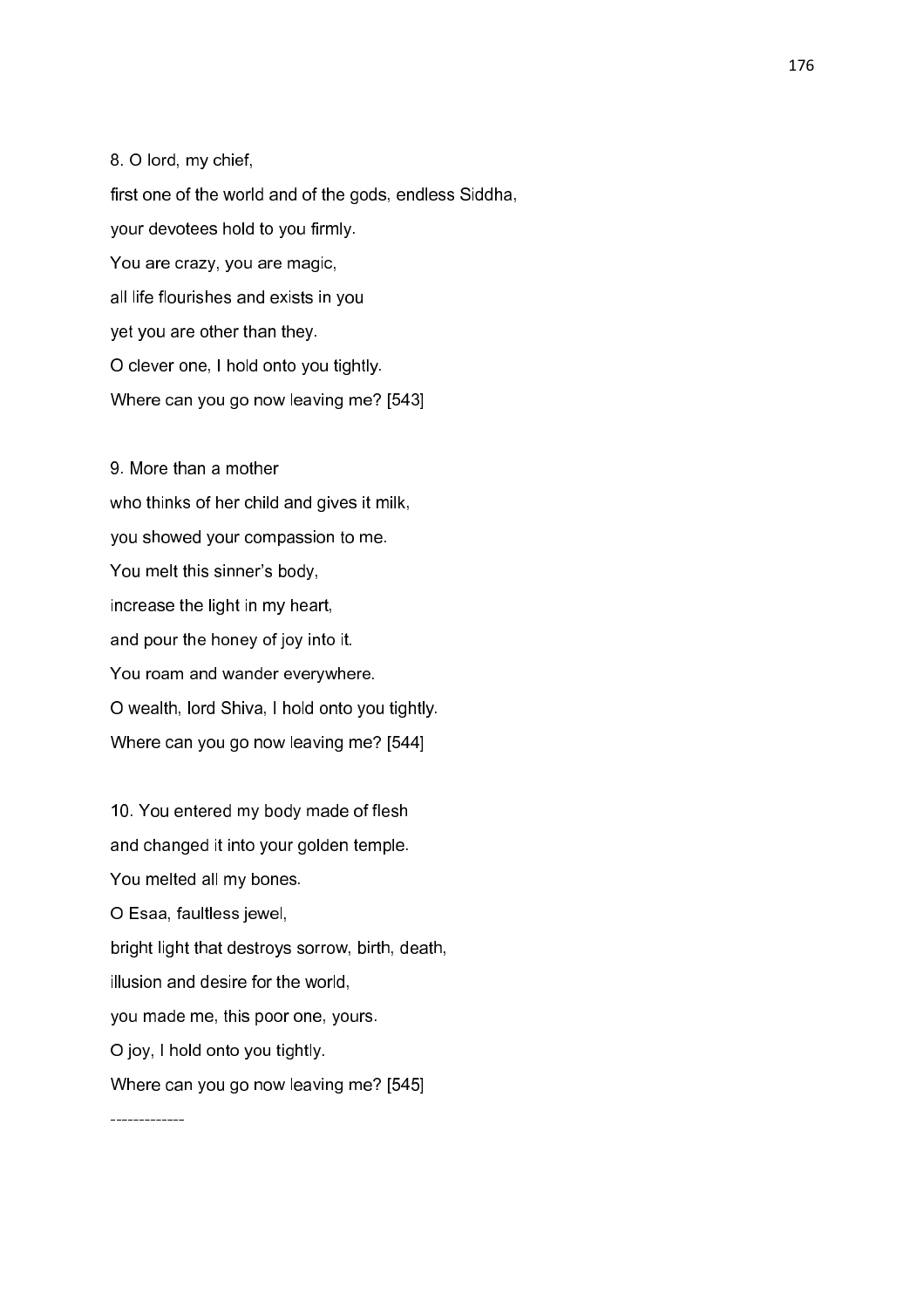8. O lord, my chief,  
first one of the world and of the gods, endless Siddha,  
your devotees hold to you firmly.  
You are crazy, you are magic,  
all life flourishes and exists in you  
yet you are other than they.  
O clever one, I hold onto you tightly.  
Where can you go now leaving me? [543]

9. More than a mother  
who thinks of her child and gives it milk,  
you showed your compassion to me.  
You melt this sinner's body,  
increase the light in my heart,  
and pour the honey of joy into it.  
You roam and wander everywhere.  
O wealth, lord Shiva, I hold onto you tightly.  
Where can you go now leaving me? [544]

10. You entered my body made of flesh  
and changed it into your golden temple.  
You melted all my bones.  
O Esaa, faultless jewel,  
bright light that destroys sorrow, birth, death,  
illusion and desire for the world,  
you made me, this poor one, yours.  
O joy, I hold onto you tightly.  
Where can you go now leaving me? [545]

-------------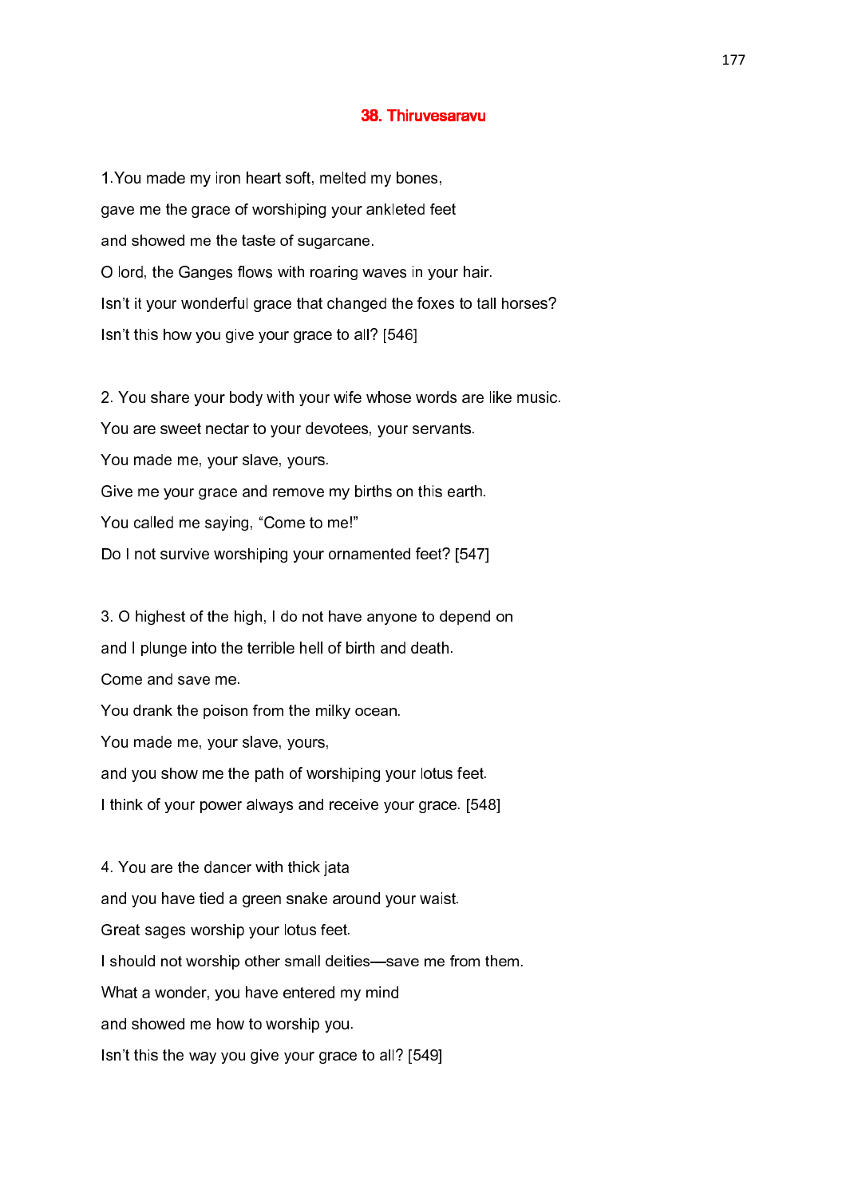## 38. Thiruvesaravu

1.You made my iron heart soft, melted my bones,
gave me the grace of worshiping your ankleted feet
and showed me the taste of sugarcane.
O lord, the Ganges flows with roaring waves in your hair.
Isn't it your wonderful grace that changed the foxes to tall horses?
Isn't this how you give your grace to all? [546]

2. You share your body with your wife whose words are like music.
You are sweet nectar to your devotees, your servants.
You made me, your slave, yours.
Give me your grace and remove my births on this earth.
You called me saying, "Come to me!"
Do I not survive worshiping your ornamented feet? [547]

3. O highest of the high, I do not have anyone to depend on
and I plunge into the terrible hell of birth and death.
Come and save me.
You drank the poison from the milky ocean.
You made me, your slave, yours,
and you show me the path of worshiping your lotus feet.
I think of your power always and receive your grace. [548]

4. You are the dancer with thick jata
and you have tied a green snake around your waist.
Great sages worship your lotus feet.
I should not worship other small deities—save me from them.
What a wonder, you have entered my mind
and showed me how to worship you.
Isn't this the way you give your grace to all? [549]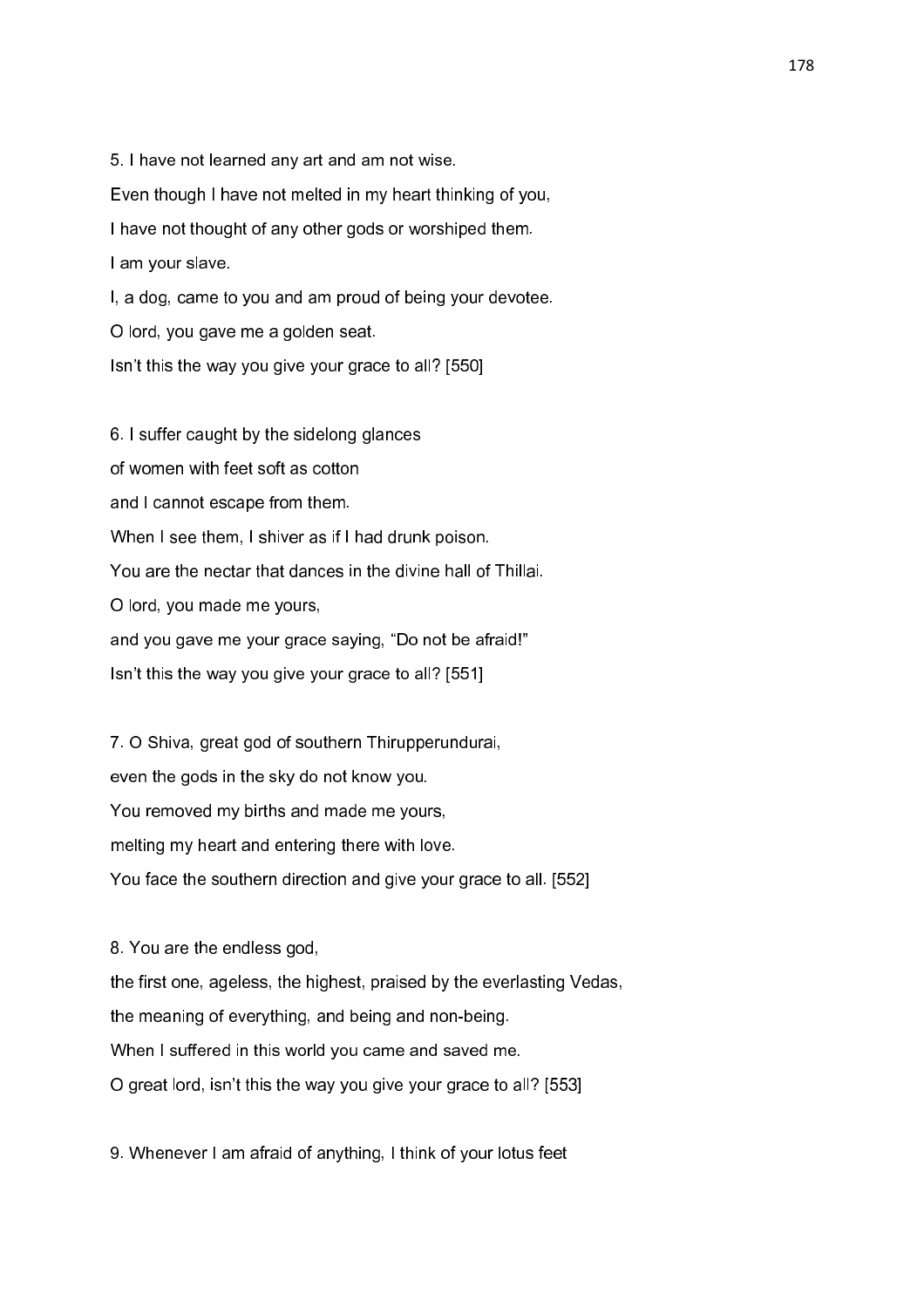5. I have not learned any art and am not wise.
Even though I have not melted in my heart thinking of you,
I have not thought of any other gods or worshiped them.
I am your slave.
I, a dog, came to you and am proud of being your devotee.
O lord, you gave me a golden seat.
Isn't this the way you give your grace to all? [550]

6. I suffer caught by the sidelong glances
of women with feet soft as cotton
and I cannot escape from them.
When I see them, I shiver as if I had drunk poison.
You are the nectar that dances in the divine hall of Thillai.
O lord, you made me yours,
and you gave me your grace saying, "Do not be afraid!"
Isn't this the way you give your grace to all? [551]

7. O Shiva, great god of southern Thirupperundurai,
even the gods in the sky do not know you.
You removed my births and made me yours,
melting my heart and entering there with love.
You face the southern direction and give your grace to all. [552]

8. You are the endless god,
the first one, ageless, the highest, praised by the everlasting Vedas,
the meaning of everything, and being and non-being.
When I suffered in this world you came and saved me.
O great lord, isn't this the way you give your grace to all? [553]

9. Whenever I am afraid of anything, I think of your lotus feet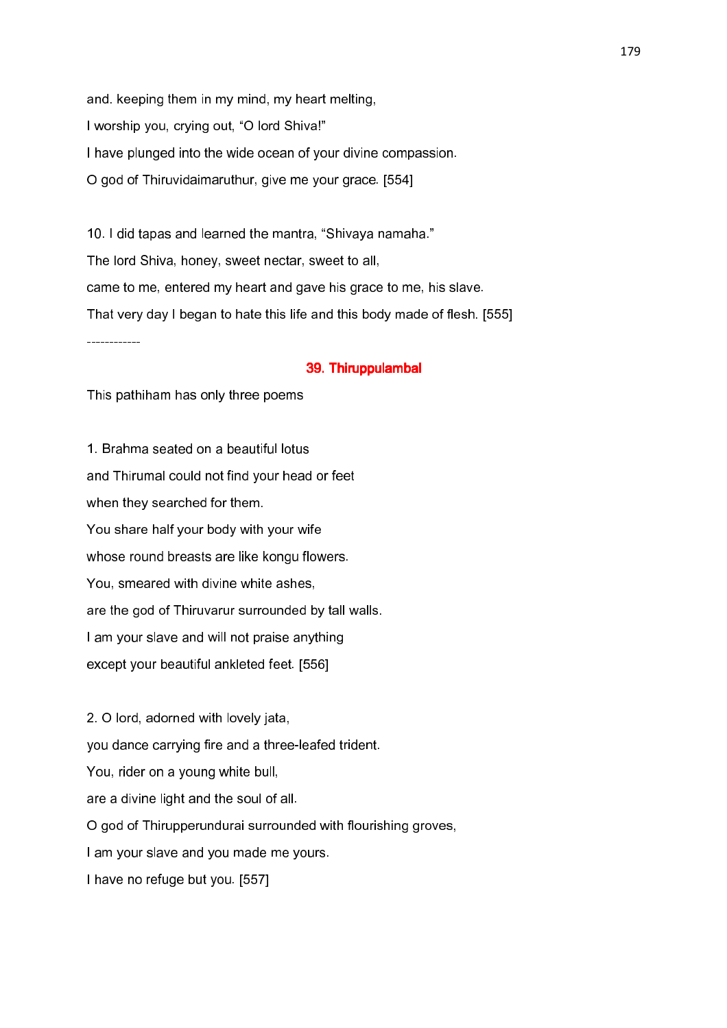and. keeping them in my mind, my heart melting,

I worship you, crying out, “O lord Shiva!”

I have plunged into the wide ocean of your divine compassion.

O god of Thiruvidaimaruthur, give me your grace. [554]

10. I did tapas and learned the mantra, “Shivaya namaha.”

The lord Shiva, honey, sweet nectar, sweet to all,

came to me, entered my heart and gave his grace to me, his slave.

That very day I began to hate this life and this body made of flesh. [555]

------------

## 39. Thiruppulambal

This pathiham has only three poems

1. Brahma seated on a beautiful lotus

and Thirumal could not find your head or feet

when they searched for them.

You share half your body with your wife

whose round breasts are like kongu flowers.

You, smeared with divine white ashes,

are the god of Thiruvarur surrounded by tall walls.

I am your slave and will not praise anything

except your beautiful ankleted feet. [556]

2. O lord, adorned with lovely jata,

you dance carrying fire and a three-leafed trident.

You, rider on a young white bull,

are a divine light and the soul of all.

O god of Thirupperundurai surrounded with flourishing groves,

I am your slave and you made me yours.

I have no refuge but you. [557]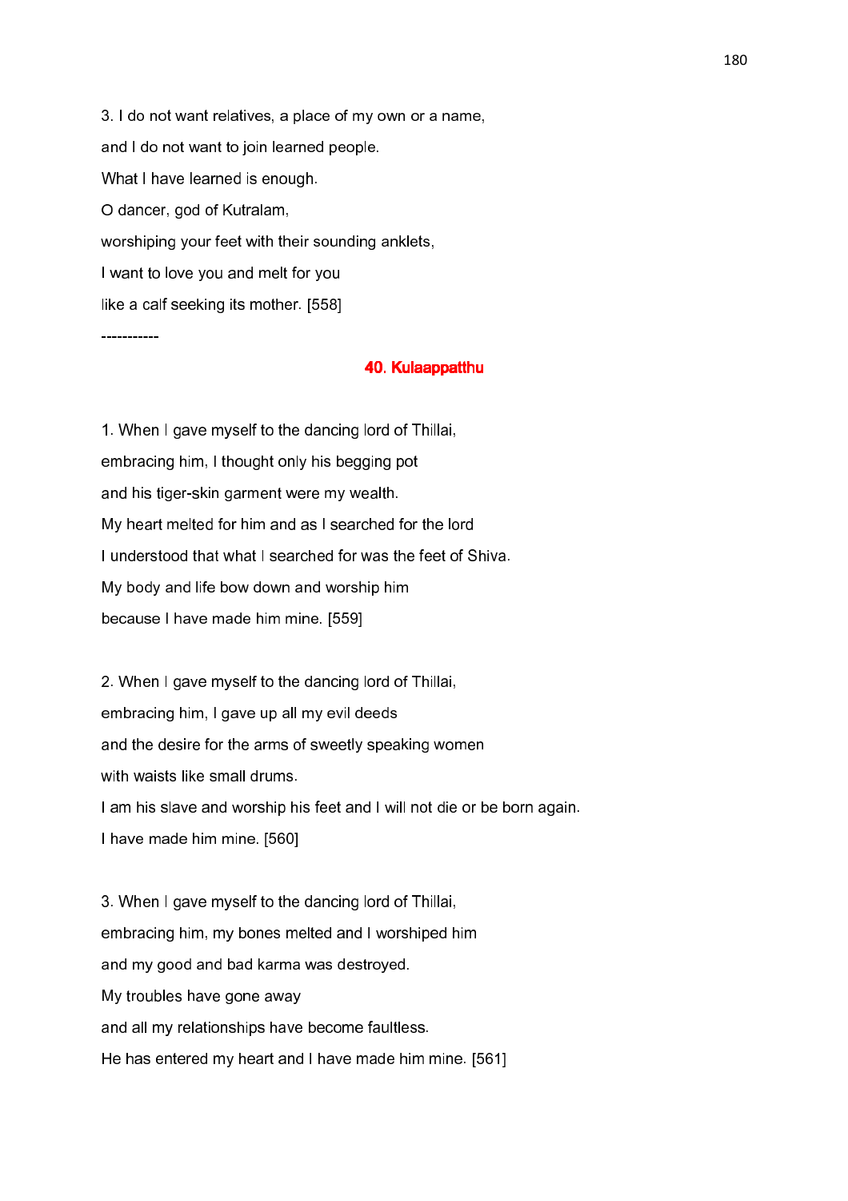3. I do not want relatives, a place of my own or a name,

and I do not want to join learned people.

What I have learned is enough.

O dancer, god of Kutralam,

worshiping your feet with their sounding anklets,

I want to love you and melt for you

like a calf seeking its mother. [558]

-----------

## 40. Kulaappatthu

1. When I gave myself to the dancing lord of Thillai,

embracing him, I thought only his begging pot

and his tiger-skin garment were my wealth.

My heart melted for him and as I searched for the lord

I understood that what I searched for was the feet of Shiva.

My body and life bow down and worship him

because I have made him mine. [559]

2. When I gave myself to the dancing lord of Thillai,

embracing him, I gave up all my evil deeds

and the desire for the arms of sweetly speaking women

with waists like small drums.

I am his slave and worship his feet and I will not die or be born again.

I have made him mine. [560]

3. When I gave myself to the dancing lord of Thillai,

embracing him, my bones melted and I worshiped him

and my good and bad karma was destroyed.

My troubles have gone away

and all my relationships have become faultless.

He has entered my heart and I have made him mine. [561]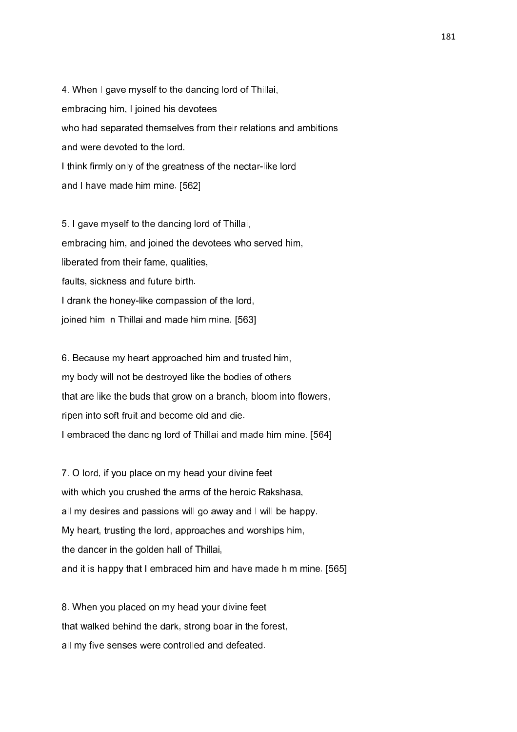4. When I gave myself to the dancing lord of Thillai,
embracing him, I joined his devotees
who had separated themselves from their relations and ambitions
and were devoted to the lord.
I think firmly only of the greatness of the nectar-like lord
and I have made him mine. [562]

5. I gave myself to the dancing lord of Thillai,
embracing him, and joined the devotees who served him,
liberated from their fame, qualities,
faults, sickness and future birth.
I drank the honey-like compassion of the lord,
joined him in Thillai and made him mine. [563]

6. Because my heart approached him and trusted him,
my body will not be destroyed like the bodies of others
that are like the buds that grow on a branch, bloom into flowers,
ripen into soft fruit and become old and die.
I embraced the dancing lord of Thillai and made him mine. [564]

7. O lord, if you place on my head your divine feet
with which you crushed the arms of the heroic Rakshasa,
all my desires and passions will go away and I will be happy.
My heart, trusting the lord, approaches and worships him,
the dancer in the golden hall of Thillai,
and it is happy that I embraced him and have made him mine. [565]

8. When you placed on my head your divine feet
that walked behind the dark, strong boar in the forest,
all my five senses were controlled and defeated.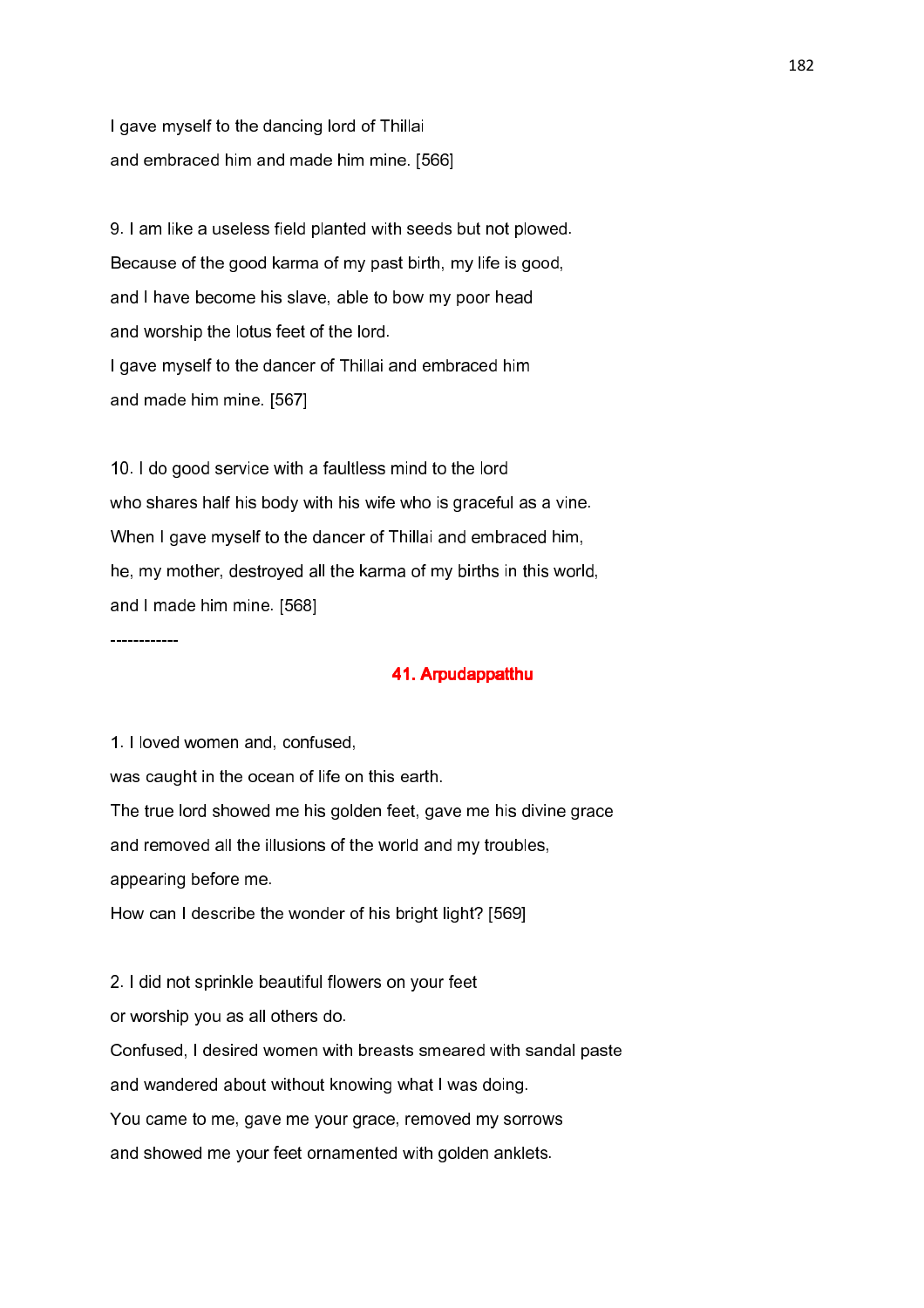I gave myself to the dancing lord of Thillai
and embraced him and made him mine. [566]

9. I am like a useless field planted with seeds but not plowed.
Because of the good karma of my past birth, my life is good,
and I have become his slave, able to bow my poor head
and worship the lotus feet of the lord.
I gave myself to the dancer of Thillai and embraced him
and made him mine. [567]

10. I do good service with a faultless mind to the lord
who shares half his body with his wife who is graceful as a vine.
When I gave myself to the dancer of Thillai and embraced him,
he, my mother, destroyed all the karma of my births in this world,
and I made him mine. [568]

------------

## 41. Arpudappatthu

1. I loved women and, confused,
was caught in the ocean of life on this earth.
The true lord showed me his golden feet, gave me his divine grace
and removed all the illusions of the world and my troubles,
appearing before me.
How can I describe the wonder of his bright light? [569]

2. I did not sprinkle beautiful flowers on your feet
or worship you as all others do.
Confused, I desired women with breasts smeared with sandal paste
and wandered about without knowing what I was doing.
You came to me, gave me your grace, removed my sorrows
and showed me your feet ornamented with golden anklets.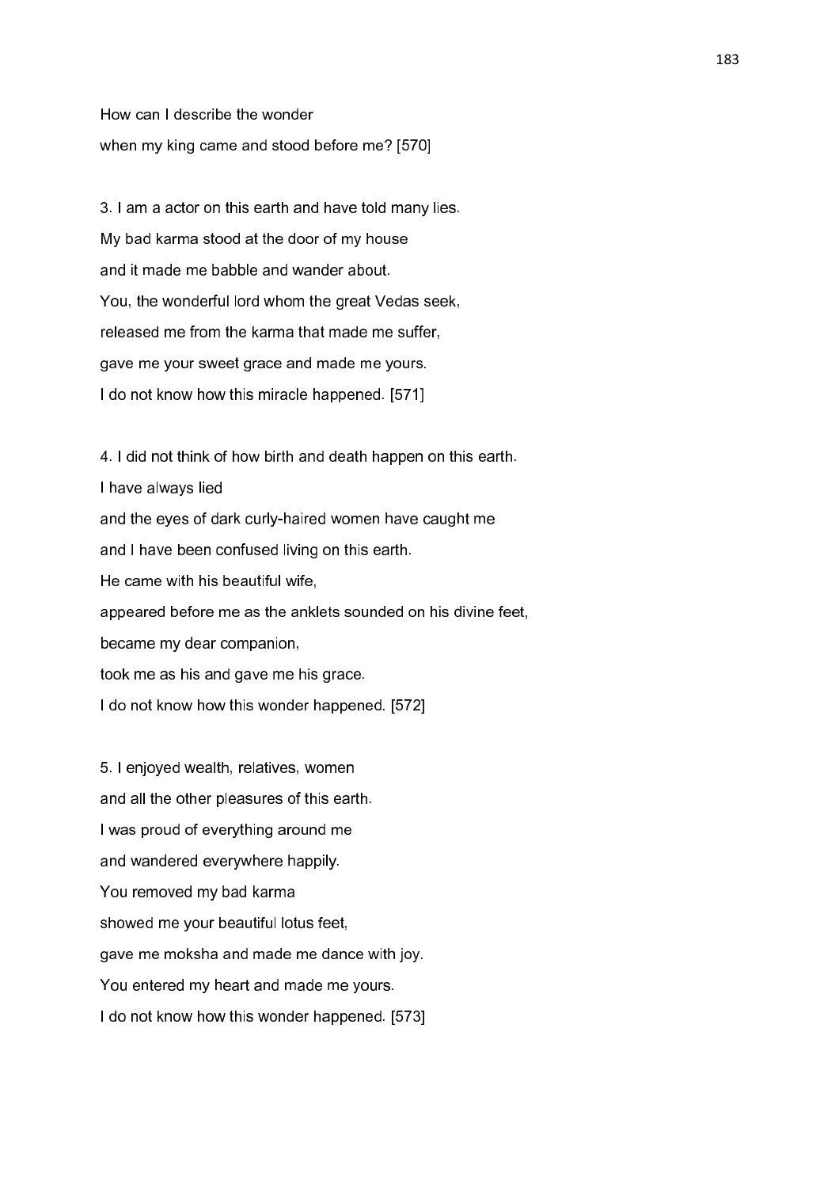How can I describe the wonder  
when my king came and stood before me? [570]

3. I am a actor on this earth and have told many lies.  
My bad karma stood at the door of my house  
and it made me babble and wander about.  
You, the wonderful lord whom the great Vedas seek,  
released me from the karma that made me suffer,  
gave me your sweet grace and made me yours.  
I do not know how this miracle happened. [571]

4. I did not think of how birth and death happen on this earth.  
I have always lied  
and the eyes of dark curly-haired women have caught me  
and I have been confused living on this earth.  
He came with his beautiful wife,  
appeared before me as the anklets sounded on his divine feet,  
became my dear companion,  
took me as his and gave me his grace.  
I do not know how this wonder happened. [572]

5. I enjoyed wealth, relatives, women  
and all the other pleasures of this earth.  
I was proud of everything around me  
and wandered everywhere happily.  
You removed my bad karma  
showed me your beautiful lotus feet,  
gave me moksha and made me dance with joy.  
You entered my heart and made me yours.  
I do not know how this wonder happened. [573]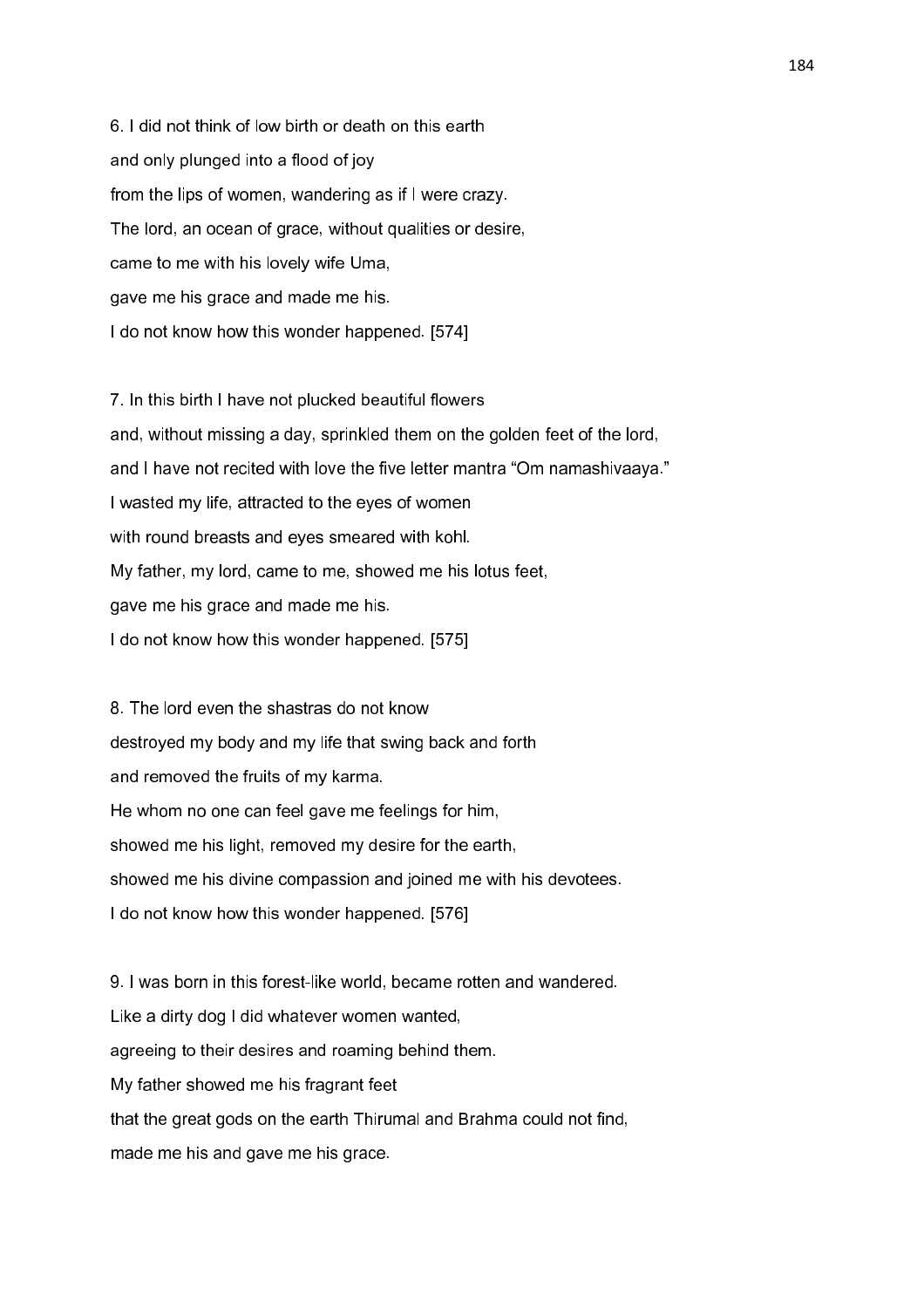6. I did not think of low birth or death on this earth
and only plunged into a flood of joy
from the lips of women, wandering as if I were crazy.
The lord, an ocean of grace, without qualities or desire,
came to me with his lovely wife Uma,
gave me his grace and made me his.
I do not know how this wonder happened. [574]

7. In this birth I have not plucked beautiful flowers
and, without missing a day, sprinkled them on the golden feet of the lord,
and I have not recited with love the five letter mantra "Om namashivaaya."
I wasted my life, attracted to the eyes of women
with round breasts and eyes smeared with kohl.
My father, my lord, came to me, showed me his lotus feet,
gave me his grace and made me his.
I do not know how this wonder happened. [575]

8. The lord even the shastras do not know
destroyed my body and my life that swing back and forth
and removed the fruits of my karma.
He whom no one can feel gave me feelings for him,
showed me his light, removed my desire for the earth,
showed me his divine compassion and joined me with his devotees.
I do not know how this wonder happened. [576]

9. I was born in this forest-like world, became rotten and wandered.
Like a dirty dog I did whatever women wanted,
agreeing to their desires and roaming behind them.
My father showed me his fragrant feet
that the great gods on the earth Thirumal and Brahma could not find,
made me his and gave me his grace.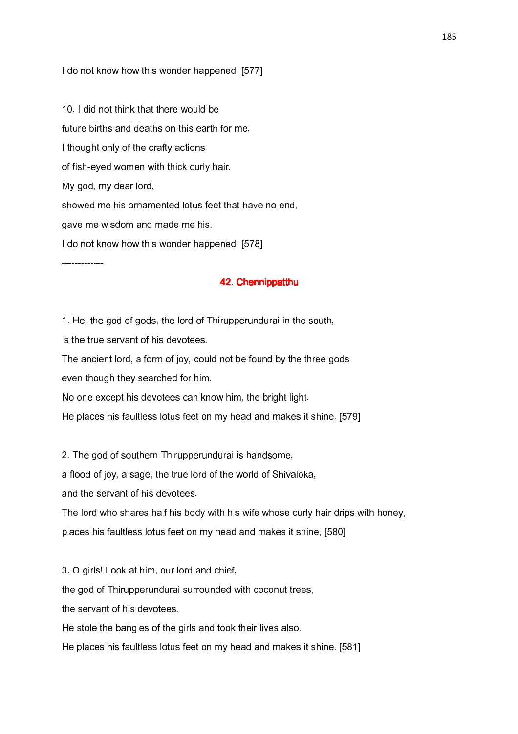I do not know how this wonder happened. [577]

10. I did not think that there would be

future births and deaths on this earth for me.

I thought only of the crafty actions

of fish-eyed women with thick curly hair.

My god, my dear lord,

showed me his ornamented lotus feet that have no end,

gave me wisdom and made me his.

I do not know how this wonder happened. [578]

-------------

## 42. Chennippatthu

1. He, the god of gods, the lord of Thirupperundurai in the south,

is the true servant of his devotees.

The ancient lord, a form of joy, could not be found by the three gods

even though they searched for him.

No one except his devotees can know him, the bright light.

He places his faultless lotus feet on my head and makes it shine. [579]

2. The god of southern Thirupperundurai is handsome,

a flood of joy, a sage, the true lord of the world of Shivaloka,

and the servant of his devotees.

The lord who shares half his body with his wife whose curly hair drips with honey,

places his faultless lotus feet on my head and makes it shine, [580]

3. O girls! Look at him, our lord and chief,

the god of Thirupperundurai surrounded with coconut trees,

the servant of his devotees.

He stole the bangles of the girls and took their lives also.

He places his faultless lotus feet on my head and makes it shine. [581]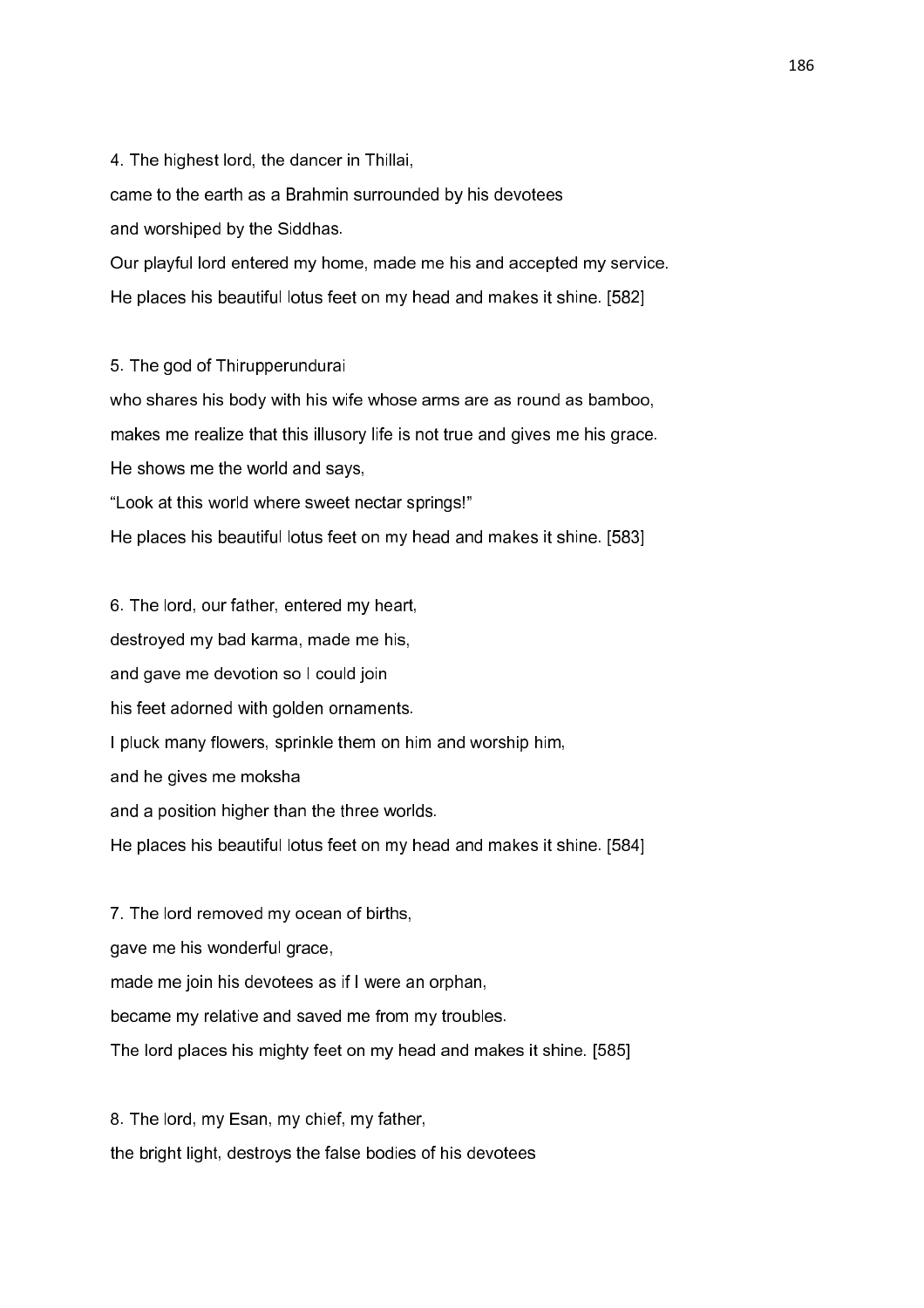4. The highest lord, the dancer in Thillai,

came to the earth as a Brahmin surrounded by his devotees

and worshiped by the Siddhas.

Our playful lord entered my home, made me his and accepted my service.

He places his beautiful lotus feet on my head and makes it shine. [582]

5. The god of Thirupperundurai

who shares his body with his wife whose arms are as round as bamboo,

makes me realize that this illusory life is not true and gives me his grace.

He shows me the world and says,

“Look at this world where sweet nectar springs!”

He places his beautiful lotus feet on my head and makes it shine. [583]

6. The lord, our father, entered my heart,

destroyed my bad karma, made me his,

and gave me devotion so I could join

his feet adorned with golden ornaments.

I pluck many flowers, sprinkle them on him and worship him,

and he gives me moksha

and a position higher than the three worlds.

He places his beautiful lotus feet on my head and makes it shine. [584]

7. The lord removed my ocean of births,

gave me his wonderful grace,

made me join his devotees as if I were an orphan,

became my relative and saved me from my troubles.

The lord places his mighty feet on my head and makes it shine. [585]

8. The lord, my Esan, my chief, my father,

the bright light, destroys the false bodies of his devotees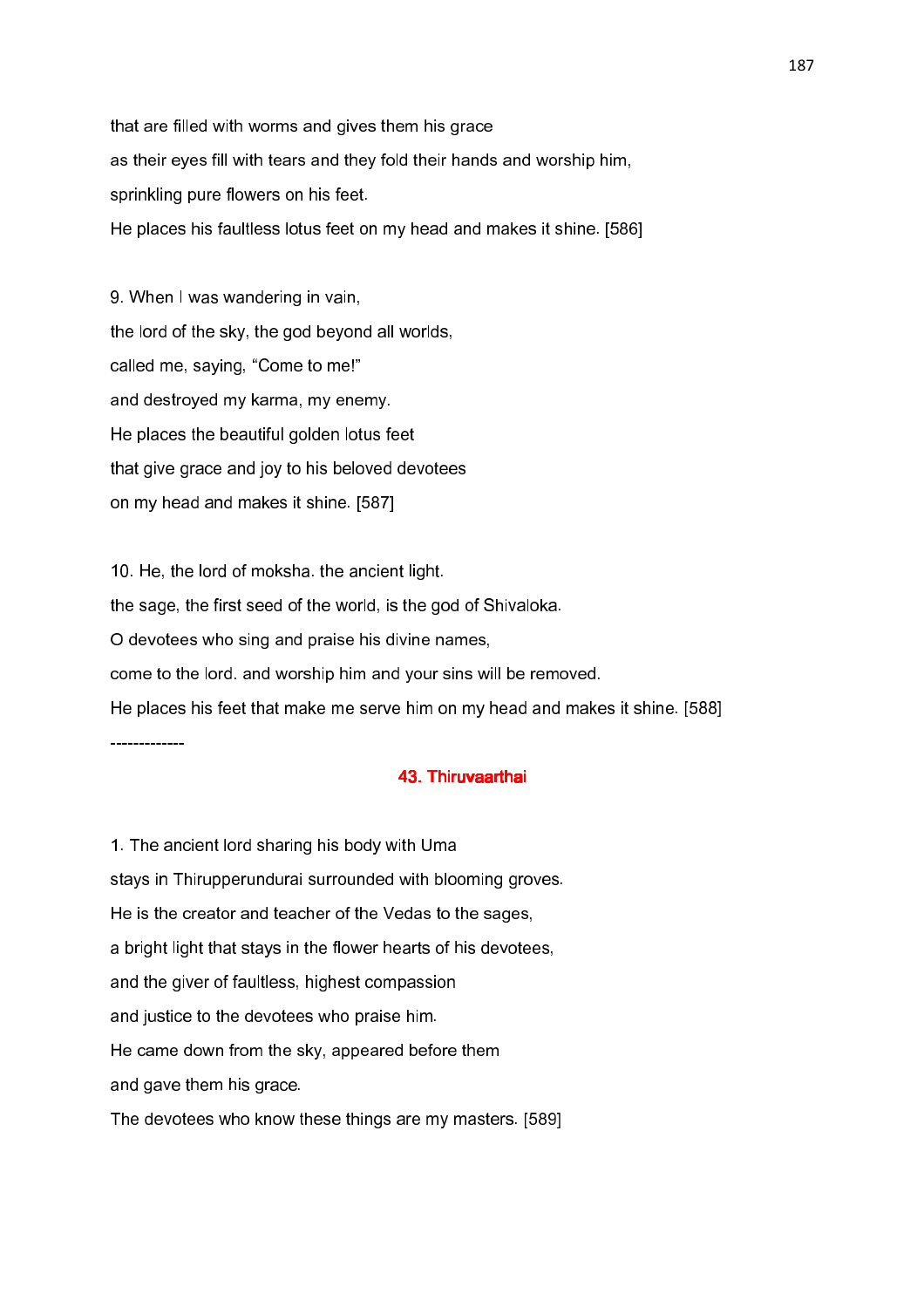that are filled with worms and gives them his grace
as their eyes fill with tears and they fold their hands and worship him,
sprinkling pure flowers on his feet.
He places his faultless lotus feet on my head and makes it shine. [586]

9. When I was wandering in vain,
the lord of the sky, the god beyond all worlds,
called me, saying, “Come to me!”
and destroyed my karma, my enemy.
He places the beautiful golden lotus feet
that give grace and joy to his beloved devotees
on my head and makes it shine. [587]

10. He, the lord of moksha. the ancient light.
the sage, the first seed of the world, is the god of Shivaloka.
O devotees who sing and praise his divine names,
come to the lord. and worship him and your sins will be removed.
He places his feet that make me serve him on my head and makes it shine. [588]

-------------

## 43. Thiruvaarthai

1. The ancient lord sharing his body with Uma
stays in Thirupperundurai surrounded with blooming groves.
He is the creator and teacher of the Vedas to the sages,
a bright light that stays in the flower hearts of his devotees,
and the giver of faultless, highest compassion
and justice to the devotees who praise him.
He came down from the sky, appeared before them
and gave them his grace.
The devotees who know these things are my masters. [589]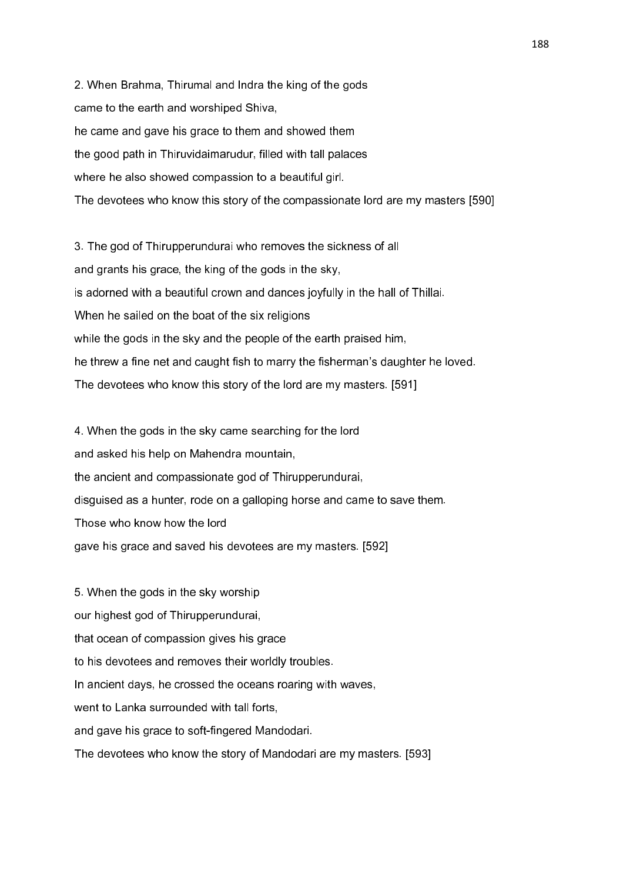2. When Brahma, Thirumal and Indra the king of the gods
came to the earth and worshiped Shiva,
he came and gave his grace to them and showed them
the good path in Thiruvidaimarudur, filled with tall palaces
where he also showed compassion to a beautiful girl.
The devotees who know this story of the compassionate lord are my masters [590]

3. The god of Thirupperundurai who removes the sickness of all
and grants his grace, the king of the gods in the sky,
is adorned with a beautiful crown and dances joyfully in the hall of Thillai.
When he sailed on the boat of the six religions
while the gods in the sky and the people of the earth praised him,
he threw a fine net and caught fish to marry the fisherman's daughter he loved.
The devotees who know this story of the lord are my masters. [591]

4. When the gods in the sky came searching for the lord
and asked his help on Mahendra mountain,
the ancient and compassionate god of Thirupperundurai,
disguised as a hunter, rode on a galloping horse and came to save them.
Those who know how the lord
gave his grace and saved his devotees are my masters. [592]

5. When the gods in the sky worship
our highest god of Thirupperundurai,
that ocean of compassion gives his grace
to his devotees and removes their worldly troubles.
In ancient days, he crossed the oceans roaring with waves,
went to Lanka surrounded with tall forts,
and gave his grace to soft-fingered Mandodari.
The devotees who know the story of Mandodari are my masters. [593]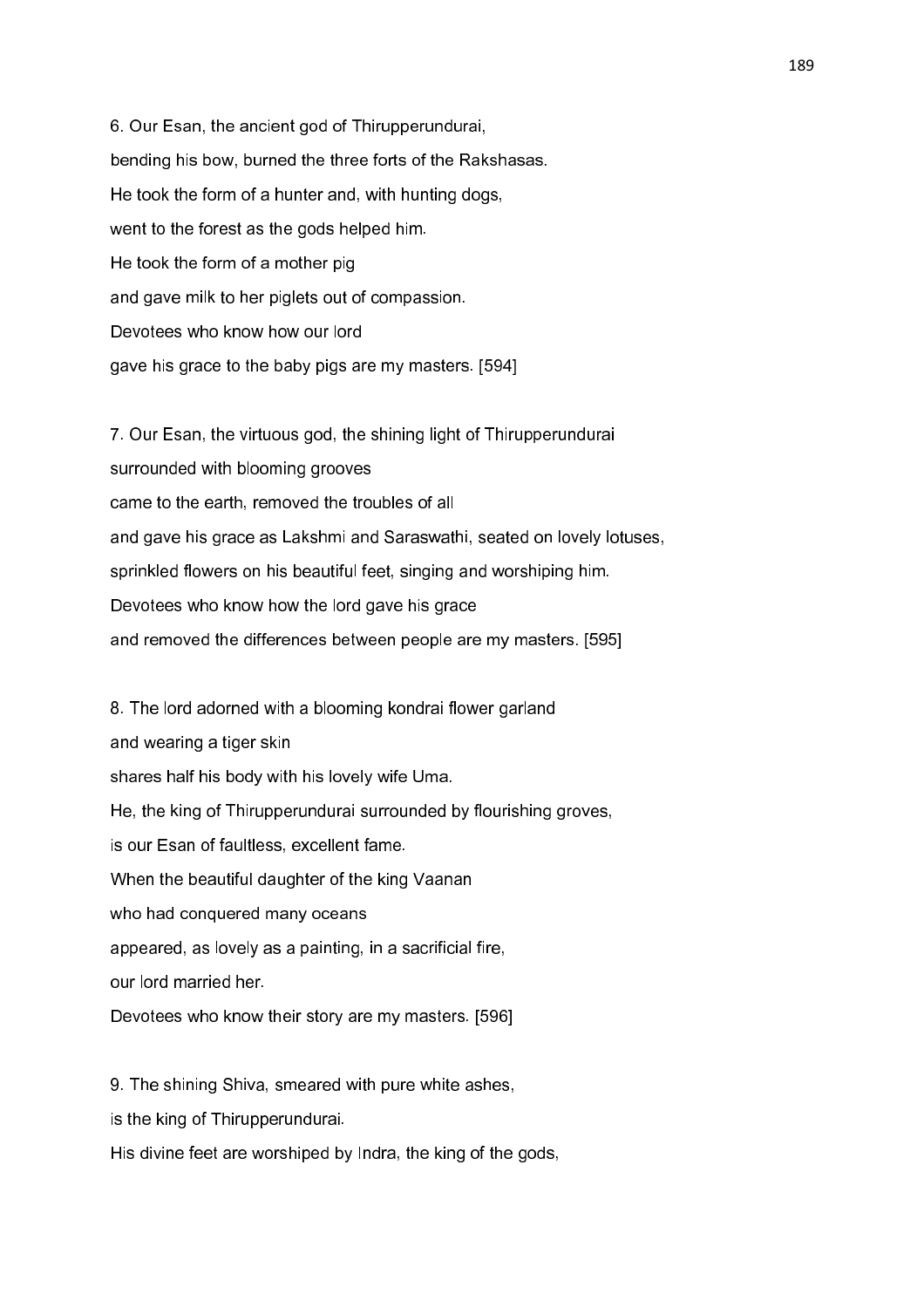6. Our Esan, the ancient god of Thirupperundurai,
bending his bow, burned the three forts of the Rakshasas.
He took the form of a hunter and, with hunting dogs,
went to the forest as the gods helped him.
He took the form of a mother pig
and gave milk to her piglets out of compassion.
Devotees who know how our lord
gave his grace to the baby pigs are my masters. [594]

7. Our Esan, the virtuous god, the shining light of Thirupperundurai
surrounded with blooming grooves
came to the earth, removed the troubles of all
and gave his grace as Lakshmi and Saraswathi, seated on lovely lotuses,
sprinkled flowers on his beautiful feet, singing and worshiping him.
Devotees who know how the lord gave his grace
and removed the differences between people are my masters. [595]

8. The lord adorned with a blooming kondrai flower garland
and wearing a tiger skin
shares half his body with his lovely wife Uma.
He, the king of Thirupperundurai surrounded by flourishing groves,
is our Esan of faultless, excellent fame.
When the beautiful daughter of the king Vaanan
who had conquered many oceans
appeared, as lovely as a painting, in a sacrificial fire,
our lord married her.
Devotees who know their story are my masters. [596]

9. The shining Shiva, smeared with pure white ashes,
is the king of Thirupperundurai.
His divine feet are worshiped by Indra, the king of the gods,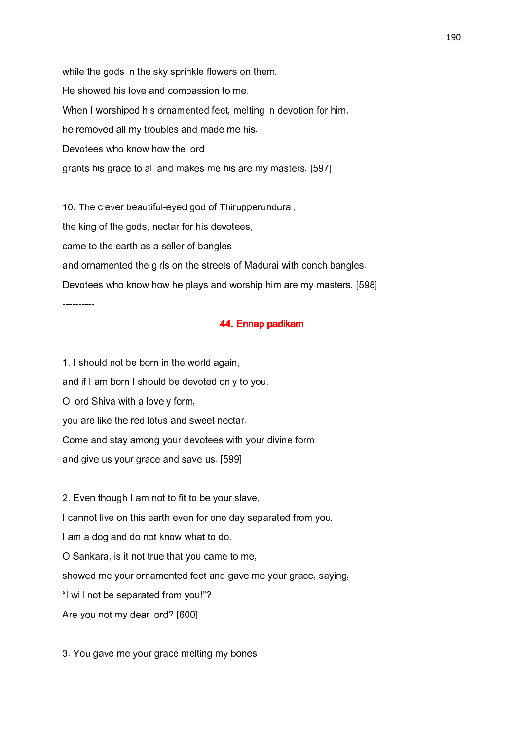while the gods in the sky sprinkle flowers on them.

He showed his love and compassion to me.

When I worshiped his ornamented feet, melting in devotion for him,

he removed all my troubles and made me his.

Devotees who know how the lord

grants his grace to all and makes me his are my masters. [597]

10. The clever beautiful-eyed god of Thirupperundurai,

the king of the gods, nectar for his devotees,

came to the earth as a seller of bangles

and ornamented the girls on the streets of Madurai with conch bangles.

Devotees who know how he plays and worship him are my masters. [598]

----------

## 44. Ennap padikam

1. I should not be born in the world again,

and if I am born I should be devoted only to you.

O lord Shiva with a lovely form,

you are like the red lotus and sweet nectar.

Come and stay among your devotees with your divine form

and give us your grace and save us. [599]

2. Even though I am not to fit to be your slave,

I cannot live on this earth even for one day separated from you.

I am a dog and do not know what to do.

O Sankara, is it not true that you came to me,

showed me your ornamented feet and gave me your grace, saying,

“I will not be separated from you!”?

Are you not my dear lord? [600]

3. You gave me your grace melting my bones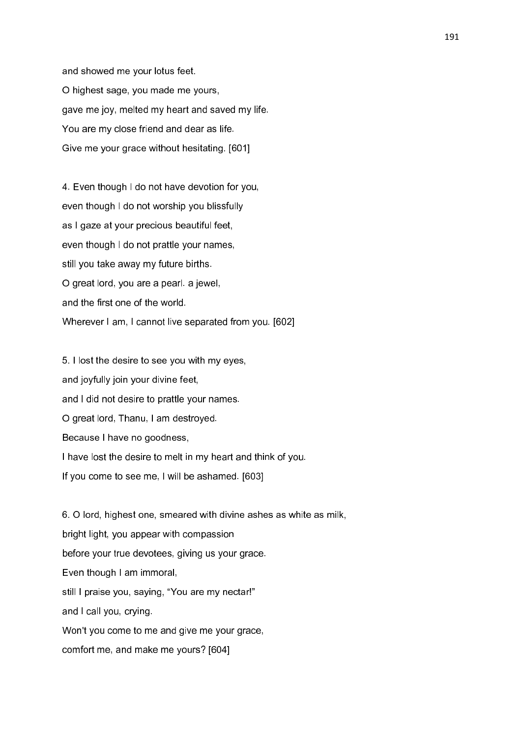and showed me your lotus feet.  
O highest sage, you made me yours,  
gave me joy, melted my heart and saved my life.  
You are my close friend and dear as life.  
Give me your grace without hesitating. [601]

4. Even though I do not have devotion for you,  
even though I do not worship you blissfully  
as I gaze at your precious beautiful feet,  
even though I do not prattle your names,  
still you take away my future births.  
O great lord, you are a pearl. a jewel,  
and the first one of the world.  
Wherever I am, I cannot live separated from you. [602]

5. I lost the desire to see you with my eyes,  
and joyfully join your divine feet,  
and I did not desire to prattle your names.  
O great lord, Thanu, I am destroyed.  
Because I have no goodness,  
I have lost the desire to melt in my heart and think of you.  
If you come to see me, I will be ashamed. [603]

6. O lord, highest one, smeared with divine ashes as white as milk,  
bright light, you appear with compassion  
before your true devotees, giving us your grace.  
Even though I am immoral,  
still I praise you, saying, “You are my nectar!”  
and I call you, crying.  
Won't you come to me and give me your grace,  
comfort me, and make me yours? [604]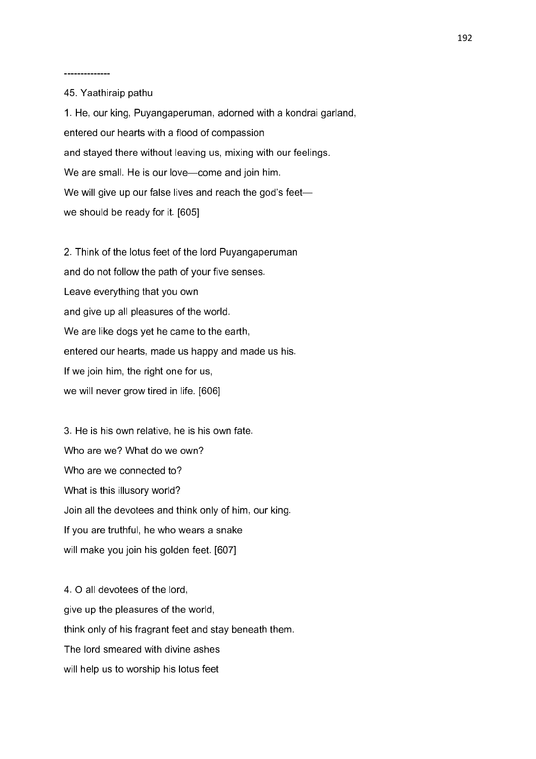--------------

45. Yaathiraip pathu

1. He, our king, Puyangaperuman, adorned with a kondrai garland,
entered our hearts with a flood of compassion
and stayed there without leaving us, mixing with our feelings.
We are small. He is our love—come and join him.
We will give up our false lives and reach the god's feet—
we should be ready for it. [605]

2. Think of the lotus feet of the lord Puyangaperuman
and do not follow the path of your five senses.
Leave everything that you own
and give up all pleasures of the world.
We are like dogs yet he came to the earth,
entered our hearts, made us happy and made us his.
If we join him, the right one for us,
we will never grow tired in life. [606]

3. He is his own relative, he is his own fate.
Who are we? What do we own?
Who are we connected to?
What is this illusory world?
Join all the devotees and think only of him, our king.
If you are truthful, he who wears a snake
will make you join his golden feet. [607]

4. O all devotees of the lord,
give up the pleasures of the world,
think only of his fragrant feet and stay beneath them.
The lord smeared with divine ashes
will help us to worship his lotus feet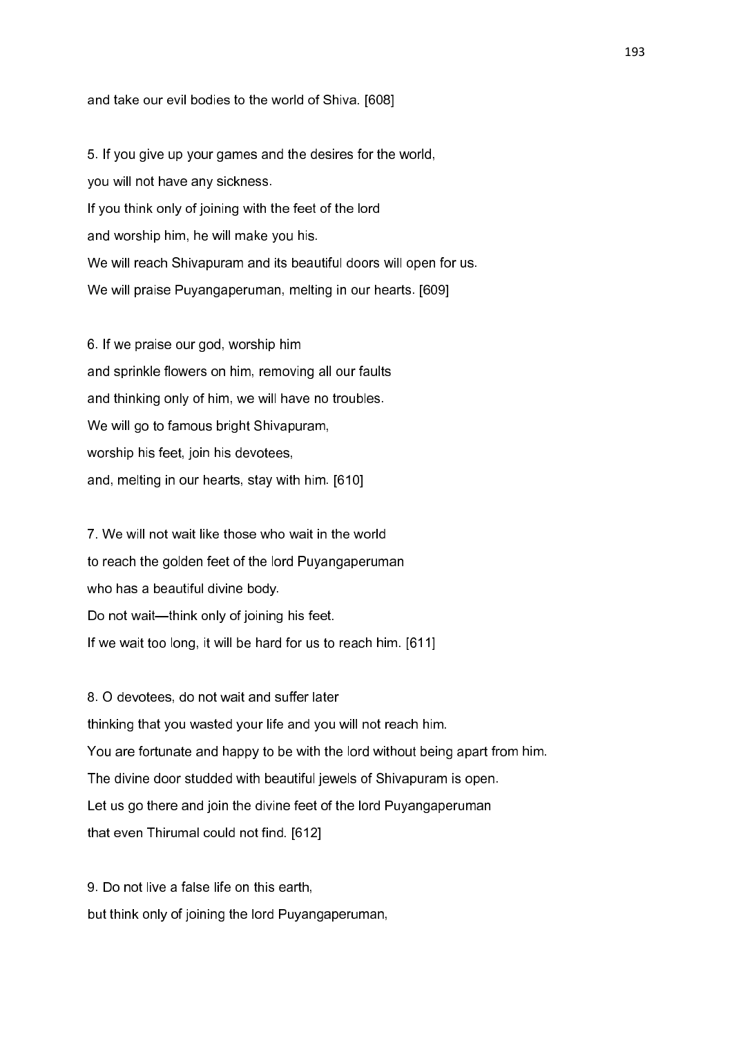and take our evil bodies to the world of Shiva. [608]

5. If you give up your games and the desires for the world,
you will not have any sickness.
If you think only of joining with the feet of the lord
and worship him, he will make you his.
We will reach Shivapuram and its beautiful doors will open for us.
We will praise Puyangaperuman, melting in our hearts. [609]

6. If we praise our god, worship him
and sprinkle flowers on him, removing all our faults
and thinking only of him, we will have no troubles.
We will go to famous bright Shivapuram,
worship his feet, join his devotees,
and, melting in our hearts, stay with him. [610]

7. We will not wait like those who wait in the world
to reach the golden feet of the lord Puyangaperuman
who has a beautiful divine body.
Do not wait—think only of joining his feet.
If we wait too long, it will be hard for us to reach him. [611]

8. O devotees, do not wait and suffer later
thinking that you wasted your life and you will not reach him.
You are fortunate and happy to be with the lord without being apart from him.
The divine door studded with beautiful jewels of Shivapuram is open.
Let us go there and join the divine feet of the lord Puyangaperuman
that even Thirumal could not find. [612]

9. Do not live a false life on this earth,
but think only of joining the lord Puyangaperuman,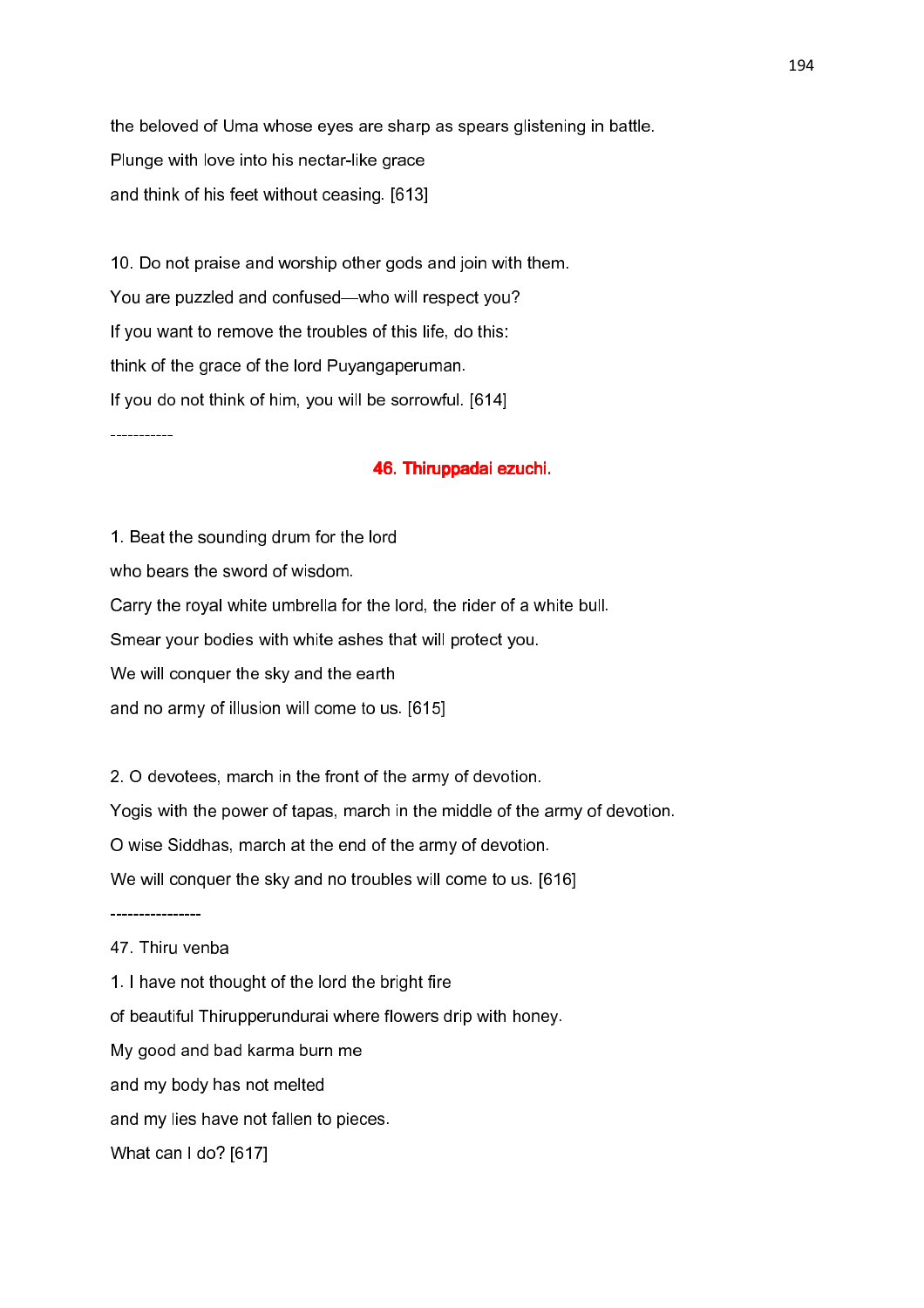the beloved of Uma whose eyes are sharp as spears glistening in battle.

Plunge with love into his nectar-like grace

and think of his feet without ceasing. [613]

10. Do not praise and worship other gods and join with them.

You are puzzled and confused—who will respect you?

If you want to remove the troubles of this life, do this:

think of the grace of the lord Puyangaperuman.

If you do not think of him, you will be sorrowful. [614]

-----------

## 46. Thiruppadai ezuchi.

1. Beat the sounding drum for the lord

who bears the sword of wisdom.

Carry the royal white umbrella for the lord, the rider of a white bull.

Smear your bodies with white ashes that will protect you.

We will conquer the sky and the earth

and no army of illusion will come to us. [615]

2. O devotees, march in the front of the army of devotion.

Yogis with the power of tapas, march in the middle of the army of devotion.

O wise Siddhas, march at the end of the army of devotion.

We will conquer the sky and no troubles will come to us. [616]

----------------

47. Thiru venba

1. I have not thought of the lord the bright fire

of beautiful Thirupperundurai where flowers drip with honey.

My good and bad karma burn me

and my body has not melted

and my lies have not fallen to pieces.

What can I do? [617]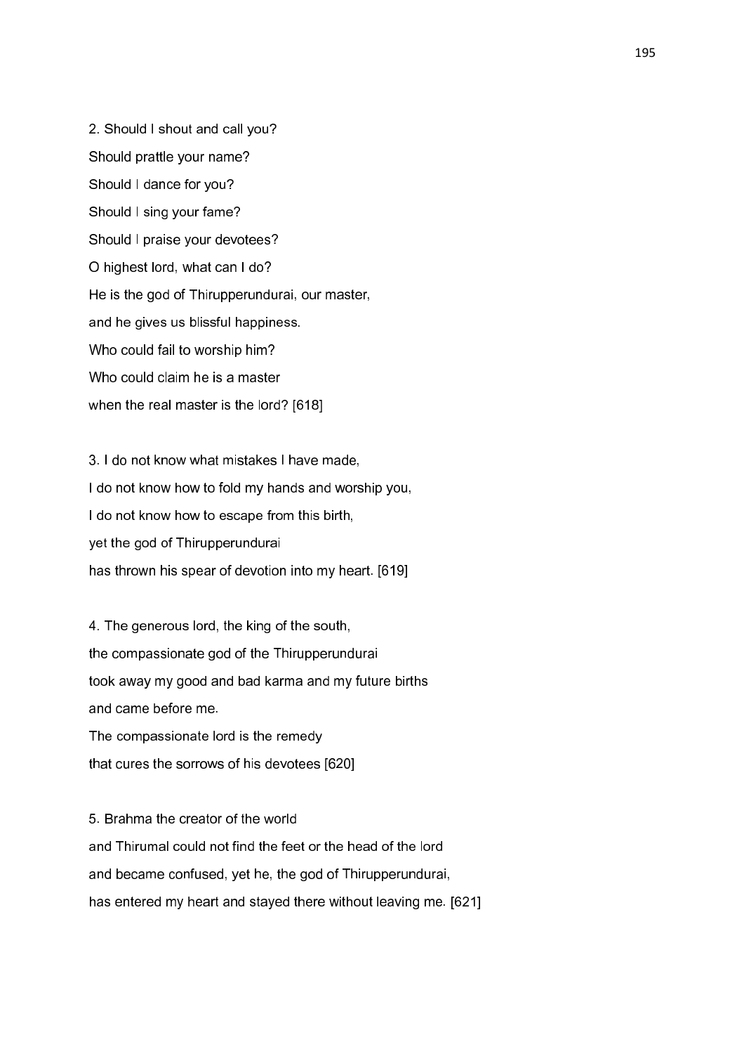2. Should I shout and call you?

Should prattle your name?

Should I dance for you?

Should I sing your fame?

Should I praise your devotees?

O highest lord, what can I do?

He is the god of Thirupperundurai, our master,

and he gives us blissful happiness.

Who could fail to worship him?

Who could claim he is a master

when the real master is the lord? [618]

3. I do not know what mistakes I have made,

I do not know how to fold my hands and worship you,

I do not know how to escape from this birth,

yet the god of Thirupperundurai

has thrown his spear of devotion into my heart. [619]

4. The generous lord, the king of the south,

the compassionate god of the Thirupperundurai

took away my good and bad karma and my future births

and came before me.

The compassionate lord is the remedy

that cures the sorrows of his devotees [620]

5. Brahma the creator of the world

and Thirumal could not find the feet or the head of the lord

and became confused, yet he, the god of Thirupperundurai,

has entered my heart and stayed there without leaving me. [621]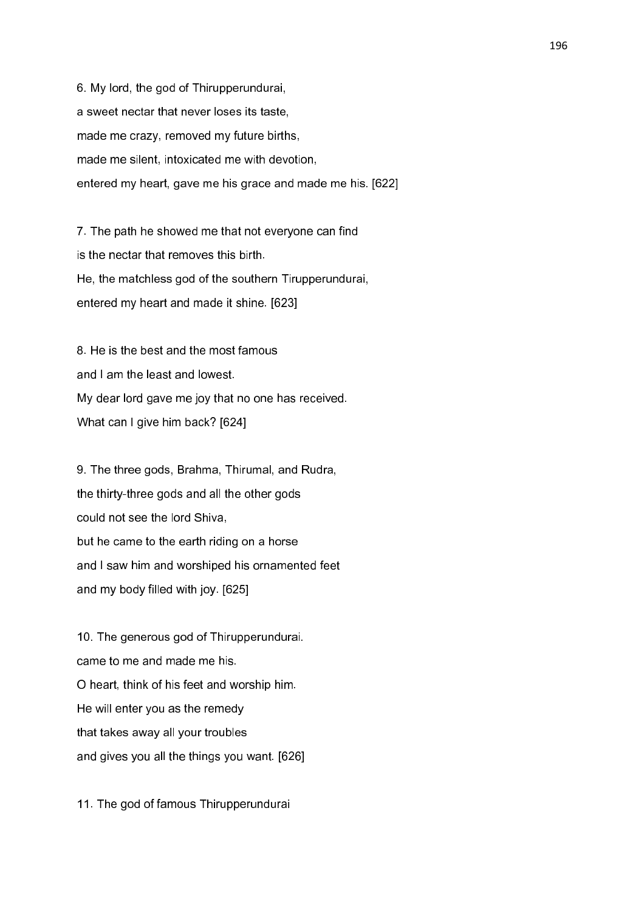6. My lord, the god of Thirupperundurai,  
a sweet nectar that never loses its taste,  
made me crazy, removed my future births,  
made me silent, intoxicated me with devotion,  
entered my heart, gave me his grace and made me his. [622]

7. The path he showed me that not everyone can find  
is the nectar that removes this birth.  
He, the matchless god of the southern Tirupperundurai,  
entered my heart and made it shine. [623]

8. He is the best and the most famous  
and I am the least and lowest.  
My dear lord gave me joy that no one has received.  
What can I give him back? [624]

9. The three gods, Brahma, Thirumal, and Rudra,  
the thirty-three gods and all the other gods  
could not see the lord Shiva,  
but he came to the earth riding on a horse  
and I saw him and worshiped his ornamented feet  
and my body filled with joy. [625]

10. The generous god of Thirupperundurai.  
came to me and made me his.  
O heart, think of his feet and worship him.  
He will enter you as the remedy  
that takes away all your troubles  
and gives you all the things you want. [626]

11. The god of famous Thirupperundurai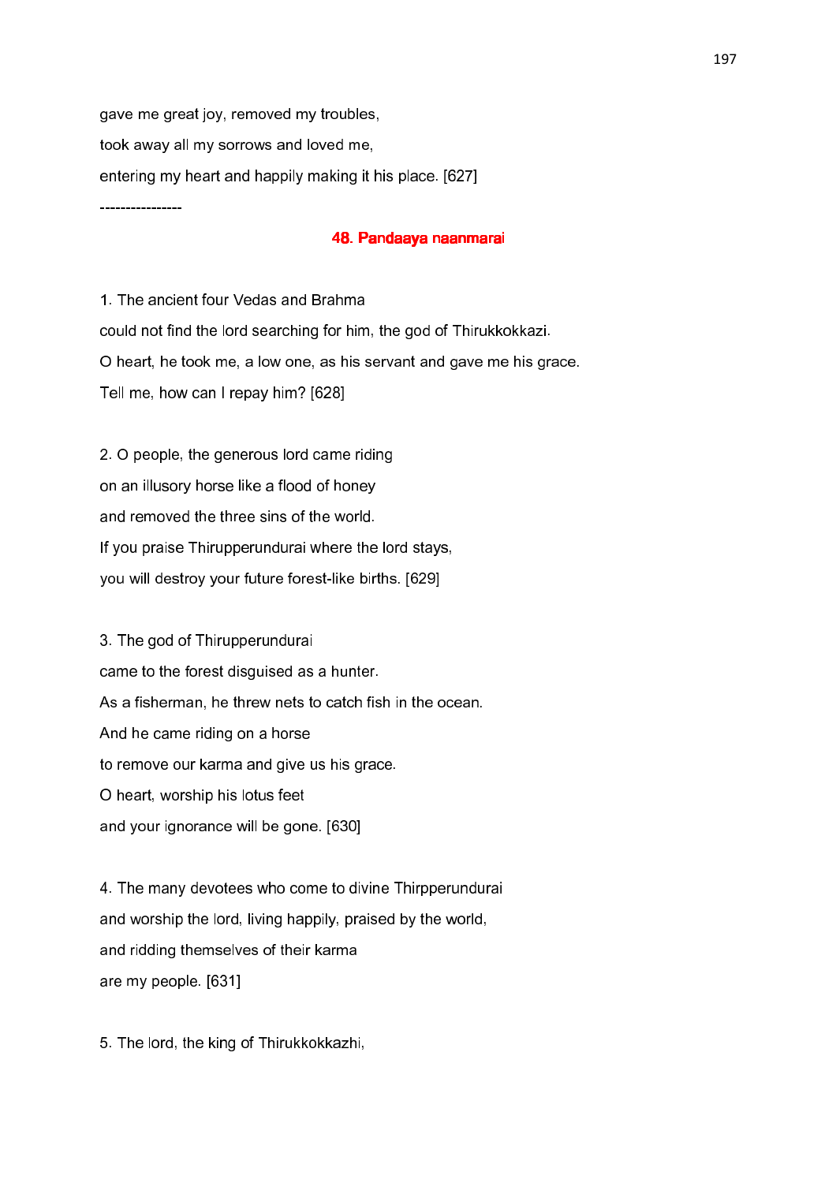gave me great joy, removed my troubles,

took away all my sorrows and loved me,

entering my heart and happily making it his place. [627]

----------------

## 48. Pandaaya naanmarai

1. The ancient four Vedas and Brahma

could not find the lord searching for him, the god of Thirukkokkazi.

O heart, he took me, a low one, as his servant and gave me his grace.

Tell me, how can I repay him? [628]

2. O people, the generous lord came riding

on an illusory horse like a flood of honey

and removed the three sins of the world.

If you praise Thirupperundurai where the lord stays,

you will destroy your future forest-like births. [629]

3. The god of Thirupperundurai

came to the forest disguised as a hunter.

As a fisherman, he threw nets to catch fish in the ocean.

And he came riding on a horse

to remove our karma and give us his grace.

O heart, worship his lotus feet

and your ignorance will be gone. [630]

4. The many devotees who come to divine Thirpperundurai

and worship the lord, living happily, praised by the world,

and ridding themselves of their karma

are my people. [631]

5. The lord, the king of Thirukkokkazhi,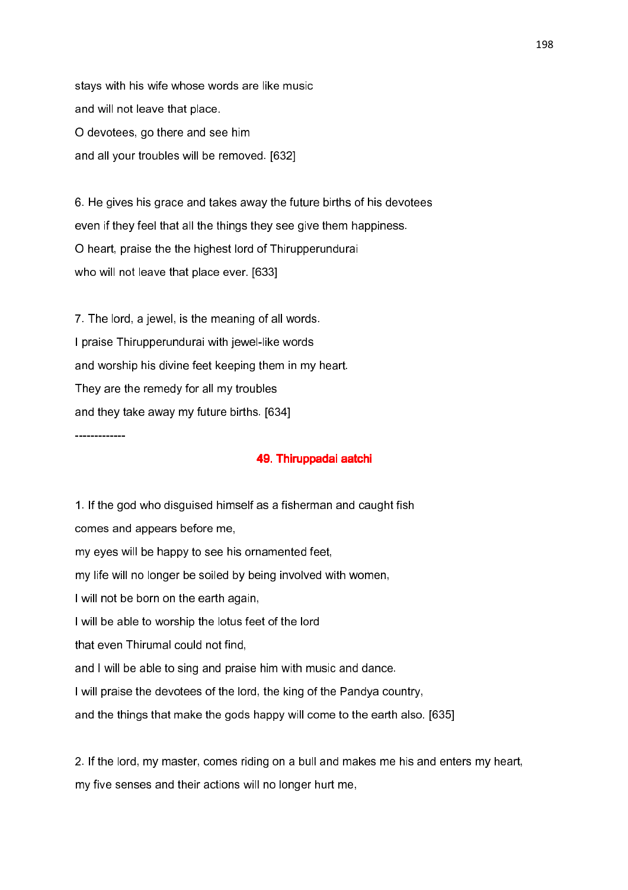stays with his wife whose words are like music

and will not leave that place.

O devotees, go there and see him

and all your troubles will be removed. [632]

6. He gives his grace and takes away the future births of his devotees

even if they feel that all the things they see give them happiness.

O heart, praise the the highest lord of Thirupperundurai

who will not leave that place ever. [633]

7. The lord, a jewel, is the meaning of all words.

I praise Thirupperundurai with jewel-like words

and worship his divine feet keeping them in my heart.

They are the remedy for all my troubles

and they take away my future births. [634]

-------------

## 49. Thiruppadai aatchi

1. If the god who disguised himself as a fisherman and caught fish

comes and appears before me,

my eyes will be happy to see his ornamented feet,

my life will no longer be soiled by being involved with women,

I will not be born on the earth again,

I will be able to worship the lotus feet of the lord

that even Thirumal could not find,

and I will be able to sing and praise him with music and dance.

I will praise the devotees of the lord, the king of the Pandya country,

and the things that make the gods happy will come to the earth also. [635]

2. If the lord, my master, comes riding on a bull and makes me his and enters my heart,

my five senses and their actions will no longer hurt me,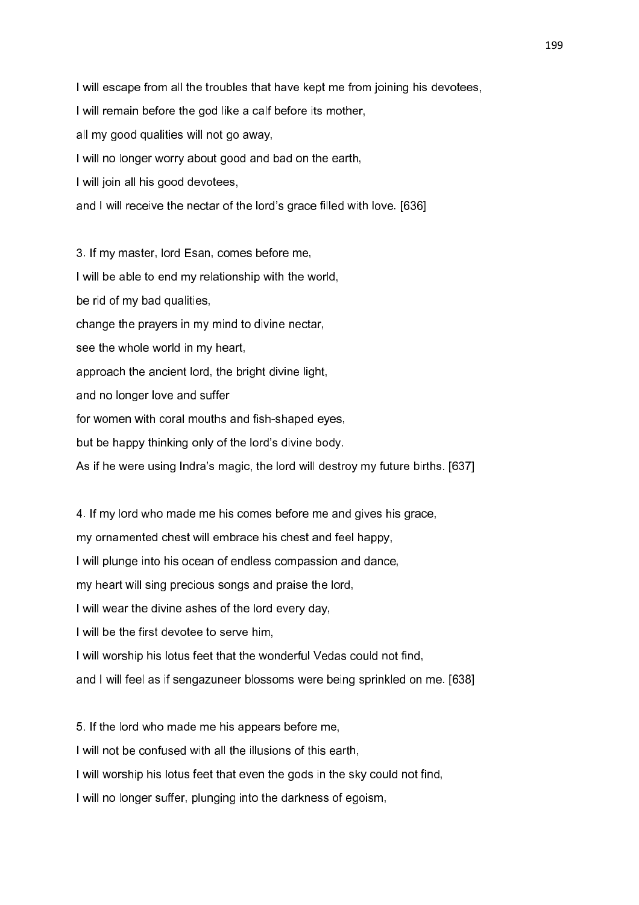I will escape from all the troubles that have kept me from joining his devotees,

I will remain before the god like a calf before its mother,

all my good qualities will not go away,

I will no longer worry about good and bad on the earth,

I will join all his good devotees,

and I will receive the nectar of the lord's grace filled with love. [636]

3. If my master, lord Esan, comes before me,

I will be able to end my relationship with the world,

be rid of my bad qualities,

change the prayers in my mind to divine nectar,

see the whole world in my heart,

approach the ancient lord, the bright divine light,

and no longer love and suffer

for women with coral mouths and fish-shaped eyes,

but be happy thinking only of the lord's divine body.

As if he were using Indra's magic, the lord will destroy my future births. [637]

4. If my lord who made me his comes before me and gives his grace,

my ornamented chest will embrace his chest and feel happy,

I will plunge into his ocean of endless compassion and dance,

my heart will sing precious songs and praise the lord,

I will wear the divine ashes of the lord every day,

I will be the first devotee to serve him,

I will worship his lotus feet that the wonderful Vedas could not find,

and I will feel as if sengazuneer blossoms were being sprinkled on me. [638]

5. If the lord who made me his appears before me,

I will not be confused with all the illusions of this earth,

I will worship his lotus feet that even the gods in the sky could not find,

I will no longer suffer, plunging into the darkness of egoism,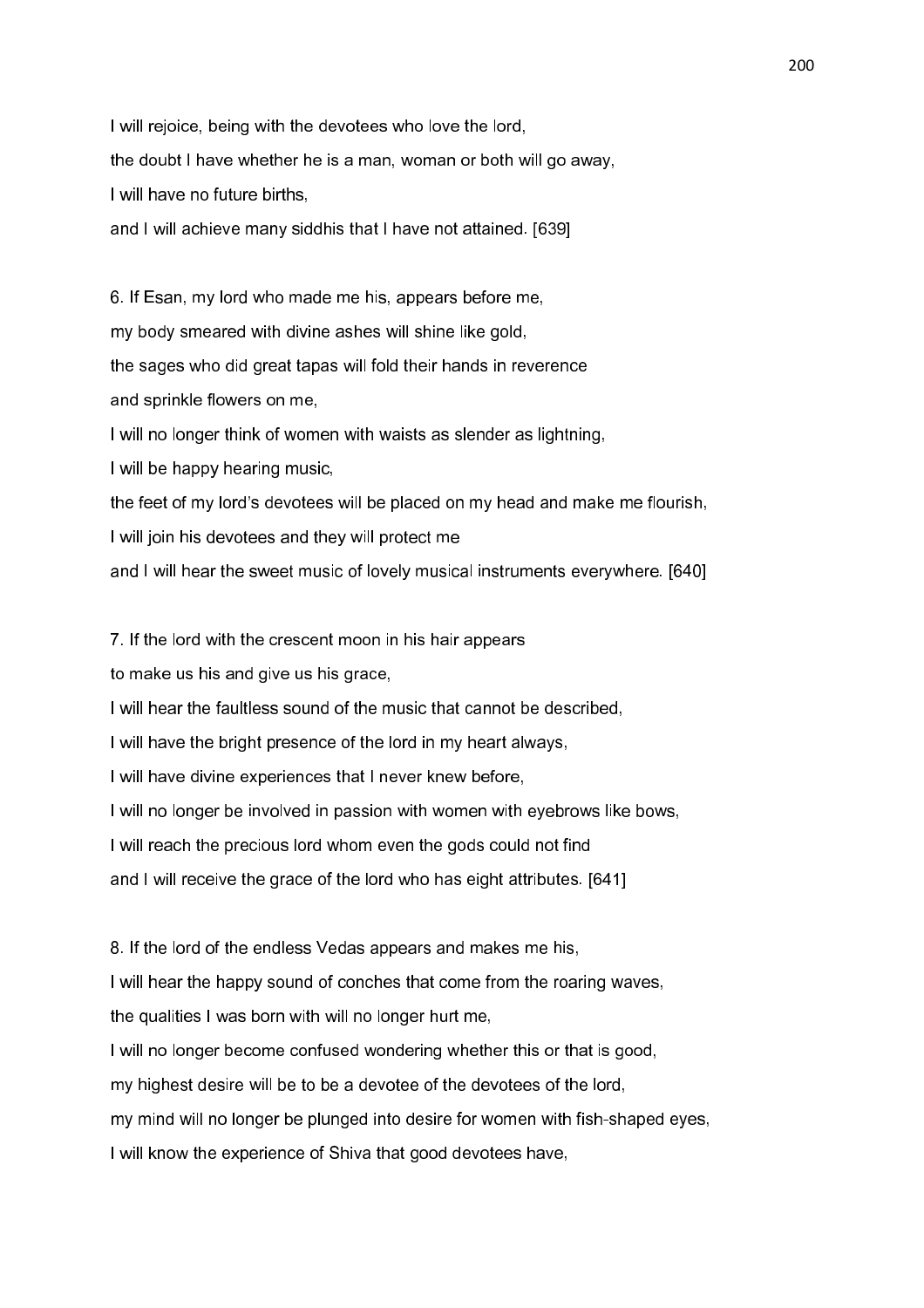I will rejoice, being with the devotees who love the lord,
the doubt I have whether he is a man, woman or both will go away,
I will have no future births,
and I will achieve many siddhis that I have not attained. [639]

6. If Esan, my lord who made me his, appears before me,
my body smeared with divine ashes will shine like gold,
the sages who did great tapas will fold their hands in reverence
and sprinkle flowers on me,
I will no longer think of women with waists as slender as lightning,
I will be happy hearing music,
the feet of my lord's devotees will be placed on my head and make me flourish,
I will join his devotees and they will protect me
and I will hear the sweet music of lovely musical instruments everywhere. [640]

7. If the lord with the crescent moon in his hair appears
to make us his and give us his grace,
I will hear the faultless sound of the music that cannot be described,
I will have the bright presence of the lord in my heart always,
I will have divine experiences that I never knew before,
I will no longer be involved in passion with women with eyebrows like bows,
I will reach the precious lord whom even the gods could not find
and I will receive the grace of the lord who has eight attributes. [641]

8. If the lord of the endless Vedas appears and makes me his,
I will hear the happy sound of conches that come from the roaring waves,
the qualities I was born with will no longer hurt me,
I will no longer become confused wondering whether this or that is good,
my highest desire will be to be a devotee of the devotees of the lord,
my mind will no longer be plunged into desire for women with fish-shaped eyes,
I will know the experience of Shiva that good devotees have,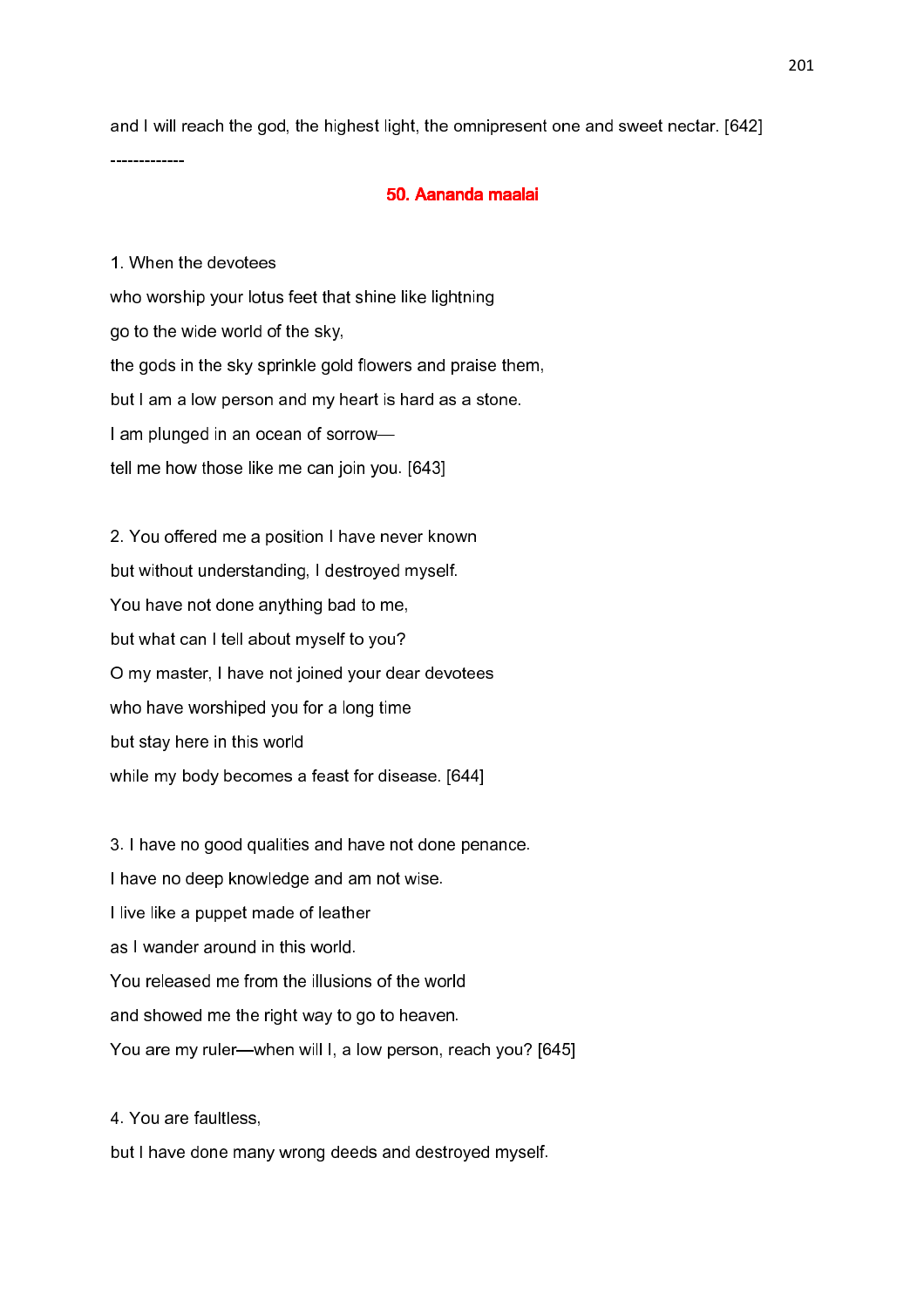and I will reach the god, the highest light, the omnipresent one and sweet nectar. [642]

-------------

## 50. Aananda maalai

1. When the devotees

who worship your lotus feet that shine like lightning

go to the wide world of the sky,

the gods in the sky sprinkle gold flowers and praise them,

but I am a low person and my heart is hard as a stone.

I am plunged in an ocean of sorrow—

tell me how those like me can join you. [643]

2. You offered me a position I have never known

but without understanding, I destroyed myself.

You have not done anything bad to me,

but what can I tell about myself to you?

O my master, I have not joined your dear devotees

who have worshiped you for a long time

but stay here in this world

while my body becomes a feast for disease. [644]

3. I have no good qualities and have not done penance.

I have no deep knowledge and am not wise.

I live like a puppet made of leather

as I wander around in this world.

You released me from the illusions of the world

and showed me the right way to go to heaven.

You are my ruler—when will I, a low person, reach you? [645]

4. You are faultless,

but I have done many wrong deeds and destroyed myself.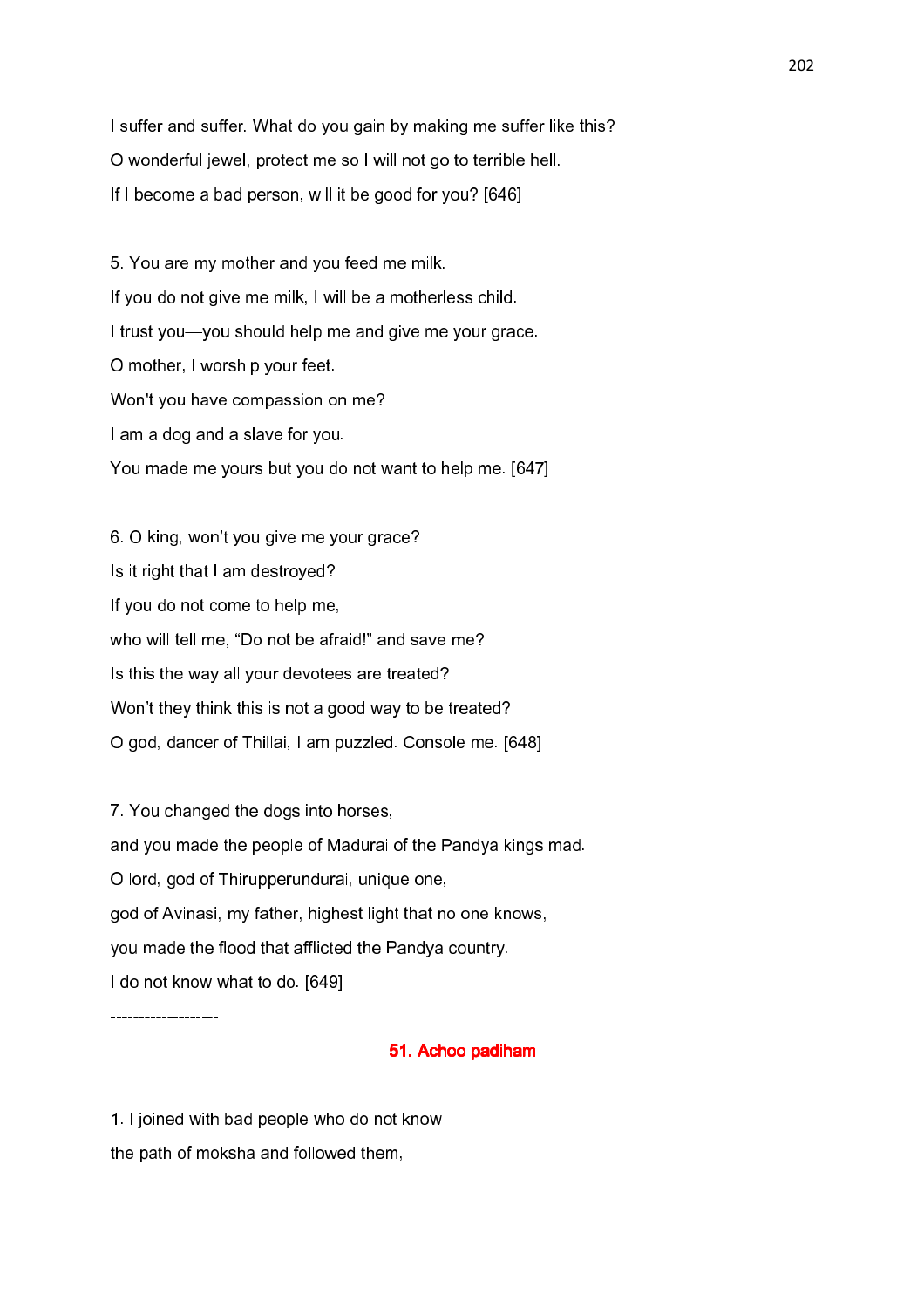I suffer and suffer. What do you gain by making me suffer like this?

O wonderful jewel, protect me so I will not go to terrible hell.

If I become a bad person, will it be good for you? [646]

5. You are my mother and you feed me milk.

If you do not give me milk, I will be a motherless child.

I trust you—you should help me and give me your grace.

O mother, I worship your feet.

Won't you have compassion on me?

I am a dog and a slave for you.

You made me yours but you do not want to help me. [647]

6. O king, won't you give me your grace?

Is it right that I am destroyed?

If you do not come to help me,

who will tell me, "Do not be afraid!" and save me?

Is this the way all your devotees are treated?

Won't they think this is not a good way to be treated?

O god, dancer of Thillai, I am puzzled. Console me. [648]

7. You changed the dogs into horses,

and you made the people of Madurai of the Pandya kings mad.

O lord, god of Thirupperundurai, unique one,

god of Avinasi, my father, highest light that no one knows,

you made the flood that afflicted the Pandya country.

I do not know what to do. [649]

-------------------

## 51. Achoo padiham

1. I joined with bad people who do not know

the path of moksha and followed them,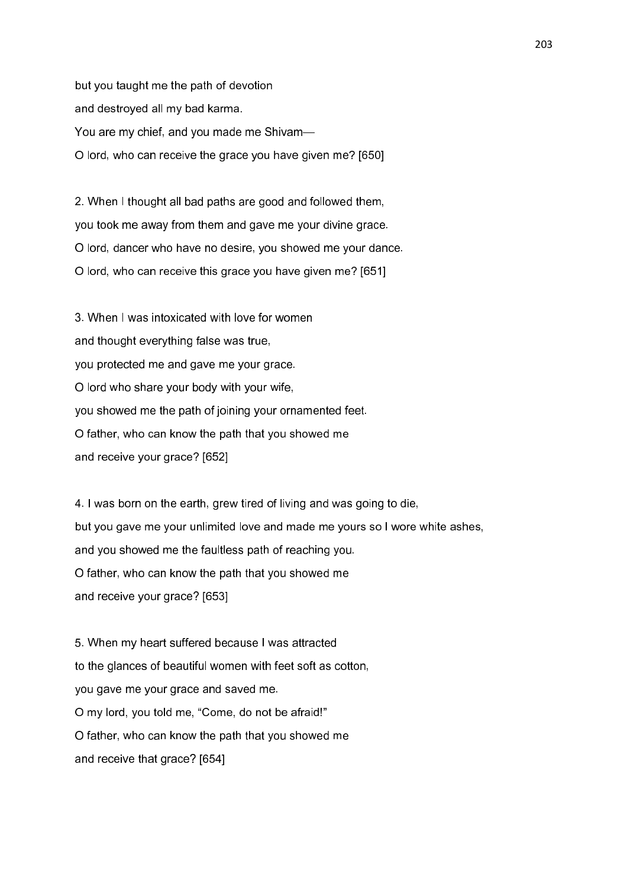but you taught me the path of devotion

and destroyed all my bad karma.

You are my chief, and you made me Shivam—

O lord, who can receive the grace you have given me? [650]

2. When I thought all bad paths are good and followed them,

you took me away from them and gave me your divine grace.

O lord, dancer who have no desire, you showed me your dance.

O lord, who can receive this grace you have given me? [651]

3. When I was intoxicated with love for women

and thought everything false was true,

you protected me and gave me your grace.

O lord who share your body with your wife,

you showed me the path of joining your ornamented feet.

O father, who can know the path that you showed me

and receive your grace? [652]

4. I was born on the earth, grew tired of living and was going to die,

but you gave me your unlimited love and made me yours so I wore white ashes,

and you showed me the faultless path of reaching you.

O father, who can know the path that you showed me

and receive your grace? [653]

5. When my heart suffered because I was attracted

to the glances of beautiful women with feet soft as cotton,

you gave me your grace and saved me.

O my lord, you told me, “Come, do not be afraid!”

O father, who can know the path that you showed me

and receive that grace? [654]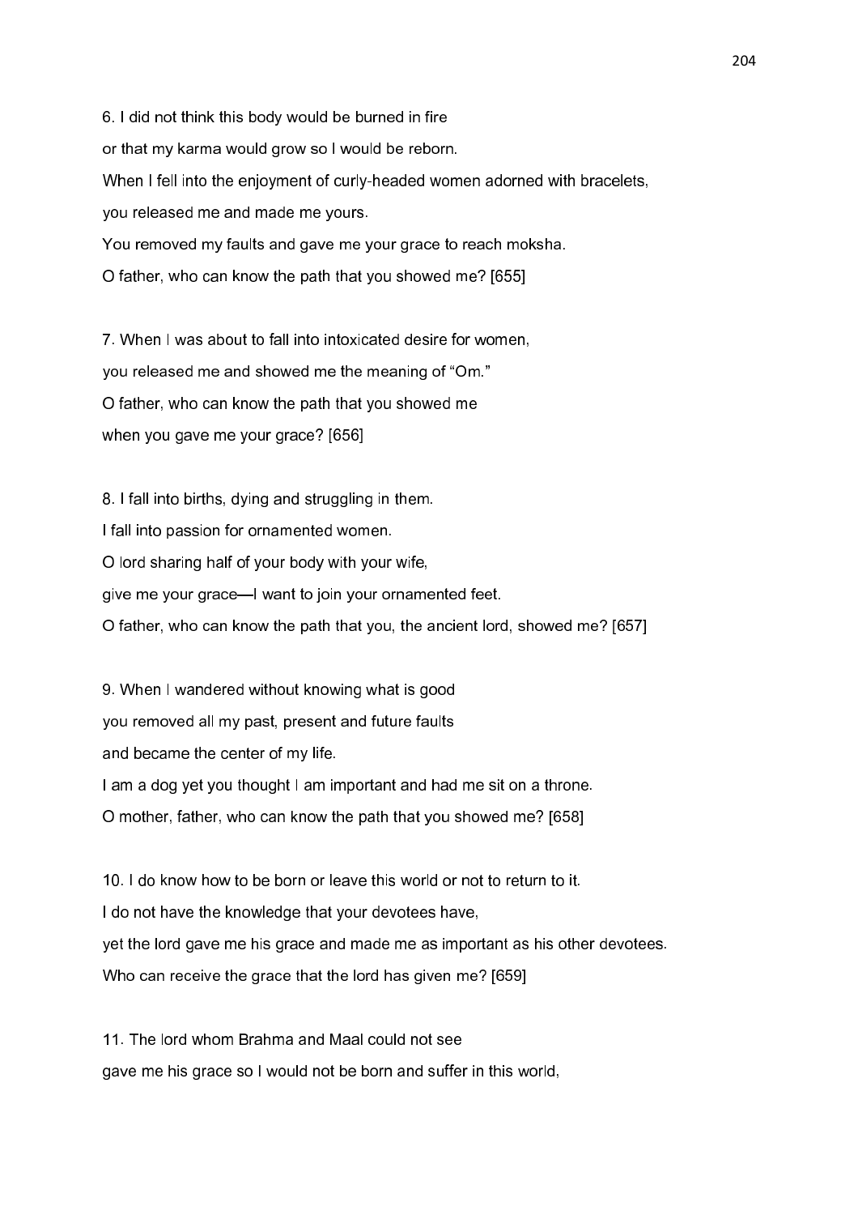6. I did not think this body would be burned in fire
or that my karma would grow so I would be reborn.
When I fell into the enjoyment of curly-headed women adorned with bracelets,
you released me and made me yours.
You removed my faults and gave me your grace to reach moksha.
O father, who can know the path that you showed me? [655]

7. When I was about to fall into intoxicated desire for women,
you released me and showed me the meaning of "Om."
O father, who can know the path that you showed me
when you gave me your grace? [656]

8. I fall into births, dying and struggling in them.
I fall into passion for ornamented women.
O lord sharing half of your body with your wife,
give me your grace—I want to join your ornamented feet.
O father, who can know the path that you, the ancient lord, showed me? [657]

9. When I wandered without knowing what is good
you removed all my past, present and future faults
and became the center of my life.
I am a dog yet you thought I am important and had me sit on a throne.
O mother, father, who can know the path that you showed me? [658]

10. I do know how to be born or leave this world or not to return to it.
I do not have the knowledge that your devotees have,
yet the lord gave me his grace and made me as important as his other devotees.
Who can receive the grace that the lord has given me? [659]

11. The lord whom Brahma and Maal could not see
gave me his grace so I would not be born and suffer in this world,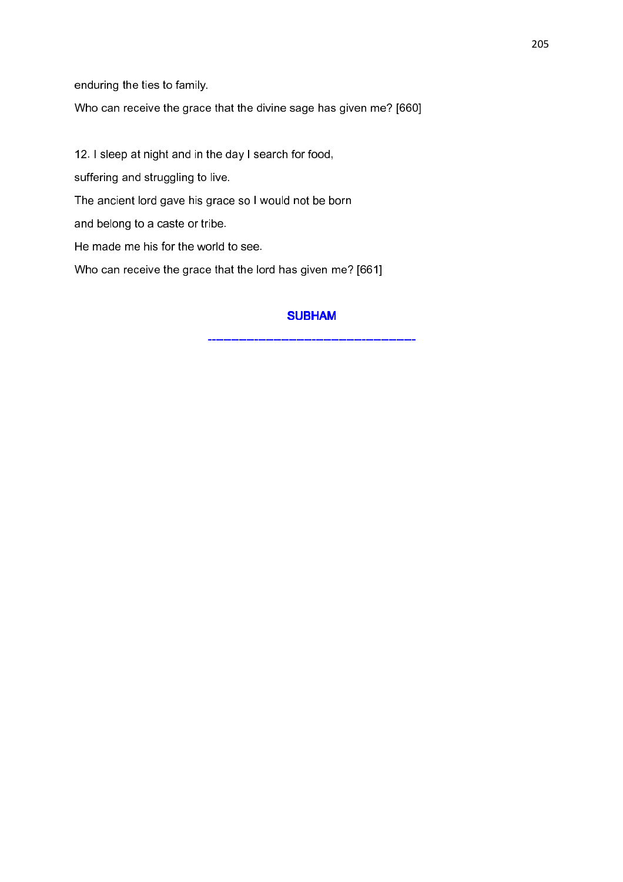enduring the ties to family.

Who can receive the grace that the divine sage has given me? [660]

12. I sleep at night and in the day I search for food,

suffering and struggling to live.

The ancient lord gave his grace so I would not be born

and belong to a caste or tribe.

He made me his for the world to see.

Who can receive the grace that the lord has given me? [661]

**SUBHAM**

---